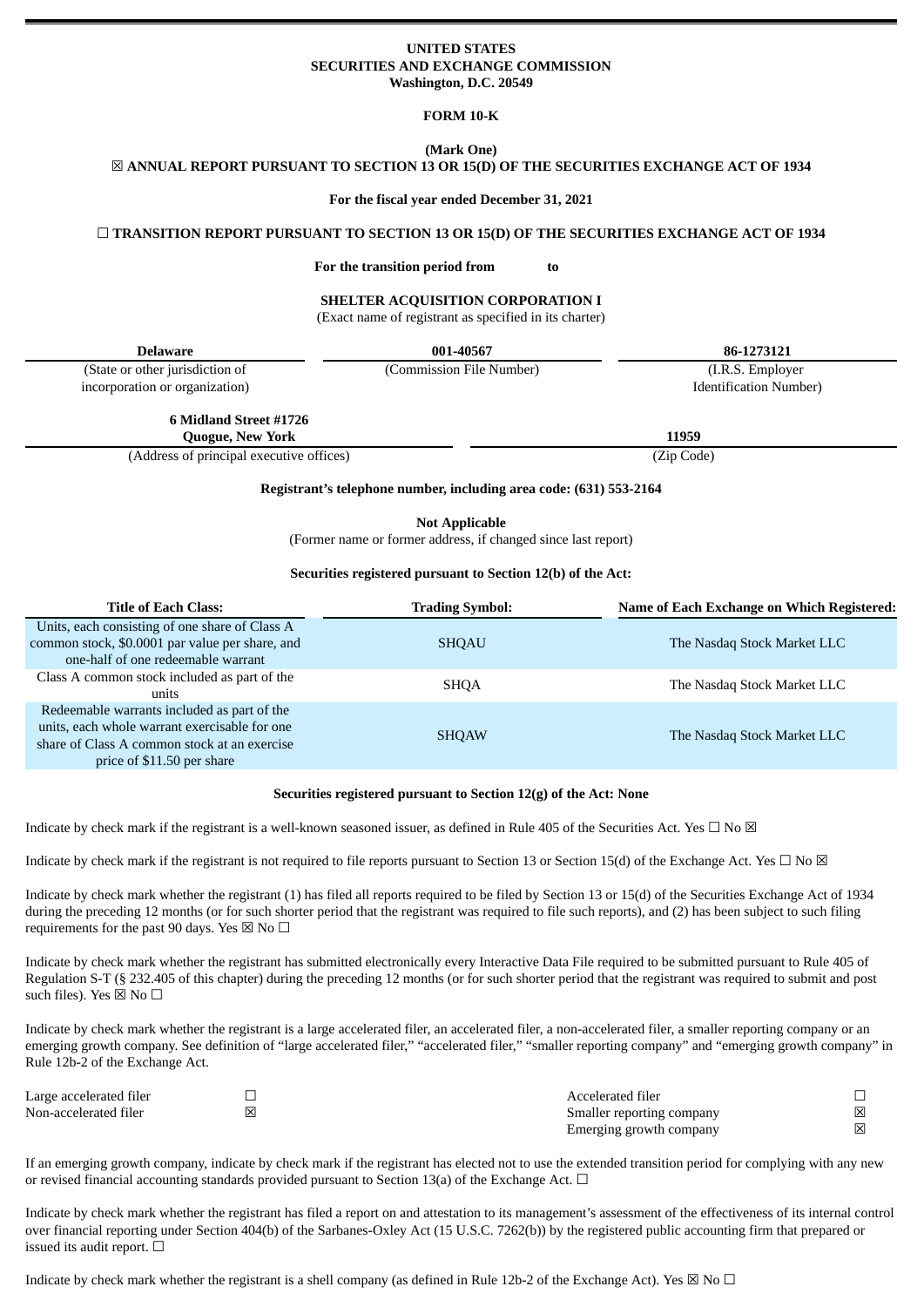**UNITED STATES**
**SECURITIES AND EXCHANGE COMMISSION**
**Washington, D.C. 20549**

**FORM 10-K**

**(Mark One)**
☒ **ANNUAL REPORT PURSUANT TO SECTION 13 OR 15(D) OF THE SECURITIES EXCHANGE ACT OF 1934**

**For the fiscal year ended December 31, 2021**

☐ **TRANSITION REPORT PURSUANT TO SECTION 13 OR 15(D) OF THE SECURITIES EXCHANGE ACT OF 1934**

**For the transition period from to**

**SHELTER ACQUISITION CORPORATION I**
(Exact name of registrant as specified in its charter)

| **Delaware** | **001-40567** | **86-1273121** |
|---|---|---|
| (State or other jurisdiction of incorporation or organization) | (Commission File Number) | (I.R.S. Employer Identification Number) |

| **6 Midland Street #1726 Quogue, New York** | **11959** |
|---|---|
| (Address of principal executive offices) | (Zip Code) |

**Registrant's telephone number, including area code: (631) 553-2164**

**Not Applicable**
(Former name or former address, if changed since last report)

**Securities registered pursuant to Section 12(b) of the Act:**

| **Title of Each Class:** | **Trading Symbol:** | **Name of Each Exchange on Which Registered:** |
|---|---|---|
| Units, each consisting of one share of Class A common stock, $0.0001 par value per share, and one-half of one redeemable warrant | SHQAU | The Nasdaq Stock Market LLC |
| Class A common stock included as part of the units | SHQA | The Nasdaq Stock Market LLC |
| Redeemable warrants included as part of the units, each whole warrant exercisable for one share of Class A common stock at an exercise price of $11.50 per share | SHQAW | The Nasdaq Stock Market LLC |

**Securities registered pursuant to Section 12(g) of the Act: None**

Indicate by check mark if the registrant is a well-known seasoned issuer, as defined in Rule 405 of the Securities Act. Yes ☐ No ☒

Indicate by check mark if the registrant is not required to file reports pursuant to Section 13 or Section 15(d) of the Exchange Act. Yes ☐ No ☒

Indicate by check mark whether the registrant (1) has filed all reports required to be filed by Section 13 or 15(d) of the Securities Exchange Act of 1934 during the preceding 12 months (or for such shorter period that the registrant was required to file such reports), and (2) has been subject to such filing requirements for the past 90 days. Yes ☒ No ☐

Indicate by check mark whether the registrant has submitted electronically every Interactive Data File required to be submitted pursuant to Rule 405 of Regulation S-T (§ 232.405 of this chapter) during the preceding 12 months (or for such shorter period that the registrant was required to submit and post such files). Yes ☒ No ☐

Indicate by check mark whether the registrant is a large accelerated filer, an accelerated filer, a non-accelerated filer, a smaller reporting company or an emerging growth company. See definition of "large accelerated filer," "accelerated filer," "smaller reporting company" and "emerging growth company" in Rule 12b-2 of the Exchange Act.

| | | | |
|---|---|---|---|
| Large accelerated filer | ☐ | Accelerated filer | ☐ |
| Non-accelerated filer | ☒ | Smaller reporting company | ☒ |
| | | Emerging growth company | ☒ |

If an emerging growth company, indicate by check mark if the registrant has elected not to use the extended transition period for complying with any new or revised financial accounting standards provided pursuant to Section 13(a) of the Exchange Act. ☐

Indicate by check mark whether the registrant has filed a report on and attestation to its management's assessment of the effectiveness of its internal control over financial reporting under Section 404(b) of the Sarbanes-Oxley Act (15 U.S.C. 7262(b)) by the registered public accounting firm that prepared or issued its audit report. ☐

Indicate by check mark whether the registrant is a shell company (as defined in Rule 12b-2 of the Exchange Act). Yes ☒ No ☐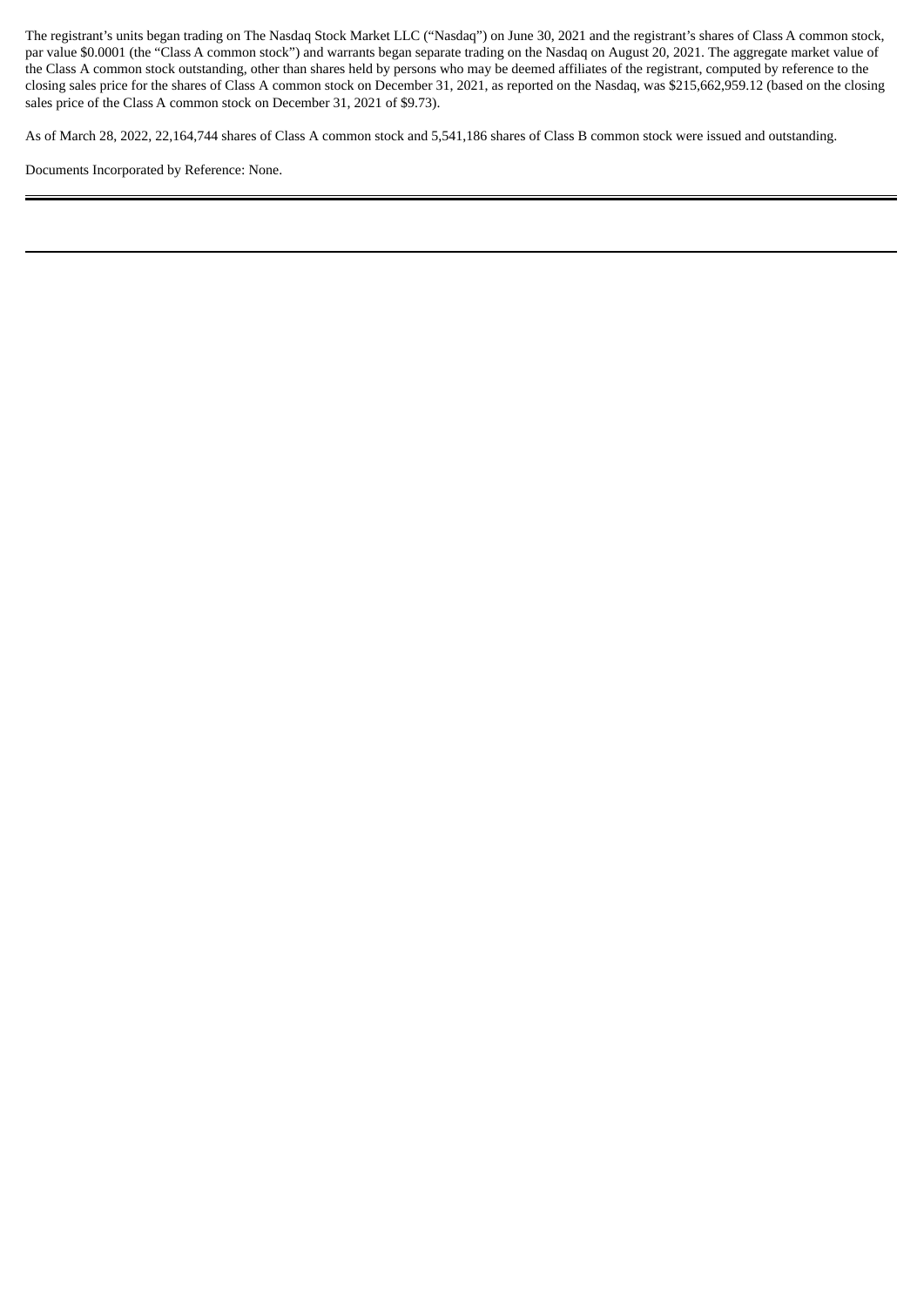The registrant's units began trading on The Nasdaq Stock Market LLC ("Nasdaq") on June 30, 2021 and the registrant's shares of Class A common stock, par value $0.0001 (the "Class A common stock") and warrants began separate trading on the Nasdaq on August 20, 2021. The aggregate market value of the Class A common stock outstanding, other than shares held by persons who may be deemed affiliates of the registrant, computed by reference to the closing sales price for the shares of Class A common stock on December 31, 2021, as reported on the Nasdaq, was $215,662,959.12 (based on the closing sales price of the Class A common stock on December 31, 2021 of $9.73).

As of March 28, 2022, 22,164,744 shares of Class A common stock and 5,541,186 shares of Class B common stock were issued and outstanding.

Documents Incorporated by Reference: None.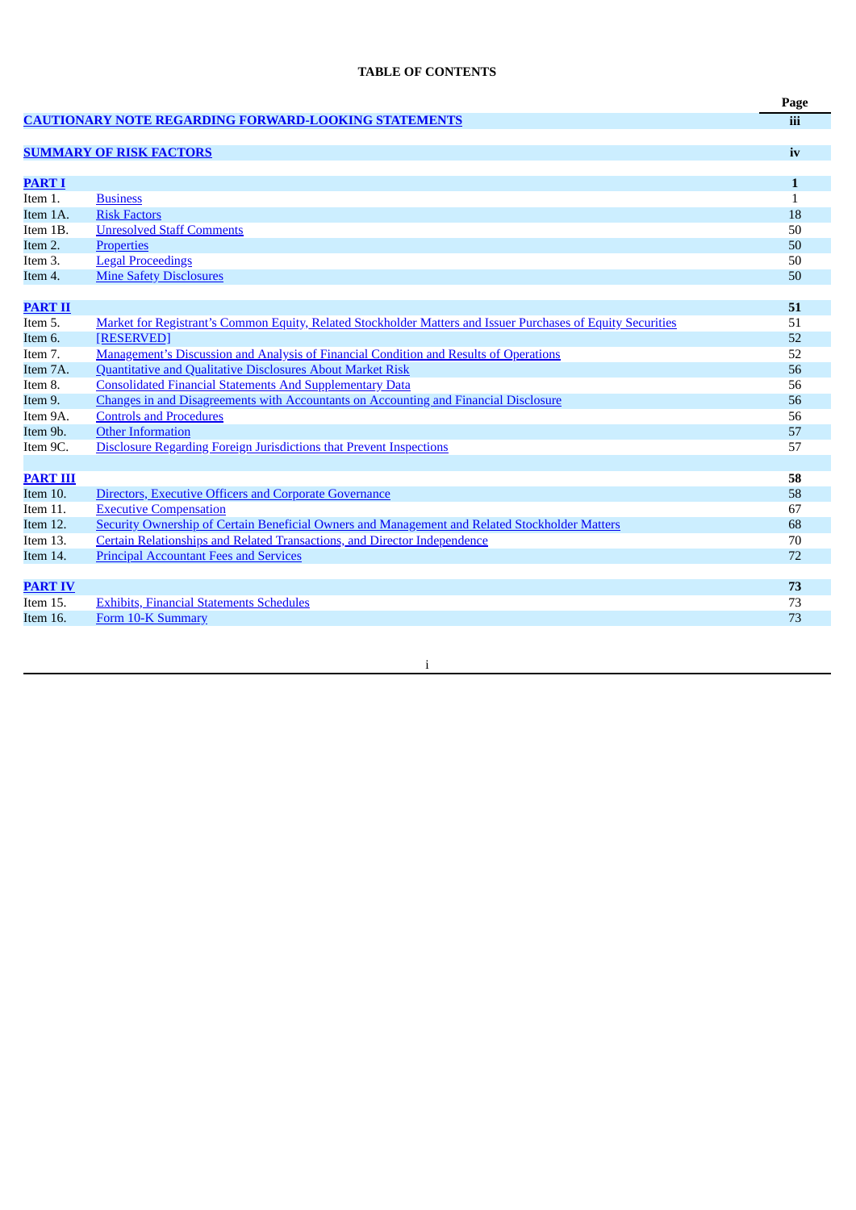**TABLE OF CONTENTS**

| | | Page |
|---|---|---|
| **CAUTIONARY NOTE REGARDING FORWARD-LOOKING STATEMENTS** | | **iii** |
| **SUMMARY OF RISK FACTORS** | | **iv** |
| **PART I** | | **1** |
| Item 1. | Business | 1 |
| Item 1A. | Risk Factors | 18 |
| Item 1B. | Unresolved Staff Comments | 50 |
| Item 2. | Properties | 50 |
| Item 3. | Legal Proceedings | 50 |
| Item 4. | Mine Safety Disclosures | 50 |
| **PART II** | | **51** |
| Item 5. | Market for Registrant's Common Equity, Related Stockholder Matters and Issuer Purchases of Equity Securities | 51 |
| Item 6. | [RESERVED] | 52 |
| Item 7. | Management's Discussion and Analysis of Financial Condition and Results of Operations | 52 |
| Item 7A. | Quantitative and Qualitative Disclosures About Market Risk | 56 |
| Item 8. | Consolidated Financial Statements And Supplementary Data | 56 |
| Item 9. | Changes in and Disagreements with Accountants on Accounting and Financial Disclosure | 56 |
| Item 9A. | Controls and Procedures | 56 |
| Item 9b. | Other Information | 57 |
| Item 9C. | Disclosure Regarding Foreign Jurisdictions that Prevent Inspections | 57 |
| **PART III** | | **58** |
| Item 10. | Directors, Executive Officers and Corporate Governance | 58 |
| Item 11. | Executive Compensation | 67 |
| Item 12. | Security Ownership of Certain Beneficial Owners and Management and Related Stockholder Matters | 68 |
| Item 13. | Certain Relationships and Related Transactions, and Director Independence | 70 |
| Item 14. | Principal Accountant Fees and Services | 72 |
| **PART IV** | | **73** |
| Item 15. | Exhibits, Financial Statements Schedules | 73 |
| Item 16. | Form 10-K Summary | 73 |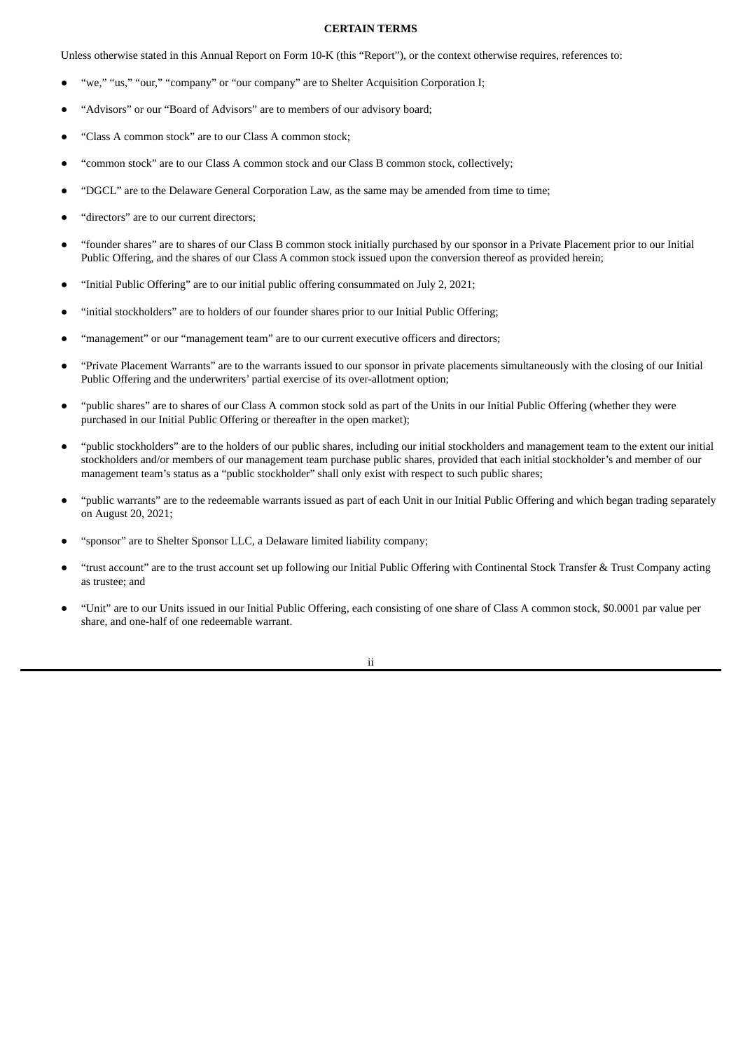## CERTAIN TERMS

Unless otherwise stated in this Annual Report on Form 10-K (this "Report"), or the context otherwise requires, references to:

- "we," "us," "our," "company" or "our company" are to Shelter Acquisition Corporation I;
- "Advisors" or our "Board of Advisors" are to members of our advisory board;
- "Class A common stock" are to our Class A common stock;
- "common stock" are to our Class A common stock and our Class B common stock, collectively;
- "DGCL" are to the Delaware General Corporation Law, as the same may be amended from time to time;
- "directors" are to our current directors;
- "founder shares" are to shares of our Class B common stock initially purchased by our sponsor in a Private Placement prior to our Initial Public Offering, and the shares of our Class A common stock issued upon the conversion thereof as provided herein;
- "Initial Public Offering" are to our initial public offering consummated on July 2, 2021;
- "initial stockholders" are to holders of our founder shares prior to our Initial Public Offering;
- "management" or our "management team" are to our current executive officers and directors;
- "Private Placement Warrants" are to the warrants issued to our sponsor in private placements simultaneously with the closing of our Initial Public Offering and the underwriters' partial exercise of its over-allotment option;
- "public shares" are to shares of our Class A common stock sold as part of the Units in our Initial Public Offering (whether they were purchased in our Initial Public Offering or thereafter in the open market);
- "public stockholders" are to the holders of our public shares, including our initial stockholders and management team to the extent our initial stockholders and/or members of our management team purchase public shares, provided that each initial stockholder's and member of our management team's status as a "public stockholder" shall only exist with respect to such public shares;
- "public warrants" are to the redeemable warrants issued as part of each Unit in our Initial Public Offering and which began trading separately on August 20, 2021;
- "sponsor" are to Shelter Sponsor LLC, a Delaware limited liability company;
- "trust account" are to the trust account set up following our Initial Public Offering with Continental Stock Transfer & Trust Company acting as trustee; and
- "Unit" are to our Units issued in our Initial Public Offering, each consisting of one share of Class A common stock, $0.0001 par value per share, and one-half of one redeemable warrant.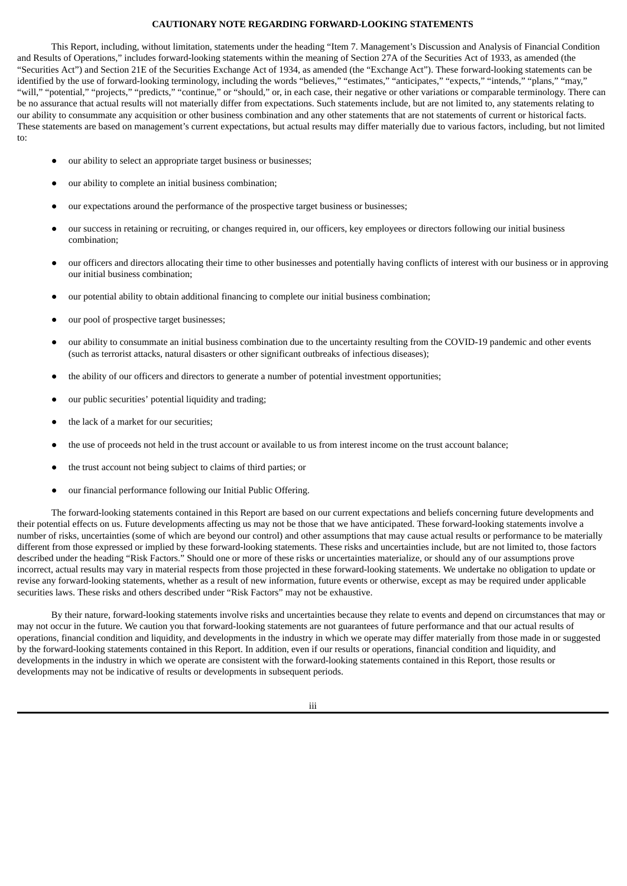**CAUTIONARY NOTE REGARDING FORWARD-LOOKING STATEMENTS**

This Report, including, without limitation, statements under the heading "Item 7. Management's Discussion and Analysis of Financial Condition and Results of Operations," includes forward-looking statements within the meaning of Section 27A of the Securities Act of 1933, as amended (the "Securities Act") and Section 21E of the Securities Exchange Act of 1934, as amended (the "Exchange Act"). These forward-looking statements can be identified by the use of forward-looking terminology, including the words "believes," "estimates," "anticipates," "expects," "intends," "plans," "may," "will," "potential," "projects," "predicts," "continue," or "should," or, in each case, their negative or other variations or comparable terminology. There can be no assurance that actual results will not materially differ from expectations. Such statements include, but are not limited to, any statements relating to our ability to consummate any acquisition or other business combination and any other statements that are not statements of current or historical facts. These statements are based on management's current expectations, but actual results may differ materially due to various factors, including, but not limited to:

- our ability to select an appropriate target business or businesses;
- our ability to complete an initial business combination;
- our expectations around the performance of the prospective target business or businesses;
- our success in retaining or recruiting, or changes required in, our officers, key employees or directors following our initial business combination;
- our officers and directors allocating their time to other businesses and potentially having conflicts of interest with our business or in approving our initial business combination;
- our potential ability to obtain additional financing to complete our initial business combination;
- our pool of prospective target businesses;
- our ability to consummate an initial business combination due to the uncertainty resulting from the COVID-19 pandemic and other events (such as terrorist attacks, natural disasters or other significant outbreaks of infectious diseases);
- the ability of our officers and directors to generate a number of potential investment opportunities;
- our public securities' potential liquidity and trading;
- the lack of a market for our securities;
- the use of proceeds not held in the trust account or available to us from interest income on the trust account balance;
- the trust account not being subject to claims of third parties; or
- our financial performance following our Initial Public Offering.

The forward-looking statements contained in this Report are based on our current expectations and beliefs concerning future developments and their potential effects on us. Future developments affecting us may not be those that we have anticipated. These forward-looking statements involve a number of risks, uncertainties (some of which are beyond our control) and other assumptions that may cause actual results or performance to be materially different from those expressed or implied by these forward-looking statements. These risks and uncertainties include, but are not limited to, those factors described under the heading "Risk Factors." Should one or more of these risks or uncertainties materialize, or should any of our assumptions prove incorrect, actual results may vary in material respects from those projected in these forward-looking statements. We undertake no obligation to update or revise any forward-looking statements, whether as a result of new information, future events or otherwise, except as may be required under applicable securities laws. These risks and others described under "Risk Factors" may not be exhaustive.

By their nature, forward-looking statements involve risks and uncertainties because they relate to events and depend on circumstances that may or may not occur in the future. We caution you that forward-looking statements are not guarantees of future performance and that our actual results of operations, financial condition and liquidity, and developments in the industry in which we operate may differ materially from those made in or suggested by the forward-looking statements contained in this Report. In addition, even if our results or operations, financial condition and liquidity, and developments in the industry in which we operate are consistent with the forward-looking statements contained in this Report, those results or developments may not be indicative of results or developments in subsequent periods.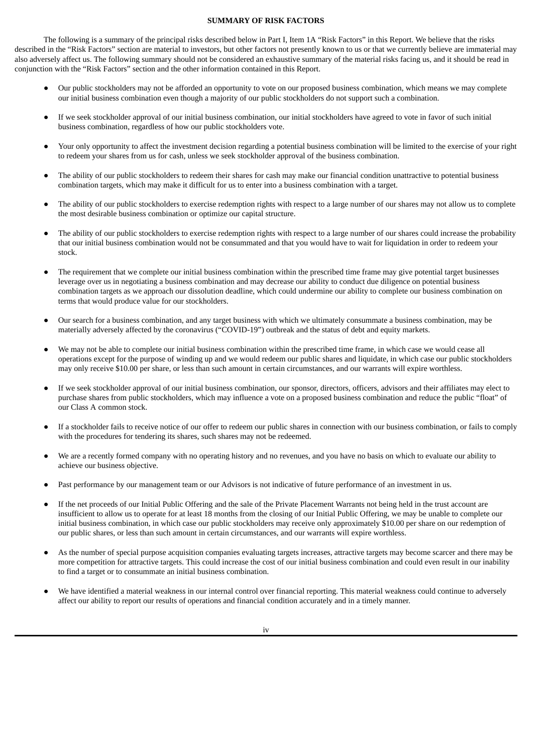## SUMMARY OF RISK FACTORS

The following is a summary of the principal risks described below in Part I, Item 1A "Risk Factors" in this Report. We believe that the risks described in the "Risk Factors" section are material to investors, but other factors not presently known to us or that we currently believe are immaterial may also adversely affect us. The following summary should not be considered an exhaustive summary of the material risks facing us, and it should be read in conjunction with the "Risk Factors" section and the other information contained in this Report.

- Our public stockholders may not be afforded an opportunity to vote on our proposed business combination, which means we may complete our initial business combination even though a majority of our public stockholders do not support such a combination.
- If we seek stockholder approval of our initial business combination, our initial stockholders have agreed to vote in favor of such initial business combination, regardless of how our public stockholders vote.
- Your only opportunity to affect the investment decision regarding a potential business combination will be limited to the exercise of your right to redeem your shares from us for cash, unless we seek stockholder approval of the business combination.
- The ability of our public stockholders to redeem their shares for cash may make our financial condition unattractive to potential business combination targets, which may make it difficult for us to enter into a business combination with a target.
- The ability of our public stockholders to exercise redemption rights with respect to a large number of our shares may not allow us to complete the most desirable business combination or optimize our capital structure.
- The ability of our public stockholders to exercise redemption rights with respect to a large number of our shares could increase the probability that our initial business combination would not be consummated and that you would have to wait for liquidation in order to redeem your stock.
- The requirement that we complete our initial business combination within the prescribed time frame may give potential target businesses leverage over us in negotiating a business combination and may decrease our ability to conduct due diligence on potential business combination targets as we approach our dissolution deadline, which could undermine our ability to complete our business combination on terms that would produce value for our stockholders.
- Our search for a business combination, and any target business with which we ultimately consummate a business combination, may be materially adversely affected by the coronavirus ("COVID-19") outbreak and the status of debt and equity markets.
- We may not be able to complete our initial business combination within the prescribed time frame, in which case we would cease all operations except for the purpose of winding up and we would redeem our public shares and liquidate, in which case our public stockholders may only receive $10.00 per share, or less than such amount in certain circumstances, and our warrants will expire worthless.
- If we seek stockholder approval of our initial business combination, our sponsor, directors, officers, advisors and their affiliates may elect to purchase shares from public stockholders, which may influence a vote on a proposed business combination and reduce the public "float" of our Class A common stock.
- If a stockholder fails to receive notice of our offer to redeem our public shares in connection with our business combination, or fails to comply with the procedures for tendering its shares, such shares may not be redeemed.
- We are a recently formed company with no operating history and no revenues, and you have no basis on which to evaluate our ability to achieve our business objective.
- Past performance by our management team or our Advisors is not indicative of future performance of an investment in us.
- If the net proceeds of our Initial Public Offering and the sale of the Private Placement Warrants not being held in the trust account are insufficient to allow us to operate for at least 18 months from the closing of our Initial Public Offering, we may be unable to complete our initial business combination, in which case our public stockholders may receive only approximately $10.00 per share on our redemption of our public shares, or less than such amount in certain circumstances, and our warrants will expire worthless.
- As the number of special purpose acquisition companies evaluating targets increases, attractive targets may become scarcer and there may be more competition for attractive targets. This could increase the cost of our initial business combination and could even result in our inability to find a target or to consummate an initial business combination.
- We have identified a material weakness in our internal control over financial reporting. This material weakness could continue to adversely affect our ability to report our results of operations and financial condition accurately and in a timely manner.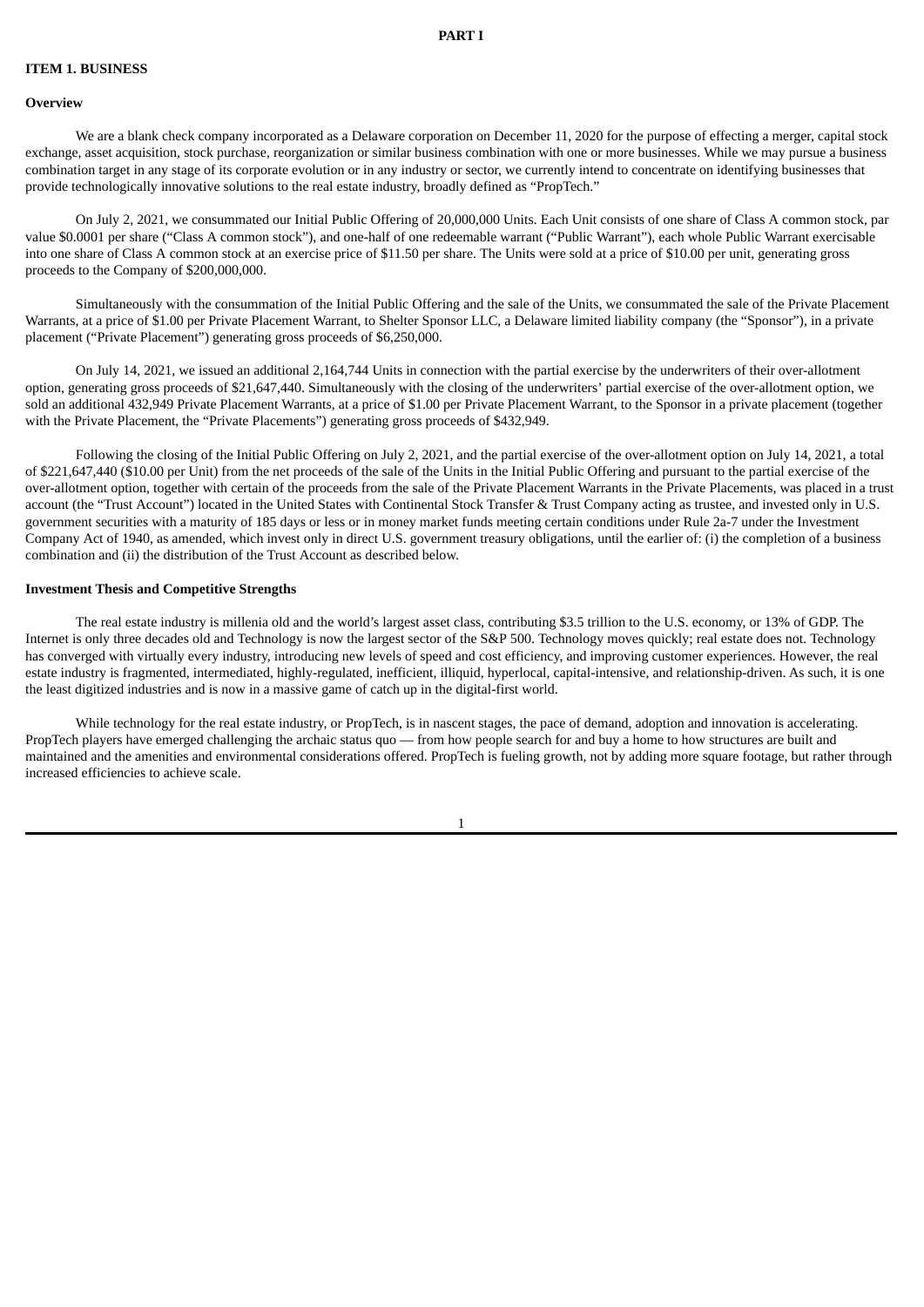# PART I

## ITEM 1. BUSINESS

### Overview

We are a blank check company incorporated as a Delaware corporation on December 11, 2020 for the purpose of effecting a merger, capital stock exchange, asset acquisition, stock purchase, reorganization or similar business combination with one or more businesses. While we may pursue a business combination target in any stage of its corporate evolution or in any industry or sector, we currently intend to concentrate on identifying businesses that provide technologically innovative solutions to the real estate industry, broadly defined as "PropTech."

On July 2, 2021, we consummated our Initial Public Offering of 20,000,000 Units. Each Unit consists of one share of Class A common stock, par value $0.0001 per share ("Class A common stock"), and one-half of one redeemable warrant ("Public Warrant"), each whole Public Warrant exercisable into one share of Class A common stock at an exercise price of $11.50 per share. The Units were sold at a price of $10.00 per unit, generating gross proceeds to the Company of $200,000,000.

Simultaneously with the consummation of the Initial Public Offering and the sale of the Units, we consummated the sale of the Private Placement Warrants, at a price of $1.00 per Private Placement Warrant, to Shelter Sponsor LLC, a Delaware limited liability company (the "Sponsor"), in a private placement ("Private Placement") generating gross proceeds of $6,250,000.

On July 14, 2021, we issued an additional 2,164,744 Units in connection with the partial exercise by the underwriters of their over-allotment option, generating gross proceeds of $21,647,440. Simultaneously with the closing of the underwriters' partial exercise of the over-allotment option, we sold an additional 432,949 Private Placement Warrants, at a price of $1.00 per Private Placement Warrant, to the Sponsor in a private placement (together with the Private Placement, the "Private Placements") generating gross proceeds of $432,949.

Following the closing of the Initial Public Offering on July 2, 2021, and the partial exercise of the over-allotment option on July 14, 2021, a total of $221,647,440 ($10.00 per Unit) from the net proceeds of the sale of the Units in the Initial Public Offering and pursuant to the partial exercise of the over-allotment option, together with certain of the proceeds from the sale of the Private Placement Warrants in the Private Placements, was placed in a trust account (the "Trust Account") located in the United States with Continental Stock Transfer & Trust Company acting as trustee, and invested only in U.S. government securities with a maturity of 185 days or less or in money market funds meeting certain conditions under Rule 2a-7 under the Investment Company Act of 1940, as amended, which invest only in direct U.S. government treasury obligations, until the earlier of: (i) the completion of a business combination and (ii) the distribution of the Trust Account as described below.

### Investment Thesis and Competitive Strengths

The real estate industry is millenia old and the world's largest asset class, contributing $3.5 trillion to the U.S. economy, or 13% of GDP. The Internet is only three decades old and Technology is now the largest sector of the S&P 500. Technology moves quickly; real estate does not. Technology has converged with virtually every industry, introducing new levels of speed and cost efficiency, and improving customer experiences. However, the real estate industry is fragmented, intermediated, highly-regulated, inefficient, illiquid, hyperlocal, capital-intensive, and relationship-driven. As such, it is one the least digitized industries and is now in a massive game of catch up in the digital-first world.

While technology for the real estate industry, or PropTech, is in nascent stages, the pace of demand, adoption and innovation is accelerating. PropTech players have emerged challenging the archaic status quo — from how people search for and buy a home to how structures are built and maintained and the amenities and environmental considerations offered. PropTech is fueling growth, not by adding more square footage, but rather through increased efficiencies to achieve scale.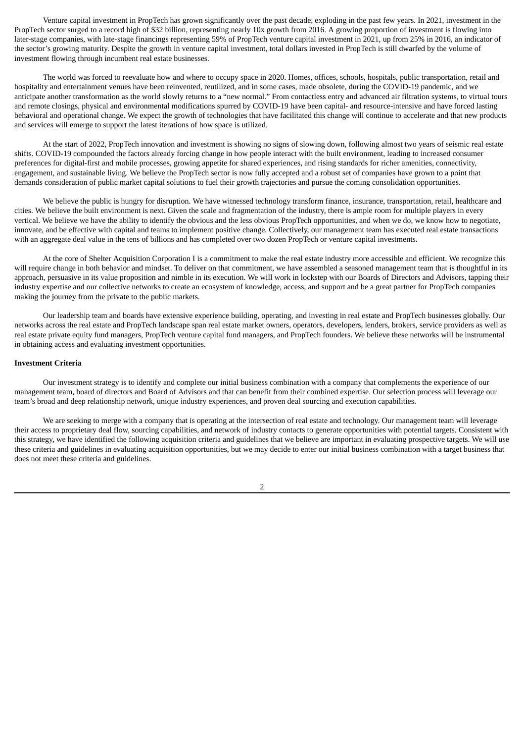Venture capital investment in PropTech has grown significantly over the past decade, exploding in the past few years. In 2021, investment in the PropTech sector surged to a record high of $32 billion, representing nearly 10x growth from 2016. A growing proportion of investment is flowing into later-stage companies, with late-stage financings representing 59% of PropTech venture capital investment in 2021, up from 25% in 2016, an indicator of the sector's growing maturity. Despite the growth in venture capital investment, total dollars invested in PropTech is still dwarfed by the volume of investment flowing through incumbent real estate businesses.

The world was forced to reevaluate how and where to occupy space in 2020. Homes, offices, schools, hospitals, public transportation, retail and hospitality and entertainment venues have been reinvented, reutilized, and in some cases, made obsolete, during the COVID-19 pandemic, and we anticipate another transformation as the world slowly returns to a "new normal." From contactless entry and advanced air filtration systems, to virtual tours and remote closings, physical and environmental modifications spurred by COVID-19 have been capital- and resource-intensive and have forced lasting behavioral and operational change. We expect the growth of technologies that have facilitated this change will continue to accelerate and that new products and services will emerge to support the latest iterations of how space is utilized.

At the start of 2022, PropTech innovation and investment is showing no signs of slowing down, following almost two years of seismic real estate shifts. COVID-19 compounded the factors already forcing change in how people interact with the built environment, leading to increased consumer preferences for digital-first and mobile processes, growing appetite for shared experiences, and rising standards for richer amenities, connectivity, engagement, and sustainable living. We believe the PropTech sector is now fully accepted and a robust set of companies have grown to a point that demands consideration of public market capital solutions to fuel their growth trajectories and pursue the coming consolidation opportunities.

We believe the public is hungry for disruption. We have witnessed technology transform finance, insurance, transportation, retail, healthcare and cities. We believe the built environment is next. Given the scale and fragmentation of the industry, there is ample room for multiple players in every vertical. We believe we have the ability to identify the obvious and the less obvious PropTech opportunities, and when we do, we know how to negotiate, innovate, and be effective with capital and teams to implement positive change. Collectively, our management team has executed real estate transactions with an aggregate deal value in the tens of billions and has completed over two dozen PropTech or venture capital investments.

At the core of Shelter Acquisition Corporation I is a commitment to make the real estate industry more accessible and efficient. We recognize this will require change in both behavior and mindset. To deliver on that commitment, we have assembled a seasoned management team that is thoughtful in its approach, persuasive in its value proposition and nimble in its execution. We will work in lockstep with our Boards of Directors and Advisors, tapping their industry expertise and our collective networks to create an ecosystem of knowledge, access, and support and be a great partner for PropTech companies making the journey from the private to the public markets.

Our leadership team and boards have extensive experience building, operating, and investing in real estate and PropTech businesses globally. Our networks across the real estate and PropTech landscape span real estate market owners, operators, developers, lenders, brokers, service providers as well as real estate private equity fund managers, PropTech venture capital fund managers, and PropTech founders. We believe these networks will be instrumental in obtaining access and evaluating investment opportunities.

**Investment Criteria**

Our investment strategy is to identify and complete our initial business combination with a company that complements the experience of our management team, board of directors and Board of Advisors and that can benefit from their combined expertise. Our selection process will leverage our team's broad and deep relationship network, unique industry experiences, and proven deal sourcing and execution capabilities.

We are seeking to merge with a company that is operating at the intersection of real estate and technology. Our management team will leverage their access to proprietary deal flow, sourcing capabilities, and network of industry contacts to generate opportunities with potential targets. Consistent with this strategy, we have identified the following acquisition criteria and guidelines that we believe are important in evaluating prospective targets. We will use these criteria and guidelines in evaluating acquisition opportunities, but we may decide to enter our initial business combination with a target business that does not meet these criteria and guidelines.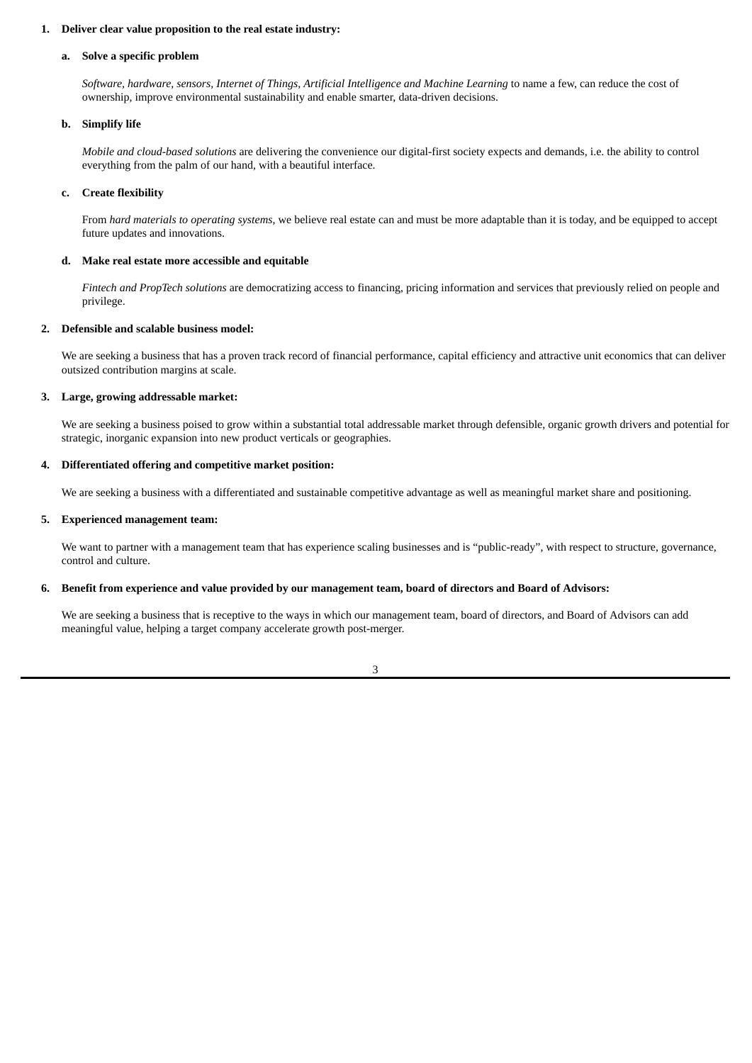1. **Deliver clear value proposition to the real estate industry:**

   a. **Solve a specific problem**

      *Software, hardware, sensors, Internet of Things, Artificial Intelligence and Machine Learning* to name a few, can reduce the cost of ownership, improve environmental sustainability and enable smarter, data-driven decisions.

   b. **Simplify life**

      *Mobile and cloud-based solutions* are delivering the convenience our digital-first society expects and demands, i.e. the ability to control everything from the palm of our hand, with a beautiful interface.

   c. **Create flexibility**

      From *hard materials to operating systems*, we believe real estate can and must be more adaptable than it is today, and be equipped to accept future updates and innovations.

   d. **Make real estate more accessible and equitable**

      *Fintech and PropTech solutions* are democratizing access to financing, pricing information and services that previously relied on people and privilege.

2. **Defensible and scalable business model:**

   We are seeking a business that has a proven track record of financial performance, capital efficiency and attractive unit economics that can deliver outsized contribution margins at scale.

3. **Large, growing addressable market:**

   We are seeking a business poised to grow within a substantial total addressable market through defensible, organic growth drivers and potential for strategic, inorganic expansion into new product verticals or geographies.

4. **Differentiated offering and competitive market position:**

   We are seeking a business with a differentiated and sustainable competitive advantage as well as meaningful market share and positioning.

5. **Experienced management team:**

   We want to partner with a management team that has experience scaling businesses and is "public-ready", with respect to structure, governance, control and culture.

6. **Benefit from experience and value provided by our management team, board of directors and Board of Advisors:**

   We are seeking a business that is receptive to the ways in which our management team, board of directors, and Board of Advisors can add meaningful value, helping a target company accelerate growth post-merger.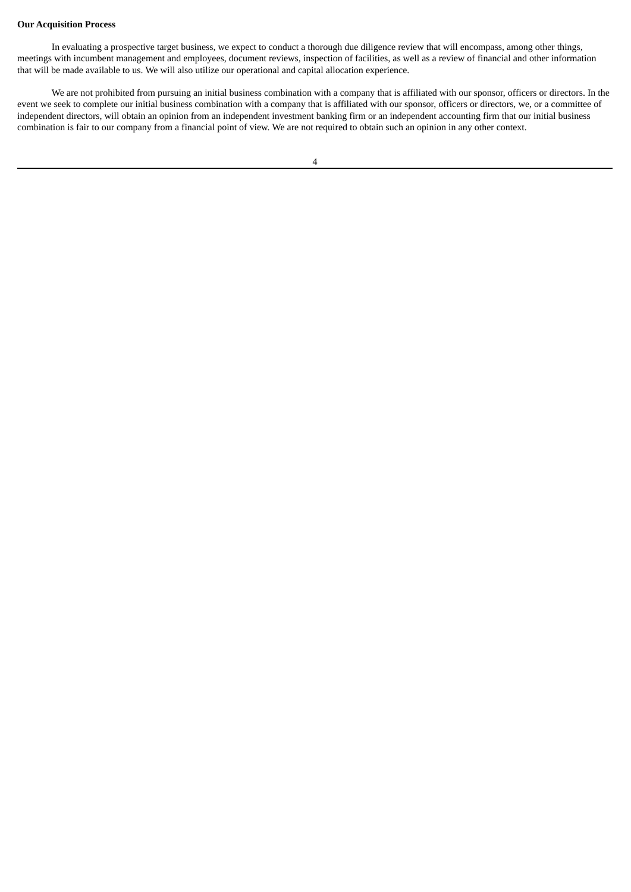**Our Acquisition Process**

In evaluating a prospective target business, we expect to conduct a thorough due diligence review that will encompass, among other things, meetings with incumbent management and employees, document reviews, inspection of facilities, as well as a review of financial and other information that will be made available to us. We will also utilize our operational and capital allocation experience.

We are not prohibited from pursuing an initial business combination with a company that is affiliated with our sponsor, officers or directors. In the event we seek to complete our initial business combination with a company that is affiliated with our sponsor, officers or directors, we, or a committee of independent directors, will obtain an opinion from an independent investment banking firm or an independent accounting firm that our initial business combination is fair to our company from a financial point of view. We are not required to obtain such an opinion in any other context.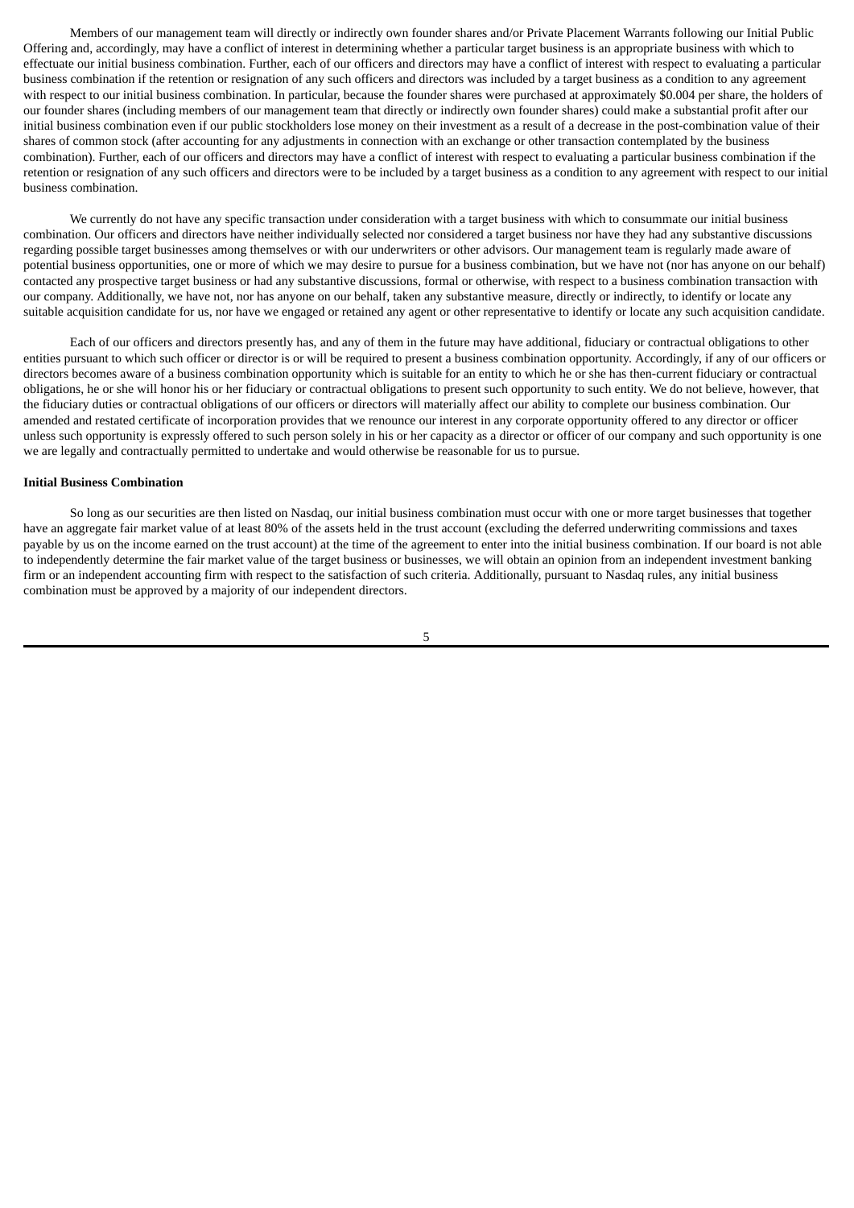Members of our management team will directly or indirectly own founder shares and/or Private Placement Warrants following our Initial Public Offering and, accordingly, may have a conflict of interest in determining whether a particular target business is an appropriate business with which to effectuate our initial business combination. Further, each of our officers and directors may have a conflict of interest with respect to evaluating a particular business combination if the retention or resignation of any such officers and directors was included by a target business as a condition to any agreement with respect to our initial business combination. In particular, because the founder shares were purchased at approximately $0.004 per share, the holders of our founder shares (including members of our management team that directly or indirectly own founder shares) could make a substantial profit after our initial business combination even if our public stockholders lose money on their investment as a result of a decrease in the post-combination value of their shares of common stock (after accounting for any adjustments in connection with an exchange or other transaction contemplated by the business combination). Further, each of our officers and directors may have a conflict of interest with respect to evaluating a particular business combination if the retention or resignation of any such officers and directors were to be included by a target business as a condition to any agreement with respect to our initial business combination.

We currently do not have any specific transaction under consideration with a target business with which to consummate our initial business combination. Our officers and directors have neither individually selected nor considered a target business nor have they had any substantive discussions regarding possible target businesses among themselves or with our underwriters or other advisors. Our management team is regularly made aware of potential business opportunities, one or more of which we may desire to pursue for a business combination, but we have not (nor has anyone on our behalf) contacted any prospective target business or had any substantive discussions, formal or otherwise, with respect to a business combination transaction with our company. Additionally, we have not, nor has anyone on our behalf, taken any substantive measure, directly or indirectly, to identify or locate any suitable acquisition candidate for us, nor have we engaged or retained any agent or other representative to identify or locate any such acquisition candidate.

Each of our officers and directors presently has, and any of them in the future may have additional, fiduciary or contractual obligations to other entities pursuant to which such officer or director is or will be required to present a business combination opportunity. Accordingly, if any of our officers or directors becomes aware of a business combination opportunity which is suitable for an entity to which he or she has then-current fiduciary or contractual obligations, he or she will honor his or her fiduciary or contractual obligations to present such opportunity to such entity. We do not believe, however, that the fiduciary duties or contractual obligations of our officers or directors will materially affect our ability to complete our business combination. Our amended and restated certificate of incorporation provides that we renounce our interest in any corporate opportunity offered to any director or officer unless such opportunity is expressly offered to such person solely in his or her capacity as a director or officer of our company and such opportunity is one we are legally and contractually permitted to undertake and would otherwise be reasonable for us to pursue.

**Initial Business Combination**

So long as our securities are then listed on Nasdaq, our initial business combination must occur with one or more target businesses that together have an aggregate fair market value of at least 80% of the assets held in the trust account (excluding the deferred underwriting commissions and taxes payable by us on the income earned on the trust account) at the time of the agreement to enter into the initial business combination. If our board is not able to independently determine the fair market value of the target business or businesses, we will obtain an opinion from an independent investment banking firm or an independent accounting firm with respect to the satisfaction of such criteria. Additionally, pursuant to Nasdaq rules, any initial business combination must be approved by a majority of our independent directors.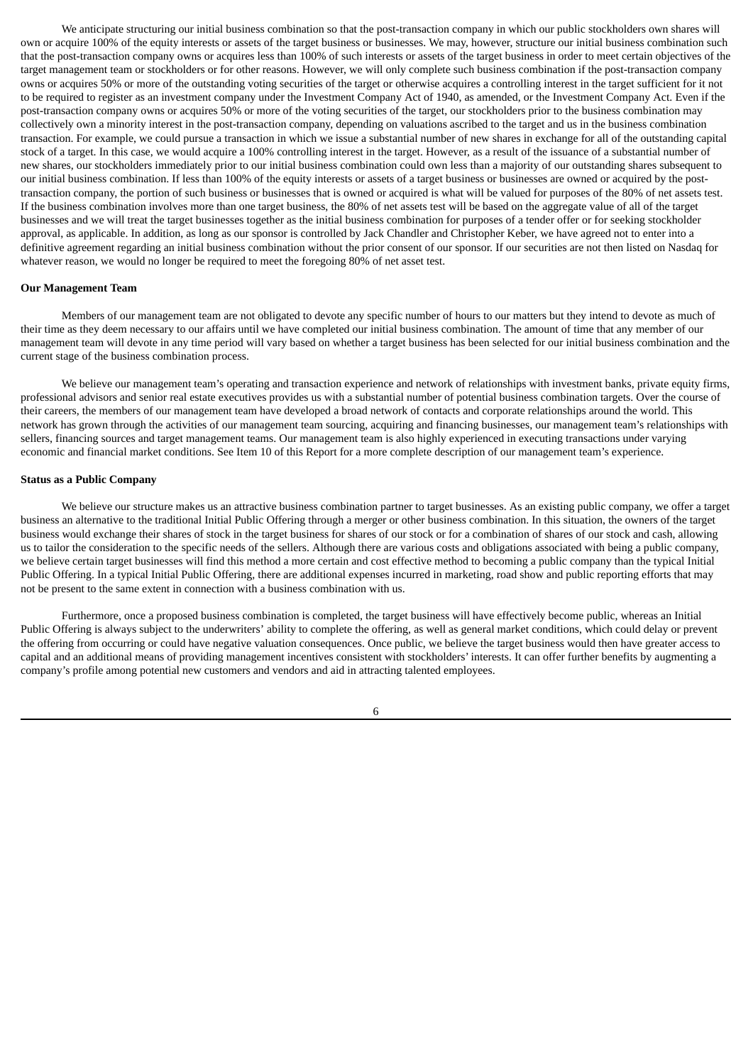We anticipate structuring our initial business combination so that the post-transaction company in which our public stockholders own shares will own or acquire 100% of the equity interests or assets of the target business or businesses. We may, however, structure our initial business combination such that the post-transaction company owns or acquires less than 100% of such interests or assets of the target business in order to meet certain objectives of the target management team or stockholders or for other reasons. However, we will only complete such business combination if the post-transaction company owns or acquires 50% or more of the outstanding voting securities of the target or otherwise acquires a controlling interest in the target sufficient for it not to be required to register as an investment company under the Investment Company Act of 1940, as amended, or the Investment Company Act. Even if the post-transaction company owns or acquires 50% or more of the voting securities of the target, our stockholders prior to the business combination may collectively own a minority interest in the post-transaction company, depending on valuations ascribed to the target and us in the business combination transaction. For example, we could pursue a transaction in which we issue a substantial number of new shares in exchange for all of the outstanding capital stock of a target. In this case, we would acquire a 100% controlling interest in the target. However, as a result of the issuance of a substantial number of new shares, our stockholders immediately prior to our initial business combination could own less than a majority of our outstanding shares subsequent to our initial business combination. If less than 100% of the equity interests or assets of a target business or businesses are owned or acquired by the post-transaction company, the portion of such business or businesses that is owned or acquired is what will be valued for purposes of the 80% of net assets test. If the business combination involves more than one target business, the 80% of net assets test will be based on the aggregate value of all of the target businesses and we will treat the target businesses together as the initial business combination for purposes of a tender offer or for seeking stockholder approval, as applicable. In addition, as long as our sponsor is controlled by Jack Chandler and Christopher Keber, we have agreed not to enter into a definitive agreement regarding an initial business combination without the prior consent of our sponsor. If our securities are not then listed on Nasdaq for whatever reason, we would no longer be required to meet the foregoing 80% of net asset test.

**Our Management Team**

Members of our management team are not obligated to devote any specific number of hours to our matters but they intend to devote as much of their time as they deem necessary to our affairs until we have completed our initial business combination. The amount of time that any member of our management team will devote in any time period will vary based on whether a target business has been selected for our initial business combination and the current stage of the business combination process.

We believe our management team's operating and transaction experience and network of relationships with investment banks, private equity firms, professional advisors and senior real estate executives provides us with a substantial number of potential business combination targets. Over the course of their careers, the members of our management team have developed a broad network of contacts and corporate relationships around the world. This network has grown through the activities of our management team sourcing, acquiring and financing businesses, our management team's relationships with sellers, financing sources and target management teams. Our management team is also highly experienced in executing transactions under varying economic and financial market conditions. See Item 10 of this Report for a more complete description of our management team's experience.

**Status as a Public Company**

We believe our structure makes us an attractive business combination partner to target businesses. As an existing public company, we offer a target business an alternative to the traditional Initial Public Offering through a merger or other business combination. In this situation, the owners of the target business would exchange their shares of stock in the target business for shares of our stock or for a combination of shares of our stock and cash, allowing us to tailor the consideration to the specific needs of the sellers. Although there are various costs and obligations associated with being a public company, we believe certain target businesses will find this method a more certain and cost effective method to becoming a public company than the typical Initial Public Offering. In a typical Initial Public Offering, there are additional expenses incurred in marketing, road show and public reporting efforts that may not be present to the same extent in connection with a business combination with us.

Furthermore, once a proposed business combination is completed, the target business will have effectively become public, whereas an Initial Public Offering is always subject to the underwriters' ability to complete the offering, as well as general market conditions, which could delay or prevent the offering from occurring or could have negative valuation consequences. Once public, we believe the target business would then have greater access to capital and an additional means of providing management incentives consistent with stockholders' interests. It can offer further benefits by augmenting a company's profile among potential new customers and vendors and aid in attracting talented employees.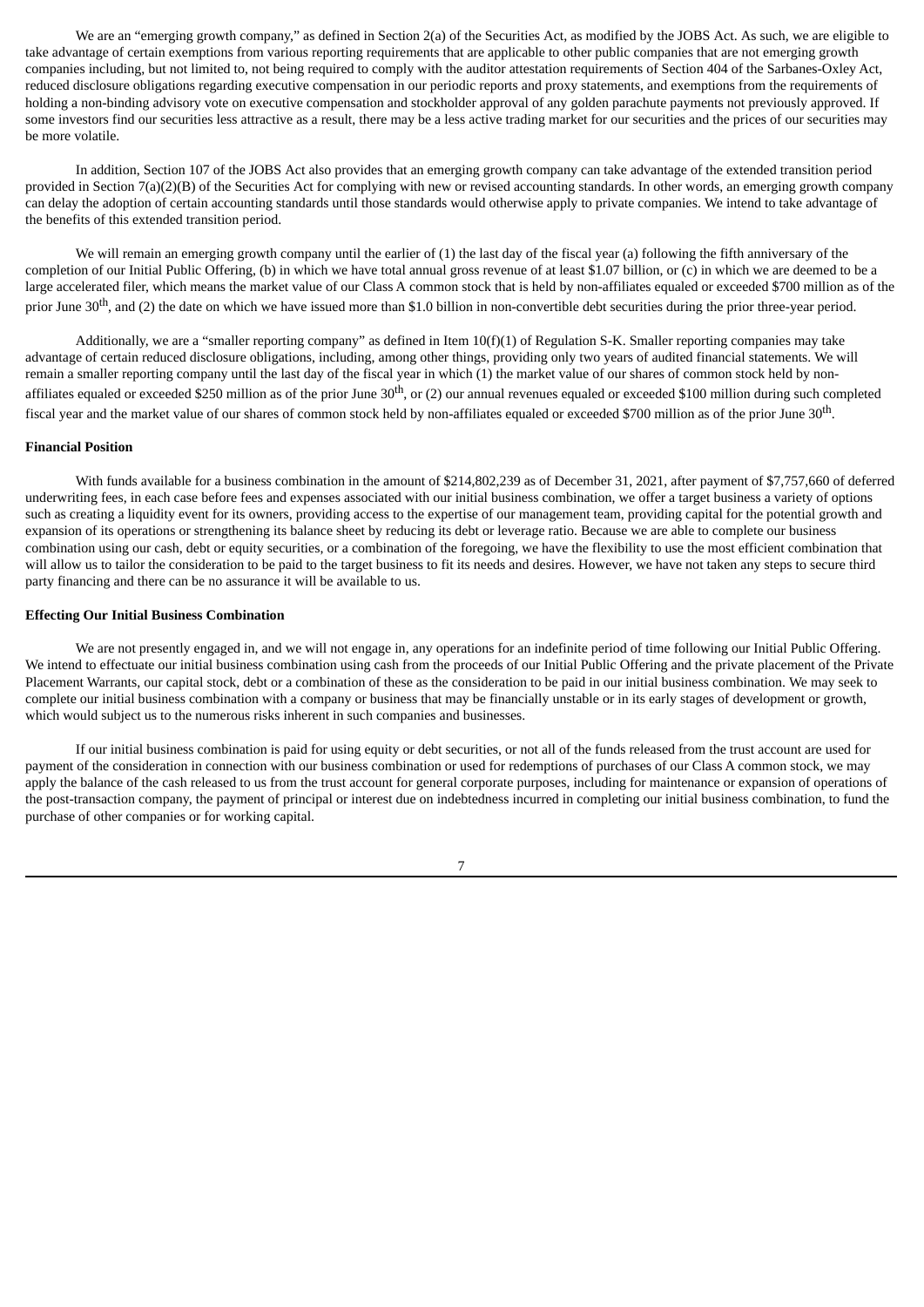We are an "emerging growth company," as defined in Section 2(a) of the Securities Act, as modified by the JOBS Act. As such, we are eligible to take advantage of certain exemptions from various reporting requirements that are applicable to other public companies that are not emerging growth companies including, but not limited to, not being required to comply with the auditor attestation requirements of Section 404 of the Sarbanes-Oxley Act, reduced disclosure obligations regarding executive compensation in our periodic reports and proxy statements, and exemptions from the requirements of holding a non-binding advisory vote on executive compensation and stockholder approval of any golden parachute payments not previously approved. If some investors find our securities less attractive as a result, there may be a less active trading market for our securities and the prices of our securities may be more volatile.

In addition, Section 107 of the JOBS Act also provides that an emerging growth company can take advantage of the extended transition period provided in Section 7(a)(2)(B) of the Securities Act for complying with new or revised accounting standards. In other words, an emerging growth company can delay the adoption of certain accounting standards until those standards would otherwise apply to private companies. We intend to take advantage of the benefits of this extended transition period.

We will remain an emerging growth company until the earlier of (1) the last day of the fiscal year (a) following the fifth anniversary of the completion of our Initial Public Offering, (b) in which we have total annual gross revenue of at least $1.07 billion, or (c) in which we are deemed to be a large accelerated filer, which means the market value of our Class A common stock that is held by non-affiliates equaled or exceeded $700 million as of the prior June 30th, and (2) the date on which we have issued more than $1.0 billion in non-convertible debt securities during the prior three-year period.

Additionally, we are a "smaller reporting company" as defined in Item 10(f)(1) of Regulation S-K. Smaller reporting companies may take advantage of certain reduced disclosure obligations, including, among other things, providing only two years of audited financial statements. We will remain a smaller reporting company until the last day of the fiscal year in which (1) the market value of our shares of common stock held by non-affiliates equaled or exceeded $250 million as of the prior June 30th, or (2) our annual revenues equaled or exceeded $100 million during such completed fiscal year and the market value of our shares of common stock held by non-affiliates equaled or exceeded $700 million as of the prior June 30th.

**Financial Position**

With funds available for a business combination in the amount of $214,802,239 as of December 31, 2021, after payment of $7,757,660 of deferred underwriting fees, in each case before fees and expenses associated with our initial business combination, we offer a target business a variety of options such as creating a liquidity event for its owners, providing access to the expertise of our management team, providing capital for the potential growth and expansion of its operations or strengthening its balance sheet by reducing its debt or leverage ratio. Because we are able to complete our business combination using our cash, debt or equity securities, or a combination of the foregoing, we have the flexibility to use the most efficient combination that will allow us to tailor the consideration to be paid to the target business to fit its needs and desires. However, we have not taken any steps to secure third party financing and there can be no assurance it will be available to us.

**Effecting Our Initial Business Combination**

We are not presently engaged in, and we will not engage in, any operations for an indefinite period of time following our Initial Public Offering. We intend to effectuate our initial business combination using cash from the proceeds of our Initial Public Offering and the private placement of the Private Placement Warrants, our capital stock, debt or a combination of these as the consideration to be paid in our initial business combination. We may seek to complete our initial business combination with a company or business that may be financially unstable or in its early stages of development or growth, which would subject us to the numerous risks inherent in such companies and businesses.

If our initial business combination is paid for using equity or debt securities, or not all of the funds released from the trust account are used for payment of the consideration in connection with our business combination or used for redemptions of purchases of our Class A common stock, we may apply the balance of the cash released to us from the trust account for general corporate purposes, including for maintenance or expansion of operations of the post-transaction company, the payment of principal or interest due on indebtedness incurred in completing our initial business combination, to fund the purchase of other companies or for working capital.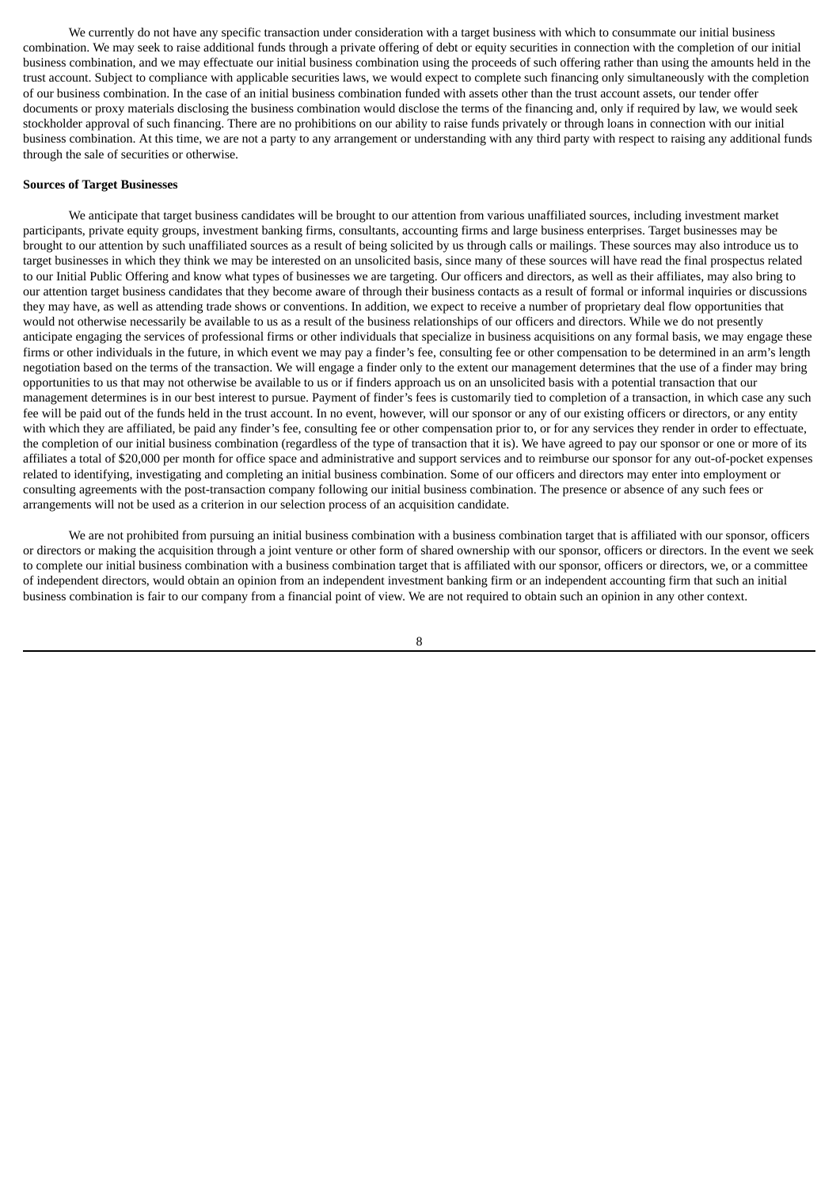We currently do not have any specific transaction under consideration with a target business with which to consummate our initial business combination. We may seek to raise additional funds through a private offering of debt or equity securities in connection with the completion of our initial business combination, and we may effectuate our initial business combination using the proceeds of such offering rather than using the amounts held in the trust account. Subject to compliance with applicable securities laws, we would expect to complete such financing only simultaneously with the completion of our business combination. In the case of an initial business combination funded with assets other than the trust account assets, our tender offer documents or proxy materials disclosing the business combination would disclose the terms of the financing and, only if required by law, we would seek stockholder approval of such financing. There are no prohibitions on our ability to raise funds privately or through loans in connection with our initial business combination. At this time, we are not a party to any arrangement or understanding with any third party with respect to raising any additional funds through the sale of securities or otherwise.

**Sources of Target Businesses**

We anticipate that target business candidates will be brought to our attention from various unaffiliated sources, including investment market participants, private equity groups, investment banking firms, consultants, accounting firms and large business enterprises. Target businesses may be brought to our attention by such unaffiliated sources as a result of being solicited by us through calls or mailings. These sources may also introduce us to target businesses in which they think we may be interested on an unsolicited basis, since many of these sources will have read the final prospectus related to our Initial Public Offering and know what types of businesses we are targeting. Our officers and directors, as well as their affiliates, may also bring to our attention target business candidates that they become aware of through their business contacts as a result of formal or informal inquiries or discussions they may have, as well as attending trade shows or conventions. In addition, we expect to receive a number of proprietary deal flow opportunities that would not otherwise necessarily be available to us as a result of the business relationships of our officers and directors. While we do not presently anticipate engaging the services of professional firms or other individuals that specialize in business acquisitions on any formal basis, we may engage these firms or other individuals in the future, in which event we may pay a finder's fee, consulting fee or other compensation to be determined in an arm's length negotiation based on the terms of the transaction. We will engage a finder only to the extent our management determines that the use of a finder may bring opportunities to us that may not otherwise be available to us or if finders approach us on an unsolicited basis with a potential transaction that our management determines is in our best interest to pursue. Payment of finder's fees is customarily tied to completion of a transaction, in which case any such fee will be paid out of the funds held in the trust account. In no event, however, will our sponsor or any of our existing officers or directors, or any entity with which they are affiliated, be paid any finder's fee, consulting fee or other compensation prior to, or for any services they render in order to effectuate, the completion of our initial business combination (regardless of the type of transaction that it is). We have agreed to pay our sponsor or one or more of its affiliates a total of $20,000 per month for office space and administrative and support services and to reimburse our sponsor for any out-of-pocket expenses related to identifying, investigating and completing an initial business combination. Some of our officers and directors may enter into employment or consulting agreements with the post-transaction company following our initial business combination. The presence or absence of any such fees or arrangements will not be used as a criterion in our selection process of an acquisition candidate.

We are not prohibited from pursuing an initial business combination with a business combination target that is affiliated with our sponsor, officers or directors or making the acquisition through a joint venture or other form of shared ownership with our sponsor, officers or directors. In the event we seek to complete our initial business combination with a business combination target that is affiliated with our sponsor, officers or directors, we, or a committee of independent directors, would obtain an opinion from an independent investment banking firm or an independent accounting firm that such an initial business combination is fair to our company from a financial point of view. We are not required to obtain such an opinion in any other context.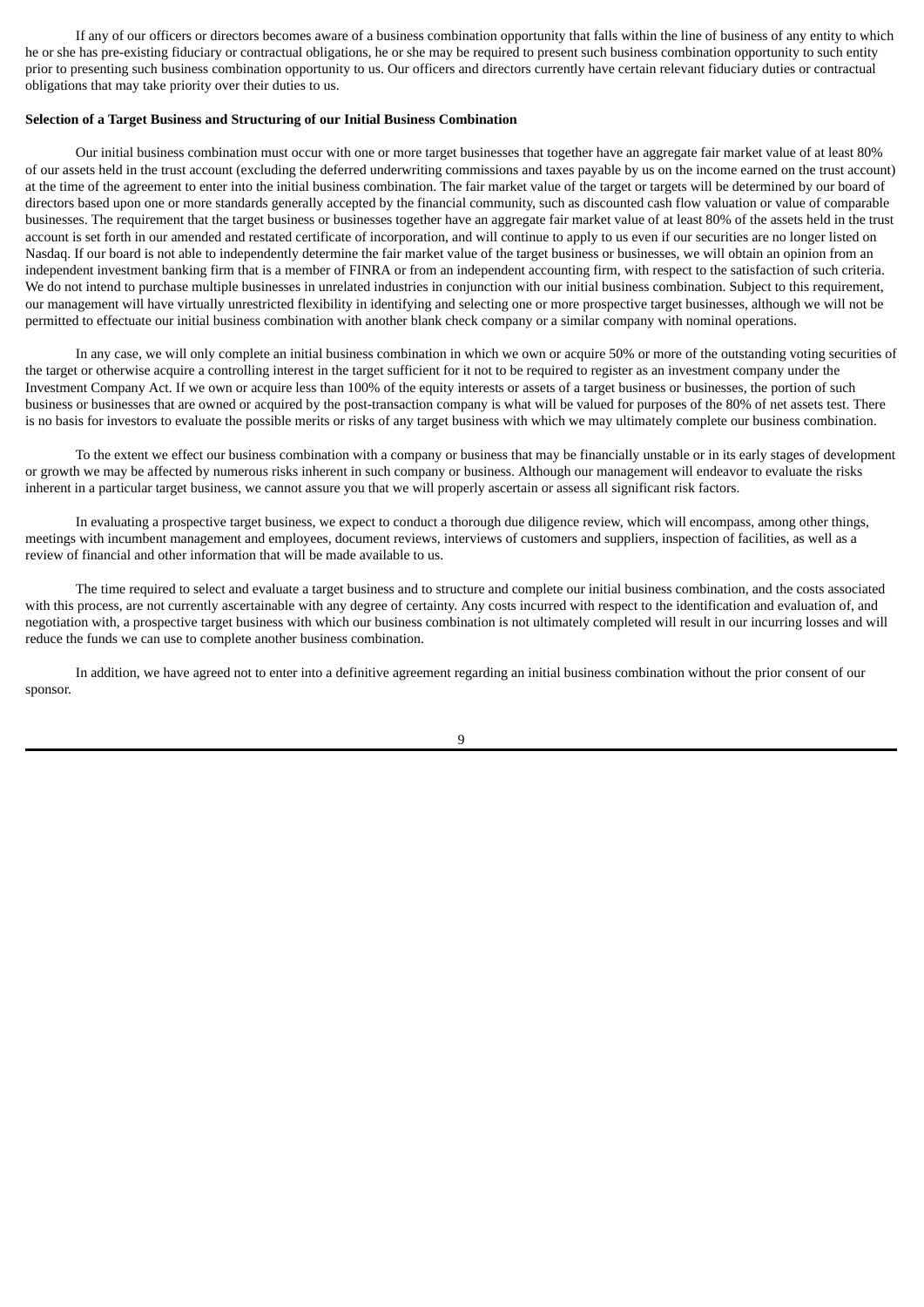If any of our officers or directors becomes aware of a business combination opportunity that falls within the line of business of any entity to which he or she has pre-existing fiduciary or contractual obligations, he or she may be required to present such business combination opportunity to such entity prior to presenting such business combination opportunity to us. Our officers and directors currently have certain relevant fiduciary duties or contractual obligations that may take priority over their duties to us.

**Selection of a Target Business and Structuring of our Initial Business Combination**

Our initial business combination must occur with one or more target businesses that together have an aggregate fair market value of at least 80% of our assets held in the trust account (excluding the deferred underwriting commissions and taxes payable by us on the income earned on the trust account) at the time of the agreement to enter into the initial business combination. The fair market value of the target or targets will be determined by our board of directors based upon one or more standards generally accepted by the financial community, such as discounted cash flow valuation or value of comparable businesses. The requirement that the target business or businesses together have an aggregate fair market value of at least 80% of the assets held in the trust account is set forth in our amended and restated certificate of incorporation, and will continue to apply to us even if our securities are no longer listed on Nasdaq. If our board is not able to independently determine the fair market value of the target business or businesses, we will obtain an opinion from an independent investment banking firm that is a member of FINRA or from an independent accounting firm, with respect to the satisfaction of such criteria. We do not intend to purchase multiple businesses in unrelated industries in conjunction with our initial business combination. Subject to this requirement, our management will have virtually unrestricted flexibility in identifying and selecting one or more prospective target businesses, although we will not be permitted to effectuate our initial business combination with another blank check company or a similar company with nominal operations.

In any case, we will only complete an initial business combination in which we own or acquire 50% or more of the outstanding voting securities of the target or otherwise acquire a controlling interest in the target sufficient for it not to be required to register as an investment company under the Investment Company Act. If we own or acquire less than 100% of the equity interests or assets of a target business or businesses, the portion of such business or businesses that are owned or acquired by the post-transaction company is what will be valued for purposes of the 80% of net assets test. There is no basis for investors to evaluate the possible merits or risks of any target business with which we may ultimately complete our business combination.

To the extent we effect our business combination with a company or business that may be financially unstable or in its early stages of development or growth we may be affected by numerous risks inherent in such company or business. Although our management will endeavor to evaluate the risks inherent in a particular target business, we cannot assure you that we will properly ascertain or assess all significant risk factors.

In evaluating a prospective target business, we expect to conduct a thorough due diligence review, which will encompass, among other things, meetings with incumbent management and employees, document reviews, interviews of customers and suppliers, inspection of facilities, as well as a review of financial and other information that will be made available to us.

The time required to select and evaluate a target business and to structure and complete our initial business combination, and the costs associated with this process, are not currently ascertainable with any degree of certainty. Any costs incurred with respect to the identification and evaluation of, and negotiation with, a prospective target business with which our business combination is not ultimately completed will result in our incurring losses and will reduce the funds we can use to complete another business combination.

In addition, we have agreed not to enter into a definitive agreement regarding an initial business combination without the prior consent of our sponsor.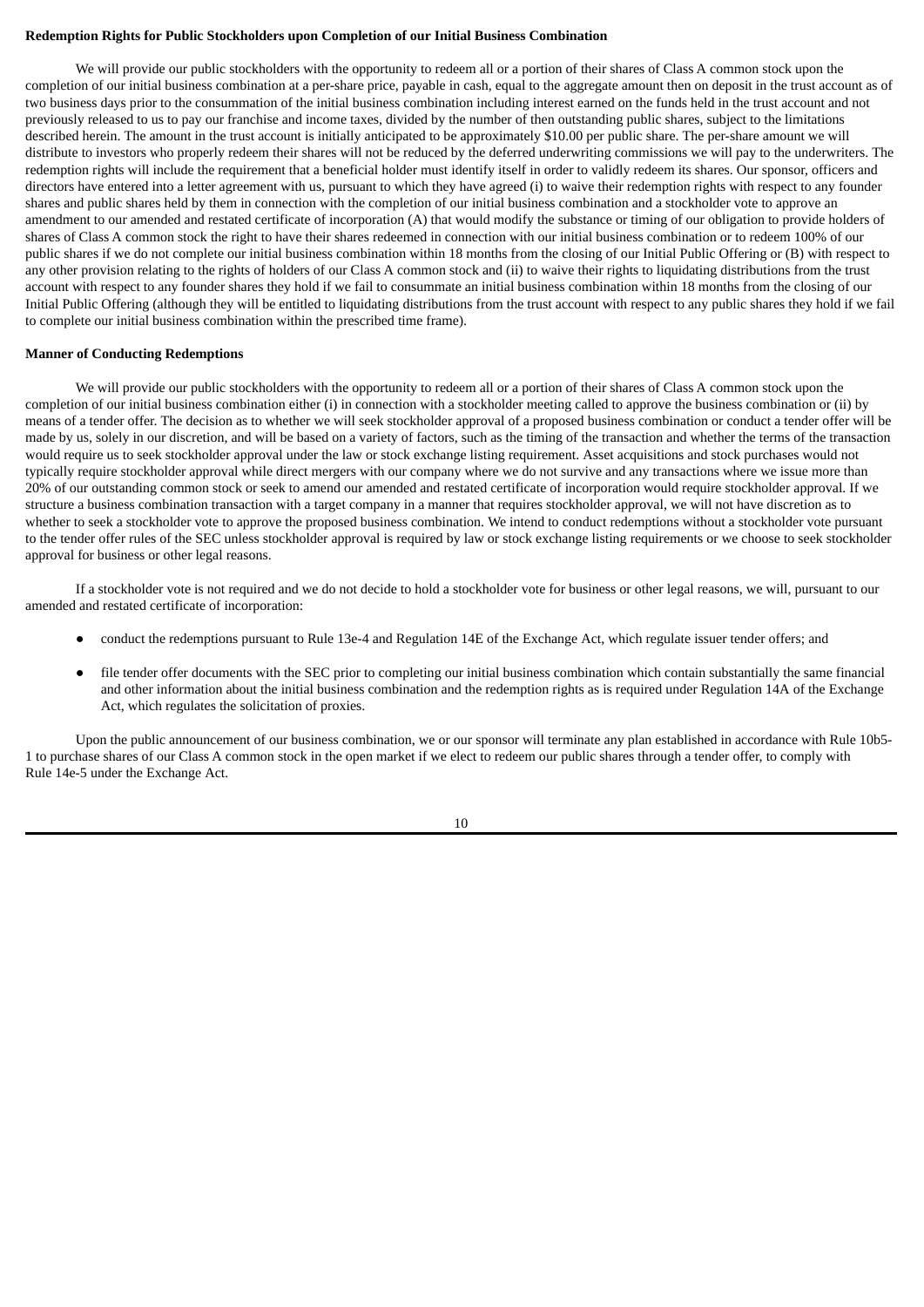**Redemption Rights for Public Stockholders upon Completion of our Initial Business Combination**

We will provide our public stockholders with the opportunity to redeem all or a portion of their shares of Class A common stock upon the completion of our initial business combination at a per-share price, payable in cash, equal to the aggregate amount then on deposit in the trust account as of two business days prior to the consummation of the initial business combination including interest earned on the funds held in the trust account and not previously released to us to pay our franchise and income taxes, divided by the number of then outstanding public shares, subject to the limitations described herein. The amount in the trust account is initially anticipated to be approximately $10.00 per public share. The per-share amount we will distribute to investors who properly redeem their shares will not be reduced by the deferred underwriting commissions we will pay to the underwriters. The redemption rights will include the requirement that a beneficial holder must identify itself in order to validly redeem its shares. Our sponsor, officers and directors have entered into a letter agreement with us, pursuant to which they have agreed (i) to waive their redemption rights with respect to any founder shares and public shares held by them in connection with the completion of our initial business combination and a stockholder vote to approve an amendment to our amended and restated certificate of incorporation (A) that would modify the substance or timing of our obligation to provide holders of shares of Class A common stock the right to have their shares redeemed in connection with our initial business combination or to redeem 100% of our public shares if we do not complete our initial business combination within 18 months from the closing of our Initial Public Offering or (B) with respect to any other provision relating to the rights of holders of our Class A common stock and (ii) to waive their rights to liquidating distributions from the trust account with respect to any founder shares they hold if we fail to consummate an initial business combination within 18 months from the closing of our Initial Public Offering (although they will be entitled to liquidating distributions from the trust account with respect to any public shares they hold if we fail to complete our initial business combination within the prescribed time frame).

**Manner of Conducting Redemptions**

We will provide our public stockholders with the opportunity to redeem all or a portion of their shares of Class A common stock upon the completion of our initial business combination either (i) in connection with a stockholder meeting called to approve the business combination or (ii) by means of a tender offer. The decision as to whether we will seek stockholder approval of a proposed business combination or conduct a tender offer will be made by us, solely in our discretion, and will be based on a variety of factors, such as the timing of the transaction and whether the terms of the transaction would require us to seek stockholder approval under the law or stock exchange listing requirement. Asset acquisitions and stock purchases would not typically require stockholder approval while direct mergers with our company where we do not survive and any transactions where we issue more than 20% of our outstanding common stock or seek to amend our amended and restated certificate of incorporation would require stockholder approval. If we structure a business combination transaction with a target company in a manner that requires stockholder approval, we will not have discretion as to whether to seek a stockholder vote to approve the proposed business combination. We intend to conduct redemptions without a stockholder vote pursuant to the tender offer rules of the SEC unless stockholder approval is required by law or stock exchange listing requirements or we choose to seek stockholder approval for business or other legal reasons.

If a stockholder vote is not required and we do not decide to hold a stockholder vote for business or other legal reasons, we will, pursuant to our amended and restated certificate of incorporation:

- conduct the redemptions pursuant to Rule 13e-4 and Regulation 14E of the Exchange Act, which regulate issuer tender offers; and
- file tender offer documents with the SEC prior to completing our initial business combination which contain substantially the same financial and other information about the initial business combination and the redemption rights as is required under Regulation 14A of the Exchange Act, which regulates the solicitation of proxies.

Upon the public announcement of our business combination, we or our sponsor will terminate any plan established in accordance with Rule 10b5-1 to purchase shares of our Class A common stock in the open market if we elect to redeem our public shares through a tender offer, to comply with Rule 14e-5 under the Exchange Act.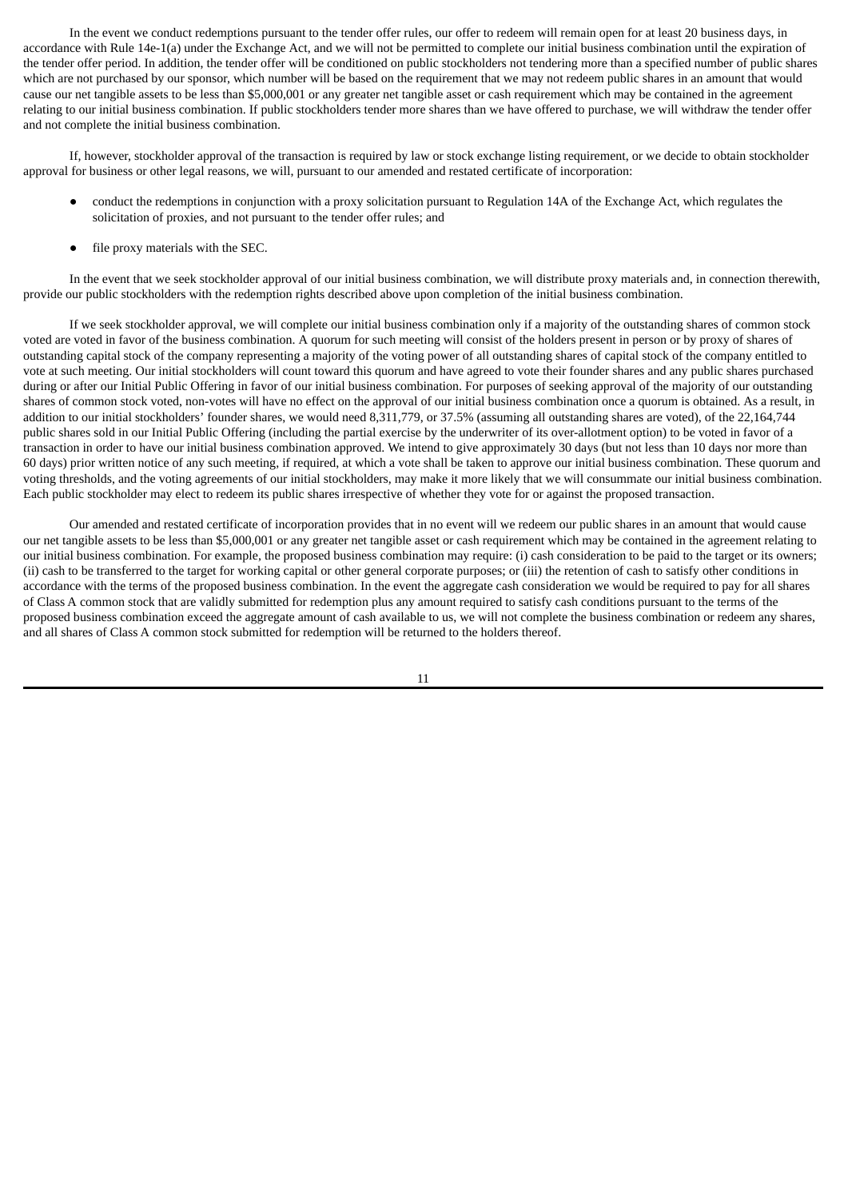In the event we conduct redemptions pursuant to the tender offer rules, our offer to redeem will remain open for at least 20 business days, in accordance with Rule 14e-1(a) under the Exchange Act, and we will not be permitted to complete our initial business combination until the expiration of the tender offer period. In addition, the tender offer will be conditioned on public stockholders not tendering more than a specified number of public shares which are not purchased by our sponsor, which number will be based on the requirement that we may not redeem public shares in an amount that would cause our net tangible assets to be less than $5,000,001 or any greater net tangible asset or cash requirement which may be contained in the agreement relating to our initial business combination. If public stockholders tender more shares than we have offered to purchase, we will withdraw the tender offer and not complete the initial business combination.

If, however, stockholder approval of the transaction is required by law or stock exchange listing requirement, or we decide to obtain stockholder approval for business or other legal reasons, we will, pursuant to our amended and restated certificate of incorporation:

- conduct the redemptions in conjunction with a proxy solicitation pursuant to Regulation 14A of the Exchange Act, which regulates the solicitation of proxies, and not pursuant to the tender offer rules; and
- file proxy materials with the SEC.

In the event that we seek stockholder approval of our initial business combination, we will distribute proxy materials and, in connection therewith, provide our public stockholders with the redemption rights described above upon completion of the initial business combination.

If we seek stockholder approval, we will complete our initial business combination only if a majority of the outstanding shares of common stock voted are voted in favor of the business combination. A quorum for such meeting will consist of the holders present in person or by proxy of shares of outstanding capital stock of the company representing a majority of the voting power of all outstanding shares of capital stock of the company entitled to vote at such meeting. Our initial stockholders will count toward this quorum and have agreed to vote their founder shares and any public shares purchased during or after our Initial Public Offering in favor of our initial business combination. For purposes of seeking approval of the majority of our outstanding shares of common stock voted, non-votes will have no effect on the approval of our initial business combination once a quorum is obtained. As a result, in addition to our initial stockholders' founder shares, we would need 8,311,779, or 37.5% (assuming all outstanding shares are voted), of the 22,164,744 public shares sold in our Initial Public Offering (including the partial exercise by the underwriter of its over-allotment option) to be voted in favor of a transaction in order to have our initial business combination approved. We intend to give approximately 30 days (but not less than 10 days nor more than 60 days) prior written notice of any such meeting, if required, at which a vote shall be taken to approve our initial business combination. These quorum and voting thresholds, and the voting agreements of our initial stockholders, may make it more likely that we will consummate our initial business combination. Each public stockholder may elect to redeem its public shares irrespective of whether they vote for or against the proposed transaction.

Our amended and restated certificate of incorporation provides that in no event will we redeem our public shares in an amount that would cause our net tangible assets to be less than $5,000,001 or any greater net tangible asset or cash requirement which may be contained in the agreement relating to our initial business combination. For example, the proposed business combination may require: (i) cash consideration to be paid to the target or its owners; (ii) cash to be transferred to the target for working capital or other general corporate purposes; or (iii) the retention of cash to satisfy other conditions in accordance with the terms of the proposed business combination. In the event the aggregate cash consideration we would be required to pay for all shares of Class A common stock that are validly submitted for redemption plus any amount required to satisfy cash conditions pursuant to the terms of the proposed business combination exceed the aggregate amount of cash available to us, we will not complete the business combination or redeem any shares, and all shares of Class A common stock submitted for redemption will be returned to the holders thereof.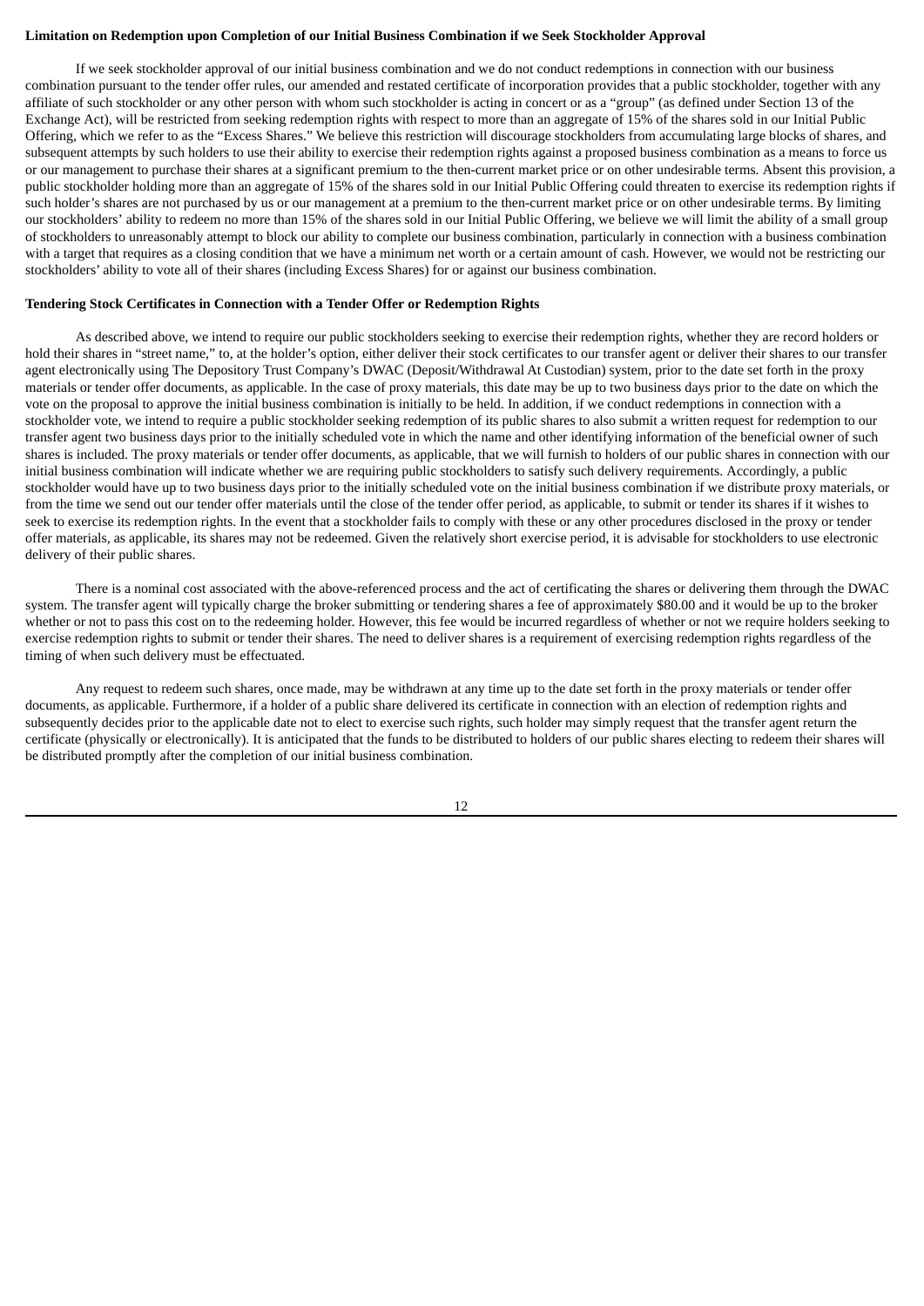**Limitation on Redemption upon Completion of our Initial Business Combination if we Seek Stockholder Approval**

If we seek stockholder approval of our initial business combination and we do not conduct redemptions in connection with our business combination pursuant to the tender offer rules, our amended and restated certificate of incorporation provides that a public stockholder, together with any affiliate of such stockholder or any other person with whom such stockholder is acting in concert or as a "group" (as defined under Section 13 of the Exchange Act), will be restricted from seeking redemption rights with respect to more than an aggregate of 15% of the shares sold in our Initial Public Offering, which we refer to as the "Excess Shares." We believe this restriction will discourage stockholders from accumulating large blocks of shares, and subsequent attempts by such holders to use their ability to exercise their redemption rights against a proposed business combination as a means to force us or our management to purchase their shares at a significant premium to the then-current market price or on other undesirable terms. Absent this provision, a public stockholder holding more than an aggregate of 15% of the shares sold in our Initial Public Offering could threaten to exercise its redemption rights if such holder's shares are not purchased by us or our management at a premium to the then-current market price or on other undesirable terms. By limiting our stockholders' ability to redeem no more than 15% of the shares sold in our Initial Public Offering, we believe we will limit the ability of a small group of stockholders to unreasonably attempt to block our ability to complete our business combination, particularly in connection with a business combination with a target that requires as a closing condition that we have a minimum net worth or a certain amount of cash. However, we would not be restricting our stockholders' ability to vote all of their shares (including Excess Shares) for or against our business combination.

**Tendering Stock Certificates in Connection with a Tender Offer or Redemption Rights**

As described above, we intend to require our public stockholders seeking to exercise their redemption rights, whether they are record holders or hold their shares in "street name," to, at the holder's option, either deliver their stock certificates to our transfer agent or deliver their shares to our transfer agent electronically using The Depository Trust Company's DWAC (Deposit/Withdrawal At Custodian) system, prior to the date set forth in the proxy materials or tender offer documents, as applicable. In the case of proxy materials, this date may be up to two business days prior to the date on which the vote on the proposal to approve the initial business combination is initially to be held. In addition, if we conduct redemptions in connection with a stockholder vote, we intend to require a public stockholder seeking redemption of its public shares to also submit a written request for redemption to our transfer agent two business days prior to the initially scheduled vote in which the name and other identifying information of the beneficial owner of such shares is included. The proxy materials or tender offer documents, as applicable, that we will furnish to holders of our public shares in connection with our initial business combination will indicate whether we are requiring public stockholders to satisfy such delivery requirements. Accordingly, a public stockholder would have up to two business days prior to the initially scheduled vote on the initial business combination if we distribute proxy materials, or from the time we send out our tender offer materials until the close of the tender offer period, as applicable, to submit or tender its shares if it wishes to seek to exercise its redemption rights. In the event that a stockholder fails to comply with these or any other procedures disclosed in the proxy or tender offer materials, as applicable, its shares may not be redeemed. Given the relatively short exercise period, it is advisable for stockholders to use electronic delivery of their public shares.

There is a nominal cost associated with the above-referenced process and the act of certificating the shares or delivering them through the DWAC system. The transfer agent will typically charge the broker submitting or tendering shares a fee of approximately $80.00 and it would be up to the broker whether or not to pass this cost on to the redeeming holder. However, this fee would be incurred regardless of whether or not we require holders seeking to exercise redemption rights to submit or tender their shares. The need to deliver shares is a requirement of exercising redemption rights regardless of the timing of when such delivery must be effectuated.

Any request to redeem such shares, once made, may be withdrawn at any time up to the date set forth in the proxy materials or tender offer documents, as applicable. Furthermore, if a holder of a public share delivered its certificate in connection with an election of redemption rights and subsequently decides prior to the applicable date not to elect to exercise such rights, such holder may simply request that the transfer agent return the certificate (physically or electronically). It is anticipated that the funds to be distributed to holders of our public shares electing to redeem their shares will be distributed promptly after the completion of our initial business combination.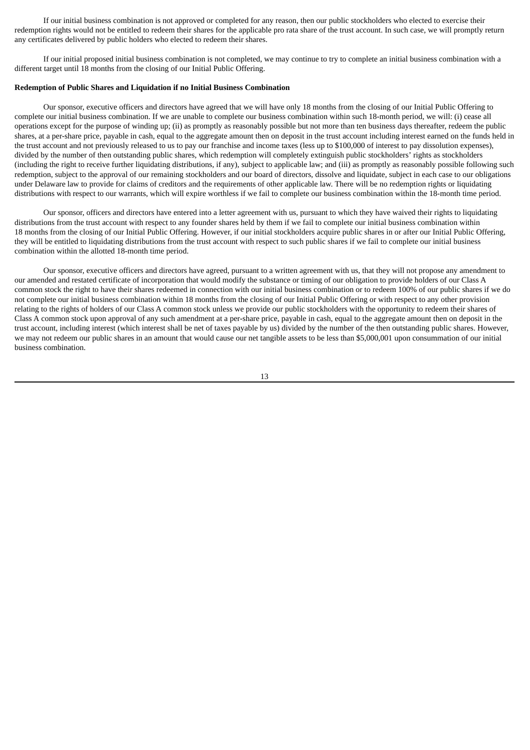If our initial business combination is not approved or completed for any reason, then our public stockholders who elected to exercise their redemption rights would not be entitled to redeem their shares for the applicable pro rata share of the trust account. In such case, we will promptly return any certificates delivered by public holders who elected to redeem their shares.

If our initial proposed initial business combination is not completed, we may continue to try to complete an initial business combination with a different target until 18 months from the closing of our Initial Public Offering.

**Redemption of Public Shares and Liquidation if no Initial Business Combination**

Our sponsor, executive officers and directors have agreed that we will have only 18 months from the closing of our Initial Public Offering to complete our initial business combination. If we are unable to complete our business combination within such 18-month period, we will: (i) cease all operations except for the purpose of winding up; (ii) as promptly as reasonably possible but not more than ten business days thereafter, redeem the public shares, at a per-share price, payable in cash, equal to the aggregate amount then on deposit in the trust account including interest earned on the funds held in the trust account and not previously released to us to pay our franchise and income taxes (less up to $100,000 of interest to pay dissolution expenses), divided by the number of then outstanding public shares, which redemption will completely extinguish public stockholders' rights as stockholders (including the right to receive further liquidating distributions, if any), subject to applicable law; and (iii) as promptly as reasonably possible following such redemption, subject to the approval of our remaining stockholders and our board of directors, dissolve and liquidate, subject in each case to our obligations under Delaware law to provide for claims of creditors and the requirements of other applicable law. There will be no redemption rights or liquidating distributions with respect to our warrants, which will expire worthless if we fail to complete our business combination within the 18-month time period.

Our sponsor, officers and directors have entered into a letter agreement with us, pursuant to which they have waived their rights to liquidating distributions from the trust account with respect to any founder shares held by them if we fail to complete our initial business combination within 18 months from the closing of our Initial Public Offering. However, if our initial stockholders acquire public shares in or after our Initial Public Offering, they will be entitled to liquidating distributions from the trust account with respect to such public shares if we fail to complete our initial business combination within the allotted 18-month time period.

Our sponsor, executive officers and directors have agreed, pursuant to a written agreement with us, that they will not propose any amendment to our amended and restated certificate of incorporation that would modify the substance or timing of our obligation to provide holders of our Class A common stock the right to have their shares redeemed in connection with our initial business combination or to redeem 100% of our public shares if we do not complete our initial business combination within 18 months from the closing of our Initial Public Offering or with respect to any other provision relating to the rights of holders of our Class A common stock unless we provide our public stockholders with the opportunity to redeem their shares of Class A common stock upon approval of any such amendment at a per-share price, payable in cash, equal to the aggregate amount then on deposit in the trust account, including interest (which interest shall be net of taxes payable by us) divided by the number of the then outstanding public shares. However, we may not redeem our public shares in an amount that would cause our net tangible assets to be less than $5,000,001 upon consummation of our initial business combination.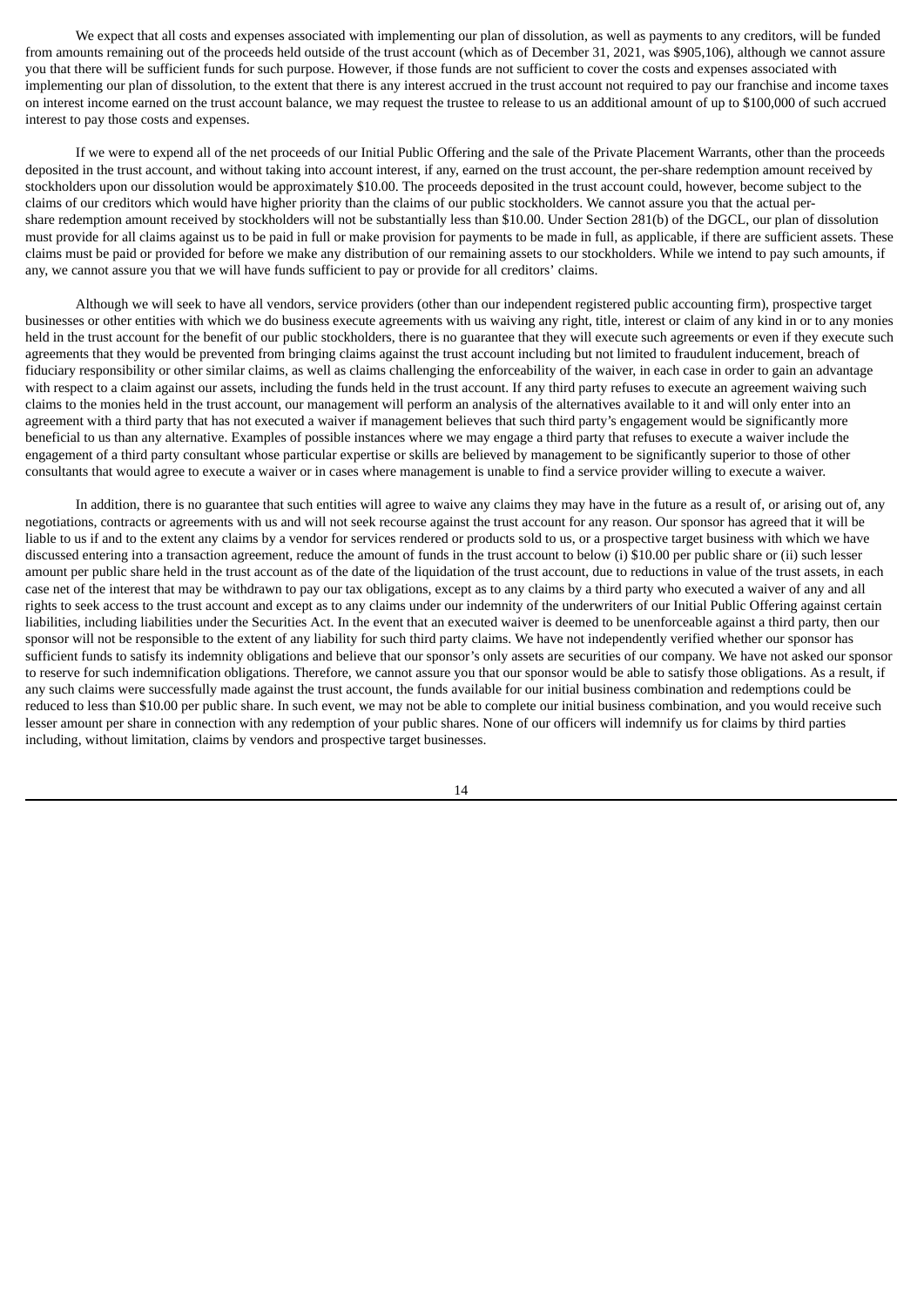We expect that all costs and expenses associated with implementing our plan of dissolution, as well as payments to any creditors, will be funded from amounts remaining out of the proceeds held outside of the trust account (which as of December 31, 2021, was $905,106), although we cannot assure you that there will be sufficient funds for such purpose. However, if those funds are not sufficient to cover the costs and expenses associated with implementing our plan of dissolution, to the extent that there is any interest accrued in the trust account not required to pay our franchise and income taxes on interest income earned on the trust account balance, we may request the trustee to release to us an additional amount of up to $100,000 of such accrued interest to pay those costs and expenses.

If we were to expend all of the net proceeds of our Initial Public Offering and the sale of the Private Placement Warrants, other than the proceeds deposited in the trust account, and without taking into account interest, if any, earned on the trust account, the per-share redemption amount received by stockholders upon our dissolution would be approximately $10.00. The proceeds deposited in the trust account could, however, become subject to the claims of our creditors which would have higher priority than the claims of our public stockholders. We cannot assure you that the actual per-share redemption amount received by stockholders will not be substantially less than $10.00. Under Section 281(b) of the DGCL, our plan of dissolution must provide for all claims against us to be paid in full or make provision for payments to be made in full, as applicable, if there are sufficient assets. These claims must be paid or provided for before we make any distribution of our remaining assets to our stockholders. While we intend to pay such amounts, if any, we cannot assure you that we will have funds sufficient to pay or provide for all creditors' claims.

Although we will seek to have all vendors, service providers (other than our independent registered public accounting firm), prospective target businesses or other entities with which we do business execute agreements with us waiving any right, title, interest or claim of any kind in or to any monies held in the trust account for the benefit of our public stockholders, there is no guarantee that they will execute such agreements or even if they execute such agreements that they would be prevented from bringing claims against the trust account including but not limited to fraudulent inducement, breach of fiduciary responsibility or other similar claims, as well as claims challenging the enforceability of the waiver, in each case in order to gain an advantage with respect to a claim against our assets, including the funds held in the trust account. If any third party refuses to execute an agreement waiving such claims to the monies held in the trust account, our management will perform an analysis of the alternatives available to it and will only enter into an agreement with a third party that has not executed a waiver if management believes that such third party's engagement would be significantly more beneficial to us than any alternative. Examples of possible instances where we may engage a third party that refuses to execute a waiver include the engagement of a third party consultant whose particular expertise or skills are believed by management to be significantly superior to those of other consultants that would agree to execute a waiver or in cases where management is unable to find a service provider willing to execute a waiver.

In addition, there is no guarantee that such entities will agree to waive any claims they may have in the future as a result of, or arising out of, any negotiations, contracts or agreements with us and will not seek recourse against the trust account for any reason. Our sponsor has agreed that it will be liable to us if and to the extent any claims by a vendor for services rendered or products sold to us, or a prospective target business with which we have discussed entering into a transaction agreement, reduce the amount of funds in the trust account to below (i) $10.00 per public share or (ii) such lesser amount per public share held in the trust account as of the date of the liquidation of the trust account, due to reductions in value of the trust assets, in each case net of the interest that may be withdrawn to pay our tax obligations, except as to any claims by a third party who executed a waiver of any and all rights to seek access to the trust account and except as to any claims under our indemnity of the underwriters of our Initial Public Offering against certain liabilities, including liabilities under the Securities Act. In the event that an executed waiver is deemed to be unenforceable against a third party, then our sponsor will not be responsible to the extent of any liability for such third party claims. We have not independently verified whether our sponsor has sufficient funds to satisfy its indemnity obligations and believe that our sponsor's only assets are securities of our company. We have not asked our sponsor to reserve for such indemnification obligations. Therefore, we cannot assure you that our sponsor would be able to satisfy those obligations. As a result, if any such claims were successfully made against the trust account, the funds available for our initial business combination and redemptions could be reduced to less than $10.00 per public share. In such event, we may not be able to complete our initial business combination, and you would receive such lesser amount per share in connection with any redemption of your public shares. None of our officers will indemnify us for claims by third parties including, without limitation, claims by vendors and prospective target businesses.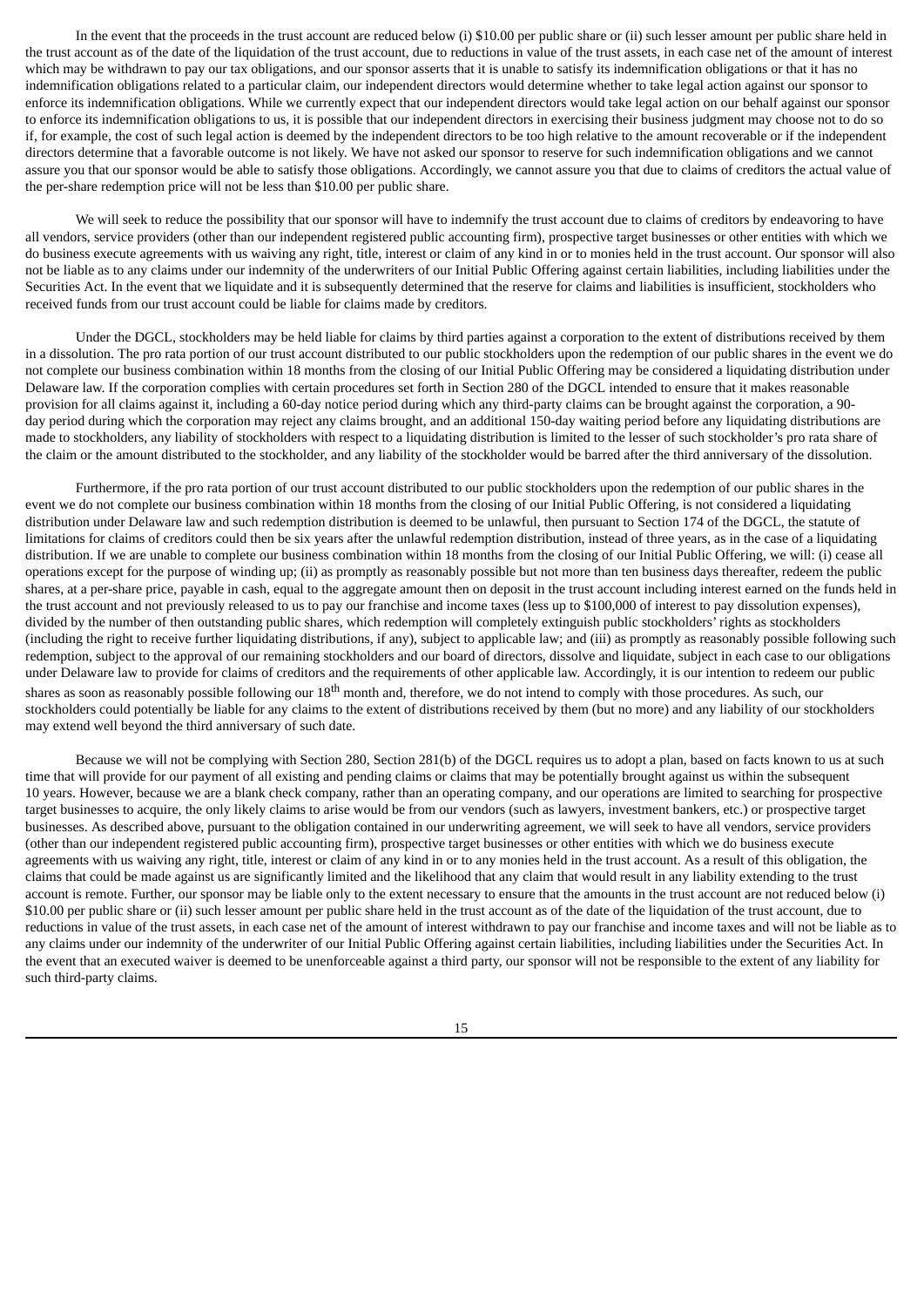In the event that the proceeds in the trust account are reduced below (i) $10.00 per public share or (ii) such lesser amount per public share held in the trust account as of the date of the liquidation of the trust account, due to reductions in value of the trust assets, in each case net of the amount of interest which may be withdrawn to pay our tax obligations, and our sponsor asserts that it is unable to satisfy its indemnification obligations or that it has no indemnification obligations related to a particular claim, our independent directors would determine whether to take legal action against our sponsor to enforce its indemnification obligations. While we currently expect that our independent directors would take legal action on our behalf against our sponsor to enforce its indemnification obligations to us, it is possible that our independent directors in exercising their business judgment may choose not to do so if, for example, the cost of such legal action is deemed by the independent directors to be too high relative to the amount recoverable or if the independent directors determine that a favorable outcome is not likely. We have not asked our sponsor to reserve for such indemnification obligations and we cannot assure you that our sponsor would be able to satisfy those obligations. Accordingly, we cannot assure you that due to claims of creditors the actual value of the per-share redemption price will not be less than $10.00 per public share.

We will seek to reduce the possibility that our sponsor will have to indemnify the trust account due to claims of creditors by endeavoring to have all vendors, service providers (other than our independent registered public accounting firm), prospective target businesses or other entities with which we do business execute agreements with us waiving any right, title, interest or claim of any kind in or to monies held in the trust account. Our sponsor will also not be liable as to any claims under our indemnity of the underwriters of our Initial Public Offering against certain liabilities, including liabilities under the Securities Act. In the event that we liquidate and it is subsequently determined that the reserve for claims and liabilities is insufficient, stockholders who received funds from our trust account could be liable for claims made by creditors.

Under the DGCL, stockholders may be held liable for claims by third parties against a corporation to the extent of distributions received by them in a dissolution. The pro rata portion of our trust account distributed to our public stockholders upon the redemption of our public shares in the event we do not complete our business combination within 18 months from the closing of our Initial Public Offering may be considered a liquidating distribution under Delaware law. If the corporation complies with certain procedures set forth in Section 280 of the DGCL intended to ensure that it makes reasonable provision for all claims against it, including a 60-day notice period during which any third-party claims can be brought against the corporation, a 90-day period during which the corporation may reject any claims brought, and an additional 150-day waiting period before any liquidating distributions are made to stockholders, any liability of stockholders with respect to a liquidating distribution is limited to the lesser of such stockholder's pro rata share of the claim or the amount distributed to the stockholder, and any liability of the stockholder would be barred after the third anniversary of the dissolution.

Furthermore, if the pro rata portion of our trust account distributed to our public stockholders upon the redemption of our public shares in the event we do not complete our business combination within 18 months from the closing of our Initial Public Offering, is not considered a liquidating distribution under Delaware law and such redemption distribution is deemed to be unlawful, then pursuant to Section 174 of the DGCL, the statute of limitations for claims of creditors could then be six years after the unlawful redemption distribution, instead of three years, as in the case of a liquidating distribution. If we are unable to complete our business combination within 18 months from the closing of our Initial Public Offering, we will: (i) cease all operations except for the purpose of winding up; (ii) as promptly as reasonably possible but not more than ten business days thereafter, redeem the public shares, at a per-share price, payable in cash, equal to the aggregate amount then on deposit in the trust account including interest earned on the funds held in the trust account and not previously released to us to pay our franchise and income taxes (less up to $100,000 of interest to pay dissolution expenses), divided by the number of then outstanding public shares, which redemption will completely extinguish public stockholders' rights as stockholders (including the right to receive further liquidating distributions, if any), subject to applicable law; and (iii) as promptly as reasonably possible following such redemption, subject to the approval of our remaining stockholders and our board of directors, dissolve and liquidate, subject in each case to our obligations under Delaware law to provide for claims of creditors and the requirements of other applicable law. Accordingly, it is our intention to redeem our public shares as soon as reasonably possible following our 18th month and, therefore, we do not intend to comply with those procedures. As such, our stockholders could potentially be liable for any claims to the extent of distributions received by them (but no more) and any liability of our stockholders may extend well beyond the third anniversary of such date.

Because we will not be complying with Section 280, Section 281(b) of the DGCL requires us to adopt a plan, based on facts known to us at such time that will provide for our payment of all existing and pending claims or claims that may be potentially brought against us within the subsequent 10 years. However, because we are a blank check company, rather than an operating company, and our operations are limited to searching for prospective target businesses to acquire, the only likely claims to arise would be from our vendors (such as lawyers, investment bankers, etc.) or prospective target businesses. As described above, pursuant to the obligation contained in our underwriting agreement, we will seek to have all vendors, service providers (other than our independent registered public accounting firm), prospective target businesses or other entities with which we do business execute agreements with us waiving any right, title, interest or claim of any kind in or to any monies held in the trust account. As a result of this obligation, the claims that could be made against us are significantly limited and the likelihood that any claim that would result in any liability extending to the trust account is remote. Further, our sponsor may be liable only to the extent necessary to ensure that the amounts in the trust account are not reduced below (i) $10.00 per public share or (ii) such lesser amount per public share held in the trust account as of the date of the liquidation of the trust account, due to reductions in value of the trust assets, in each case net of the amount of interest withdrawn to pay our franchise and income taxes and will not be liable as to any claims under our indemnity of the underwriter of our Initial Public Offering against certain liabilities, including liabilities under the Securities Act. In the event that an executed waiver is deemed to be unenforceable against a third party, our sponsor will not be responsible to the extent of any liability for such third-party claims.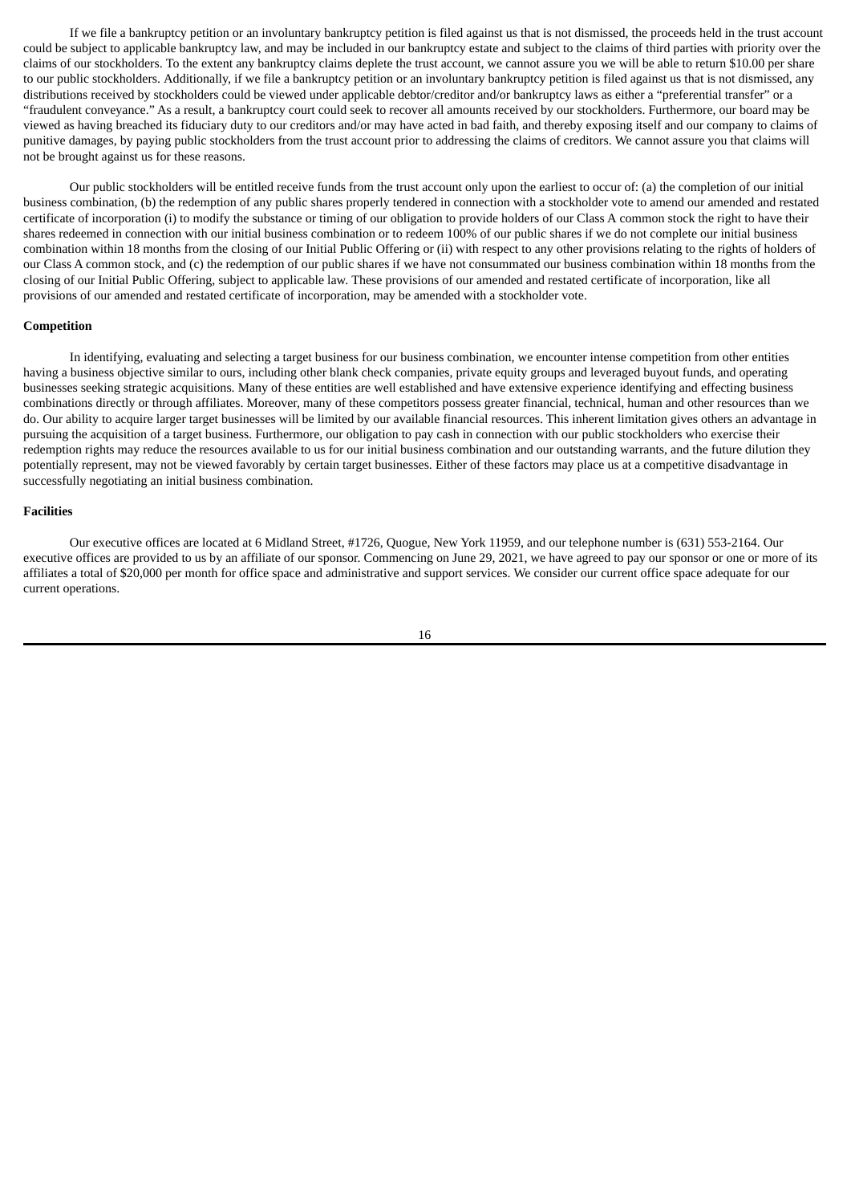If we file a bankruptcy petition or an involuntary bankruptcy petition is filed against us that is not dismissed, the proceeds held in the trust account could be subject to applicable bankruptcy law, and may be included in our bankruptcy estate and subject to the claims of third parties with priority over the claims of our stockholders. To the extent any bankruptcy claims deplete the trust account, we cannot assure you we will be able to return $10.00 per share to our public stockholders. Additionally, if we file a bankruptcy petition or an involuntary bankruptcy petition is filed against us that is not dismissed, any distributions received by stockholders could be viewed under applicable debtor/creditor and/or bankruptcy laws as either a "preferential transfer" or a "fraudulent conveyance." As a result, a bankruptcy court could seek to recover all amounts received by our stockholders. Furthermore, our board may be viewed as having breached its fiduciary duty to our creditors and/or may have acted in bad faith, and thereby exposing itself and our company to claims of punitive damages, by paying public stockholders from the trust account prior to addressing the claims of creditors. We cannot assure you that claims will not be brought against us for these reasons.

Our public stockholders will be entitled receive funds from the trust account only upon the earliest to occur of: (a) the completion of our initial business combination, (b) the redemption of any public shares properly tendered in connection with a stockholder vote to amend our amended and restated certificate of incorporation (i) to modify the substance or timing of our obligation to provide holders of our Class A common stock the right to have their shares redeemed in connection with our initial business combination or to redeem 100% of our public shares if we do not complete our initial business combination within 18 months from the closing of our Initial Public Offering or (ii) with respect to any other provisions relating to the rights of holders of our Class A common stock, and (c) the redemption of our public shares if we have not consummated our business combination within 18 months from the closing of our Initial Public Offering, subject to applicable law. These provisions of our amended and restated certificate of incorporation, like all provisions of our amended and restated certificate of incorporation, may be amended with a stockholder vote.

**Competition**

In identifying, evaluating and selecting a target business for our business combination, we encounter intense competition from other entities having a business objective similar to ours, including other blank check companies, private equity groups and leveraged buyout funds, and operating businesses seeking strategic acquisitions. Many of these entities are well established and have extensive experience identifying and effecting business combinations directly or through affiliates. Moreover, many of these competitors possess greater financial, technical, human and other resources than we do. Our ability to acquire larger target businesses will be limited by our available financial resources. This inherent limitation gives others an advantage in pursuing the acquisition of a target business. Furthermore, our obligation to pay cash in connection with our public stockholders who exercise their redemption rights may reduce the resources available to us for our initial business combination and our outstanding warrants, and the future dilution they potentially represent, may not be viewed favorably by certain target businesses. Either of these factors may place us at a competitive disadvantage in successfully negotiating an initial business combination.

**Facilities**

Our executive offices are located at 6 Midland Street, #1726, Quogue, New York 11959, and our telephone number is (631) 553-2164. Our executive offices are provided to us by an affiliate of our sponsor. Commencing on June 29, 2021, we have agreed to pay our sponsor or one or more of its affiliates a total of $20,000 per month for office space and administrative and support services. We consider our current office space adequate for our current operations.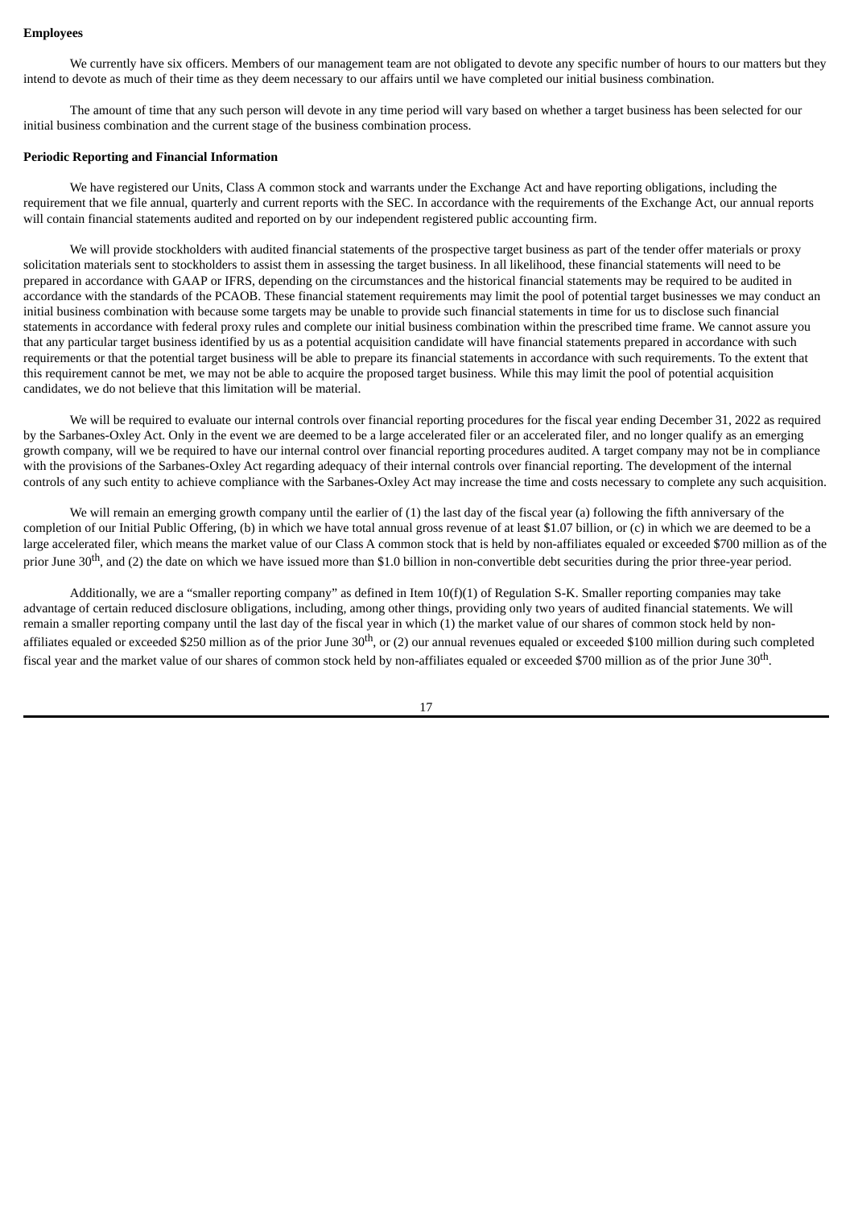**Employees**

We currently have six officers. Members of our management team are not obligated to devote any specific number of hours to our matters but they intend to devote as much of their time as they deem necessary to our affairs until we have completed our initial business combination.

The amount of time that any such person will devote in any time period will vary based on whether a target business has been selected for our initial business combination and the current stage of the business combination process.

**Periodic Reporting and Financial Information**

We have registered our Units, Class A common stock and warrants under the Exchange Act and have reporting obligations, including the requirement that we file annual, quarterly and current reports with the SEC. In accordance with the requirements of the Exchange Act, our annual reports will contain financial statements audited and reported on by our independent registered public accounting firm.

We will provide stockholders with audited financial statements of the prospective target business as part of the tender offer materials or proxy solicitation materials sent to stockholders to assist them in assessing the target business. In all likelihood, these financial statements will need to be prepared in accordance with GAAP or IFRS, depending on the circumstances and the historical financial statements may be required to be audited in accordance with the standards of the PCAOB. These financial statement requirements may limit the pool of potential target businesses we may conduct an initial business combination with because some targets may be unable to provide such financial statements in time for us to disclose such financial statements in accordance with federal proxy rules and complete our initial business combination within the prescribed time frame. We cannot assure you that any particular target business identified by us as a potential acquisition candidate will have financial statements prepared in accordance with such requirements or that the potential target business will be able to prepare its financial statements in accordance with such requirements. To the extent that this requirement cannot be met, we may not be able to acquire the proposed target business. While this may limit the pool of potential acquisition candidates, we do not believe that this limitation will be material.

We will be required to evaluate our internal controls over financial reporting procedures for the fiscal year ending December 31, 2022 as required by the Sarbanes-Oxley Act. Only in the event we are deemed to be a large accelerated filer or an accelerated filer, and no longer qualify as an emerging growth company, will we be required to have our internal control over financial reporting procedures audited. A target company may not be in compliance with the provisions of the Sarbanes-Oxley Act regarding adequacy of their internal controls over financial reporting. The development of the internal controls of any such entity to achieve compliance with the Sarbanes-Oxley Act may increase the time and costs necessary to complete any such acquisition.

We will remain an emerging growth company until the earlier of (1) the last day of the fiscal year (a) following the fifth anniversary of the completion of our Initial Public Offering, (b) in which we have total annual gross revenue of at least $1.07 billion, or (c) in which we are deemed to be a large accelerated filer, which means the market value of our Class A common stock that is held by non-affiliates equaled or exceeded $700 million as of the prior June 30th, and (2) the date on which we have issued more than $1.0 billion in non-convertible debt securities during the prior three-year period.

Additionally, we are a "smaller reporting company" as defined in Item 10(f)(1) of Regulation S-K. Smaller reporting companies may take advantage of certain reduced disclosure obligations, including, among other things, providing only two years of audited financial statements. We will remain a smaller reporting company until the last day of the fiscal year in which (1) the market value of our shares of common stock held by non-affiliates equaled or exceeded $250 million as of the prior June 30th, or (2) our annual revenues equaled or exceeded $100 million during such completed fiscal year and the market value of our shares of common stock held by non-affiliates equaled or exceeded $700 million as of the prior June 30th.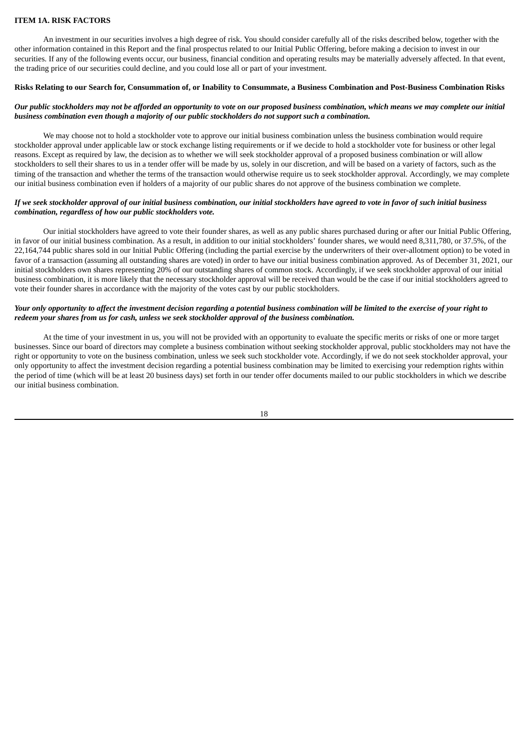## ITEM 1A. RISK FACTORS

An investment in our securities involves a high degree of risk. You should consider carefully all of the risks described below, together with the other information contained in this Report and the final prospectus related to our Initial Public Offering, before making a decision to invest in our securities. If any of the following events occur, our business, financial condition and operating results may be materially adversely affected. In that event, the trading price of our securities could decline, and you could lose all or part of your investment.

### Risks Relating to our Search for, Consummation of, or Inability to Consummate, a Business Combination and Post-Business Combination Risks

***Our public stockholders may not be afforded an opportunity to vote on our proposed business combination, which means we may complete our initial business combination even though a majority of our public stockholders do not support such a combination.***

We may choose not to hold a stockholder vote to approve our initial business combination unless the business combination would require stockholder approval under applicable law or stock exchange listing requirements or if we decide to hold a stockholder vote for business or other legal reasons. Except as required by law, the decision as to whether we will seek stockholder approval of a proposed business combination or will allow stockholders to sell their shares to us in a tender offer will be made by us, solely in our discretion, and will be based on a variety of factors, such as the timing of the transaction and whether the terms of the transaction would otherwise require us to seek stockholder approval. Accordingly, we may complete our initial business combination even if holders of a majority of our public shares do not approve of the business combination we complete.

***If we seek stockholder approval of our initial business combination, our initial stockholders have agreed to vote in favor of such initial business combination, regardless of how our public stockholders vote.***

Our initial stockholders have agreed to vote their founder shares, as well as any public shares purchased during or after our Initial Public Offering, in favor of our initial business combination. As a result, in addition to our initial stockholders' founder shares, we would need 8,311,780, or 37.5%, of the 22,164,744 public shares sold in our Initial Public Offering (including the partial exercise by the underwriters of their over-allotment option) to be voted in favor of a transaction (assuming all outstanding shares are voted) in order to have our initial business combination approved. As of December 31, 2021, our initial stockholders own shares representing 20% of our outstanding shares of common stock. Accordingly, if we seek stockholder approval of our initial business combination, it is more likely that the necessary stockholder approval will be received than would be the case if our initial stockholders agreed to vote their founder shares in accordance with the majority of the votes cast by our public stockholders.

***Your only opportunity to affect the investment decision regarding a potential business combination will be limited to the exercise of your right to redeem your shares from us for cash, unless we seek stockholder approval of the business combination.***

At the time of your investment in us, you will not be provided with an opportunity to evaluate the specific merits or risks of one or more target businesses. Since our board of directors may complete a business combination without seeking stockholder approval, public stockholders may not have the right or opportunity to vote on the business combination, unless we seek such stockholder vote. Accordingly, if we do not seek stockholder approval, your only opportunity to affect the investment decision regarding a potential business combination may be limited to exercising your redemption rights within the period of time (which will be at least 20 business days) set forth in our tender offer documents mailed to our public stockholders in which we describe our initial business combination.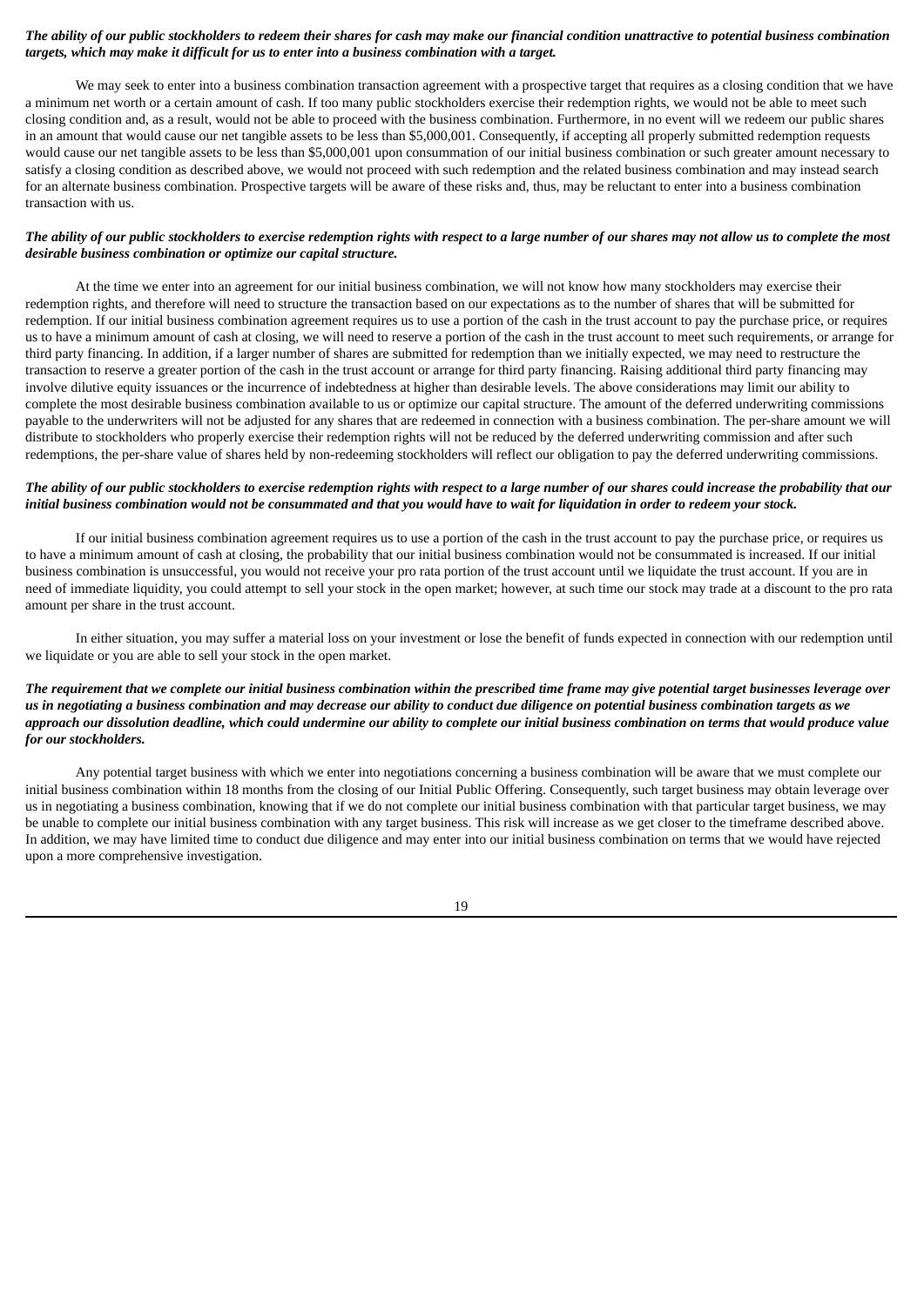***The ability of our public stockholders to redeem their shares for cash may make our financial condition unattractive to potential business combination targets, which may make it difficult for us to enter into a business combination with a target.***

We may seek to enter into a business combination transaction agreement with a prospective target that requires as a closing condition that we have a minimum net worth or a certain amount of cash. If too many public stockholders exercise their redemption rights, we would not be able to meet such closing condition and, as a result, would not be able to proceed with the business combination. Furthermore, in no event will we redeem our public shares in an amount that would cause our net tangible assets to be less than $5,000,001. Consequently, if accepting all properly submitted redemption requests would cause our net tangible assets to be less than $5,000,001 upon consummation of our initial business combination or such greater amount necessary to satisfy a closing condition as described above, we would not proceed with such redemption and the related business combination and may instead search for an alternate business combination. Prospective targets will be aware of these risks and, thus, may be reluctant to enter into a business combination transaction with us.

***The ability of our public stockholders to exercise redemption rights with respect to a large number of our shares may not allow us to complete the most desirable business combination or optimize our capital structure.***

At the time we enter into an agreement for our initial business combination, we will not know how many stockholders may exercise their redemption rights, and therefore will need to structure the transaction based on our expectations as to the number of shares that will be submitted for redemption. If our initial business combination agreement requires us to use a portion of the cash in the trust account to pay the purchase price, or requires us to have a minimum amount of cash at closing, we will need to reserve a portion of the cash in the trust account to meet such requirements, or arrange for third party financing. In addition, if a larger number of shares are submitted for redemption than we initially expected, we may need to restructure the transaction to reserve a greater portion of the cash in the trust account or arrange for third party financing. Raising additional third party financing may involve dilutive equity issuances or the incurrence of indebtedness at higher than desirable levels. The above considerations may limit our ability to complete the most desirable business combination available to us or optimize our capital structure. The amount of the deferred underwriting commissions payable to the underwriters will not be adjusted for any shares that are redeemed in connection with a business combination. The per-share amount we will distribute to stockholders who properly exercise their redemption rights will not be reduced by the deferred underwriting commission and after such redemptions, the per-share value of shares held by non-redeeming stockholders will reflect our obligation to pay the deferred underwriting commissions.

***The ability of our public stockholders to exercise redemption rights with respect to a large number of our shares could increase the probability that our initial business combination would not be consummated and that you would have to wait for liquidation in order to redeem your stock.***

If our initial business combination agreement requires us to use a portion of the cash in the trust account to pay the purchase price, or requires us to have a minimum amount of cash at closing, the probability that our initial business combination would not be consummated is increased. If our initial business combination is unsuccessful, you would not receive your pro rata portion of the trust account until we liquidate the trust account. If you are in need of immediate liquidity, you could attempt to sell your stock in the open market; however, at such time our stock may trade at a discount to the pro rata amount per share in the trust account.

In either situation, you may suffer a material loss on your investment or lose the benefit of funds expected in connection with our redemption until we liquidate or you are able to sell your stock in the open market.

***The requirement that we complete our initial business combination within the prescribed time frame may give potential target businesses leverage over us in negotiating a business combination and may decrease our ability to conduct due diligence on potential business combination targets as we approach our dissolution deadline, which could undermine our ability to complete our initial business combination on terms that would produce value for our stockholders.***

Any potential target business with which we enter into negotiations concerning a business combination will be aware that we must complete our initial business combination within 18 months from the closing of our Initial Public Offering. Consequently, such target business may obtain leverage over us in negotiating a business combination, knowing that if we do not complete our initial business combination with that particular target business, we may be unable to complete our initial business combination with any target business. This risk will increase as we get closer to the timeframe described above. In addition, we may have limited time to conduct due diligence and may enter into our initial business combination on terms that we would have rejected upon a more comprehensive investigation.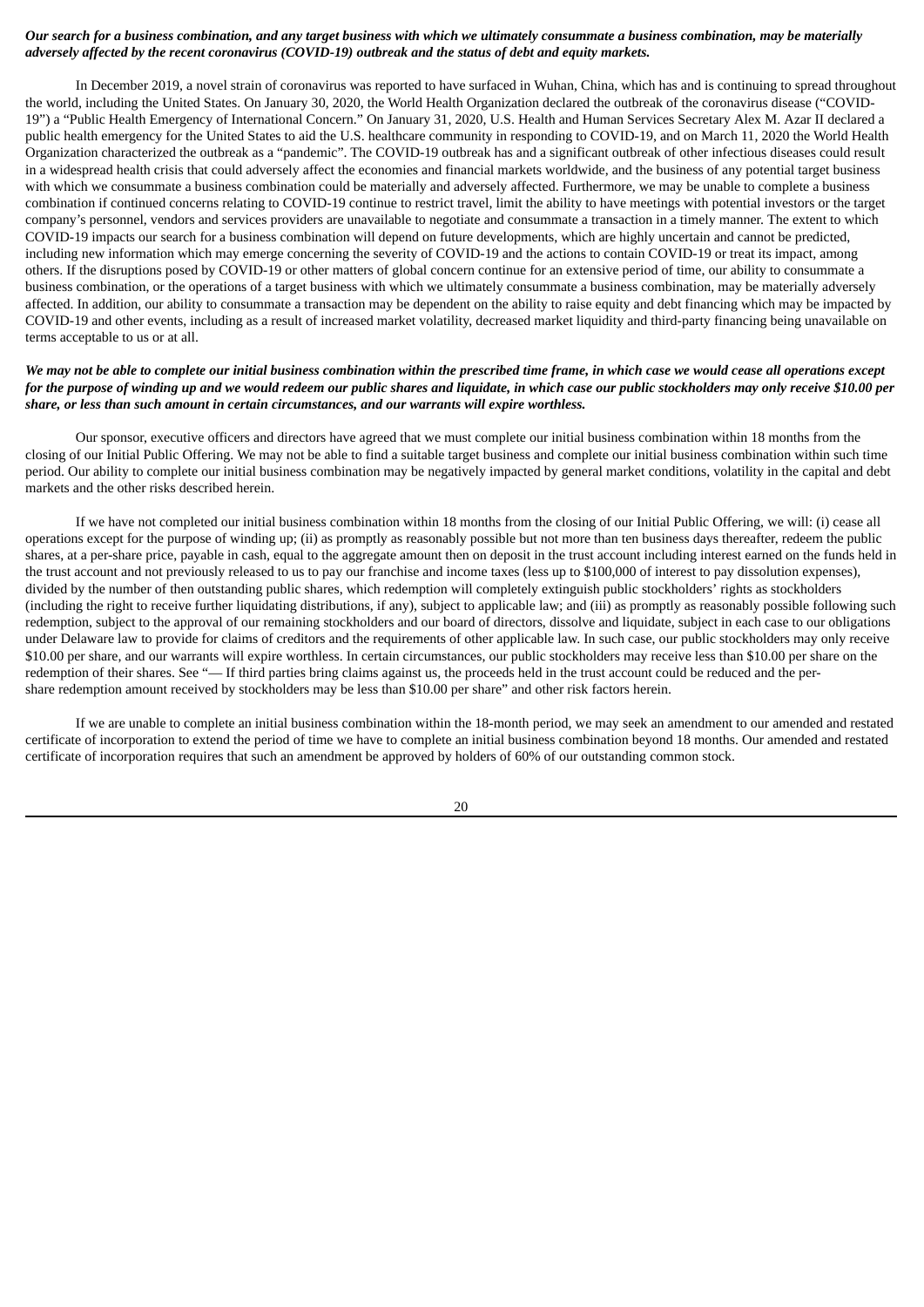***Our search for a business combination, and any target business with which we ultimately consummate a business combination, may be materially adversely affected by the recent coronavirus (COVID-19) outbreak and the status of debt and equity markets.***

In December 2019, a novel strain of coronavirus was reported to have surfaced in Wuhan, China, which has and is continuing to spread throughout the world, including the United States. On January 30, 2020, the World Health Organization declared the outbreak of the coronavirus disease ("COVID-19") a "Public Health Emergency of International Concern." On January 31, 2020, U.S. Health and Human Services Secretary Alex M. Azar II declared a public health emergency for the United States to aid the U.S. healthcare community in responding to COVID-19, and on March 11, 2020 the World Health Organization characterized the outbreak as a "pandemic". The COVID-19 outbreak has and a significant outbreak of other infectious diseases could result in a widespread health crisis that could adversely affect the economies and financial markets worldwide, and the business of any potential target business with which we consummate a business combination could be materially and adversely affected. Furthermore, we may be unable to complete a business combination if continued concerns relating to COVID-19 continue to restrict travel, limit the ability to have meetings with potential investors or the target company's personnel, vendors and services providers are unavailable to negotiate and consummate a transaction in a timely manner. The extent to which COVID-19 impacts our search for a business combination will depend on future developments, which are highly uncertain and cannot be predicted, including new information which may emerge concerning the severity of COVID-19 and the actions to contain COVID-19 or treat its impact, among others. If the disruptions posed by COVID-19 or other matters of global concern continue for an extensive period of time, our ability to consummate a business combination, or the operations of a target business with which we ultimately consummate a business combination, may be materially adversely affected. In addition, our ability to consummate a transaction may be dependent on the ability to raise equity and debt financing which may be impacted by COVID-19 and other events, including as a result of increased market volatility, decreased market liquidity and third-party financing being unavailable on terms acceptable to us or at all.

***We may not be able to complete our initial business combination within the prescribed time frame, in which case we would cease all operations except for the purpose of winding up and we would redeem our public shares and liquidate, in which case our public stockholders may only receive $10.00 per share, or less than such amount in certain circumstances, and our warrants will expire worthless.***

Our sponsor, executive officers and directors have agreed that we must complete our initial business combination within 18 months from the closing of our Initial Public Offering. We may not be able to find a suitable target business and complete our initial business combination within such time period. Our ability to complete our initial business combination may be negatively impacted by general market conditions, volatility in the capital and debt markets and the other risks described herein.

If we have not completed our initial business combination within 18 months from the closing of our Initial Public Offering, we will: (i) cease all operations except for the purpose of winding up; (ii) as promptly as reasonably possible but not more than ten business days thereafter, redeem the public shares, at a per-share price, payable in cash, equal to the aggregate amount then on deposit in the trust account including interest earned on the funds held in the trust account and not previously released to us to pay our franchise and income taxes (less up to $100,000 of interest to pay dissolution expenses), divided by the number of then outstanding public shares, which redemption will completely extinguish public stockholders' rights as stockholders (including the right to receive further liquidating distributions, if any), subject to applicable law; and (iii) as promptly as reasonably possible following such redemption, subject to the approval of our remaining stockholders and our board of directors, dissolve and liquidate, subject in each case to our obligations under Delaware law to provide for claims of creditors and the requirements of other applicable law. In such case, our public stockholders may only receive $10.00 per share, and our warrants will expire worthless. In certain circumstances, our public stockholders may receive less than $10.00 per share on the redemption of their shares. See "— If third parties bring claims against us, the proceeds held in the trust account could be reduced and the per-share redemption amount received by stockholders may be less than $10.00 per share" and other risk factors herein.

If we are unable to complete an initial business combination within the 18-month period, we may seek an amendment to our amended and restated certificate of incorporation to extend the period of time we have to complete an initial business combination beyond 18 months. Our amended and restated certificate of incorporation requires that such an amendment be approved by holders of 60% of our outstanding common stock.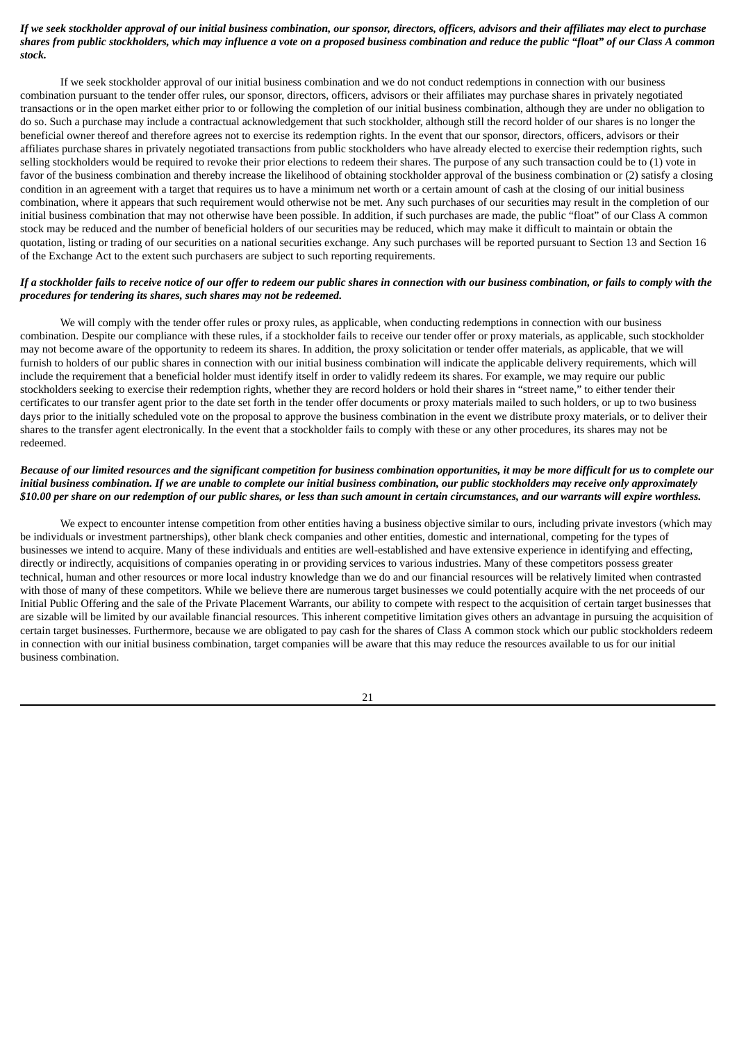***If we seek stockholder approval of our initial business combination, our sponsor, directors, officers, advisors and their affiliates may elect to purchase shares from public stockholders, which may influence a vote on a proposed business combination and reduce the public "float" of our Class A common stock.***

If we seek stockholder approval of our initial business combination and we do not conduct redemptions in connection with our business combination pursuant to the tender offer rules, our sponsor, directors, officers, advisors or their affiliates may purchase shares in privately negotiated transactions or in the open market either prior to or following the completion of our initial business combination, although they are under no obligation to do so. Such a purchase may include a contractual acknowledgement that such stockholder, although still the record holder of our shares is no longer the beneficial owner thereof and therefore agrees not to exercise its redemption rights. In the event that our sponsor, directors, officers, advisors or their affiliates purchase shares in privately negotiated transactions from public stockholders who have already elected to exercise their redemption rights, such selling stockholders would be required to revoke their prior elections to redeem their shares. The purpose of any such transaction could be to (1) vote in favor of the business combination and thereby increase the likelihood of obtaining stockholder approval of the business combination or (2) satisfy a closing condition in an agreement with a target that requires us to have a minimum net worth or a certain amount of cash at the closing of our initial business combination, where it appears that such requirement would otherwise not be met. Any such purchases of our securities may result in the completion of our initial business combination that may not otherwise have been possible. In addition, if such purchases are made, the public "float" of our Class A common stock may be reduced and the number of beneficial holders of our securities may be reduced, which may make it difficult to maintain or obtain the quotation, listing or trading of our securities on a national securities exchange. Any such purchases will be reported pursuant to Section 13 and Section 16 of the Exchange Act to the extent such purchasers are subject to such reporting requirements.

***If a stockholder fails to receive notice of our offer to redeem our public shares in connection with our business combination, or fails to comply with the procedures for tendering its shares, such shares may not be redeemed.***

We will comply with the tender offer rules or proxy rules, as applicable, when conducting redemptions in connection with our business combination. Despite our compliance with these rules, if a stockholder fails to receive our tender offer or proxy materials, as applicable, such stockholder may not become aware of the opportunity to redeem its shares. In addition, the proxy solicitation or tender offer materials, as applicable, that we will furnish to holders of our public shares in connection with our initial business combination will indicate the applicable delivery requirements, which will include the requirement that a beneficial holder must identify itself in order to validly redeem its shares. For example, we may require our public stockholders seeking to exercise their redemption rights, whether they are record holders or hold their shares in "street name," to either tender their certificates to our transfer agent prior to the date set forth in the tender offer documents or proxy materials mailed to such holders, or up to two business days prior to the initially scheduled vote on the proposal to approve the business combination in the event we distribute proxy materials, or to deliver their shares to the transfer agent electronically. In the event that a stockholder fails to comply with these or any other procedures, its shares may not be redeemed.

***Because of our limited resources and the significant competition for business combination opportunities, it may be more difficult for us to complete our initial business combination. If we are unable to complete our initial business combination, our public stockholders may receive only approximately $10.00 per share on our redemption of our public shares, or less than such amount in certain circumstances, and our warrants will expire worthless.***

We expect to encounter intense competition from other entities having a business objective similar to ours, including private investors (which may be individuals or investment partnerships), other blank check companies and other entities, domestic and international, competing for the types of businesses we intend to acquire. Many of these individuals and entities are well-established and have extensive experience in identifying and effecting, directly or indirectly, acquisitions of companies operating in or providing services to various industries. Many of these competitors possess greater technical, human and other resources or more local industry knowledge than we do and our financial resources will be relatively limited when contrasted with those of many of these competitors. While we believe there are numerous target businesses we could potentially acquire with the net proceeds of our Initial Public Offering and the sale of the Private Placement Warrants, our ability to compete with respect to the acquisition of certain target businesses that are sizable will be limited by our available financial resources. This inherent competitive limitation gives others an advantage in pursuing the acquisition of certain target businesses. Furthermore, because we are obligated to pay cash for the shares of Class A common stock which our public stockholders redeem in connection with our initial business combination, target companies will be aware that this may reduce the resources available to us for our initial business combination.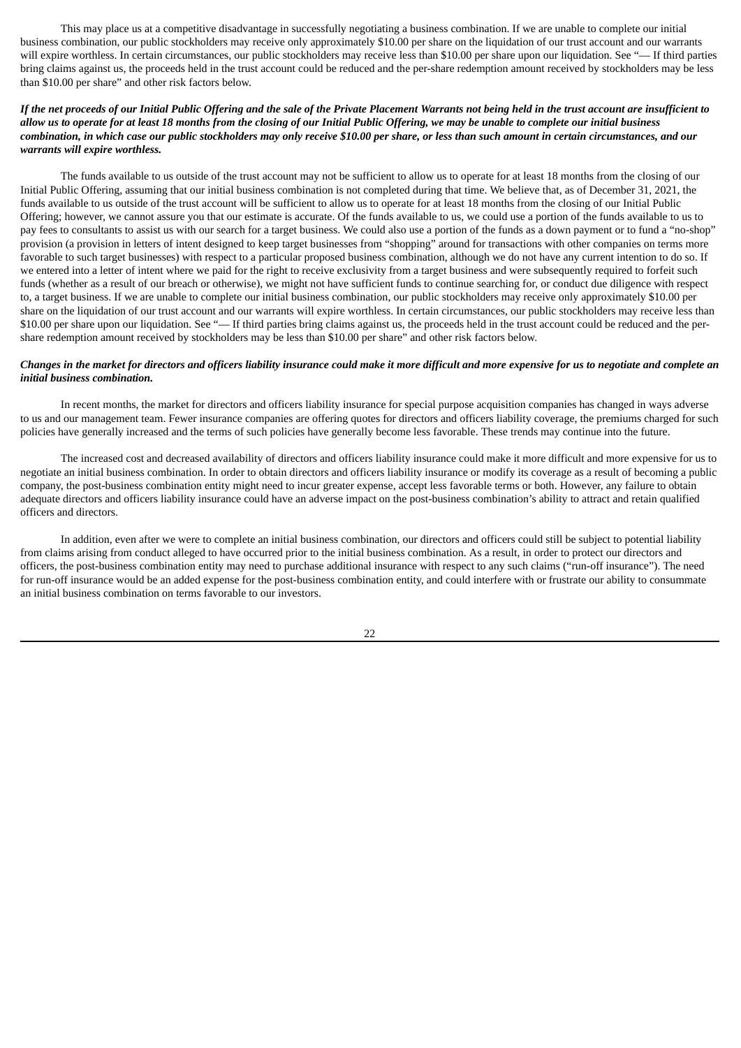This may place us at a competitive disadvantage in successfully negotiating a business combination. If we are unable to complete our initial business combination, our public stockholders may receive only approximately $10.00 per share on the liquidation of our trust account and our warrants will expire worthless. In certain circumstances, our public stockholders may receive less than $10.00 per share upon our liquidation. See "— If third parties bring claims against us, the proceeds held in the trust account could be reduced and the per-share redemption amount received by stockholders may be less than $10.00 per share" and other risk factors below.

***If the net proceeds of our Initial Public Offering and the sale of the Private Placement Warrants not being held in the trust account are insufficient to allow us to operate for at least 18 months from the closing of our Initial Public Offering, we may be unable to complete our initial business combination, in which case our public stockholders may only receive $10.00 per share, or less than such amount in certain circumstances, and our warrants will expire worthless.***

The funds available to us outside of the trust account may not be sufficient to allow us to operate for at least 18 months from the closing of our Initial Public Offering, assuming that our initial business combination is not completed during that time. We believe that, as of December 31, 2021, the funds available to us outside of the trust account will be sufficient to allow us to operate for at least 18 months from the closing of our Initial Public Offering; however, we cannot assure you that our estimate is accurate. Of the funds available to us, we could use a portion of the funds available to us to pay fees to consultants to assist us with our search for a target business. We could also use a portion of the funds as a down payment or to fund a "no-shop" provision (a provision in letters of intent designed to keep target businesses from "shopping" around for transactions with other companies on terms more favorable to such target businesses) with respect to a particular proposed business combination, although we do not have any current intention to do so. If we entered into a letter of intent where we paid for the right to receive exclusivity from a target business and were subsequently required to forfeit such funds (whether as a result of our breach or otherwise), we might not have sufficient funds to continue searching for, or conduct due diligence with respect to, a target business. If we are unable to complete our initial business combination, our public stockholders may receive only approximately $10.00 per share on the liquidation of our trust account and our warrants will expire worthless. In certain circumstances, our public stockholders may receive less than $10.00 per share upon our liquidation. See "— If third parties bring claims against us, the proceeds held in the trust account could be reduced and the per-share redemption amount received by stockholders may be less than $10.00 per share" and other risk factors below.

***Changes in the market for directors and officers liability insurance could make it more difficult and more expensive for us to negotiate and complete an initial business combination.***

In recent months, the market for directors and officers liability insurance for special purpose acquisition companies has changed in ways adverse to us and our management team. Fewer insurance companies are offering quotes for directors and officers liability coverage, the premiums charged for such policies have generally increased and the terms of such policies have generally become less favorable. These trends may continue into the future.

The increased cost and decreased availability of directors and officers liability insurance could make it more difficult and more expensive for us to negotiate an initial business combination. In order to obtain directors and officers liability insurance or modify its coverage as a result of becoming a public company, the post-business combination entity might need to incur greater expense, accept less favorable terms or both. However, any failure to obtain adequate directors and officers liability insurance could have an adverse impact on the post-business combination's ability to attract and retain qualified officers and directors.

In addition, even after we were to complete an initial business combination, our directors and officers could still be subject to potential liability from claims arising from conduct alleged to have occurred prior to the initial business combination. As a result, in order to protect our directors and officers, the post-business combination entity may need to purchase additional insurance with respect to any such claims ("run-off insurance"). The need for run-off insurance would be an added expense for the post-business combination entity, and could interfere with or frustrate our ability to consummate an initial business combination on terms favorable to our investors.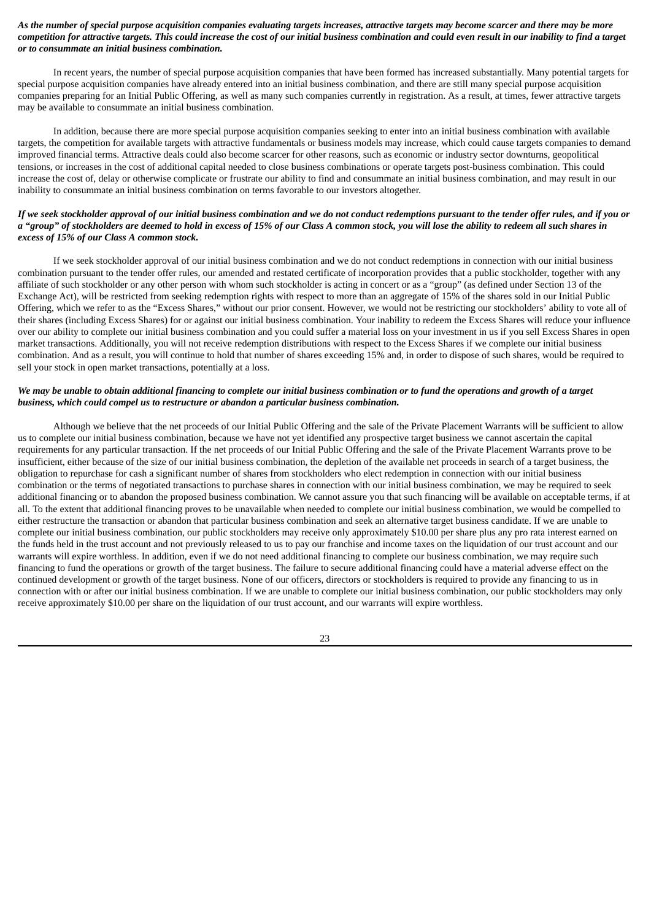***As the number of special purpose acquisition companies evaluating targets increases, attractive targets may become scarcer and there may be more competition for attractive targets. This could increase the cost of our initial business combination and could even result in our inability to find a target or to consummate an initial business combination.***

In recent years, the number of special purpose acquisition companies that have been formed has increased substantially. Many potential targets for special purpose acquisition companies have already entered into an initial business combination, and there are still many special purpose acquisition companies preparing for an Initial Public Offering, as well as many such companies currently in registration. As a result, at times, fewer attractive targets may be available to consummate an initial business combination.

In addition, because there are more special purpose acquisition companies seeking to enter into an initial business combination with available targets, the competition for available targets with attractive fundamentals or business models may increase, which could cause targets companies to demand improved financial terms. Attractive deals could also become scarcer for other reasons, such as economic or industry sector downturns, geopolitical tensions, or increases in the cost of additional capital needed to close business combinations or operate targets post-business combination. This could increase the cost of, delay or otherwise complicate or frustrate our ability to find and consummate an initial business combination, and may result in our inability to consummate an initial business combination on terms favorable to our investors altogether.

***If we seek stockholder approval of our initial business combination and we do not conduct redemptions pursuant to the tender offer rules, and if you or a "group" of stockholders are deemed to hold in excess of 15% of our Class A common stock, you will lose the ability to redeem all such shares in excess of 15% of our Class A common stock.***

If we seek stockholder approval of our initial business combination and we do not conduct redemptions in connection with our initial business combination pursuant to the tender offer rules, our amended and restated certificate of incorporation provides that a public stockholder, together with any affiliate of such stockholder or any other person with whom such stockholder is acting in concert or as a "group" (as defined under Section 13 of the Exchange Act), will be restricted from seeking redemption rights with respect to more than an aggregate of 15% of the shares sold in our Initial Public Offering, which we refer to as the "Excess Shares," without our prior consent. However, we would not be restricting our stockholders' ability to vote all of their shares (including Excess Shares) for or against our initial business combination. Your inability to redeem the Excess Shares will reduce your influence over our ability to complete our initial business combination and you could suffer a material loss on your investment in us if you sell Excess Shares in open market transactions. Additionally, you will not receive redemption distributions with respect to the Excess Shares if we complete our initial business combination. And as a result, you will continue to hold that number of shares exceeding 15% and, in order to dispose of such shares, would be required to sell your stock in open market transactions, potentially at a loss.

***We may be unable to obtain additional financing to complete our initial business combination or to fund the operations and growth of a target business, which could compel us to restructure or abandon a particular business combination.***

Although we believe that the net proceeds of our Initial Public Offering and the sale of the Private Placement Warrants will be sufficient to allow us to complete our initial business combination, because we have not yet identified any prospective target business we cannot ascertain the capital requirements for any particular transaction. If the net proceeds of our Initial Public Offering and the sale of the Private Placement Warrants prove to be insufficient, either because of the size of our initial business combination, the depletion of the available net proceeds in search of a target business, the obligation to repurchase for cash a significant number of shares from stockholders who elect redemption in connection with our initial business combination or the terms of negotiated transactions to purchase shares in connection with our initial business combination, we may be required to seek additional financing or to abandon the proposed business combination. We cannot assure you that such financing will be available on acceptable terms, if at all. To the extent that additional financing proves to be unavailable when needed to complete our initial business combination, we would be compelled to either restructure the transaction or abandon that particular business combination and seek an alternative target business candidate. If we are unable to complete our initial business combination, our public stockholders may receive only approximately $10.00 per share plus any pro rata interest earned on the funds held in the trust account and not previously released to us to pay our franchise and income taxes on the liquidation of our trust account and our warrants will expire worthless. In addition, even if we do not need additional financing to complete our business combination, we may require such financing to fund the operations or growth of the target business. The failure to secure additional financing could have a material adverse effect on the continued development or growth of the target business. None of our officers, directors or stockholders is required to provide any financing to us in connection with or after our initial business combination. If we are unable to complete our initial business combination, our public stockholders may only receive approximately $10.00 per share on the liquidation of our trust account, and our warrants will expire worthless.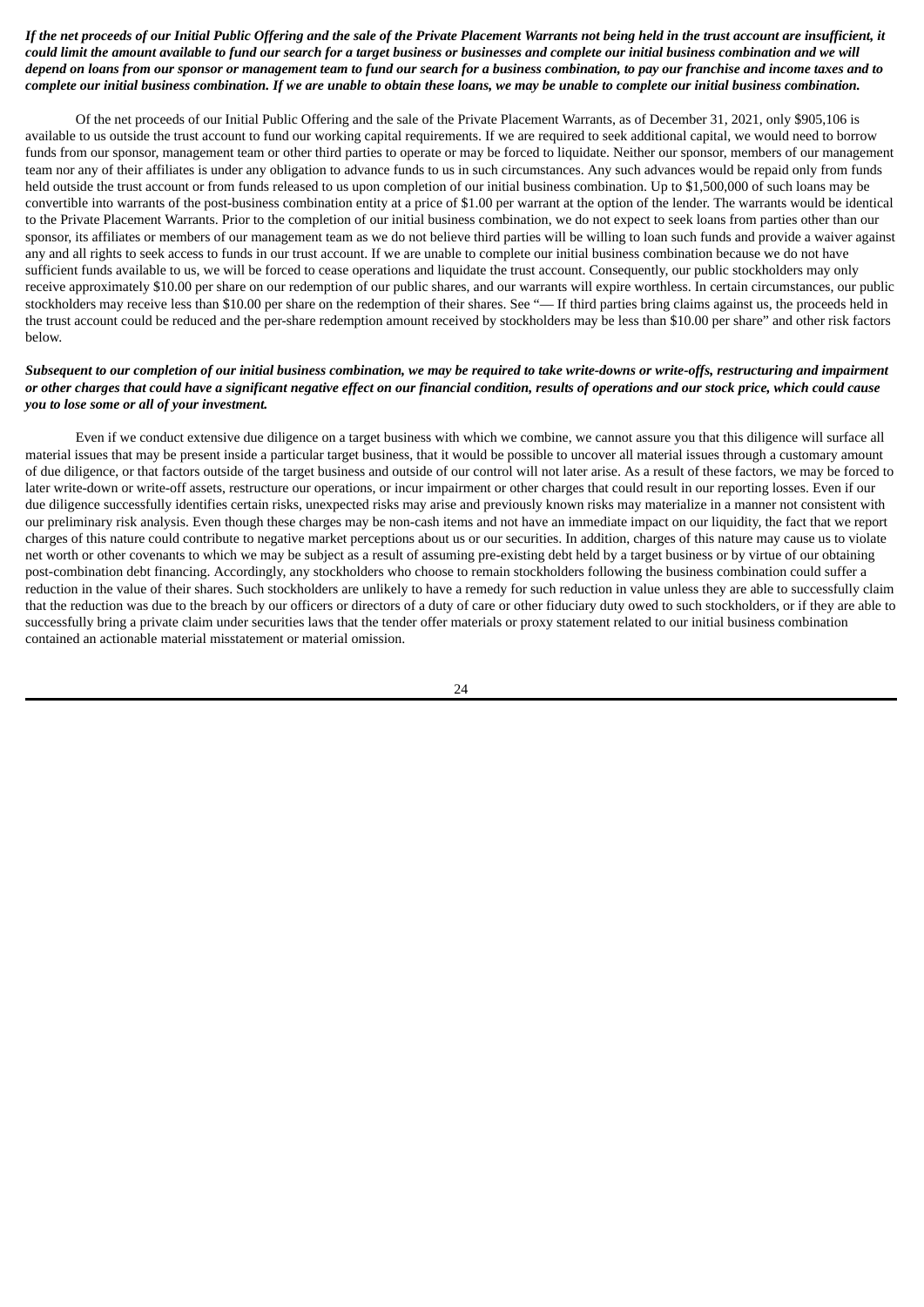***If the net proceeds of our Initial Public Offering and the sale of the Private Placement Warrants not being held in the trust account are insufficient, it could limit the amount available to fund our search for a target business or businesses and complete our initial business combination and we will depend on loans from our sponsor or management team to fund our search for a business combination, to pay our franchise and income taxes and to complete our initial business combination. If we are unable to obtain these loans, we may be unable to complete our initial business combination.***

Of the net proceeds of our Initial Public Offering and the sale of the Private Placement Warrants, as of December 31, 2021, only $905,106 is available to us outside the trust account to fund our working capital requirements. If we are required to seek additional capital, we would need to borrow funds from our sponsor, management team or other third parties to operate or may be forced to liquidate. Neither our sponsor, members of our management team nor any of their affiliates is under any obligation to advance funds to us in such circumstances. Any such advances would be repaid only from funds held outside the trust account or from funds released to us upon completion of our initial business combination. Up to $1,500,000 of such loans may be convertible into warrants of the post-business combination entity at a price of $1.00 per warrant at the option of the lender. The warrants would be identical to the Private Placement Warrants. Prior to the completion of our initial business combination, we do not expect to seek loans from parties other than our sponsor, its affiliates or members of our management team as we do not believe third parties will be willing to loan such funds and provide a waiver against any and all rights to seek access to funds in our trust account. If we are unable to complete our initial business combination because we do not have sufficient funds available to us, we will be forced to cease operations and liquidate the trust account. Consequently, our public stockholders may only receive approximately $10.00 per share on our redemption of our public shares, and our warrants will expire worthless. In certain circumstances, our public stockholders may receive less than $10.00 per share on the redemption of their shares. See "— If third parties bring claims against us, the proceeds held in the trust account could be reduced and the per-share redemption amount received by stockholders may be less than $10.00 per share" and other risk factors below.

***Subsequent to our completion of our initial business combination, we may be required to take write-downs or write-offs, restructuring and impairment or other charges that could have a significant negative effect on our financial condition, results of operations and our stock price, which could cause you to lose some or all of your investment.***

Even if we conduct extensive due diligence on a target business with which we combine, we cannot assure you that this diligence will surface all material issues that may be present inside a particular target business, that it would be possible to uncover all material issues through a customary amount of due diligence, or that factors outside of the target business and outside of our control will not later arise. As a result of these factors, we may be forced to later write-down or write-off assets, restructure our operations, or incur impairment or other charges that could result in our reporting losses. Even if our due diligence successfully identifies certain risks, unexpected risks may arise and previously known risks may materialize in a manner not consistent with our preliminary risk analysis. Even though these charges may be non-cash items and not have an immediate impact on our liquidity, the fact that we report charges of this nature could contribute to negative market perceptions about us or our securities. In addition, charges of this nature may cause us to violate net worth or other covenants to which we may be subject as a result of assuming pre-existing debt held by a target business or by virtue of our obtaining post-combination debt financing. Accordingly, any stockholders who choose to remain stockholders following the business combination could suffer a reduction in the value of their shares. Such stockholders are unlikely to have a remedy for such reduction in value unless they are able to successfully claim that the reduction was due to the breach by our officers or directors of a duty of care or other fiduciary duty owed to such stockholders, or if they are able to successfully bring a private claim under securities laws that the tender offer materials or proxy statement related to our initial business combination contained an actionable material misstatement or material omission.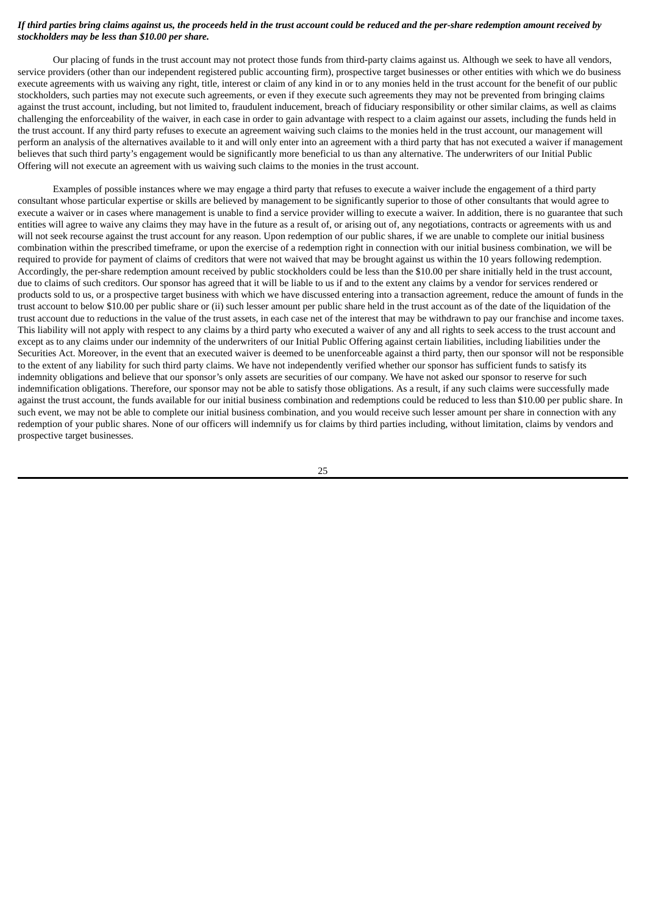***If third parties bring claims against us, the proceeds held in the trust account could be reduced and the per-share redemption amount received by stockholders may be less than $10.00 per share.***

Our placing of funds in the trust account may not protect those funds from third-party claims against us. Although we seek to have all vendors, service providers (other than our independent registered public accounting firm), prospective target businesses or other entities with which we do business execute agreements with us waiving any right, title, interest or claim of any kind in or to any monies held in the trust account for the benefit of our public stockholders, such parties may not execute such agreements, or even if they execute such agreements they may not be prevented from bringing claims against the trust account, including, but not limited to, fraudulent inducement, breach of fiduciary responsibility or other similar claims, as well as claims challenging the enforceability of the waiver, in each case in order to gain advantage with respect to a claim against our assets, including the funds held in the trust account. If any third party refuses to execute an agreement waiving such claims to the monies held in the trust account, our management will perform an analysis of the alternatives available to it and will only enter into an agreement with a third party that has not executed a waiver if management believes that such third party's engagement would be significantly more beneficial to us than any alternative. The underwriters of our Initial Public Offering will not execute an agreement with us waiving such claims to the monies in the trust account.

Examples of possible instances where we may engage a third party that refuses to execute a waiver include the engagement of a third party consultant whose particular expertise or skills are believed by management to be significantly superior to those of other consultants that would agree to execute a waiver or in cases where management is unable to find a service provider willing to execute a waiver. In addition, there is no guarantee that such entities will agree to waive any claims they may have in the future as a result of, or arising out of, any negotiations, contracts or agreements with us and will not seek recourse against the trust account for any reason. Upon redemption of our public shares, if we are unable to complete our initial business combination within the prescribed timeframe, or upon the exercise of a redemption right in connection with our initial business combination, we will be required to provide for payment of claims of creditors that were not waived that may be brought against us within the 10 years following redemption. Accordingly, the per-share redemption amount received by public stockholders could be less than the $10.00 per share initially held in the trust account, due to claims of such creditors. Our sponsor has agreed that it will be liable to us if and to the extent any claims by a vendor for services rendered or products sold to us, or a prospective target business with which we have discussed entering into a transaction agreement, reduce the amount of funds in the trust account to below $10.00 per public share or (ii) such lesser amount per public share held in the trust account as of the date of the liquidation of the trust account due to reductions in the value of the trust assets, in each case net of the interest that may be withdrawn to pay our franchise and income taxes. This liability will not apply with respect to any claims by a third party who executed a waiver of any and all rights to seek access to the trust account and except as to any claims under our indemnity of the underwriters of our Initial Public Offering against certain liabilities, including liabilities under the Securities Act. Moreover, in the event that an executed waiver is deemed to be unenforceable against a third party, then our sponsor will not be responsible to the extent of any liability for such third party claims. We have not independently verified whether our sponsor has sufficient funds to satisfy its indemnity obligations and believe that our sponsor's only assets are securities of our company. We have not asked our sponsor to reserve for such indemnification obligations. Therefore, our sponsor may not be able to satisfy those obligations. As a result, if any such claims were successfully made against the trust account, the funds available for our initial business combination and redemptions could be reduced to less than $10.00 per public share. In such event, we may not be able to complete our initial business combination, and you would receive such lesser amount per share in connection with any redemption of your public shares. None of our officers will indemnify us for claims by third parties including, without limitation, claims by vendors and prospective target businesses.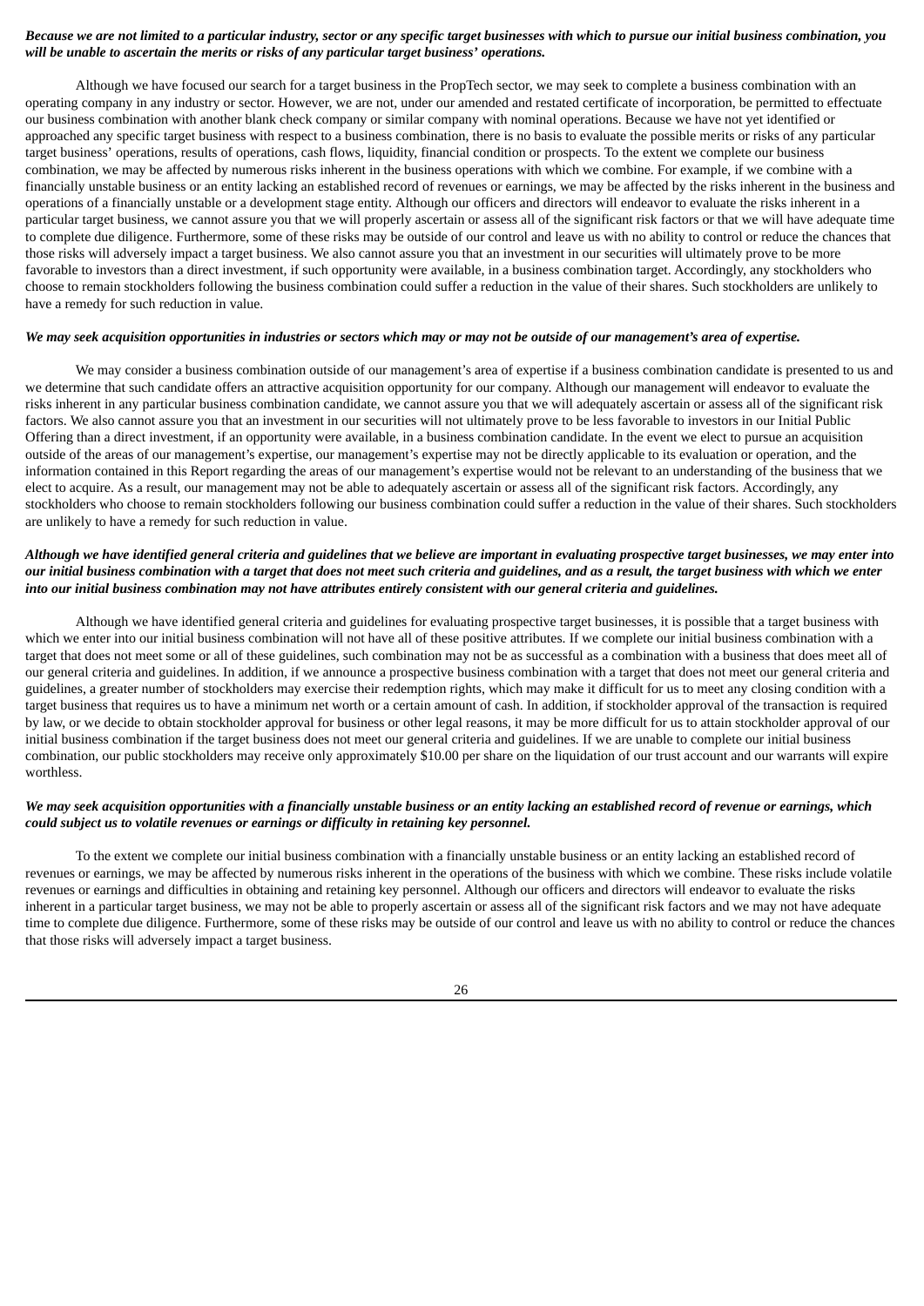***Because we are not limited to a particular industry, sector or any specific target businesses with which to pursue our initial business combination, you will be unable to ascertain the merits or risks of any particular target business' operations.***

Although we have focused our search for a target business in the PropTech sector, we may seek to complete a business combination with an operating company in any industry or sector. However, we are not, under our amended and restated certificate of incorporation, be permitted to effectuate our business combination with another blank check company or similar company with nominal operations. Because we have not yet identified or approached any specific target business with respect to a business combination, there is no basis to evaluate the possible merits or risks of any particular target business' operations, results of operations, cash flows, liquidity, financial condition or prospects. To the extent we complete our business combination, we may be affected by numerous risks inherent in the business operations with which we combine. For example, if we combine with a financially unstable business or an entity lacking an established record of revenues or earnings, we may be affected by the risks inherent in the business and operations of a financially unstable or a development stage entity. Although our officers and directors will endeavor to evaluate the risks inherent in a particular target business, we cannot assure you that we will properly ascertain or assess all of the significant risk factors or that we will have adequate time to complete due diligence. Furthermore, some of these risks may be outside of our control and leave us with no ability to control or reduce the chances that those risks will adversely impact a target business. We also cannot assure you that an investment in our securities will ultimately prove to be more favorable to investors than a direct investment, if such opportunity were available, in a business combination target. Accordingly, any stockholders who choose to remain stockholders following the business combination could suffer a reduction in the value of their shares. Such stockholders are unlikely to have a remedy for such reduction in value.

***We may seek acquisition opportunities in industries or sectors which may or may not be outside of our management's area of expertise.***

We may consider a business combination outside of our management's area of expertise if a business combination candidate is presented to us and we determine that such candidate offers an attractive acquisition opportunity for our company. Although our management will endeavor to evaluate the risks inherent in any particular business combination candidate, we cannot assure you that we will adequately ascertain or assess all of the significant risk factors. We also cannot assure you that an investment in our securities will not ultimately prove to be less favorable to investors in our Initial Public Offering than a direct investment, if an opportunity were available, in a business combination candidate. In the event we elect to pursue an acquisition outside of the areas of our management's expertise, our management's expertise may not be directly applicable to its evaluation or operation, and the information contained in this Report regarding the areas of our management's expertise would not be relevant to an understanding of the business that we elect to acquire. As a result, our management may not be able to adequately ascertain or assess all of the significant risk factors. Accordingly, any stockholders who choose to remain stockholders following our business combination could suffer a reduction in the value of their shares. Such stockholders are unlikely to have a remedy for such reduction in value.

***Although we have identified general criteria and guidelines that we believe are important in evaluating prospective target businesses, we may enter into our initial business combination with a target that does not meet such criteria and guidelines, and as a result, the target business with which we enter into our initial business combination may not have attributes entirely consistent with our general criteria and guidelines.***

Although we have identified general criteria and guidelines for evaluating prospective target businesses, it is possible that a target business with which we enter into our initial business combination will not have all of these positive attributes. If we complete our initial business combination with a target that does not meet some or all of these guidelines, such combination may not be as successful as a combination with a business that does meet all of our general criteria and guidelines. In addition, if we announce a prospective business combination with a target that does not meet our general criteria and guidelines, a greater number of stockholders may exercise their redemption rights, which may make it difficult for us to meet any closing condition with a target business that requires us to have a minimum net worth or a certain amount of cash. In addition, if stockholder approval of the transaction is required by law, or we decide to obtain stockholder approval for business or other legal reasons, it may be more difficult for us to attain stockholder approval of our initial business combination if the target business does not meet our general criteria and guidelines. If we are unable to complete our initial business combination, our public stockholders may receive only approximately $10.00 per share on the liquidation of our trust account and our warrants will expire worthless.

***We may seek acquisition opportunities with a financially unstable business or an entity lacking an established record of revenue or earnings, which could subject us to volatile revenues or earnings or difficulty in retaining key personnel.***

To the extent we complete our initial business combination with a financially unstable business or an entity lacking an established record of revenues or earnings, we may be affected by numerous risks inherent in the operations of the business with which we combine. These risks include volatile revenues or earnings and difficulties in obtaining and retaining key personnel. Although our officers and directors will endeavor to evaluate the risks inherent in a particular target business, we may not be able to properly ascertain or assess all of the significant risk factors and we may not have adequate time to complete due diligence. Furthermore, some of these risks may be outside of our control and leave us with no ability to control or reduce the chances that those risks will adversely impact a target business.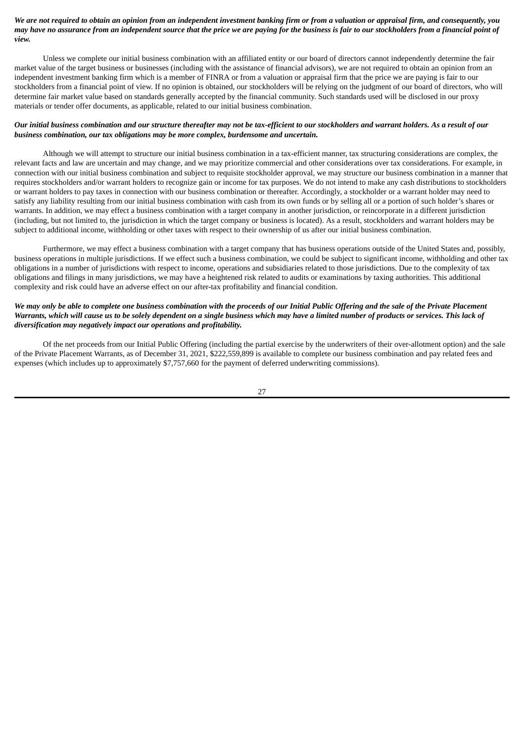***We are not required to obtain an opinion from an independent investment banking firm or from a valuation or appraisal firm, and consequently, you may have no assurance from an independent source that the price we are paying for the business is fair to our stockholders from a financial point of view.***

Unless we complete our initial business combination with an affiliated entity or our board of directors cannot independently determine the fair market value of the target business or businesses (including with the assistance of financial advisors), we are not required to obtain an opinion from an independent investment banking firm which is a member of FINRA or from a valuation or appraisal firm that the price we are paying is fair to our stockholders from a financial point of view. If no opinion is obtained, our stockholders will be relying on the judgment of our board of directors, who will determine fair market value based on standards generally accepted by the financial community. Such standards used will be disclosed in our proxy materials or tender offer documents, as applicable, related to our initial business combination.

***Our initial business combination and our structure thereafter may not be tax-efficient to our stockholders and warrant holders. As a result of our business combination, our tax obligations may be more complex, burdensome and uncertain.***

Although we will attempt to structure our initial business combination in a tax-efficient manner, tax structuring considerations are complex, the relevant facts and law are uncertain and may change, and we may prioritize commercial and other considerations over tax considerations. For example, in connection with our initial business combination and subject to requisite stockholder approval, we may structure our business combination in a manner that requires stockholders and/or warrant holders to recognize gain or income for tax purposes. We do not intend to make any cash distributions to stockholders or warrant holders to pay taxes in connection with our business combination or thereafter. Accordingly, a stockholder or a warrant holder may need to satisfy any liability resulting from our initial business combination with cash from its own funds or by selling all or a portion of such holder's shares or warrants. In addition, we may effect a business combination with a target company in another jurisdiction, or reincorporate in a different jurisdiction (including, but not limited to, the jurisdiction in which the target company or business is located). As a result, stockholders and warrant holders may be subject to additional income, withholding or other taxes with respect to their ownership of us after our initial business combination.

Furthermore, we may effect a business combination with a target company that has business operations outside of the United States and, possibly, business operations in multiple jurisdictions. If we effect such a business combination, we could be subject to significant income, withholding and other tax obligations in a number of jurisdictions with respect to income, operations and subsidiaries related to those jurisdictions. Due to the complexity of tax obligations and filings in many jurisdictions, we may have a heightened risk related to audits or examinations by taxing authorities. This additional complexity and risk could have an adverse effect on our after-tax profitability and financial condition.

***We may only be able to complete one business combination with the proceeds of our Initial Public Offering and the sale of the Private Placement Warrants, which will cause us to be solely dependent on a single business which may have a limited number of products or services. This lack of diversification may negatively impact our operations and profitability.***

Of the net proceeds from our Initial Public Offering (including the partial exercise by the underwriters of their over-allotment option) and the sale of the Private Placement Warrants, as of December 31, 2021, $222,559,899 is available to complete our business combination and pay related fees and expenses (which includes up to approximately $7,757,660 for the payment of deferred underwriting commissions).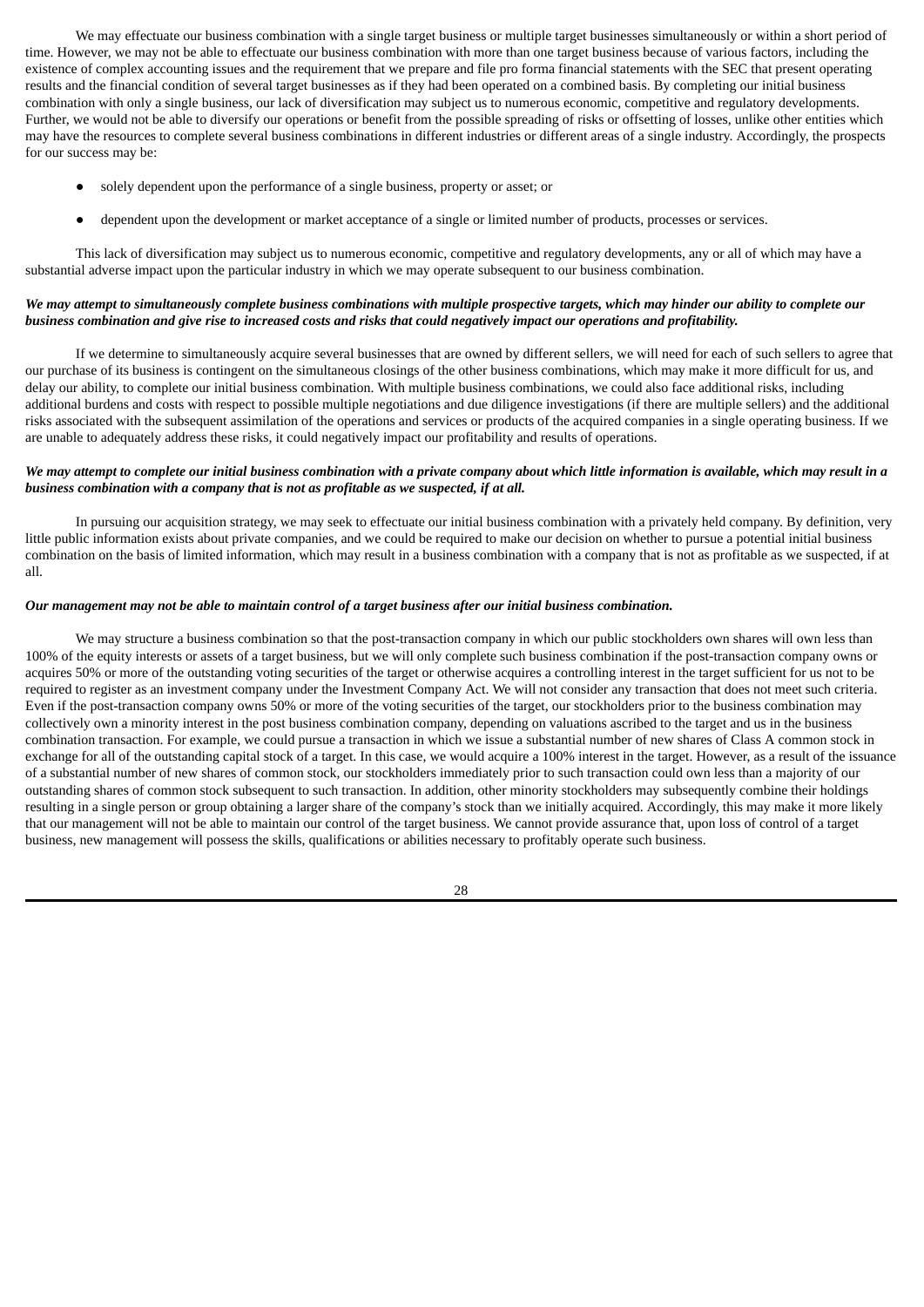We may effectuate our business combination with a single target business or multiple target businesses simultaneously or within a short period of time. However, we may not be able to effectuate our business combination with more than one target business because of various factors, including the existence of complex accounting issues and the requirement that we prepare and file pro forma financial statements with the SEC that present operating results and the financial condition of several target businesses as if they had been operated on a combined basis. By completing our initial business combination with only a single business, our lack of diversification may subject us to numerous economic, competitive and regulatory developments. Further, we would not be able to diversify our operations or benefit from the possible spreading of risks or offsetting of losses, unlike other entities which may have the resources to complete several business combinations in different industries or different areas of a single industry. Accordingly, the prospects for our success may be:

- solely dependent upon the performance of a single business, property or asset; or
- dependent upon the development or market acceptance of a single or limited number of products, processes or services.

This lack of diversification may subject us to numerous economic, competitive and regulatory developments, any or all of which may have a substantial adverse impact upon the particular industry in which we may operate subsequent to our business combination.

***We may attempt to simultaneously complete business combinations with multiple prospective targets, which may hinder our ability to complete our business combination and give rise to increased costs and risks that could negatively impact our operations and profitability.***

If we determine to simultaneously acquire several businesses that are owned by different sellers, we will need for each of such sellers to agree that our purchase of its business is contingent on the simultaneous closings of the other business combinations, which may make it more difficult for us, and delay our ability, to complete our initial business combination. With multiple business combinations, we could also face additional risks, including additional burdens and costs with respect to possible multiple negotiations and due diligence investigations (if there are multiple sellers) and the additional risks associated with the subsequent assimilation of the operations and services or products of the acquired companies in a single operating business. If we are unable to adequately address these risks, it could negatively impact our profitability and results of operations.

***We may attempt to complete our initial business combination with a private company about which little information is available, which may result in a business combination with a company that is not as profitable as we suspected, if at all.***

In pursuing our acquisition strategy, we may seek to effectuate our initial business combination with a privately held company. By definition, very little public information exists about private companies, and we could be required to make our decision on whether to pursue a potential initial business combination on the basis of limited information, which may result in a business combination with a company that is not as profitable as we suspected, if at all.

***Our management may not be able to maintain control of a target business after our initial business combination.***

We may structure a business combination so that the post-transaction company in which our public stockholders own shares will own less than 100% of the equity interests or assets of a target business, but we will only complete such business combination if the post-transaction company owns or acquires 50% or more of the outstanding voting securities of the target or otherwise acquires a controlling interest in the target sufficient for us not to be required to register as an investment company under the Investment Company Act. We will not consider any transaction that does not meet such criteria. Even if the post-transaction company owns 50% or more of the voting securities of the target, our stockholders prior to the business combination may collectively own a minority interest in the post business combination company, depending on valuations ascribed to the target and us in the business combination transaction. For example, we could pursue a transaction in which we issue a substantial number of new shares of Class A common stock in exchange for all of the outstanding capital stock of a target. In this case, we would acquire a 100% interest in the target. However, as a result of the issuance of a substantial number of new shares of common stock, our stockholders immediately prior to such transaction could own less than a majority of our outstanding shares of common stock subsequent to such transaction. In addition, other minority stockholders may subsequently combine their holdings resulting in a single person or group obtaining a larger share of the company's stock than we initially acquired. Accordingly, this may make it more likely that our management will not be able to maintain our control of the target business. We cannot provide assurance that, upon loss of control of a target business, new management will possess the skills, qualifications or abilities necessary to profitably operate such business.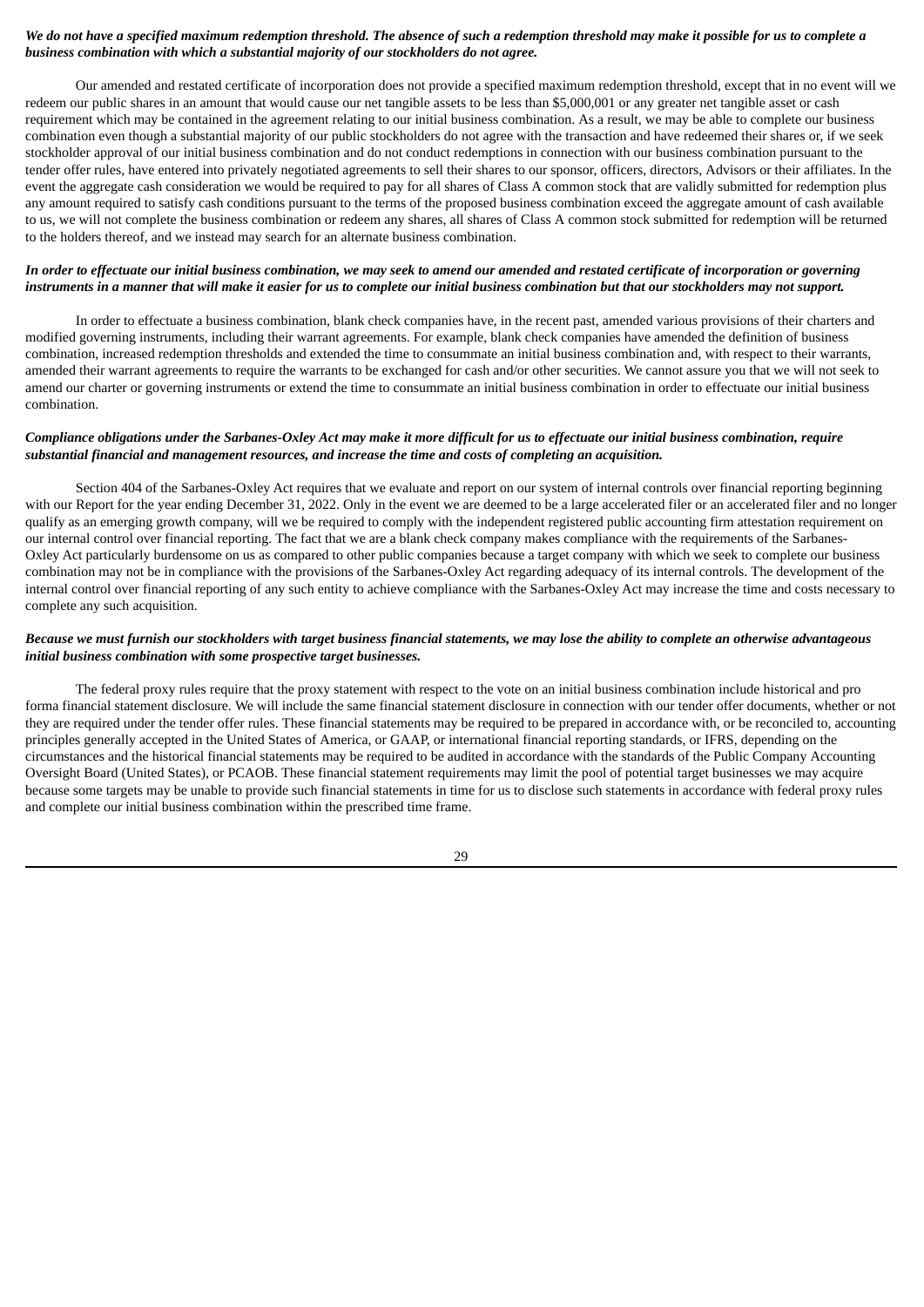***We do not have a specified maximum redemption threshold. The absence of such a redemption threshold may make it possible for us to complete a business combination with which a substantial majority of our stockholders do not agree.***

Our amended and restated certificate of incorporation does not provide a specified maximum redemption threshold, except that in no event will we redeem our public shares in an amount that would cause our net tangible assets to be less than $5,000,001 or any greater net tangible asset or cash requirement which may be contained in the agreement relating to our initial business combination. As a result, we may be able to complete our business combination even though a substantial majority of our public stockholders do not agree with the transaction and have redeemed their shares or, if we seek stockholder approval of our initial business combination and do not conduct redemptions in connection with our business combination pursuant to the tender offer rules, have entered into privately negotiated agreements to sell their shares to our sponsor, officers, directors, Advisors or their affiliates. In the event the aggregate cash consideration we would be required to pay for all shares of Class A common stock that are validly submitted for redemption plus any amount required to satisfy cash conditions pursuant to the terms of the proposed business combination exceed the aggregate amount of cash available to us, we will not complete the business combination or redeem any shares, all shares of Class A common stock submitted for redemption will be returned to the holders thereof, and we instead may search for an alternate business combination.

***In order to effectuate our initial business combination, we may seek to amend our amended and restated certificate of incorporation or governing instruments in a manner that will make it easier for us to complete our initial business combination but that our stockholders may not support.***

In order to effectuate a business combination, blank check companies have, in the recent past, amended various provisions of their charters and modified governing instruments, including their warrant agreements. For example, blank check companies have amended the definition of business combination, increased redemption thresholds and extended the time to consummate an initial business combination and, with respect to their warrants, amended their warrant agreements to require the warrants to be exchanged for cash and/or other securities. We cannot assure you that we will not seek to amend our charter or governing instruments or extend the time to consummate an initial business combination in order to effectuate our initial business combination.

***Compliance obligations under the Sarbanes-Oxley Act may make it more difficult for us to effectuate our initial business combination, require substantial financial and management resources, and increase the time and costs of completing an acquisition.***

Section 404 of the Sarbanes-Oxley Act requires that we evaluate and report on our system of internal controls over financial reporting beginning with our Report for the year ending December 31, 2022. Only in the event we are deemed to be a large accelerated filer or an accelerated filer and no longer qualify as an emerging growth company, will we be required to comply with the independent registered public accounting firm attestation requirement on our internal control over financial reporting. The fact that we are a blank check company makes compliance with the requirements of the Sarbanes-Oxley Act particularly burdensome on us as compared to other public companies because a target company with which we seek to complete our business combination may not be in compliance with the provisions of the Sarbanes-Oxley Act regarding adequacy of its internal controls. The development of the internal control over financial reporting of any such entity to achieve compliance with the Sarbanes-Oxley Act may increase the time and costs necessary to complete any such acquisition.

***Because we must furnish our stockholders with target business financial statements, we may lose the ability to complete an otherwise advantageous initial business combination with some prospective target businesses.***

The federal proxy rules require that the proxy statement with respect to the vote on an initial business combination include historical and pro forma financial statement disclosure. We will include the same financial statement disclosure in connection with our tender offer documents, whether or not they are required under the tender offer rules. These financial statements may be required to be prepared in accordance with, or be reconciled to, accounting principles generally accepted in the United States of America, or GAAP, or international financial reporting standards, or IFRS, depending on the circumstances and the historical financial statements may be required to be audited in accordance with the standards of the Public Company Accounting Oversight Board (United States), or PCAOB. These financial statement requirements may limit the pool of potential target businesses we may acquire because some targets may be unable to provide such financial statements in time for us to disclose such statements in accordance with federal proxy rules and complete our initial business combination within the prescribed time frame.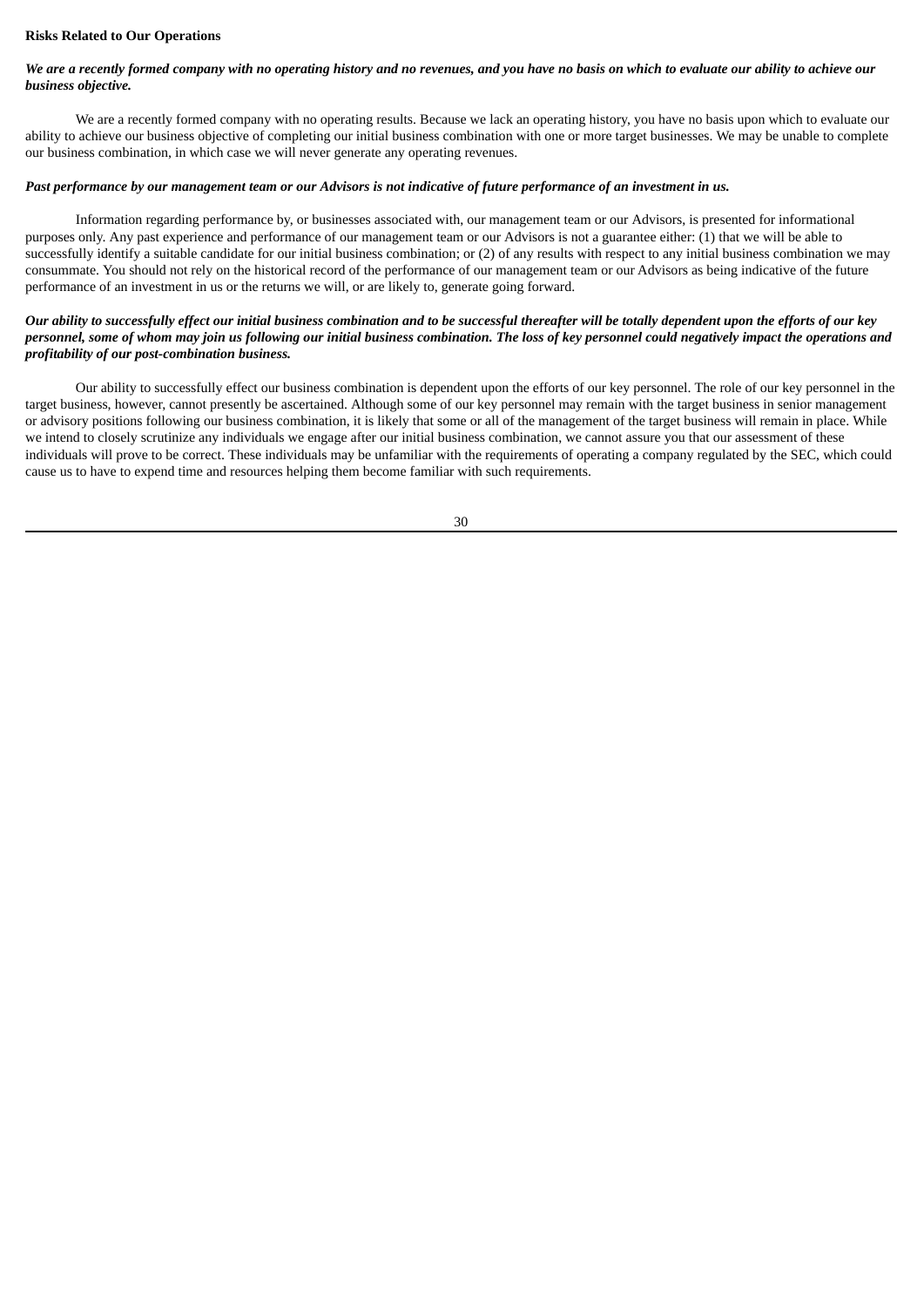**Risks Related to Our Operations**

***We are a recently formed company with no operating history and no revenues, and you have no basis on which to evaluate our ability to achieve our business objective.***

We are a recently formed company with no operating results. Because we lack an operating history, you have no basis upon which to evaluate our ability to achieve our business objective of completing our initial business combination with one or more target businesses. We may be unable to complete our business combination, in which case we will never generate any operating revenues.

***Past performance by our management team or our Advisors is not indicative of future performance of an investment in us.***

Information regarding performance by, or businesses associated with, our management team or our Advisors, is presented for informational purposes only. Any past experience and performance of our management team or our Advisors is not a guarantee either: (1) that we will be able to successfully identify a suitable candidate for our initial business combination; or (2) of any results with respect to any initial business combination we may consummate. You should not rely on the historical record of the performance of our management team or our Advisors as being indicative of the future performance of an investment in us or the returns we will, or are likely to, generate going forward.

***Our ability to successfully effect our initial business combination and to be successful thereafter will be totally dependent upon the efforts of our key personnel, some of whom may join us following our initial business combination. The loss of key personnel could negatively impact the operations and profitability of our post-combination business.***

Our ability to successfully effect our business combination is dependent upon the efforts of our key personnel. The role of our key personnel in the target business, however, cannot presently be ascertained. Although some of our key personnel may remain with the target business in senior management or advisory positions following our business combination, it is likely that some or all of the management of the target business will remain in place. While we intend to closely scrutinize any individuals we engage after our initial business combination, we cannot assure you that our assessment of these individuals will prove to be correct. These individuals may be unfamiliar with the requirements of operating a company regulated by the SEC, which could cause us to have to expend time and resources helping them become familiar with such requirements.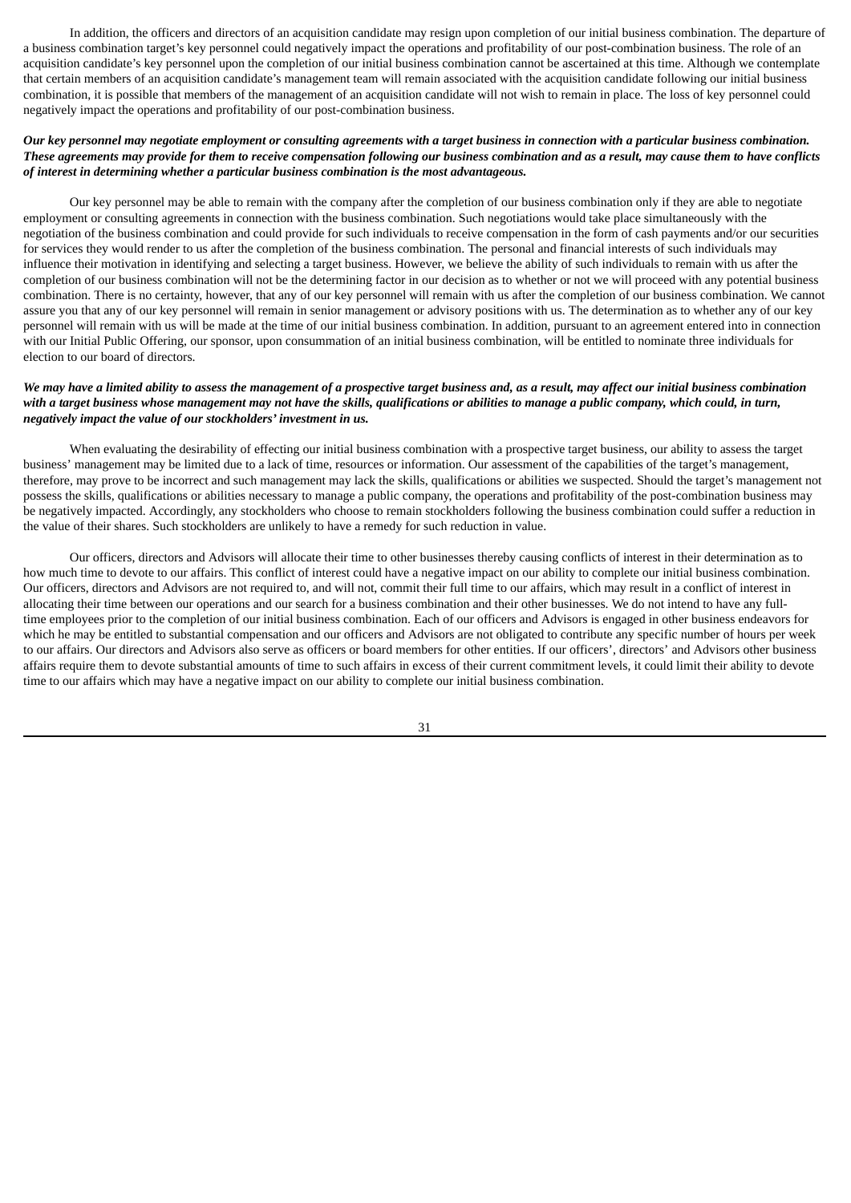In addition, the officers and directors of an acquisition candidate may resign upon completion of our initial business combination. The departure of a business combination target's key personnel could negatively impact the operations and profitability of our post-combination business. The role of an acquisition candidate's key personnel upon the completion of our initial business combination cannot be ascertained at this time. Although we contemplate that certain members of an acquisition candidate's management team will remain associated with the acquisition candidate following our initial business combination, it is possible that members of the management of an acquisition candidate will not wish to remain in place. The loss of key personnel could negatively impact the operations and profitability of our post-combination business.

***Our key personnel may negotiate employment or consulting agreements with a target business in connection with a particular business combination. These agreements may provide for them to receive compensation following our business combination and as a result, may cause them to have conflicts of interest in determining whether a particular business combination is the most advantageous.***

Our key personnel may be able to remain with the company after the completion of our business combination only if they are able to negotiate employment or consulting agreements in connection with the business combination. Such negotiations would take place simultaneously with the negotiation of the business combination and could provide for such individuals to receive compensation in the form of cash payments and/or our securities for services they would render to us after the completion of the business combination. The personal and financial interests of such individuals may influence their motivation in identifying and selecting a target business. However, we believe the ability of such individuals to remain with us after the completion of our business combination will not be the determining factor in our decision as to whether or not we will proceed with any potential business combination. There is no certainty, however, that any of our key personnel will remain with us after the completion of our business combination. We cannot assure you that any of our key personnel will remain in senior management or advisory positions with us. The determination as to whether any of our key personnel will remain with us will be made at the time of our initial business combination. In addition, pursuant to an agreement entered into in connection with our Initial Public Offering, our sponsor, upon consummation of an initial business combination, will be entitled to nominate three individuals for election to our board of directors.

***We may have a limited ability to assess the management of a prospective target business and, as a result, may affect our initial business combination with a target business whose management may not have the skills, qualifications or abilities to manage a public company, which could, in turn, negatively impact the value of our stockholders' investment in us.***

When evaluating the desirability of effecting our initial business combination with a prospective target business, our ability to assess the target business' management may be limited due to a lack of time, resources or information. Our assessment of the capabilities of the target's management, therefore, may prove to be incorrect and such management may lack the skills, qualifications or abilities we suspected. Should the target's management not possess the skills, qualifications or abilities necessary to manage a public company, the operations and profitability of the post-combination business may be negatively impacted. Accordingly, any stockholders who choose to remain stockholders following the business combination could suffer a reduction in the value of their shares. Such stockholders are unlikely to have a remedy for such reduction in value.

Our officers, directors and Advisors will allocate their time to other businesses thereby causing conflicts of interest in their determination as to how much time to devote to our affairs. This conflict of interest could have a negative impact on our ability to complete our initial business combination. Our officers, directors and Advisors are not required to, and will not, commit their full time to our affairs, which may result in a conflict of interest in allocating their time between our operations and our search for a business combination and their other businesses. We do not intend to have any full-time employees prior to the completion of our initial business combination. Each of our officers and Advisors is engaged in other business endeavors for which he may be entitled to substantial compensation and our officers and Advisors are not obligated to contribute any specific number of hours per week to our affairs. Our directors and Advisors also serve as officers or board members for other entities. If our officers', directors' and Advisors other business affairs require them to devote substantial amounts of time to such affairs in excess of their current commitment levels, it could limit their ability to devote time to our affairs which may have a negative impact on our ability to complete our initial business combination.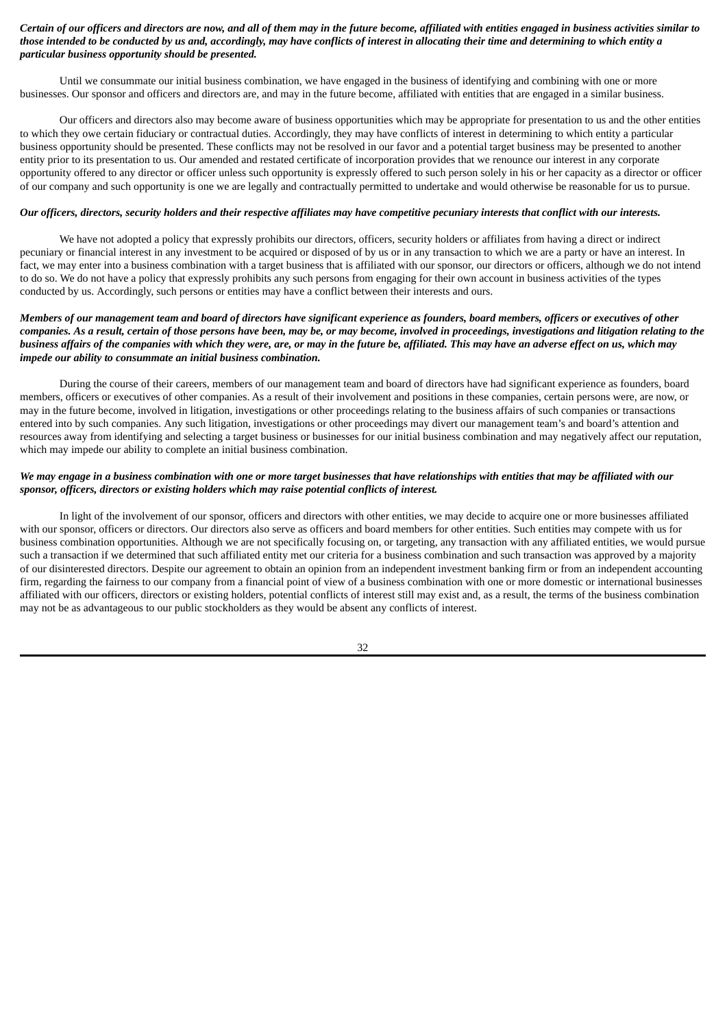***Certain of our officers and directors are now, and all of them may in the future become, affiliated with entities engaged in business activities similar to those intended to be conducted by us and, accordingly, may have conflicts of interest in allocating their time and determining to which entity a particular business opportunity should be presented.***

Until we consummate our initial business combination, we have engaged in the business of identifying and combining with one or more businesses. Our sponsor and officers and directors are, and may in the future become, affiliated with entities that are engaged in a similar business.

Our officers and directors also may become aware of business opportunities which may be appropriate for presentation to us and the other entities to which they owe certain fiduciary or contractual duties. Accordingly, they may have conflicts of interest in determining to which entity a particular business opportunity should be presented. These conflicts may not be resolved in our favor and a potential target business may be presented to another entity prior to its presentation to us. Our amended and restated certificate of incorporation provides that we renounce our interest in any corporate opportunity offered to any director or officer unless such opportunity is expressly offered to such person solely in his or her capacity as a director or officer of our company and such opportunity is one we are legally and contractually permitted to undertake and would otherwise be reasonable for us to pursue.

***Our officers, directors, security holders and their respective affiliates may have competitive pecuniary interests that conflict with our interests.***

We have not adopted a policy that expressly prohibits our directors, officers, security holders or affiliates from having a direct or indirect pecuniary or financial interest in any investment to be acquired or disposed of by us or in any transaction to which we are a party or have an interest. In fact, we may enter into a business combination with a target business that is affiliated with our sponsor, our directors or officers, although we do not intend to do so. We do not have a policy that expressly prohibits any such persons from engaging for their own account in business activities of the types conducted by us. Accordingly, such persons or entities may have a conflict between their interests and ours.

***Members of our management team and board of directors have significant experience as founders, board members, officers or executives of other companies. As a result, certain of those persons have been, may be, or may become, involved in proceedings, investigations and litigation relating to the business affairs of the companies with which they were, are, or may in the future be, affiliated. This may have an adverse effect on us, which may impede our ability to consummate an initial business combination.***

During the course of their careers, members of our management team and board of directors have had significant experience as founders, board members, officers or executives of other companies. As a result of their involvement and positions in these companies, certain persons were, are now, or may in the future become, involved in litigation, investigations or other proceedings relating to the business affairs of such companies or transactions entered into by such companies. Any such litigation, investigations or other proceedings may divert our management team's and board's attention and resources away from identifying and selecting a target business or businesses for our initial business combination and may negatively affect our reputation, which may impede our ability to complete an initial business combination.

***We may engage in a business combination with one or more target businesses that have relationships with entities that may be affiliated with our sponsor, officers, directors or existing holders which may raise potential conflicts of interest.***

In light of the involvement of our sponsor, officers and directors with other entities, we may decide to acquire one or more businesses affiliated with our sponsor, officers or directors. Our directors also serve as officers and board members for other entities. Such entities may compete with us for business combination opportunities. Although we are not specifically focusing on, or targeting, any transaction with any affiliated entities, we would pursue such a transaction if we determined that such affiliated entity met our criteria for a business combination and such transaction was approved by a majority of our disinterested directors. Despite our agreement to obtain an opinion from an independent investment banking firm or from an independent accounting firm, regarding the fairness to our company from a financial point of view of a business combination with one or more domestic or international businesses affiliated with our officers, directors or existing holders, potential conflicts of interest still may exist and, as a result, the terms of the business combination may not be as advantageous to our public stockholders as they would be absent any conflicts of interest.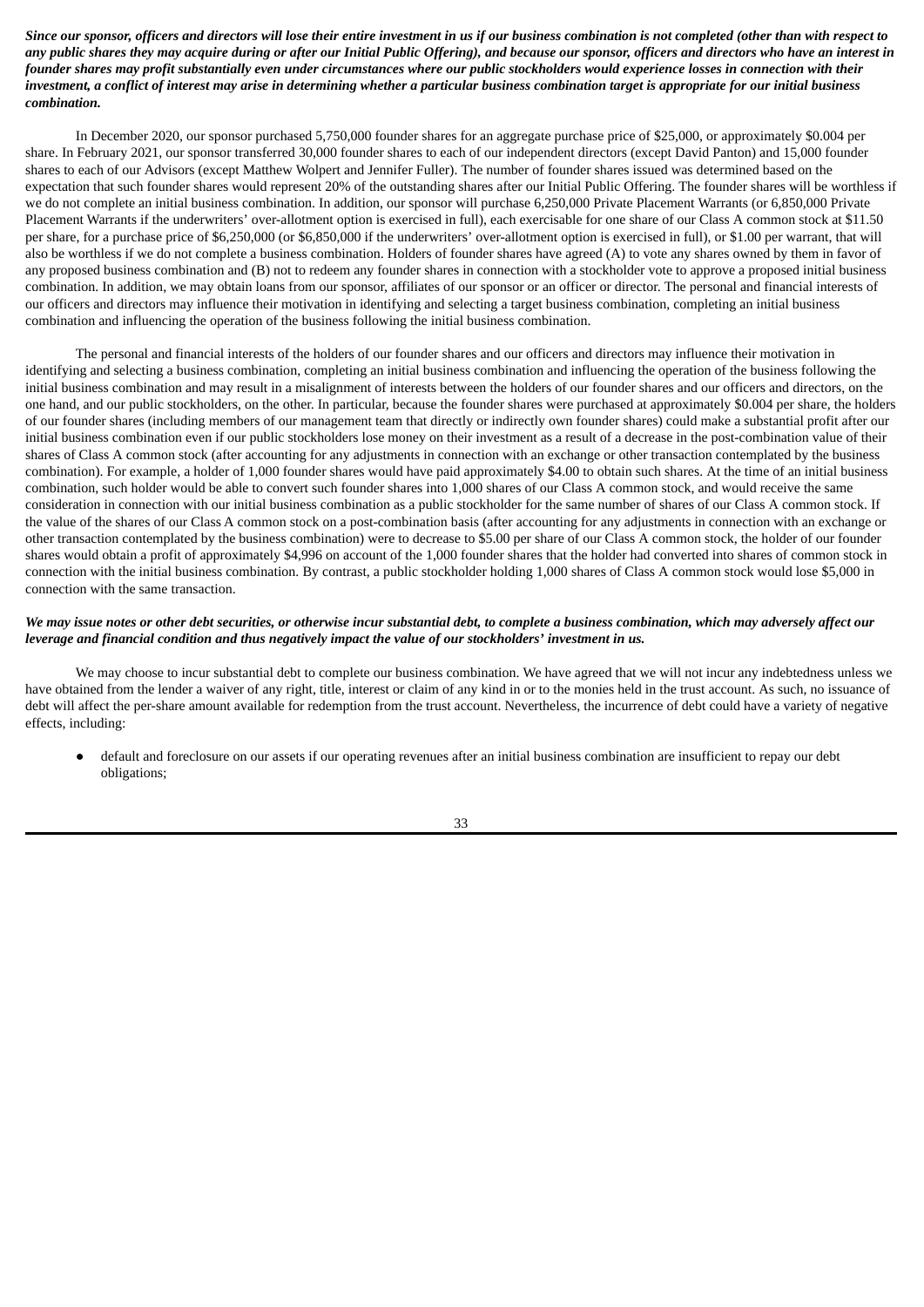***Since our sponsor, officers and directors will lose their entire investment in us if our business combination is not completed (other than with respect to any public shares they may acquire during or after our Initial Public Offering), and because our sponsor, officers and directors who have an interest in founder shares may profit substantially even under circumstances where our public stockholders would experience losses in connection with their investment, a conflict of interest may arise in determining whether a particular business combination target is appropriate for our initial business combination.***

In December 2020, our sponsor purchased 5,750,000 founder shares for an aggregate purchase price of $25,000, or approximately $0.004 per share. In February 2021, our sponsor transferred 30,000 founder shares to each of our independent directors (except David Panton) and 15,000 founder shares to each of our Advisors (except Matthew Wolpert and Jennifer Fuller). The number of founder shares issued was determined based on the expectation that such founder shares would represent 20% of the outstanding shares after our Initial Public Offering. The founder shares will be worthless if we do not complete an initial business combination. In addition, our sponsor will purchase 6,250,000 Private Placement Warrants (or 6,850,000 Private Placement Warrants if the underwriters' over-allotment option is exercised in full), each exercisable for one share of our Class A common stock at $11.50 per share, for a purchase price of $6,250,000 (or $6,850,000 if the underwriters' over-allotment option is exercised in full), or $1.00 per warrant, that will also be worthless if we do not complete a business combination. Holders of founder shares have agreed (A) to vote any shares owned by them in favor of any proposed business combination and (B) not to redeem any founder shares in connection with a stockholder vote to approve a proposed initial business combination. In addition, we may obtain loans from our sponsor, affiliates of our sponsor or an officer or director. The personal and financial interests of our officers and directors may influence their motivation in identifying and selecting a target business combination, completing an initial business combination and influencing the operation of the business following the initial business combination.

The personal and financial interests of the holders of our founder shares and our officers and directors may influence their motivation in identifying and selecting a business combination, completing an initial business combination and influencing the operation of the business following the initial business combination and may result in a misalignment of interests between the holders of our founder shares and our officers and directors, on the one hand, and our public stockholders, on the other. In particular, because the founder shares were purchased at approximately $0.004 per share, the holders of our founder shares (including members of our management team that directly or indirectly own founder shares) could make a substantial profit after our initial business combination even if our public stockholders lose money on their investment as a result of a decrease in the post-combination value of their shares of Class A common stock (after accounting for any adjustments in connection with an exchange or other transaction contemplated by the business combination). For example, a holder of 1,000 founder shares would have paid approximately $4.00 to obtain such shares. At the time of an initial business combination, such holder would be able to convert such founder shares into 1,000 shares of our Class A common stock, and would receive the same consideration in connection with our initial business combination as a public stockholder for the same number of shares of our Class A common stock. If the value of the shares of our Class A common stock on a post-combination basis (after accounting for any adjustments in connection with an exchange or other transaction contemplated by the business combination) were to decrease to $5.00 per share of our Class A common stock, the holder of our founder shares would obtain a profit of approximately $4,996 on account of the 1,000 founder shares that the holder had converted into shares of common stock in connection with the initial business combination. By contrast, a public stockholder holding 1,000 shares of Class A common stock would lose $5,000 in connection with the same transaction.

***We may issue notes or other debt securities, or otherwise incur substantial debt, to complete a business combination, which may adversely affect our leverage and financial condition and thus negatively impact the value of our stockholders' investment in us.***

We may choose to incur substantial debt to complete our business combination. We have agreed that we will not incur any indebtedness unless we have obtained from the lender a waiver of any right, title, interest or claim of any kind in or to the monies held in the trust account. As such, no issuance of debt will affect the per-share amount available for redemption from the trust account. Nevertheless, the incurrence of debt could have a variety of negative effects, including:

- default and foreclosure on our assets if our operating revenues after an initial business combination are insufficient to repay our debt obligations;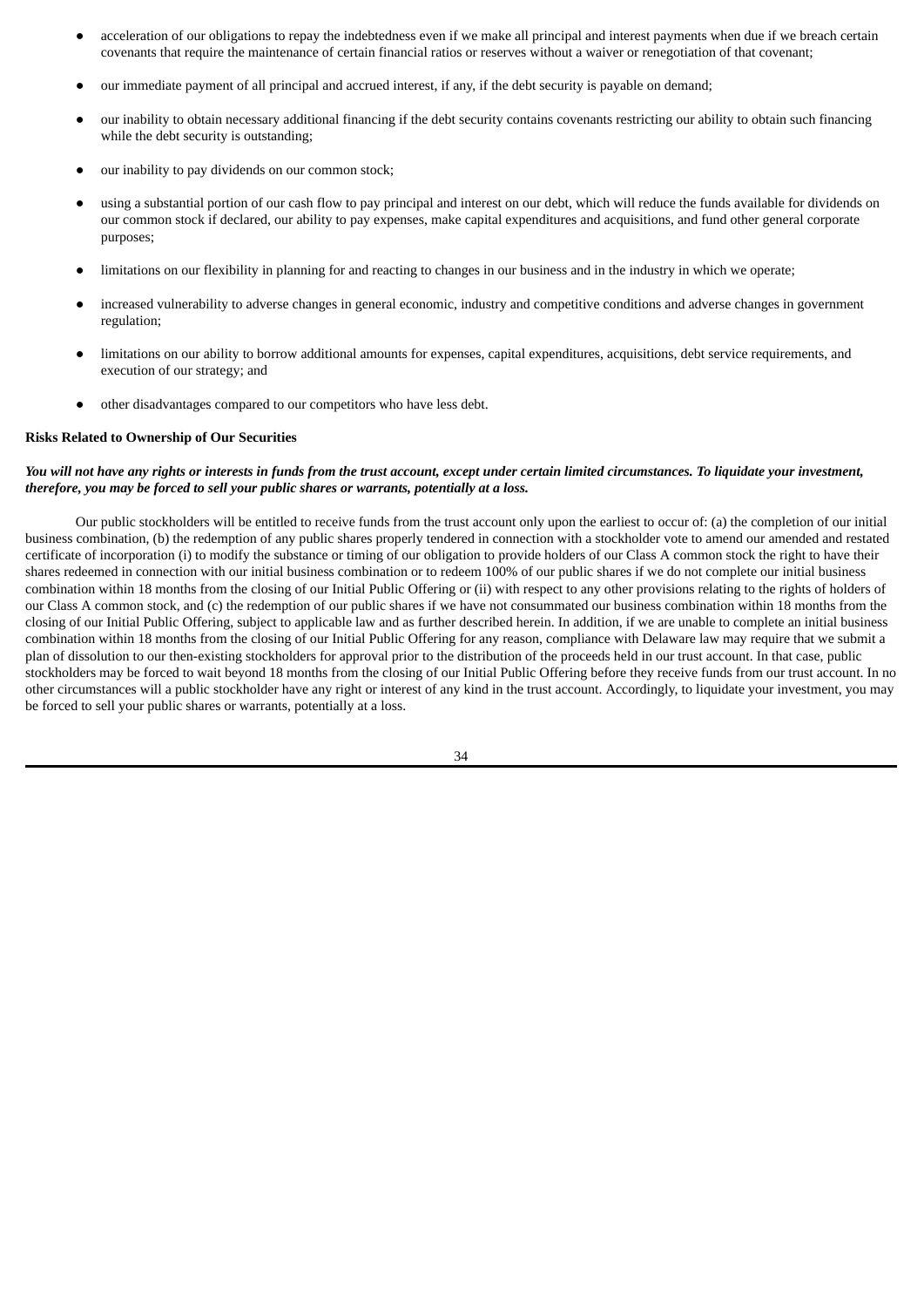- acceleration of our obligations to repay the indebtedness even if we make all principal and interest payments when due if we breach certain covenants that require the maintenance of certain financial ratios or reserves without a waiver or renegotiation of that covenant;
- our immediate payment of all principal and accrued interest, if any, if the debt security is payable on demand;
- our inability to obtain necessary additional financing if the debt security contains covenants restricting our ability to obtain such financing while the debt security is outstanding;
- our inability to pay dividends on our common stock;
- using a substantial portion of our cash flow to pay principal and interest on our debt, which will reduce the funds available for dividends on our common stock if declared, our ability to pay expenses, make capital expenditures and acquisitions, and fund other general corporate purposes;
- limitations on our flexibility in planning for and reacting to changes in our business and in the industry in which we operate;
- increased vulnerability to adverse changes in general economic, industry and competitive conditions and adverse changes in government regulation;
- limitations on our ability to borrow additional amounts for expenses, capital expenditures, acquisitions, debt service requirements, and execution of our strategy; and
- other disadvantages compared to our competitors who have less debt.

**Risks Related to Ownership of Our Securities**

***You will not have any rights or interests in funds from the trust account, except under certain limited circumstances. To liquidate your investment, therefore, you may be forced to sell your public shares or warrants, potentially at a loss.***

Our public stockholders will be entitled to receive funds from the trust account only upon the earliest to occur of: (a) the completion of our initial business combination, (b) the redemption of any public shares properly tendered in connection with a stockholder vote to amend our amended and restated certificate of incorporation (i) to modify the substance or timing of our obligation to provide holders of our Class A common stock the right to have their shares redeemed in connection with our initial business combination or to redeem 100% of our public shares if we do not complete our initial business combination within 18 months from the closing of our Initial Public Offering or (ii) with respect to any other provisions relating to the rights of holders of our Class A common stock, and (c) the redemption of our public shares if we have not consummated our business combination within 18 months from the closing of our Initial Public Offering, subject to applicable law and as further described herein. In addition, if we are unable to complete an initial business combination within 18 months from the closing of our Initial Public Offering for any reason, compliance with Delaware law may require that we submit a plan of dissolution to our then-existing stockholders for approval prior to the distribution of the proceeds held in our trust account. In that case, public stockholders may be forced to wait beyond 18 months from the closing of our Initial Public Offering before they receive funds from our trust account. In no other circumstances will a public stockholder have any right or interest of any kind in the trust account. Accordingly, to liquidate your investment, you may be forced to sell your public shares or warrants, potentially at a loss.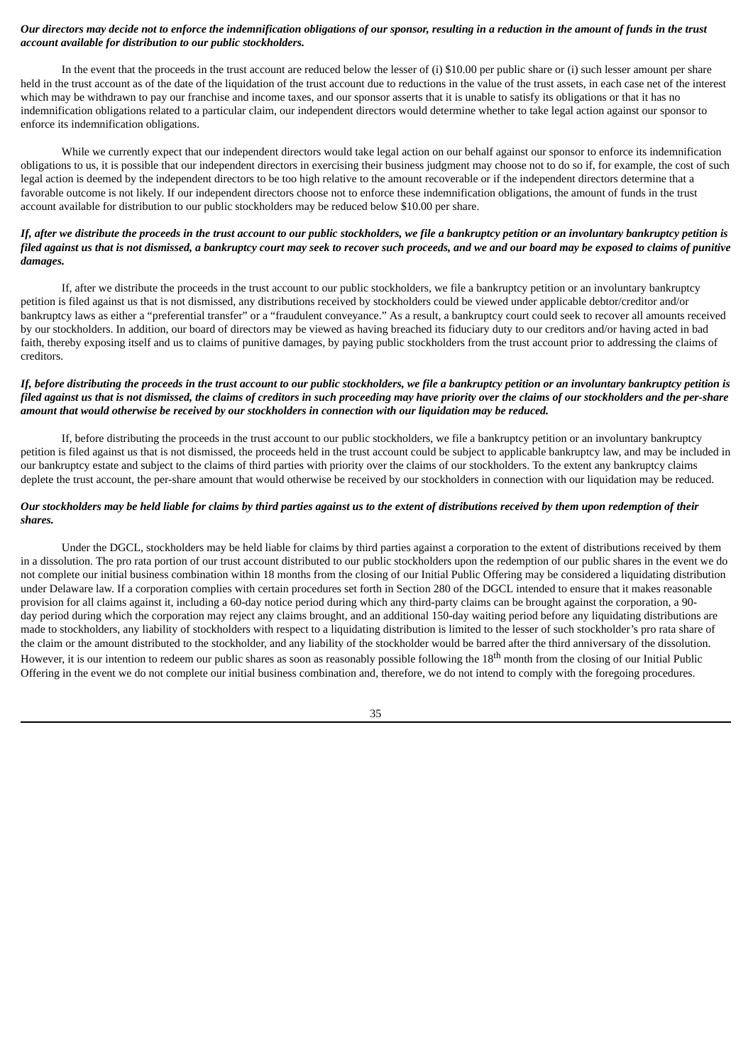***Our directors may decide not to enforce the indemnification obligations of our sponsor, resulting in a reduction in the amount of funds in the trust account available for distribution to our public stockholders.***

In the event that the proceeds in the trust account are reduced below the lesser of (i) $10.00 per public share or (i) such lesser amount per share held in the trust account as of the date of the liquidation of the trust account due to reductions in the value of the trust assets, in each case net of the interest which may be withdrawn to pay our franchise and income taxes, and our sponsor asserts that it is unable to satisfy its obligations or that it has no indemnification obligations related to a particular claim, our independent directors would determine whether to take legal action against our sponsor to enforce its indemnification obligations.

While we currently expect that our independent directors would take legal action on our behalf against our sponsor to enforce its indemnification obligations to us, it is possible that our independent directors in exercising their business judgment may choose not to do so if, for example, the cost of such legal action is deemed by the independent directors to be too high relative to the amount recoverable or if the independent directors determine that a favorable outcome is not likely. If our independent directors choose not to enforce these indemnification obligations, the amount of funds in the trust account available for distribution to our public stockholders may be reduced below $10.00 per share.

***If, after we distribute the proceeds in the trust account to our public stockholders, we file a bankruptcy petition or an involuntary bankruptcy petition is filed against us that is not dismissed, a bankruptcy court may seek to recover such proceeds, and we and our board may be exposed to claims of punitive damages.***

If, after we distribute the proceeds in the trust account to our public stockholders, we file a bankruptcy petition or an involuntary bankruptcy petition is filed against us that is not dismissed, any distributions received by stockholders could be viewed under applicable debtor/creditor and/or bankruptcy laws as either a "preferential transfer" or a "fraudulent conveyance." As a result, a bankruptcy court could seek to recover all amounts received by our stockholders. In addition, our board of directors may be viewed as having breached its fiduciary duty to our creditors and/or having acted in bad faith, thereby exposing itself and us to claims of punitive damages, by paying public stockholders from the trust account prior to addressing the claims of creditors.

***If, before distributing the proceeds in the trust account to our public stockholders, we file a bankruptcy petition or an involuntary bankruptcy petition is filed against us that is not dismissed, the claims of creditors in such proceeding may have priority over the claims of our stockholders and the per-share amount that would otherwise be received by our stockholders in connection with our liquidation may be reduced.***

If, before distributing the proceeds in the trust account to our public stockholders, we file a bankruptcy petition or an involuntary bankruptcy petition is filed against us that is not dismissed, the proceeds held in the trust account could be subject to applicable bankruptcy law, and may be included in our bankruptcy estate and subject to the claims of third parties with priority over the claims of our stockholders. To the extent any bankruptcy claims deplete the trust account, the per-share amount that would otherwise be received by our stockholders in connection with our liquidation may be reduced.

***Our stockholders may be held liable for claims by third parties against us to the extent of distributions received by them upon redemption of their shares.***

Under the DGCL, stockholders may be held liable for claims by third parties against a corporation to the extent of distributions received by them in a dissolution. The pro rata portion of our trust account distributed to our public stockholders upon the redemption of our public shares in the event we do not complete our initial business combination within 18 months from the closing of our Initial Public Offering may be considered a liquidating distribution under Delaware law. If a corporation complies with certain procedures set forth in Section 280 of the DGCL intended to ensure that it makes reasonable provision for all claims against it, including a 60-day notice period during which any third-party claims can be brought against the corporation, a 90-day period during which the corporation may reject any claims brought, and an additional 150-day waiting period before any liquidating distributions are made to stockholders, any liability of stockholders with respect to a liquidating distribution is limited to the lesser of such stockholder's pro rata share of the claim or the amount distributed to the stockholder, and any liability of the stockholder would be barred after the third anniversary of the dissolution. However, it is our intention to redeem our public shares as soon as reasonably possible following the 18th month from the closing of our Initial Public Offering in the event we do not complete our initial business combination and, therefore, we do not intend to comply with the foregoing procedures.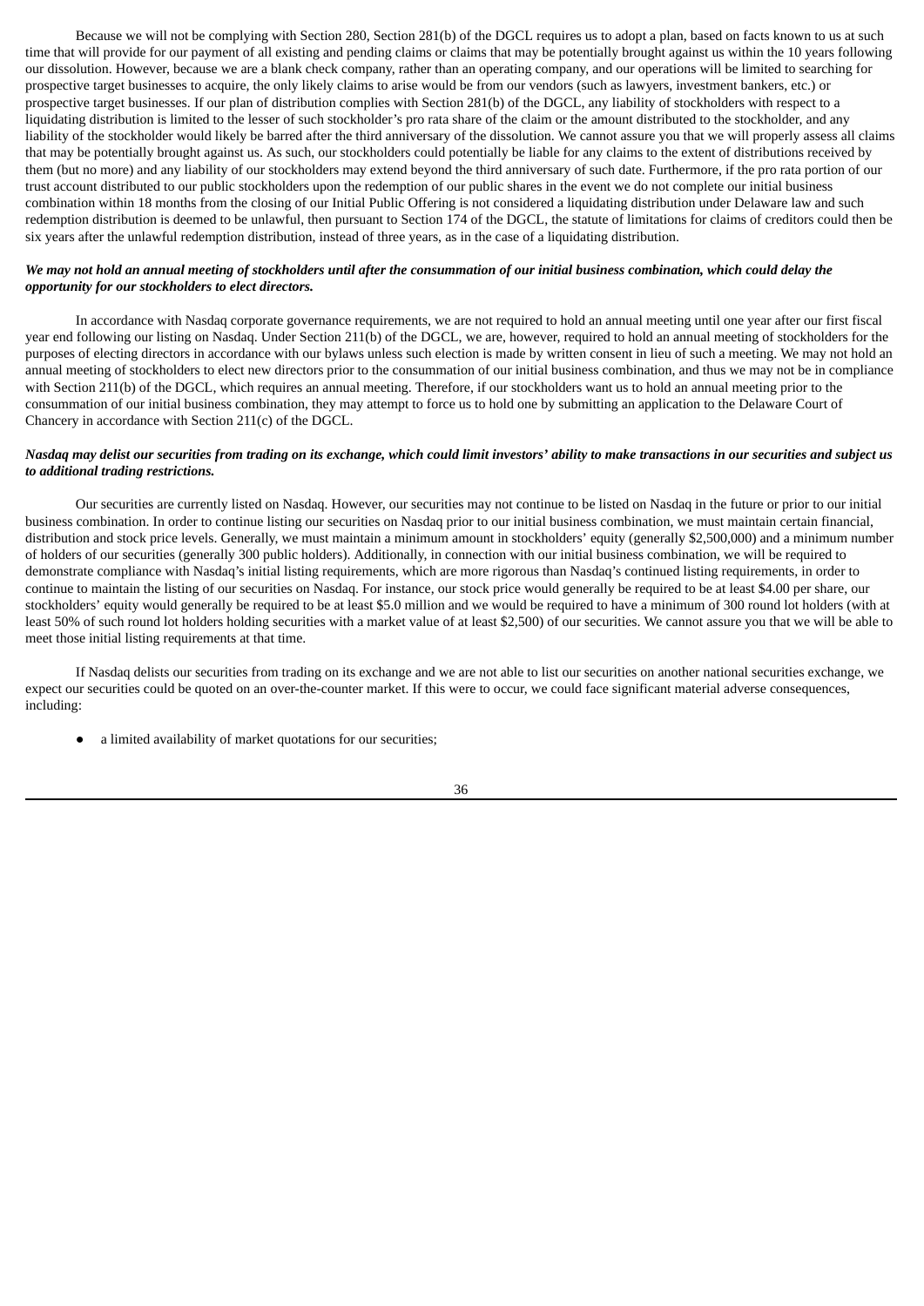Because we will not be complying with Section 280, Section 281(b) of the DGCL requires us to adopt a plan, based on facts known to us at such time that will provide for our payment of all existing and pending claims or claims that may be potentially brought against us within the 10 years following our dissolution. However, because we are a blank check company, rather than an operating company, and our operations will be limited to searching for prospective target businesses to acquire, the only likely claims to arise would be from our vendors (such as lawyers, investment bankers, etc.) or prospective target businesses. If our plan of distribution complies with Section 281(b) of the DGCL, any liability of stockholders with respect to a liquidating distribution is limited to the lesser of such stockholder's pro rata share of the claim or the amount distributed to the stockholder, and any liability of the stockholder would likely be barred after the third anniversary of the dissolution. We cannot assure you that we will properly assess all claims that may be potentially brought against us. As such, our stockholders could potentially be liable for any claims to the extent of distributions received by them (but no more) and any liability of our stockholders may extend beyond the third anniversary of such date. Furthermore, if the pro rata portion of our trust account distributed to our public stockholders upon the redemption of our public shares in the event we do not complete our initial business combination within 18 months from the closing of our Initial Public Offering is not considered a liquidating distribution under Delaware law and such redemption distribution is deemed to be unlawful, then pursuant to Section 174 of the DGCL, the statute of limitations for claims of creditors could then be six years after the unlawful redemption distribution, instead of three years, as in the case of a liquidating distribution.

***We may not hold an annual meeting of stockholders until after the consummation of our initial business combination, which could delay the opportunity for our stockholders to elect directors.***

In accordance with Nasdaq corporate governance requirements, we are not required to hold an annual meeting until one year after our first fiscal year end following our listing on Nasdaq. Under Section 211(b) of the DGCL, we are, however, required to hold an annual meeting of stockholders for the purposes of electing directors in accordance with our bylaws unless such election is made by written consent in lieu of such a meeting. We may not hold an annual meeting of stockholders to elect new directors prior to the consummation of our initial business combination, and thus we may not be in compliance with Section 211(b) of the DGCL, which requires an annual meeting. Therefore, if our stockholders want us to hold an annual meeting prior to the consummation of our initial business combination, they may attempt to force us to hold one by submitting an application to the Delaware Court of Chancery in accordance with Section 211(c) of the DGCL.

***Nasdaq may delist our securities from trading on its exchange, which could limit investors' ability to make transactions in our securities and subject us to additional trading restrictions.***

Our securities are currently listed on Nasdaq. However, our securities may not continue to be listed on Nasdaq in the future or prior to our initial business combination. In order to continue listing our securities on Nasdaq prior to our initial business combination, we must maintain certain financial, distribution and stock price levels. Generally, we must maintain a minimum amount in stockholders' equity (generally $2,500,000) and a minimum number of holders of our securities (generally 300 public holders). Additionally, in connection with our initial business combination, we will be required to demonstrate compliance with Nasdaq's initial listing requirements, which are more rigorous than Nasdaq's continued listing requirements, in order to continue to maintain the listing of our securities on Nasdaq. For instance, our stock price would generally be required to be at least $4.00 per share, our stockholders' equity would generally be required to be at least $5.0 million and we would be required to have a minimum of 300 round lot holders (with at least 50% of such round lot holders holding securities with a market value of at least $2,500) of our securities. We cannot assure you that we will be able to meet those initial listing requirements at that time.

If Nasdaq delists our securities from trading on its exchange and we are not able to list our securities on another national securities exchange, we expect our securities could be quoted on an over-the-counter market. If this were to occur, we could face significant material adverse consequences, including:

- a limited availability of market quotations for our securities;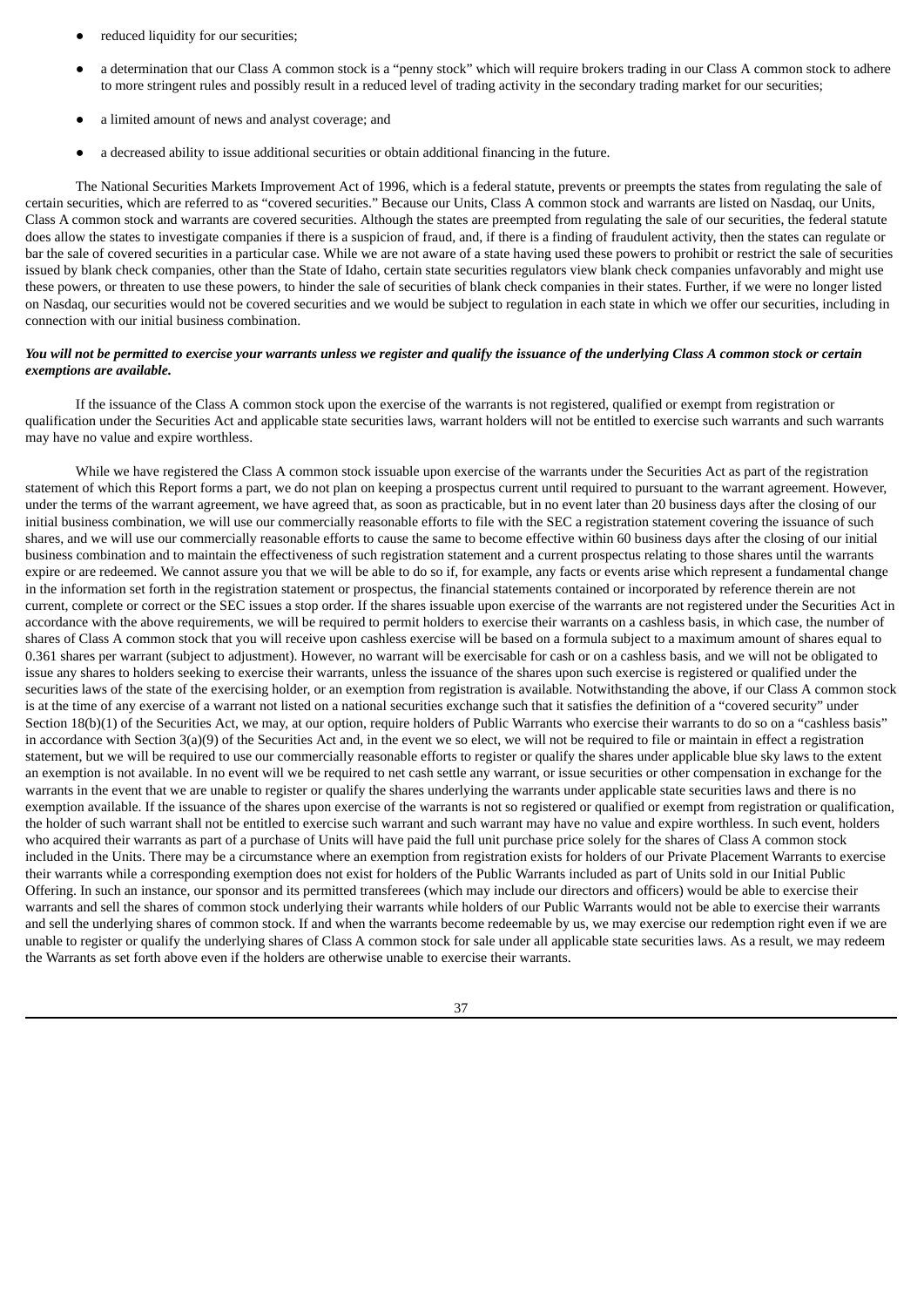- reduced liquidity for our securities;
- a determination that our Class A common stock is a "penny stock" which will require brokers trading in our Class A common stock to adhere to more stringent rules and possibly result in a reduced level of trading activity in the secondary trading market for our securities;
- a limited amount of news and analyst coverage; and
- a decreased ability to issue additional securities or obtain additional financing in the future.

The National Securities Markets Improvement Act of 1996, which is a federal statute, prevents or preempts the states from regulating the sale of certain securities, which are referred to as "covered securities." Because our Units, Class A common stock and warrants are listed on Nasdaq, our Units, Class A common stock and warrants are covered securities. Although the states are preempted from regulating the sale of our securities, the federal statute does allow the states to investigate companies if there is a suspicion of fraud, and, if there is a finding of fraudulent activity, then the states can regulate or bar the sale of covered securities in a particular case. While we are not aware of a state having used these powers to prohibit or restrict the sale of securities issued by blank check companies, other than the State of Idaho, certain state securities regulators view blank check companies unfavorably and might use these powers, or threaten to use these powers, to hinder the sale of securities of blank check companies in their states. Further, if we were no longer listed on Nasdaq, our securities would not be covered securities and we would be subject to regulation in each state in which we offer our securities, including in connection with our initial business combination.

***You will not be permitted to exercise your warrants unless we register and qualify the issuance of the underlying Class A common stock or certain exemptions are available.***

If the issuance of the Class A common stock upon the exercise of the warrants is not registered, qualified or exempt from registration or qualification under the Securities Act and applicable state securities laws, warrant holders will not be entitled to exercise such warrants and such warrants may have no value and expire worthless.

While we have registered the Class A common stock issuable upon exercise of the warrants under the Securities Act as part of the registration statement of which this Report forms a part, we do not plan on keeping a prospectus current until required to pursuant to the warrant agreement. However, under the terms of the warrant agreement, we have agreed that, as soon as practicable, but in no event later than 20 business days after the closing of our initial business combination, we will use our commercially reasonable efforts to file with the SEC a registration statement covering the issuance of such shares, and we will use our commercially reasonable efforts to cause the same to become effective within 60 business days after the closing of our initial business combination and to maintain the effectiveness of such registration statement and a current prospectus relating to those shares until the warrants expire or are redeemed. We cannot assure you that we will be able to do so if, for example, any facts or events arise which represent a fundamental change in the information set forth in the registration statement or prospectus, the financial statements contained or incorporated by reference therein are not current, complete or correct or the SEC issues a stop order. If the shares issuable upon exercise of the warrants are not registered under the Securities Act in accordance with the above requirements, we will be required to permit holders to exercise their warrants on a cashless basis, in which case, the number of shares of Class A common stock that you will receive upon cashless exercise will be based on a formula subject to a maximum amount of shares equal to 0.361 shares per warrant (subject to adjustment). However, no warrant will be exercisable for cash or on a cashless basis, and we will not be obligated to issue any shares to holders seeking to exercise their warrants, unless the issuance of the shares upon such exercise is registered or qualified under the securities laws of the state of the exercising holder, or an exemption from registration is available. Notwithstanding the above, if our Class A common stock is at the time of any exercise of a warrant not listed on a national securities exchange such that it satisfies the definition of a "covered security" under Section 18(b)(1) of the Securities Act, we may, at our option, require holders of Public Warrants who exercise their warrants to do so on a "cashless basis" in accordance with Section 3(a)(9) of the Securities Act and, in the event we so elect, we will not be required to file or maintain in effect a registration statement, but we will be required to use our commercially reasonable efforts to register or qualify the shares under applicable blue sky laws to the extent an exemption is not available. In no event will we be required to net cash settle any warrant, or issue securities or other compensation in exchange for the warrants in the event that we are unable to register or qualify the shares underlying the warrants under applicable state securities laws and there is no exemption available. If the issuance of the shares upon exercise of the warrants is not so registered or qualified or exempt from registration or qualification, the holder of such warrant shall not be entitled to exercise such warrant and such warrant may have no value and expire worthless. In such event, holders who acquired their warrants as part of a purchase of Units will have paid the full unit purchase price solely for the shares of Class A common stock included in the Units. There may be a circumstance where an exemption from registration exists for holders of our Private Placement Warrants to exercise their warrants while a corresponding exemption does not exist for holders of the Public Warrants included as part of Units sold in our Initial Public Offering. In such an instance, our sponsor and its permitted transferees (which may include our directors and officers) would be able to exercise their warrants and sell the shares of common stock underlying their warrants while holders of our Public Warrants would not be able to exercise their warrants and sell the underlying shares of common stock. If and when the warrants become redeemable by us, we may exercise our redemption right even if we are unable to register or qualify the underlying shares of Class A common stock for sale under all applicable state securities laws. As a result, we may redeem the Warrants as set forth above even if the holders are otherwise unable to exercise their warrants.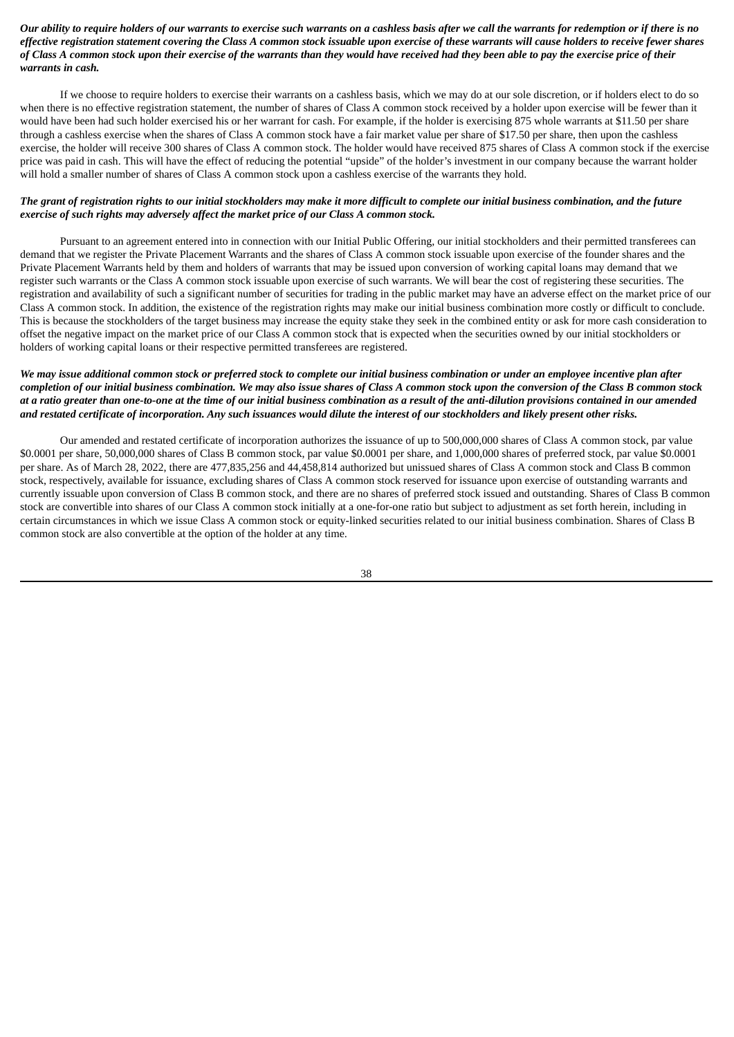***Our ability to require holders of our warrants to exercise such warrants on a cashless basis after we call the warrants for redemption or if there is no effective registration statement covering the Class A common stock issuable upon exercise of these warrants will cause holders to receive fewer shares of Class A common stock upon their exercise of the warrants than they would have received had they been able to pay the exercise price of their warrants in cash.***

If we choose to require holders to exercise their warrants on a cashless basis, which we may do at our sole discretion, or if holders elect to do so when there is no effective registration statement, the number of shares of Class A common stock received by a holder upon exercise will be fewer than it would have been had such holder exercised his or her warrant for cash. For example, if the holder is exercising 875 whole warrants at $11.50 per share through a cashless exercise when the shares of Class A common stock have a fair market value per share of $17.50 per share, then upon the cashless exercise, the holder will receive 300 shares of Class A common stock. The holder would have received 875 shares of Class A common stock if the exercise price was paid in cash. This will have the effect of reducing the potential "upside" of the holder's investment in our company because the warrant holder will hold a smaller number of shares of Class A common stock upon a cashless exercise of the warrants they hold.

***The grant of registration rights to our initial stockholders may make it more difficult to complete our initial business combination, and the future exercise of such rights may adversely affect the market price of our Class A common stock.***

Pursuant to an agreement entered into in connection with our Initial Public Offering, our initial stockholders and their permitted transferees can demand that we register the Private Placement Warrants and the shares of Class A common stock issuable upon exercise of the founder shares and the Private Placement Warrants held by them and holders of warrants that may be issued upon conversion of working capital loans may demand that we register such warrants or the Class A common stock issuable upon exercise of such warrants. We will bear the cost of registering these securities. The registration and availability of such a significant number of securities for trading in the public market may have an adverse effect on the market price of our Class A common stock. In addition, the existence of the registration rights may make our initial business combination more costly or difficult to conclude. This is because the stockholders of the target business may increase the equity stake they seek in the combined entity or ask for more cash consideration to offset the negative impact on the market price of our Class A common stock that is expected when the securities owned by our initial stockholders or holders of working capital loans or their respective permitted transferees are registered.

***We may issue additional common stock or preferred stock to complete our initial business combination or under an employee incentive plan after completion of our initial business combination. We may also issue shares of Class A common stock upon the conversion of the Class B common stock at a ratio greater than one-to-one at the time of our initial business combination as a result of the anti-dilution provisions contained in our amended and restated certificate of incorporation. Any such issuances would dilute the interest of our stockholders and likely present other risks.***

Our amended and restated certificate of incorporation authorizes the issuance of up to 500,000,000 shares of Class A common stock, par value $0.0001 per share, 50,000,000 shares of Class B common stock, par value $0.0001 per share, and 1,000,000 shares of preferred stock, par value $0.0001 per share. As of March 28, 2022, there are 477,835,256 and 44,458,814 authorized but unissued shares of Class A common stock and Class B common stock, respectively, available for issuance, excluding shares of Class A common stock reserved for issuance upon exercise of outstanding warrants and currently issuable upon conversion of Class B common stock, and there are no shares of preferred stock issued and outstanding. Shares of Class B common stock are convertible into shares of our Class A common stock initially at a one-for-one ratio but subject to adjustment as set forth herein, including in certain circumstances in which we issue Class A common stock or equity-linked securities related to our initial business combination. Shares of Class B common stock are also convertible at the option of the holder at any time.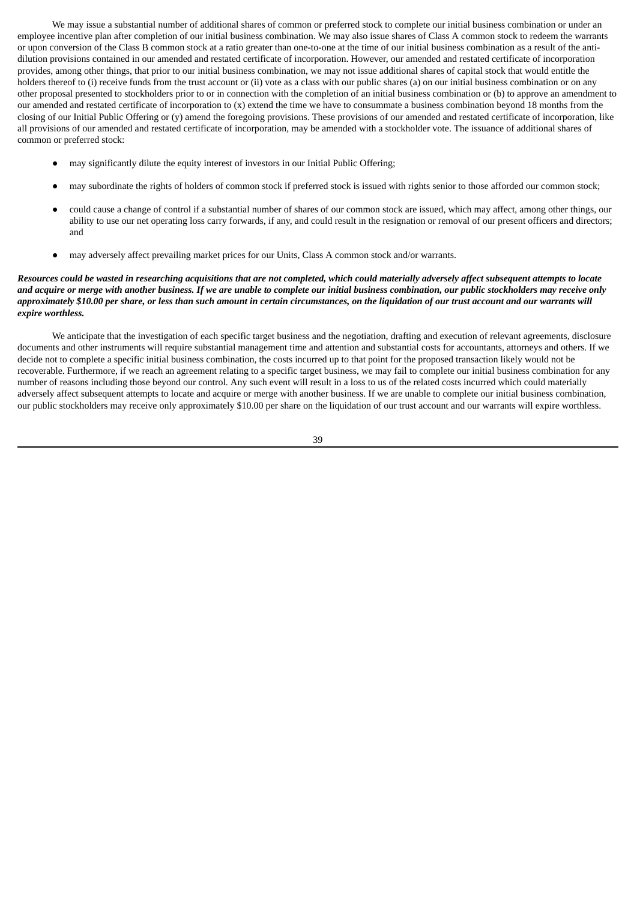We may issue a substantial number of additional shares of common or preferred stock to complete our initial business combination or under an employee incentive plan after completion of our initial business combination. We may also issue shares of Class A common stock to redeem the warrants or upon conversion of the Class B common stock at a ratio greater than one-to-one at the time of our initial business combination as a result of the anti-dilution provisions contained in our amended and restated certificate of incorporation. However, our amended and restated certificate of incorporation provides, among other things, that prior to our initial business combination, we may not issue additional shares of capital stock that would entitle the holders thereof to (i) receive funds from the trust account or (ii) vote as a class with our public shares (a) on our initial business combination or on any other proposal presented to stockholders prior to or in connection with the completion of an initial business combination or (b) to approve an amendment to our amended and restated certificate of incorporation to (x) extend the time we have to consummate a business combination beyond 18 months from the closing of our Initial Public Offering or (y) amend the foregoing provisions. These provisions of our amended and restated certificate of incorporation, like all provisions of our amended and restated certificate of incorporation, may be amended with a stockholder vote. The issuance of additional shares of common or preferred stock:

- may significantly dilute the equity interest of investors in our Initial Public Offering;
- may subordinate the rights of holders of common stock if preferred stock is issued with rights senior to those afforded our common stock;
- could cause a change of control if a substantial number of shares of our common stock are issued, which may affect, among other things, our ability to use our net operating loss carry forwards, if any, and could result in the resignation or removal of our present officers and directors; and
- may adversely affect prevailing market prices for our Units, Class A common stock and/or warrants.

***Resources could be wasted in researching acquisitions that are not completed, which could materially adversely affect subsequent attempts to locate and acquire or merge with another business. If we are unable to complete our initial business combination, our public stockholders may receive only approximately $10.00 per share, or less than such amount in certain circumstances, on the liquidation of our trust account and our warrants will expire worthless.***

We anticipate that the investigation of each specific target business and the negotiation, drafting and execution of relevant agreements, disclosure documents and other instruments will require substantial management time and attention and substantial costs for accountants, attorneys and others. If we decide not to complete a specific initial business combination, the costs incurred up to that point for the proposed transaction likely would not be recoverable. Furthermore, if we reach an agreement relating to a specific target business, we may fail to complete our initial business combination for any number of reasons including those beyond our control. Any such event will result in a loss to us of the related costs incurred which could materially adversely affect subsequent attempts to locate and acquire or merge with another business. If we are unable to complete our initial business combination, our public stockholders may receive only approximately $10.00 per share on the liquidation of our trust account and our warrants will expire worthless.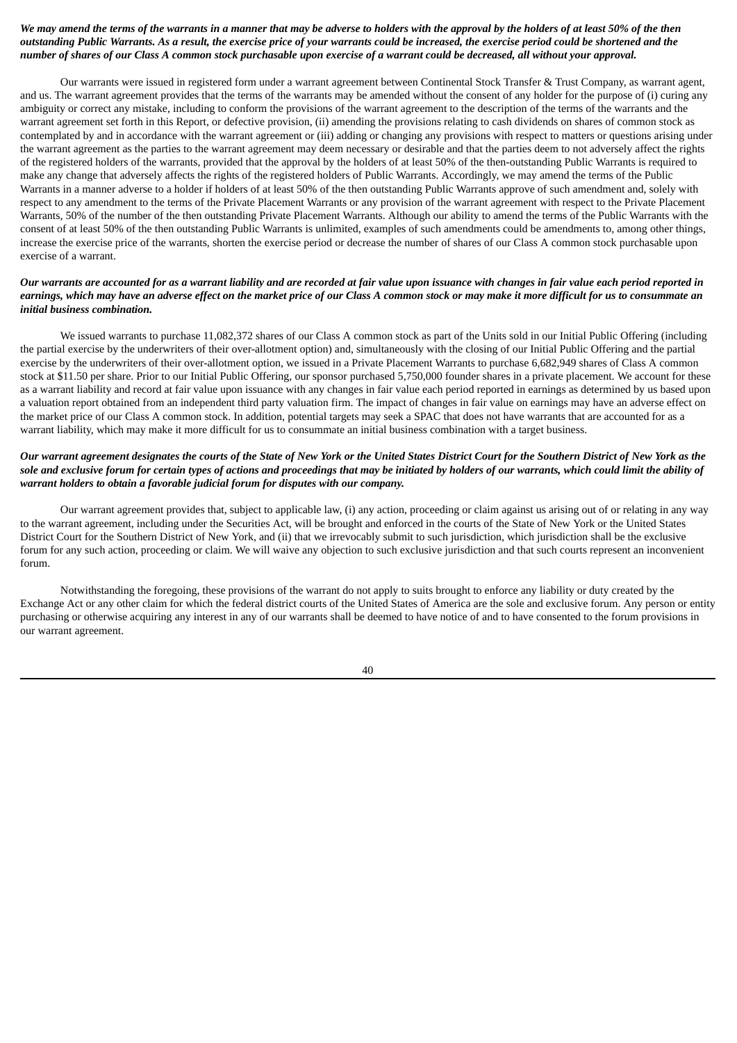***We may amend the terms of the warrants in a manner that may be adverse to holders with the approval by the holders of at least 50% of the then outstanding Public Warrants. As a result, the exercise price of your warrants could be increased, the exercise period could be shortened and the number of shares of our Class A common stock purchasable upon exercise of a warrant could be decreased, all without your approval.***

Our warrants were issued in registered form under a warrant agreement between Continental Stock Transfer & Trust Company, as warrant agent, and us. The warrant agreement provides that the terms of the warrants may be amended without the consent of any holder for the purpose of (i) curing any ambiguity or correct any mistake, including to conform the provisions of the warrant agreement to the description of the terms of the warrants and the warrant agreement set forth in this Report, or defective provision, (ii) amending the provisions relating to cash dividends on shares of common stock as contemplated by and in accordance with the warrant agreement or (iii) adding or changing any provisions with respect to matters or questions arising under the warrant agreement as the parties to the warrant agreement may deem necessary or desirable and that the parties deem to not adversely affect the rights of the registered holders of the warrants, provided that the approval by the holders of at least 50% of the then-outstanding Public Warrants is required to make any change that adversely affects the rights of the registered holders of Public Warrants. Accordingly, we may amend the terms of the Public Warrants in a manner adverse to a holder if holders of at least 50% of the then outstanding Public Warrants approve of such amendment and, solely with respect to any amendment to the terms of the Private Placement Warrants or any provision of the warrant agreement with respect to the Private Placement Warrants, 50% of the number of the then outstanding Private Placement Warrants. Although our ability to amend the terms of the Public Warrants with the consent of at least 50% of the then outstanding Public Warrants is unlimited, examples of such amendments could be amendments to, among other things, increase the exercise price of the warrants, shorten the exercise period or decrease the number of shares of our Class A common stock purchasable upon exercise of a warrant.

***Our warrants are accounted for as a warrant liability and are recorded at fair value upon issuance with changes in fair value each period reported in earnings, which may have an adverse effect on the market price of our Class A common stock or may make it more difficult for us to consummate an initial business combination.***

We issued warrants to purchase 11,082,372 shares of our Class A common stock as part of the Units sold in our Initial Public Offering (including the partial exercise by the underwriters of their over-allotment option) and, simultaneously with the closing of our Initial Public Offering and the partial exercise by the underwriters of their over-allotment option, we issued in a Private Placement Warrants to purchase 6,682,949 shares of Class A common stock at $11.50 per share. Prior to our Initial Public Offering, our sponsor purchased 5,750,000 founder shares in a private placement. We account for these as a warrant liability and record at fair value upon issuance with any changes in fair value each period reported in earnings as determined by us based upon a valuation report obtained from an independent third party valuation firm. The impact of changes in fair value on earnings may have an adverse effect on the market price of our Class A common stock. In addition, potential targets may seek a SPAC that does not have warrants that are accounted for as a warrant liability, which may make it more difficult for us to consummate an initial business combination with a target business.

***Our warrant agreement designates the courts of the State of New York or the United States District Court for the Southern District of New York as the sole and exclusive forum for certain types of actions and proceedings that may be initiated by holders of our warrants, which could limit the ability of warrant holders to obtain a favorable judicial forum for disputes with our company.***

Our warrant agreement provides that, subject to applicable law, (i) any action, proceeding or claim against us arising out of or relating in any way to the warrant agreement, including under the Securities Act, will be brought and enforced in the courts of the State of New York or the United States District Court for the Southern District of New York, and (ii) that we irrevocably submit to such jurisdiction, which jurisdiction shall be the exclusive forum for any such action, proceeding or claim. We will waive any objection to such exclusive jurisdiction and that such courts represent an inconvenient forum.

Notwithstanding the foregoing, these provisions of the warrant do not apply to suits brought to enforce any liability or duty created by the Exchange Act or any other claim for which the federal district courts of the United States of America are the sole and exclusive forum. Any person or entity purchasing or otherwise acquiring any interest in any of our warrants shall be deemed to have notice of and to have consented to the forum provisions in our warrant agreement.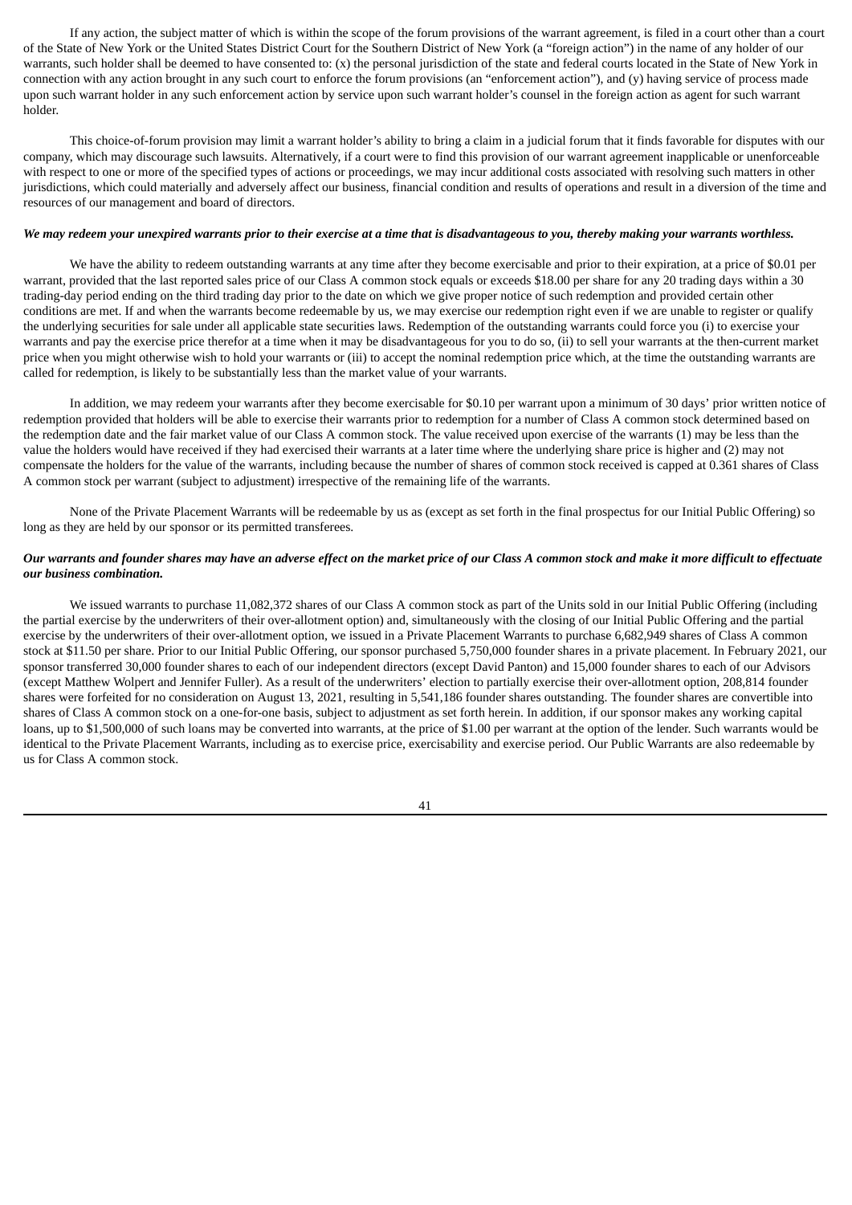If any action, the subject matter of which is within the scope of the forum provisions of the warrant agreement, is filed in a court other than a court of the State of New York or the United States District Court for the Southern District of New York (a "foreign action") in the name of any holder of our warrants, such holder shall be deemed to have consented to: (x) the personal jurisdiction of the state and federal courts located in the State of New York in connection with any action brought in any such court to enforce the forum provisions (an "enforcement action"), and (y) having service of process made upon such warrant holder in any such enforcement action by service upon such warrant holder's counsel in the foreign action as agent for such warrant holder.

This choice-of-forum provision may limit a warrant holder's ability to bring a claim in a judicial forum that it finds favorable for disputes with our company, which may discourage such lawsuits. Alternatively, if a court were to find this provision of our warrant agreement inapplicable or unenforceable with respect to one or more of the specified types of actions or proceedings, we may incur additional costs associated with resolving such matters in other jurisdictions, which could materially and adversely affect our business, financial condition and results of operations and result in a diversion of the time and resources of our management and board of directors.

***We may redeem your unexpired warrants prior to their exercise at a time that is disadvantageous to you, thereby making your warrants worthless.***

We have the ability to redeem outstanding warrants at any time after they become exercisable and prior to their expiration, at a price of $0.01 per warrant, provided that the last reported sales price of our Class A common stock equals or exceeds $18.00 per share for any 20 trading days within a 30 trading-day period ending on the third trading day prior to the date on which we give proper notice of such redemption and provided certain other conditions are met. If and when the warrants become redeemable by us, we may exercise our redemption right even if we are unable to register or qualify the underlying securities for sale under all applicable state securities laws. Redemption of the outstanding warrants could force you (i) to exercise your warrants and pay the exercise price therefor at a time when it may be disadvantageous for you to do so, (ii) to sell your warrants at the then-current market price when you might otherwise wish to hold your warrants or (iii) to accept the nominal redemption price which, at the time the outstanding warrants are called for redemption, is likely to be substantially less than the market value of your warrants.

In addition, we may redeem your warrants after they become exercisable for $0.10 per warrant upon a minimum of 30 days' prior written notice of redemption provided that holders will be able to exercise their warrants prior to redemption for a number of Class A common stock determined based on the redemption date and the fair market value of our Class A common stock. The value received upon exercise of the warrants (1) may be less than the value the holders would have received if they had exercised their warrants at a later time where the underlying share price is higher and (2) may not compensate the holders for the value of the warrants, including because the number of shares of common stock received is capped at 0.361 shares of Class A common stock per warrant (subject to adjustment) irrespective of the remaining life of the warrants.

None of the Private Placement Warrants will be redeemable by us as (except as set forth in the final prospectus for our Initial Public Offering) so long as they are held by our sponsor or its permitted transferees.

***Our warrants and founder shares may have an adverse effect on the market price of our Class A common stock and make it more difficult to effectuate our business combination.***

We issued warrants to purchase 11,082,372 shares of our Class A common stock as part of the Units sold in our Initial Public Offering (including the partial exercise by the underwriters of their over-allotment option) and, simultaneously with the closing of our Initial Public Offering and the partial exercise by the underwriters of their over-allotment option, we issued in a Private Placement Warrants to purchase 6,682,949 shares of Class A common stock at $11.50 per share. Prior to our Initial Public Offering, our sponsor purchased 5,750,000 founder shares in a private placement. In February 2021, our sponsor transferred 30,000 founder shares to each of our independent directors (except David Panton) and 15,000 founder shares to each of our Advisors (except Matthew Wolpert and Jennifer Fuller). As a result of the underwriters' election to partially exercise their over-allotment option, 208,814 founder shares were forfeited for no consideration on August 13, 2021, resulting in 5,541,186 founder shares outstanding. The founder shares are convertible into shares of Class A common stock on a one-for-one basis, subject to adjustment as set forth herein. In addition, if our sponsor makes any working capital loans, up to $1,500,000 of such loans may be converted into warrants, at the price of $1.00 per warrant at the option of the lender. Such warrants would be identical to the Private Placement Warrants, including as to exercise price, exercisability and exercise period. Our Public Warrants are also redeemable by us for Class A common stock.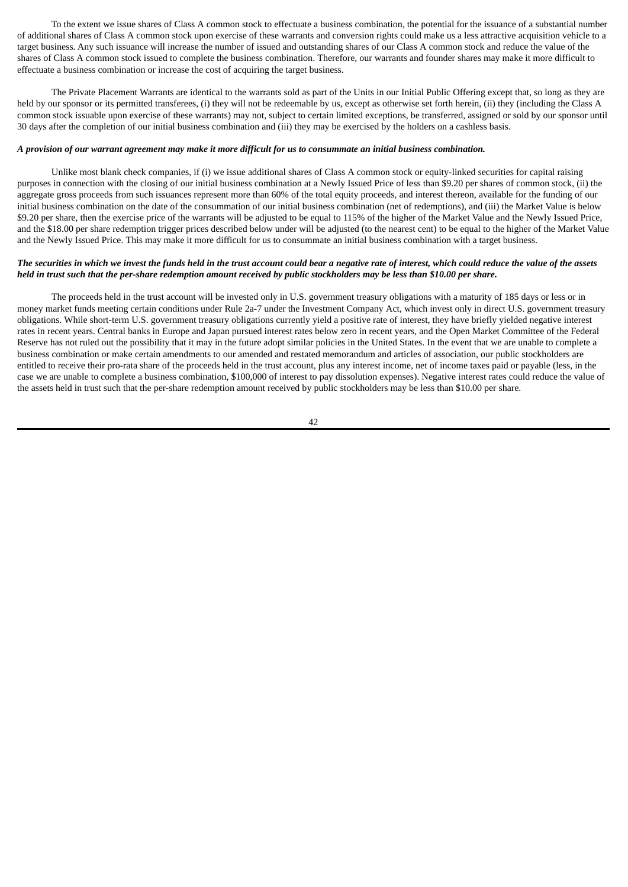To the extent we issue shares of Class A common stock to effectuate a business combination, the potential for the issuance of a substantial number of additional shares of Class A common stock upon exercise of these warrants and conversion rights could make us a less attractive acquisition vehicle to a target business. Any such issuance will increase the number of issued and outstanding shares of our Class A common stock and reduce the value of the shares of Class A common stock issued to complete the business combination. Therefore, our warrants and founder shares may make it more difficult to effectuate a business combination or increase the cost of acquiring the target business.

The Private Placement Warrants are identical to the warrants sold as part of the Units in our Initial Public Offering except that, so long as they are held by our sponsor or its permitted transferees, (i) they will not be redeemable by us, except as otherwise set forth herein, (ii) they (including the Class A common stock issuable upon exercise of these warrants) may not, subject to certain limited exceptions, be transferred, assigned or sold by our sponsor until 30 days after the completion of our initial business combination and (iii) they may be exercised by the holders on a cashless basis.

***A provision of our warrant agreement may make it more difficult for us to consummate an initial business combination.***

Unlike most blank check companies, if (i) we issue additional shares of Class A common stock or equity-linked securities for capital raising purposes in connection with the closing of our initial business combination at a Newly Issued Price of less than $9.20 per shares of common stock, (ii) the aggregate gross proceeds from such issuances represent more than 60% of the total equity proceeds, and interest thereon, available for the funding of our initial business combination on the date of the consummation of our initial business combination (net of redemptions), and (iii) the Market Value is below $9.20 per share, then the exercise price of the warrants will be adjusted to be equal to 115% of the higher of the Market Value and the Newly Issued Price, and the $18.00 per share redemption trigger prices described below under will be adjusted (to the nearest cent) to be equal to the higher of the Market Value and the Newly Issued Price. This may make it more difficult for us to consummate an initial business combination with a target business.

***The securities in which we invest the funds held in the trust account could bear a negative rate of interest, which could reduce the value of the assets held in trust such that the per-share redemption amount received by public stockholders may be less than $10.00 per share.***

The proceeds held in the trust account will be invested only in U.S. government treasury obligations with a maturity of 185 days or less or in money market funds meeting certain conditions under Rule 2a-7 under the Investment Company Act, which invest only in direct U.S. government treasury obligations. While short-term U.S. government treasury obligations currently yield a positive rate of interest, they have briefly yielded negative interest rates in recent years. Central banks in Europe and Japan pursued interest rates below zero in recent years, and the Open Market Committee of the Federal Reserve has not ruled out the possibility that it may in the future adopt similar policies in the United States. In the event that we are unable to complete a business combination or make certain amendments to our amended and restated memorandum and articles of association, our public stockholders are entitled to receive their pro-rata share of the proceeds held in the trust account, plus any interest income, net of income taxes paid or payable (less, in the case we are unable to complete a business combination, $100,000 of interest to pay dissolution expenses). Negative interest rates could reduce the value of the assets held in trust such that the per-share redemption amount received by public stockholders may be less than $10.00 per share.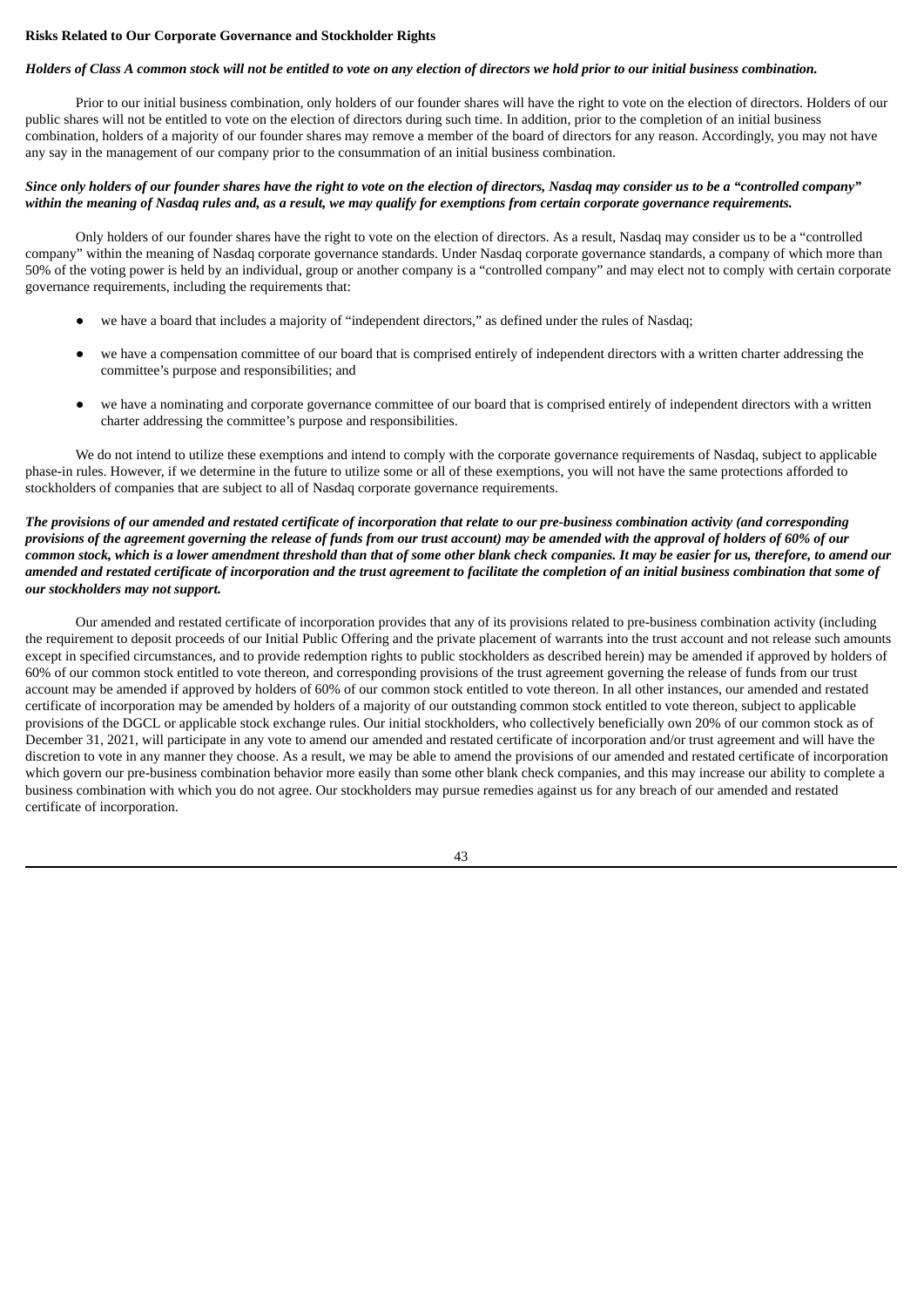**Risks Related to Our Corporate Governance and Stockholder Rights**

***Holders of Class A common stock will not be entitled to vote on any election of directors we hold prior to our initial business combination.***

Prior to our initial business combination, only holders of our founder shares will have the right to vote on the election of directors. Holders of our public shares will not be entitled to vote on the election of directors during such time. In addition, prior to the completion of an initial business combination, holders of a majority of our founder shares may remove a member of the board of directors for any reason. Accordingly, you may not have any say in the management of our company prior to the consummation of an initial business combination.

***Since only holders of our founder shares have the right to vote on the election of directors, Nasdaq may consider us to be a "controlled company" within the meaning of Nasdaq rules and, as a result, we may qualify for exemptions from certain corporate governance requirements.***

Only holders of our founder shares have the right to vote on the election of directors. As a result, Nasdaq may consider us to be a "controlled company" within the meaning of Nasdaq corporate governance standards. Under Nasdaq corporate governance standards, a company of which more than 50% of the voting power is held by an individual, group or another company is a "controlled company" and may elect not to comply with certain corporate governance requirements, including the requirements that:

- we have a board that includes a majority of "independent directors," as defined under the rules of Nasdaq;
- we have a compensation committee of our board that is comprised entirely of independent directors with a written charter addressing the committee's purpose and responsibilities; and
- we have a nominating and corporate governance committee of our board that is comprised entirely of independent directors with a written charter addressing the committee's purpose and responsibilities.

We do not intend to utilize these exemptions and intend to comply with the corporate governance requirements of Nasdaq, subject to applicable phase-in rules. However, if we determine in the future to utilize some or all of these exemptions, you will not have the same protections afforded to stockholders of companies that are subject to all of Nasdaq corporate governance requirements.

***The provisions of our amended and restated certificate of incorporation that relate to our pre-business combination activity (and corresponding provisions of the agreement governing the release of funds from our trust account) may be amended with the approval of holders of 60% of our common stock, which is a lower amendment threshold than that of some other blank check companies. It may be easier for us, therefore, to amend our amended and restated certificate of incorporation and the trust agreement to facilitate the completion of an initial business combination that some of our stockholders may not support.***

Our amended and restated certificate of incorporation provides that any of its provisions related to pre-business combination activity (including the requirement to deposit proceeds of our Initial Public Offering and the private placement of warrants into the trust account and not release such amounts except in specified circumstances, and to provide redemption rights to public stockholders as described herein) may be amended if approved by holders of 60% of our common stock entitled to vote thereon, and corresponding provisions of the trust agreement governing the release of funds from our trust account may be amended if approved by holders of 60% of our common stock entitled to vote thereon. In all other instances, our amended and restated certificate of incorporation may be amended by holders of a majority of our outstanding common stock entitled to vote thereon, subject to applicable provisions of the DGCL or applicable stock exchange rules. Our initial stockholders, who collectively beneficially own 20% of our common stock as of December 31, 2021, will participate in any vote to amend our amended and restated certificate of incorporation and/or trust agreement and will have the discretion to vote in any manner they choose. As a result, we may be able to amend the provisions of our amended and restated certificate of incorporation which govern our pre-business combination behavior more easily than some other blank check companies, and this may increase our ability to complete a business combination with which you do not agree. Our stockholders may pursue remedies against us for any breach of our amended and restated certificate of incorporation.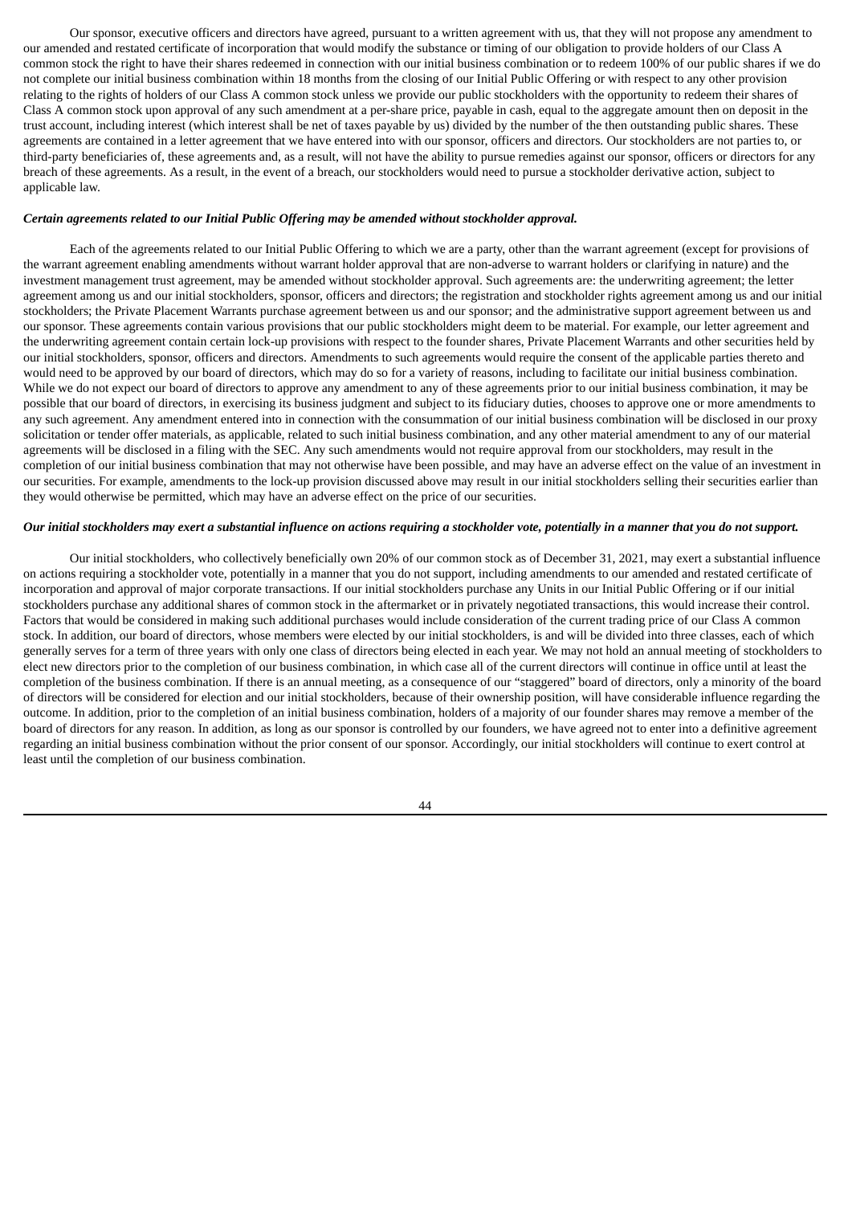Our sponsor, executive officers and directors have agreed, pursuant to a written agreement with us, that they will not propose any amendment to our amended and restated certificate of incorporation that would modify the substance or timing of our obligation to provide holders of our Class A common stock the right to have their shares redeemed in connection with our initial business combination or to redeem 100% of our public shares if we do not complete our initial business combination within 18 months from the closing of our Initial Public Offering or with respect to any other provision relating to the rights of holders of our Class A common stock unless we provide our public stockholders with the opportunity to redeem their shares of Class A common stock upon approval of any such amendment at a per-share price, payable in cash, equal to the aggregate amount then on deposit in the trust account, including interest (which interest shall be net of taxes payable by us) divided by the number of the then outstanding public shares. These agreements are contained in a letter agreement that we have entered into with our sponsor, officers and directors. Our stockholders are not parties to, or third-party beneficiaries of, these agreements and, as a result, will not have the ability to pursue remedies against our sponsor, officers or directors for any breach of these agreements. As a result, in the event of a breach, our stockholders would need to pursue a stockholder derivative action, subject to applicable law.

***Certain agreements related to our Initial Public Offering may be amended without stockholder approval.***

Each of the agreements related to our Initial Public Offering to which we are a party, other than the warrant agreement (except for provisions of the warrant agreement enabling amendments without warrant holder approval that are non-adverse to warrant holders or clarifying in nature) and the investment management trust agreement, may be amended without stockholder approval. Such agreements are: the underwriting agreement; the letter agreement among us and our initial stockholders, sponsor, officers and directors; the registration and stockholder rights agreement among us and our initial stockholders; the Private Placement Warrants purchase agreement between us and our sponsor; and the administrative support agreement between us and our sponsor. These agreements contain various provisions that our public stockholders might deem to be material. For example, our letter agreement and the underwriting agreement contain certain lock-up provisions with respect to the founder shares, Private Placement Warrants and other securities held by our initial stockholders, sponsor, officers and directors. Amendments to such agreements would require the consent of the applicable parties thereto and would need to be approved by our board of directors, which may do so for a variety of reasons, including to facilitate our initial business combination. While we do not expect our board of directors to approve any amendment to any of these agreements prior to our initial business combination, it may be possible that our board of directors, in exercising its business judgment and subject to its fiduciary duties, chooses to approve one or more amendments to any such agreement. Any amendment entered into in connection with the consummation of our initial business combination will be disclosed in our proxy solicitation or tender offer materials, as applicable, related to such initial business combination, and any other material amendment to any of our material agreements will be disclosed in a filing with the SEC. Any such amendments would not require approval from our stockholders, may result in the completion of our initial business combination that may not otherwise have been possible, and may have an adverse effect on the value of an investment in our securities. For example, amendments to the lock-up provision discussed above may result in our initial stockholders selling their securities earlier than they would otherwise be permitted, which may have an adverse effect on the price of our securities.

***Our initial stockholders may exert a substantial influence on actions requiring a stockholder vote, potentially in a manner that you do not support.***

Our initial stockholders, who collectively beneficially own 20% of our common stock as of December 31, 2021, may exert a substantial influence on actions requiring a stockholder vote, potentially in a manner that you do not support, including amendments to our amended and restated certificate of incorporation and approval of major corporate transactions. If our initial stockholders purchase any Units in our Initial Public Offering or if our initial stockholders purchase any additional shares of common stock in the aftermarket or in privately negotiated transactions, this would increase their control. Factors that would be considered in making such additional purchases would include consideration of the current trading price of our Class A common stock. In addition, our board of directors, whose members were elected by our initial stockholders, is and will be divided into three classes, each of which generally serves for a term of three years with only one class of directors being elected in each year. We may not hold an annual meeting of stockholders to elect new directors prior to the completion of our business combination, in which case all of the current directors will continue in office until at least the completion of the business combination. If there is an annual meeting, as a consequence of our "staggered" board of directors, only a minority of the board of directors will be considered for election and our initial stockholders, because of their ownership position, will have considerable influence regarding the outcome. In addition, prior to the completion of an initial business combination, holders of a majority of our founder shares may remove a member of the board of directors for any reason. In addition, as long as our sponsor is controlled by our founders, we have agreed not to enter into a definitive agreement regarding an initial business combination without the prior consent of our sponsor. Accordingly, our initial stockholders will continue to exert control at least until the completion of our business combination.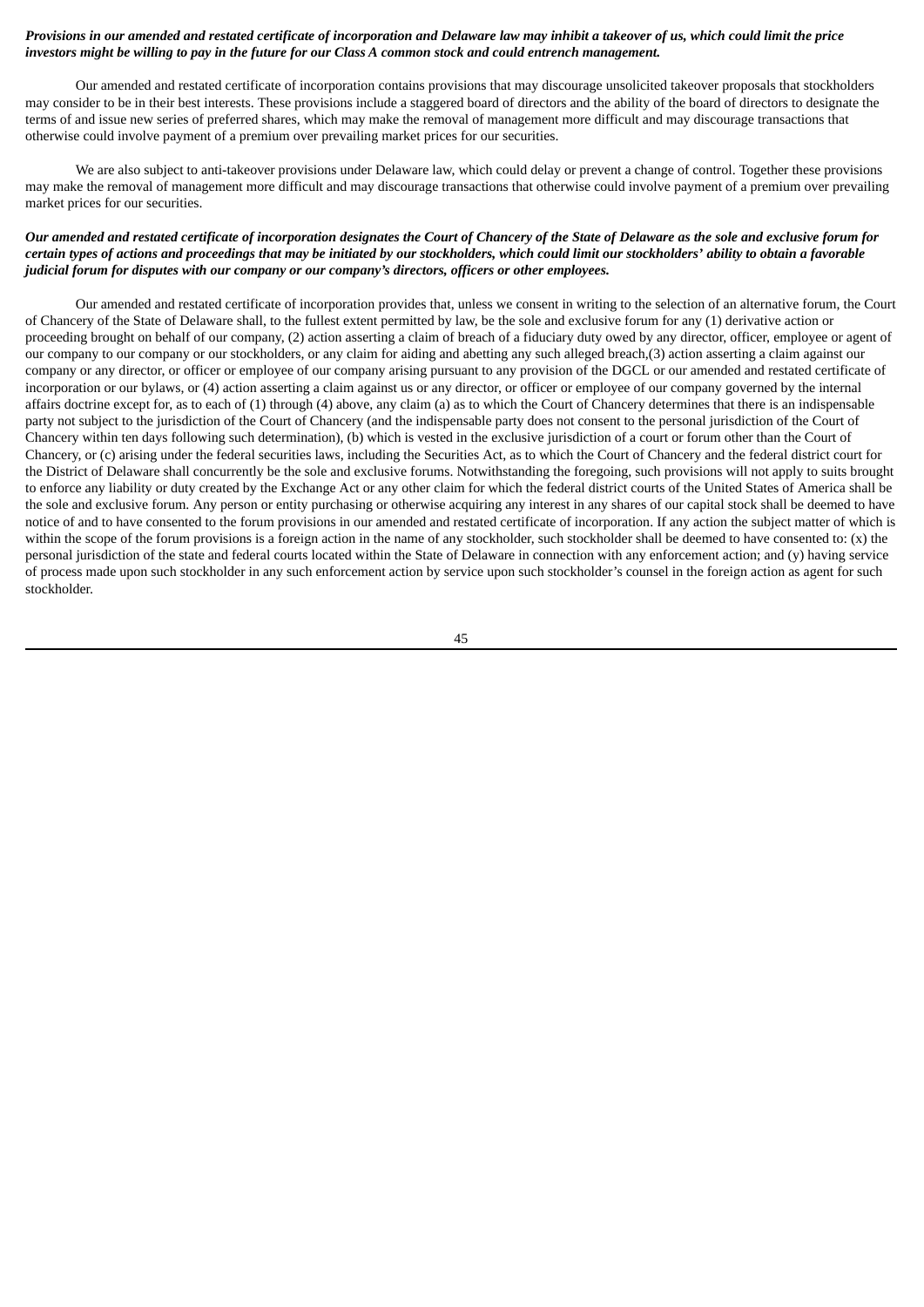***Provisions in our amended and restated certificate of incorporation and Delaware law may inhibit a takeover of us, which could limit the price investors might be willing to pay in the future for our Class A common stock and could entrench management.***

Our amended and restated certificate of incorporation contains provisions that may discourage unsolicited takeover proposals that stockholders may consider to be in their best interests. These provisions include a staggered board of directors and the ability of the board of directors to designate the terms of and issue new series of preferred shares, which may make the removal of management more difficult and may discourage transactions that otherwise could involve payment of a premium over prevailing market prices for our securities.

We are also subject to anti-takeover provisions under Delaware law, which could delay or prevent a change of control. Together these provisions may make the removal of management more difficult and may discourage transactions that otherwise could involve payment of a premium over prevailing market prices for our securities.

***Our amended and restated certificate of incorporation designates the Court of Chancery of the State of Delaware as the sole and exclusive forum for certain types of actions and proceedings that may be initiated by our stockholders, which could limit our stockholders' ability to obtain a favorable judicial forum for disputes with our company or our company's directors, officers or other employees.***

Our amended and restated certificate of incorporation provides that, unless we consent in writing to the selection of an alternative forum, the Court of Chancery of the State of Delaware shall, to the fullest extent permitted by law, be the sole and exclusive forum for any (1) derivative action or proceeding brought on behalf of our company, (2) action asserting a claim of breach of a fiduciary duty owed by any director, officer, employee or agent of our company to our company or our stockholders, or any claim for aiding and abetting any such alleged breach,(3) action asserting a claim against our company or any director, or officer or employee of our company arising pursuant to any provision of the DGCL or our amended and restated certificate of incorporation or our bylaws, or (4) action asserting a claim against us or any director, or officer or employee of our company governed by the internal affairs doctrine except for, as to each of (1) through (4) above, any claim (a) as to which the Court of Chancery determines that there is an indispensable party not subject to the jurisdiction of the Court of Chancery (and the indispensable party does not consent to the personal jurisdiction of the Court of Chancery within ten days following such determination), (b) which is vested in the exclusive jurisdiction of a court or forum other than the Court of Chancery, or (c) arising under the federal securities laws, including the Securities Act, as to which the Court of Chancery and the federal district court for the District of Delaware shall concurrently be the sole and exclusive forums. Notwithstanding the foregoing, such provisions will not apply to suits brought to enforce any liability or duty created by the Exchange Act or any other claim for which the federal district courts of the United States of America shall be the sole and exclusive forum. Any person or entity purchasing or otherwise acquiring any interest in any shares of our capital stock shall be deemed to have notice of and to have consented to the forum provisions in our amended and restated certificate of incorporation. If any action the subject matter of which is within the scope of the forum provisions is a foreign action in the name of any stockholder, such stockholder shall be deemed to have consented to: (x) the personal jurisdiction of the state and federal courts located within the State of Delaware in connection with any enforcement action; and (y) having service of process made upon such stockholder in any such enforcement action by service upon such stockholder's counsel in the foreign action as agent for such stockholder.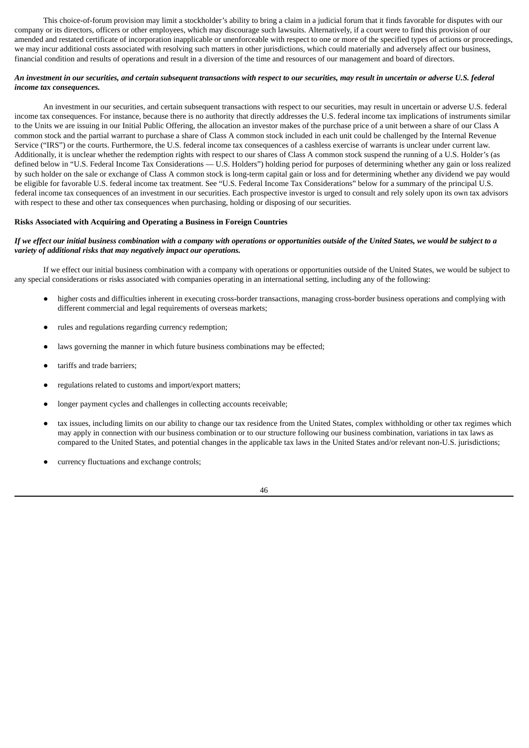This choice-of-forum provision may limit a stockholder's ability to bring a claim in a judicial forum that it finds favorable for disputes with our company or its directors, officers or other employees, which may discourage such lawsuits. Alternatively, if a court were to find this provision of our amended and restated certificate of incorporation inapplicable or unenforceable with respect to one or more of the specified types of actions or proceedings, we may incur additional costs associated with resolving such matters in other jurisdictions, which could materially and adversely affect our business, financial condition and results of operations and result in a diversion of the time and resources of our management and board of directors.

***An investment in our securities, and certain subsequent transactions with respect to our securities, may result in uncertain or adverse U.S. federal income tax consequences.***

An investment in our securities, and certain subsequent transactions with respect to our securities, may result in uncertain or adverse U.S. federal income tax consequences. For instance, because there is no authority that directly addresses the U.S. federal income tax implications of instruments similar to the Units we are issuing in our Initial Public Offering, the allocation an investor makes of the purchase price of a unit between a share of our Class A common stock and the partial warrant to purchase a share of Class A common stock included in each unit could be challenged by the Internal Revenue Service ("IRS") or the courts. Furthermore, the U.S. federal income tax consequences of a cashless exercise of warrants is unclear under current law. Additionally, it is unclear whether the redemption rights with respect to our shares of Class A common stock suspend the running of a U.S. Holder's (as defined below in "U.S. Federal Income Tax Considerations — U.S. Holders") holding period for purposes of determining whether any gain or loss realized by such holder on the sale or exchange of Class A common stock is long-term capital gain or loss and for determining whether any dividend we pay would be eligible for favorable U.S. federal income tax treatment. See "U.S. Federal Income Tax Considerations" below for a summary of the principal U.S. federal income tax consequences of an investment in our securities. Each prospective investor is urged to consult and rely solely upon its own tax advisors with respect to these and other tax consequences when purchasing, holding or disposing of our securities.

**Risks Associated with Acquiring and Operating a Business in Foreign Countries**

***If we effect our initial business combination with a company with operations or opportunities outside of the United States, we would be subject to a variety of additional risks that may negatively impact our operations.***

If we effect our initial business combination with a company with operations or opportunities outside of the United States, we would be subject to any special considerations or risks associated with companies operating in an international setting, including any of the following:

- higher costs and difficulties inherent in executing cross-border transactions, managing cross-border business operations and complying with different commercial and legal requirements of overseas markets;
- rules and regulations regarding currency redemption;
- laws governing the manner in which future business combinations may be effected;
- tariffs and trade barriers;
- regulations related to customs and import/export matters;
- longer payment cycles and challenges in collecting accounts receivable;
- tax issues, including limits on our ability to change our tax residence from the United States, complex withholding or other tax regimes which may apply in connection with our business combination or to our structure following our business combination, variations in tax laws as compared to the United States, and potential changes in the applicable tax laws in the United States and/or relevant non-U.S. jurisdictions;
- currency fluctuations and exchange controls;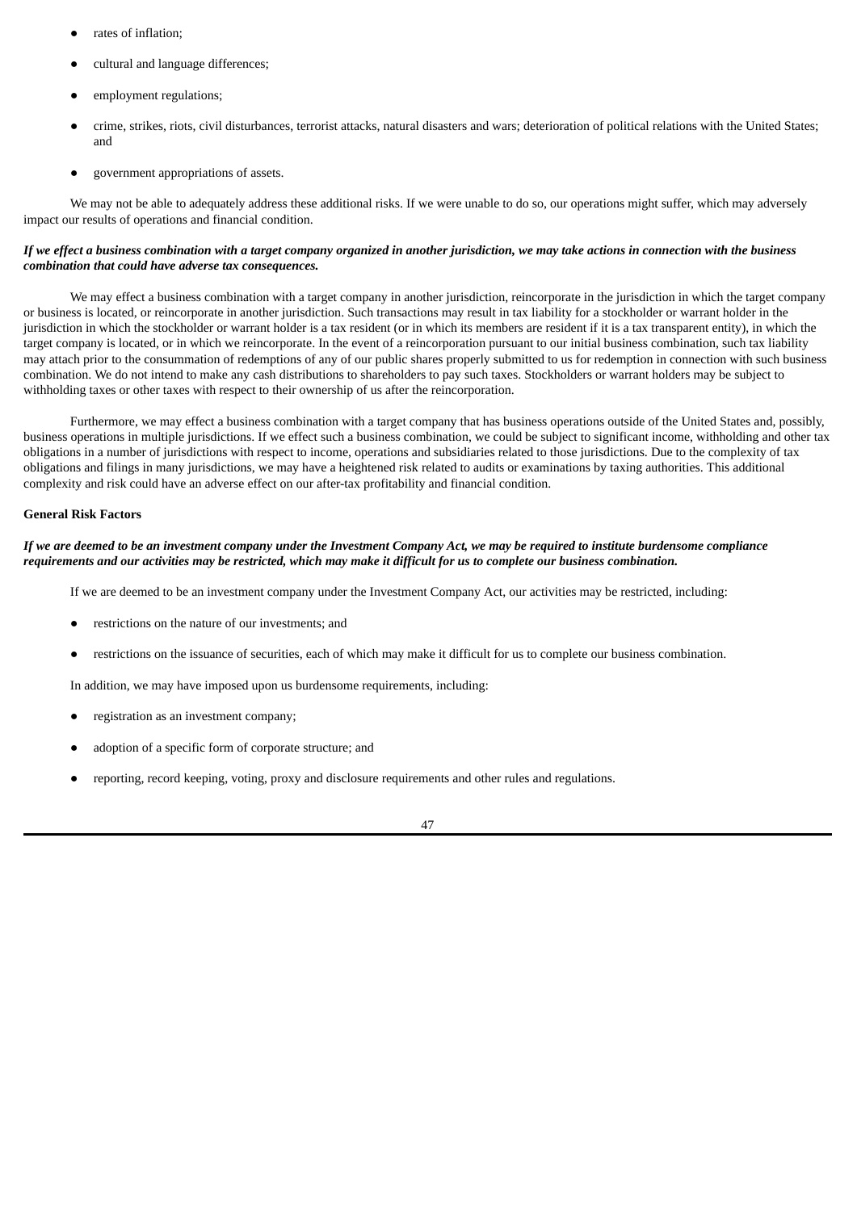- rates of inflation;
- cultural and language differences;
- employment regulations;
- crime, strikes, riots, civil disturbances, terrorist attacks, natural disasters and wars; deterioration of political relations with the United States; and
- government appropriations of assets.

We may not be able to adequately address these additional risks. If we were unable to do so, our operations might suffer, which may adversely impact our results of operations and financial condition.

***If we effect a business combination with a target company organized in another jurisdiction, we may take actions in connection with the business combination that could have adverse tax consequences.***

We may effect a business combination with a target company in another jurisdiction, reincorporate in the jurisdiction in which the target company or business is located, or reincorporate in another jurisdiction. Such transactions may result in tax liability for a stockholder or warrant holder in the jurisdiction in which the stockholder or warrant holder is a tax resident (or in which its members are resident if it is a tax transparent entity), in which the target company is located, or in which we reincorporate. In the event of a reincorporation pursuant to our initial business combination, such tax liability may attach prior to the consummation of redemptions of any of our public shares properly submitted to us for redemption in connection with such business combination. We do not intend to make any cash distributions to shareholders to pay such taxes. Stockholders or warrant holders may be subject to withholding taxes or other taxes with respect to their ownership of us after the reincorporation.

Furthermore, we may effect a business combination with a target company that has business operations outside of the United States and, possibly, business operations in multiple jurisdictions. If we effect such a business combination, we could be subject to significant income, withholding and other tax obligations in a number of jurisdictions with respect to income, operations and subsidiaries related to those jurisdictions. Due to the complexity of tax obligations and filings in many jurisdictions, we may have a heightened risk related to audits or examinations by taxing authorities. This additional complexity and risk could have an adverse effect on our after-tax profitability and financial condition.

**General Risk Factors**

***If we are deemed to be an investment company under the Investment Company Act, we may be required to institute burdensome compliance requirements and our activities may be restricted, which may make it difficult for us to complete our business combination.***

If we are deemed to be an investment company under the Investment Company Act, our activities may be restricted, including:

- restrictions on the nature of our investments; and
- restrictions on the issuance of securities, each of which may make it difficult for us to complete our business combination.

In addition, we may have imposed upon us burdensome requirements, including:

- registration as an investment company;
- adoption of a specific form of corporate structure; and
- reporting, record keeping, voting, proxy and disclosure requirements and other rules and regulations.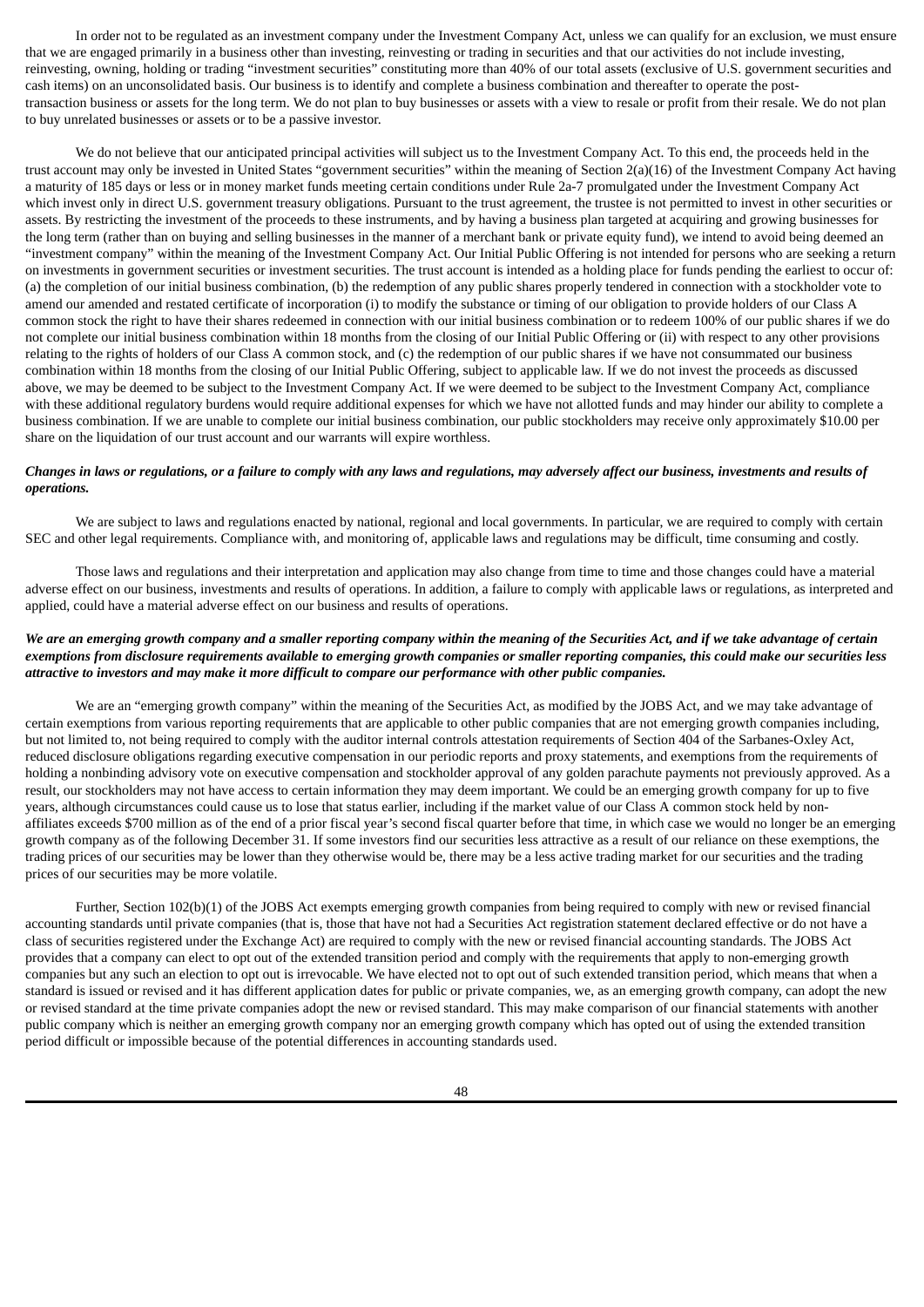In order not to be regulated as an investment company under the Investment Company Act, unless we can qualify for an exclusion, we must ensure that we are engaged primarily in a business other than investing, reinvesting or trading in securities and that our activities do not include investing, reinvesting, owning, holding or trading "investment securities" constituting more than 40% of our total assets (exclusive of U.S. government securities and cash items) on an unconsolidated basis. Our business is to identify and complete a business combination and thereafter to operate the post-transaction business or assets for the long term. We do not plan to buy businesses or assets with a view to resale or profit from their resale. We do not plan to buy unrelated businesses or assets or to be a passive investor.

We do not believe that our anticipated principal activities will subject us to the Investment Company Act. To this end, the proceeds held in the trust account may only be invested in United States "government securities" within the meaning of Section 2(a)(16) of the Investment Company Act having a maturity of 185 days or less or in money market funds meeting certain conditions under Rule 2a-7 promulgated under the Investment Company Act which invest only in direct U.S. government treasury obligations. Pursuant to the trust agreement, the trustee is not permitted to invest in other securities or assets. By restricting the investment of the proceeds to these instruments, and by having a business plan targeted at acquiring and growing businesses for the long term (rather than on buying and selling businesses in the manner of a merchant bank or private equity fund), we intend to avoid being deemed an "investment company" within the meaning of the Investment Company Act. Our Initial Public Offering is not intended for persons who are seeking a return on investments in government securities or investment securities. The trust account is intended as a holding place for funds pending the earliest to occur of: (a) the completion of our initial business combination, (b) the redemption of any public shares properly tendered in connection with a stockholder vote to amend our amended and restated certificate of incorporation (i) to modify the substance or timing of our obligation to provide holders of our Class A common stock the right to have their shares redeemed in connection with our initial business combination or to redeem 100% of our public shares if we do not complete our initial business combination within 18 months from the closing of our Initial Public Offering or (ii) with respect to any other provisions relating to the rights of holders of our Class A common stock, and (c) the redemption of our public shares if we have not consummated our business combination within 18 months from the closing of our Initial Public Offering, subject to applicable law. If we do not invest the proceeds as discussed above, we may be deemed to be subject to the Investment Company Act. If we were deemed to be subject to the Investment Company Act, compliance with these additional regulatory burdens would require additional expenses for which we have not allotted funds and may hinder our ability to complete a business combination. If we are unable to complete our initial business combination, our public stockholders may receive only approximately $10.00 per share on the liquidation of our trust account and our warrants will expire worthless.

***Changes in laws or regulations, or a failure to comply with any laws and regulations, may adversely affect our business, investments and results of operations.***

We are subject to laws and regulations enacted by national, regional and local governments. In particular, we are required to comply with certain SEC and other legal requirements. Compliance with, and monitoring of, applicable laws and regulations may be difficult, time consuming and costly.

Those laws and regulations and their interpretation and application may also change from time to time and those changes could have a material adverse effect on our business, investments and results of operations. In addition, a failure to comply with applicable laws or regulations, as interpreted and applied, could have a material adverse effect on our business and results of operations.

***We are an emerging growth company and a smaller reporting company within the meaning of the Securities Act, and if we take advantage of certain exemptions from disclosure requirements available to emerging growth companies or smaller reporting companies, this could make our securities less attractive to investors and may make it more difficult to compare our performance with other public companies.***

We are an "emerging growth company" within the meaning of the Securities Act, as modified by the JOBS Act, and we may take advantage of certain exemptions from various reporting requirements that are applicable to other public companies that are not emerging growth companies including, but not limited to, not being required to comply with the auditor internal controls attestation requirements of Section 404 of the Sarbanes-Oxley Act, reduced disclosure obligations regarding executive compensation in our periodic reports and proxy statements, and exemptions from the requirements of holding a nonbinding advisory vote on executive compensation and stockholder approval of any golden parachute payments not previously approved. As a result, our stockholders may not have access to certain information they may deem important. We could be an emerging growth company for up to five years, although circumstances could cause us to lose that status earlier, including if the market value of our Class A common stock held by non-affiliates exceeds $700 million as of the end of a prior fiscal year's second fiscal quarter before that time, in which case we would no longer be an emerging growth company as of the following December 31. If some investors find our securities less attractive as a result of our reliance on these exemptions, the trading prices of our securities may be lower than they otherwise would be, there may be a less active trading market for our securities and the trading prices of our securities may be more volatile.

Further, Section 102(b)(1) of the JOBS Act exempts emerging growth companies from being required to comply with new or revised financial accounting standards until private companies (that is, those that have not had a Securities Act registration statement declared effective or do not have a class of securities registered under the Exchange Act) are required to comply with the new or revised financial accounting standards. The JOBS Act provides that a company can elect to opt out of the extended transition period and comply with the requirements that apply to non-emerging growth companies but any such an election to opt out is irrevocable. We have elected not to opt out of such extended transition period, which means that when a standard is issued or revised and it has different application dates for public or private companies, we, as an emerging growth company, can adopt the new or revised standard at the time private companies adopt the new or revised standard. This may make comparison of our financial statements with another public company which is neither an emerging growth company nor an emerging growth company which has opted out of using the extended transition period difficult or impossible because of the potential differences in accounting standards used.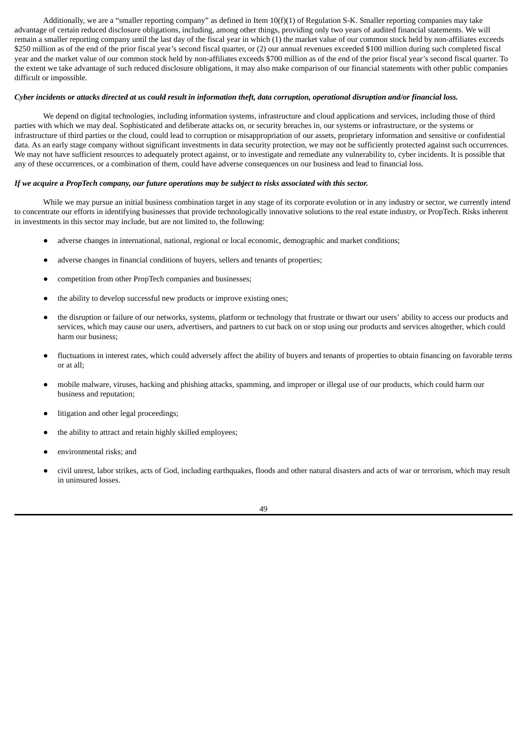Additionally, we are a "smaller reporting company" as defined in Item 10(f)(1) of Regulation S-K. Smaller reporting companies may take advantage of certain reduced disclosure obligations, including, among other things, providing only two years of audited financial statements. We will remain a smaller reporting company until the last day of the fiscal year in which (1) the market value of our common stock held by non-affiliates exceeds $250 million as of the end of the prior fiscal year's second fiscal quarter, or (2) our annual revenues exceeded $100 million during such completed fiscal year and the market value of our common stock held by non-affiliates exceeds $700 million as of the end of the prior fiscal year's second fiscal quarter. To the extent we take advantage of such reduced disclosure obligations, it may also make comparison of our financial statements with other public companies difficult or impossible.

***Cyber incidents or attacks directed at us could result in information theft, data corruption, operational disruption and/or financial loss.***

We depend on digital technologies, including information systems, infrastructure and cloud applications and services, including those of third parties with which we may deal. Sophisticated and deliberate attacks on, or security breaches in, our systems or infrastructure, or the systems or infrastructure of third parties or the cloud, could lead to corruption or misappropriation of our assets, proprietary information and sensitive or confidential data. As an early stage company without significant investments in data security protection, we may not be sufficiently protected against such occurrences. We may not have sufficient resources to adequately protect against, or to investigate and remediate any vulnerability to, cyber incidents. It is possible that any of these occurrences, or a combination of them, could have adverse consequences on our business and lead to financial loss.

***If we acquire a PropTech company, our future operations may be subject to risks associated with this sector.***

While we may pursue an initial business combination target in any stage of its corporate evolution or in any industry or sector, we currently intend to concentrate our efforts in identifying businesses that provide technologically innovative solutions to the real estate industry, or PropTech. Risks inherent in investments in this sector may include, but are not limited to, the following:

- adverse changes in international, national, regional or local economic, demographic and market conditions;
- adverse changes in financial conditions of buyers, sellers and tenants of properties;
- competition from other PropTech companies and businesses;
- the ability to develop successful new products or improve existing ones;
- the disruption or failure of our networks, systems, platform or technology that frustrate or thwart our users' ability to access our products and services, which may cause our users, advertisers, and partners to cut back on or stop using our products and services altogether, which could harm our business;
- fluctuations in interest rates, which could adversely affect the ability of buyers and tenants of properties to obtain financing on favorable terms or at all;
- mobile malware, viruses, hacking and phishing attacks, spamming, and improper or illegal use of our products, which could harm our business and reputation;
- litigation and other legal proceedings;
- the ability to attract and retain highly skilled employees;
- environmental risks; and
- civil unrest, labor strikes, acts of God, including earthquakes, floods and other natural disasters and acts of war or terrorism, which may result in uninsured losses.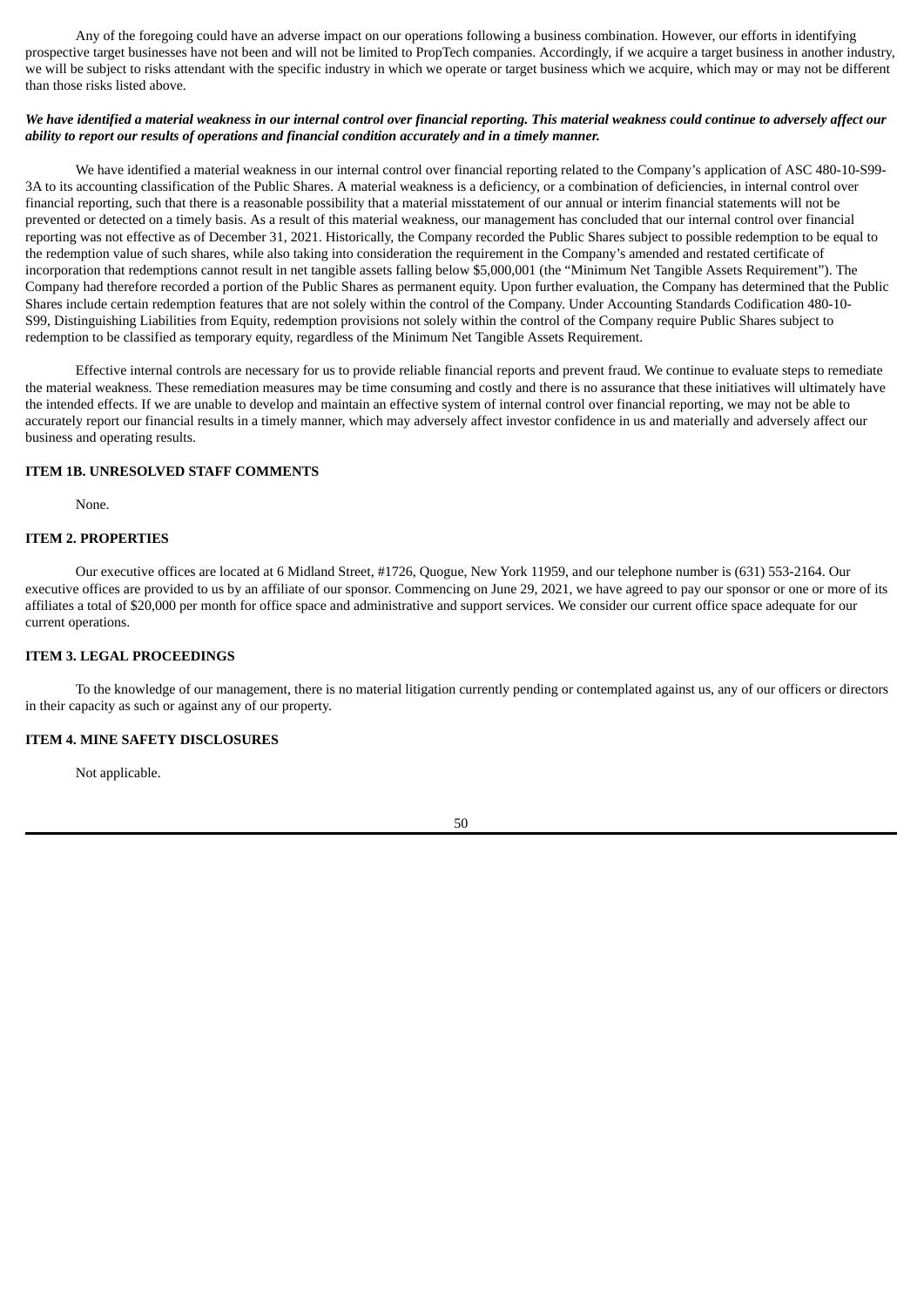Any of the foregoing could have an adverse impact on our operations following a business combination. However, our efforts in identifying prospective target businesses have not been and will not be limited to PropTech companies. Accordingly, if we acquire a target business in another industry, we will be subject to risks attendant with the specific industry in which we operate or target business which we acquire, which may or may not be different than those risks listed above.

***We have identified a material weakness in our internal control over financial reporting. This material weakness could continue to adversely affect our ability to report our results of operations and financial condition accurately and in a timely manner.***

We have identified a material weakness in our internal control over financial reporting related to the Company's application of ASC 480-10-S99-3A to its accounting classification of the Public Shares. A material weakness is a deficiency, or a combination of deficiencies, in internal control over financial reporting, such that there is a reasonable possibility that a material misstatement of our annual or interim financial statements will not be prevented or detected on a timely basis. As a result of this material weakness, our management has concluded that our internal control over financial reporting was not effective as of December 31, 2021. Historically, the Company recorded the Public Shares subject to possible redemption to be equal to the redemption value of such shares, while also taking into consideration the requirement in the Company's amended and restated certificate of incorporation that redemptions cannot result in net tangible assets falling below $5,000,001 (the "Minimum Net Tangible Assets Requirement"). The Company had therefore recorded a portion of the Public Shares as permanent equity. Upon further evaluation, the Company has determined that the Public Shares include certain redemption features that are not solely within the control of the Company. Under Accounting Standards Codification 480-10-S99, Distinguishing Liabilities from Equity, redemption provisions not solely within the control of the Company require Public Shares subject to redemption to be classified as temporary equity, regardless of the Minimum Net Tangible Assets Requirement.

Effective internal controls are necessary for us to provide reliable financial reports and prevent fraud. We continue to evaluate steps to remediate the material weakness. These remediation measures may be time consuming and costly and there is no assurance that these initiatives will ultimately have the intended effects. If we are unable to develop and maintain an effective system of internal control over financial reporting, we may not be able to accurately report our financial results in a timely manner, which may adversely affect investor confidence in us and materially and adversely affect our business and operating results.

### ITEM 1B. UNRESOLVED STAFF COMMENTS

None.

### ITEM 2. PROPERTIES

Our executive offices are located at 6 Midland Street, #1726, Quogue, New York 11959, and our telephone number is (631) 553-2164. Our executive offices are provided to us by an affiliate of our sponsor. Commencing on June 29, 2021, we have agreed to pay our sponsor or one or more of its affiliates a total of $20,000 per month for office space and administrative and support services. We consider our current office space adequate for our current operations.

### ITEM 3. LEGAL PROCEEDINGS

To the knowledge of our management, there is no material litigation currently pending or contemplated against us, any of our officers or directors in their capacity as such or against any of our property.

### ITEM 4. MINE SAFETY DISCLOSURES

Not applicable.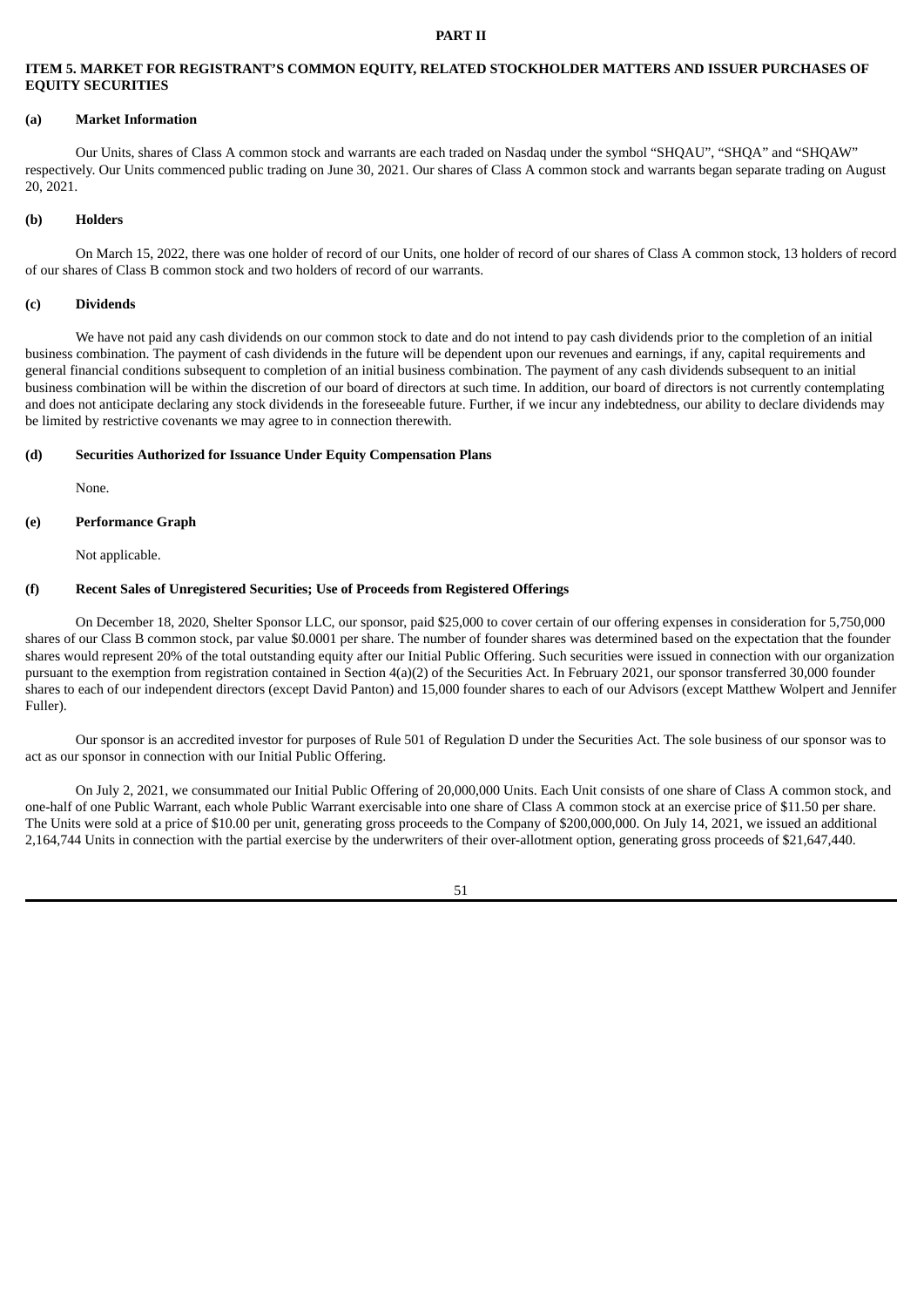# PART II

## ITEM 5. MARKET FOR REGISTRANT'S COMMON EQUITY, RELATED STOCKHOLDER MATTERS AND ISSUER PURCHASES OF EQUITY SECURITIES

### (a) Market Information

Our Units, shares of Class A common stock and warrants are each traded on Nasdaq under the symbol "SHQAU", "SHQA" and "SHQAW" respectively. Our Units commenced public trading on June 30, 2021. Our shares of Class A common stock and warrants began separate trading on August 20, 2021.

### (b) Holders

On March 15, 2022, there was one holder of record of our Units, one holder of record of our shares of Class A common stock, 13 holders of record of our shares of Class B common stock and two holders of record of our warrants.

### (c) Dividends

We have not paid any cash dividends on our common stock to date and do not intend to pay cash dividends prior to the completion of an initial business combination. The payment of cash dividends in the future will be dependent upon our revenues and earnings, if any, capital requirements and general financial conditions subsequent to completion of an initial business combination. The payment of any cash dividends subsequent to an initial business combination will be within the discretion of our board of directors at such time. In addition, our board of directors is not currently contemplating and does not anticipate declaring any stock dividends in the foreseeable future. Further, if we incur any indebtedness, our ability to declare dividends may be limited by restrictive covenants we may agree to in connection therewith.

### (d) Securities Authorized for Issuance Under Equity Compensation Plans

None.

### (e) Performance Graph

Not applicable.

### (f) Recent Sales of Unregistered Securities; Use of Proceeds from Registered Offerings

On December 18, 2020, Shelter Sponsor LLC, our sponsor, paid $25,000 to cover certain of our offering expenses in consideration for 5,750,000 shares of our Class B common stock, par value $0.0001 per share. The number of founder shares was determined based on the expectation that the founder shares would represent 20% of the total outstanding equity after our Initial Public Offering. Such securities were issued in connection with our organization pursuant to the exemption from registration contained in Section 4(a)(2) of the Securities Act. In February 2021, our sponsor transferred 30,000 founder shares to each of our independent directors (except David Panton) and 15,000 founder shares to each of our Advisors (except Matthew Wolpert and Jennifer Fuller).

Our sponsor is an accredited investor for purposes of Rule 501 of Regulation D under the Securities Act. The sole business of our sponsor was to act as our sponsor in connection with our Initial Public Offering.

On July 2, 2021, we consummated our Initial Public Offering of 20,000,000 Units. Each Unit consists of one share of Class A common stock, and one-half of one Public Warrant, each whole Public Warrant exercisable into one share of Class A common stock at an exercise price of $11.50 per share. The Units were sold at a price of $10.00 per unit, generating gross proceeds to the Company of $200,000,000. On July 14, 2021, we issued an additional 2,164,744 Units in connection with the partial exercise by the underwriters of their over-allotment option, generating gross proceeds of $21,647,440.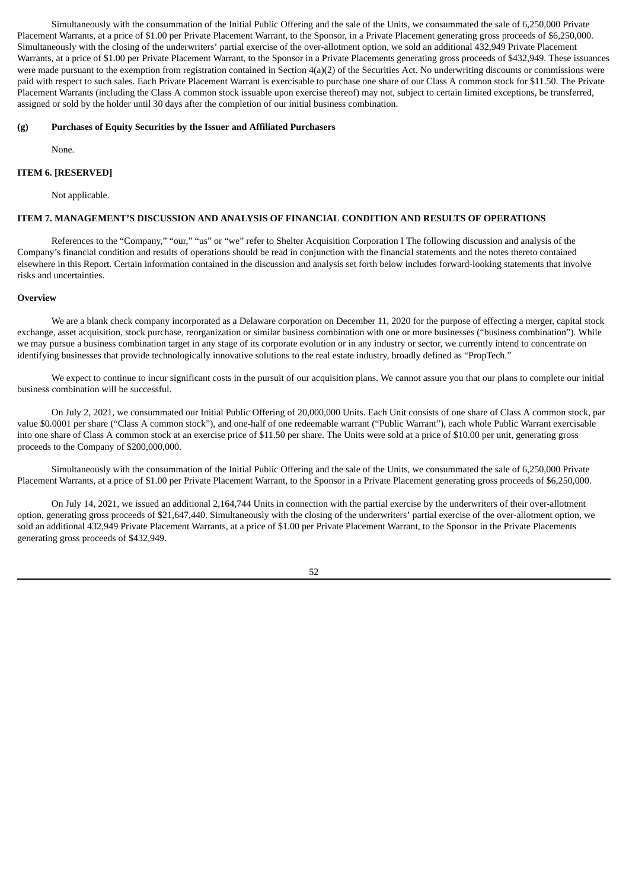Simultaneously with the consummation of the Initial Public Offering and the sale of the Units, we consummated the sale of 6,250,000 Private Placement Warrants, at a price of $1.00 per Private Placement Warrant, to the Sponsor, in a Private Placement generating gross proceeds of $6,250,000. Simultaneously with the closing of the underwriters' partial exercise of the over-allotment option, we sold an additional 432,949 Private Placement Warrants, at a price of $1.00 per Private Placement Warrant, to the Sponsor in a Private Placements generating gross proceeds of $432,949. These issuances were made pursuant to the exemption from registration contained in Section 4(a)(2) of the Securities Act. No underwriting discounts or commissions were paid with respect to such sales. Each Private Placement Warrant is exercisable to purchase one share of our Class A common stock for $11.50. The Private Placement Warrants (including the Class A common stock issuable upon exercise thereof) may not, subject to certain limited exceptions, be transferred, assigned or sold by the holder until 30 days after the completion of our initial business combination.

**(g) Purchases of Equity Securities by the Issuer and Affiliated Purchasers**

None.

## ITEM 6. [RESERVED]

Not applicable.

## ITEM 7. MANAGEMENT'S DISCUSSION AND ANALYSIS OF FINANCIAL CONDITION AND RESULTS OF OPERATIONS

References to the "Company," "our," "us" or "we" refer to Shelter Acquisition Corporation I The following discussion and analysis of the Company's financial condition and results of operations should be read in conjunction with the financial statements and the notes thereto contained elsewhere in this Report. Certain information contained in the discussion and analysis set forth below includes forward-looking statements that involve risks and uncertainties.

**Overview**

We are a blank check company incorporated as a Delaware corporation on December 11, 2020 for the purpose of effecting a merger, capital stock exchange, asset acquisition, stock purchase, reorganization or similar business combination with one or more businesses ("business combination"). While we may pursue a business combination target in any stage of its corporate evolution or in any industry or sector, we currently intend to concentrate on identifying businesses that provide technologically innovative solutions to the real estate industry, broadly defined as "PropTech."

We expect to continue to incur significant costs in the pursuit of our acquisition plans. We cannot assure you that our plans to complete our initial business combination will be successful.

On July 2, 2021, we consummated our Initial Public Offering of 20,000,000 Units. Each Unit consists of one share of Class A common stock, par value $0.0001 per share ("Class A common stock"), and one-half of one redeemable warrant ("Public Warrant"), each whole Public Warrant exercisable into one share of Class A common stock at an exercise price of $11.50 per share. The Units were sold at a price of $10.00 per unit, generating gross proceeds to the Company of $200,000,000.

Simultaneously with the consummation of the Initial Public Offering and the sale of the Units, we consummated the sale of 6,250,000 Private Placement Warrants, at a price of $1.00 per Private Placement Warrant, to the Sponsor in a Private Placement generating gross proceeds of $6,250,000.

On July 14, 2021, we issued an additional 2,164,744 Units in connection with the partial exercise by the underwriters of their over-allotment option, generating gross proceeds of $21,647,440. Simultaneously with the closing of the underwriters' partial exercise of the over-allotment option, we sold an additional 432,949 Private Placement Warrants, at a price of $1.00 per Private Placement Warrant, to the Sponsor in the Private Placements generating gross proceeds of $432,949.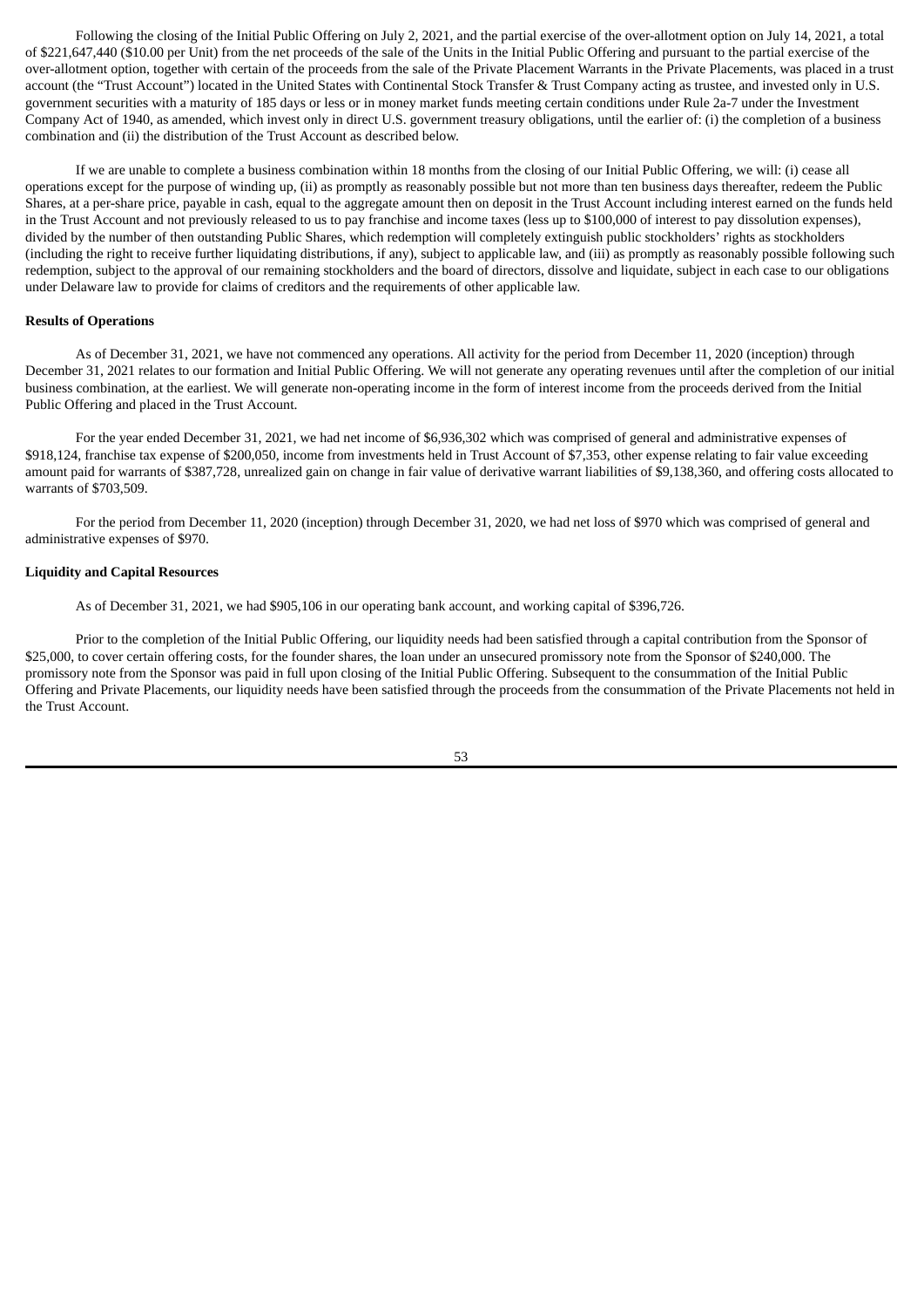Following the closing of the Initial Public Offering on July 2, 2021, and the partial exercise of the over-allotment option on July 14, 2021, a total of $221,647,440 ($10.00 per Unit) from the net proceeds of the sale of the Units in the Initial Public Offering and pursuant to the partial exercise of the over-allotment option, together with certain of the proceeds from the sale of the Private Placement Warrants in the Private Placements, was placed in a trust account (the "Trust Account") located in the United States with Continental Stock Transfer & Trust Company acting as trustee, and invested only in U.S. government securities with a maturity of 185 days or less or in money market funds meeting certain conditions under Rule 2a-7 under the Investment Company Act of 1940, as amended, which invest only in direct U.S. government treasury obligations, until the earlier of: (i) the completion of a business combination and (ii) the distribution of the Trust Account as described below.

If we are unable to complete a business combination within 18 months from the closing of our Initial Public Offering, we will: (i) cease all operations except for the purpose of winding up, (ii) as promptly as reasonably possible but not more than ten business days thereafter, redeem the Public Shares, at a per-share price, payable in cash, equal to the aggregate amount then on deposit in the Trust Account including interest earned on the funds held in the Trust Account and not previously released to us to pay franchise and income taxes (less up to $100,000 of interest to pay dissolution expenses), divided by the number of then outstanding Public Shares, which redemption will completely extinguish public stockholders' rights as stockholders (including the right to receive further liquidating distributions, if any), subject to applicable law, and (iii) as promptly as reasonably possible following such redemption, subject to the approval of our remaining stockholders and the board of directors, dissolve and liquidate, subject in each case to our obligations under Delaware law to provide for claims of creditors and the requirements of other applicable law.

**Results of Operations**

As of December 31, 2021, we have not commenced any operations. All activity for the period from December 11, 2020 (inception) through December 31, 2021 relates to our formation and Initial Public Offering. We will not generate any operating revenues until after the completion of our initial business combination, at the earliest. We will generate non-operating income in the form of interest income from the proceeds derived from the Initial Public Offering and placed in the Trust Account.

For the year ended December 31, 2021, we had net income of $6,936,302 which was comprised of general and administrative expenses of $918,124, franchise tax expense of $200,050, income from investments held in Trust Account of $7,353, other expense relating to fair value exceeding amount paid for warrants of $387,728, unrealized gain on change in fair value of derivative warrant liabilities of $9,138,360, and offering costs allocated to warrants of $703,509.

For the period from December 11, 2020 (inception) through December 31, 2020, we had net loss of $970 which was comprised of general and administrative expenses of $970.

**Liquidity and Capital Resources**

As of December 31, 2021, we had $905,106 in our operating bank account, and working capital of $396,726.

Prior to the completion of the Initial Public Offering, our liquidity needs had been satisfied through a capital contribution from the Sponsor of $25,000, to cover certain offering costs, for the founder shares, the loan under an unsecured promissory note from the Sponsor of $240,000. The promissory note from the Sponsor was paid in full upon closing of the Initial Public Offering. Subsequent to the consummation of the Initial Public Offering and Private Placements, our liquidity needs have been satisfied through the proceeds from the consummation of the Private Placements not held in the Trust Account.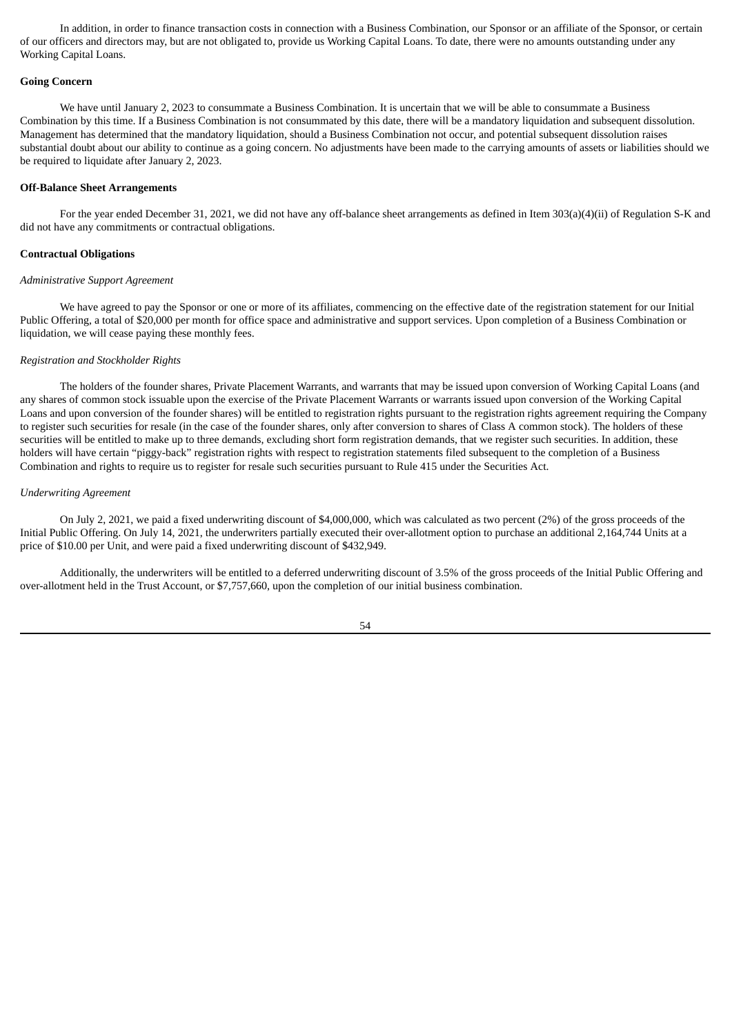In addition, in order to finance transaction costs in connection with a Business Combination, our Sponsor or an affiliate of the Sponsor, or certain of our officers and directors may, but are not obligated to, provide us Working Capital Loans. To date, there were no amounts outstanding under any Working Capital Loans.

**Going Concern**

We have until January 2, 2023 to consummate a Business Combination. It is uncertain that we will be able to consummate a Business Combination by this time. If a Business Combination is not consummated by this date, there will be a mandatory liquidation and subsequent dissolution. Management has determined that the mandatory liquidation, should a Business Combination not occur, and potential subsequent dissolution raises substantial doubt about our ability to continue as a going concern. No adjustments have been made to the carrying amounts of assets or liabilities should we be required to liquidate after January 2, 2023.

**Off-Balance Sheet Arrangements**

For the year ended December 31, 2021, we did not have any off-balance sheet arrangements as defined in Item 303(a)(4)(ii) of Regulation S-K and did not have any commitments or contractual obligations.

**Contractual Obligations**

*Administrative Support Agreement*

We have agreed to pay the Sponsor or one or more of its affiliates, commencing on the effective date of the registration statement for our Initial Public Offering, a total of $20,000 per month for office space and administrative and support services. Upon completion of a Business Combination or liquidation, we will cease paying these monthly fees.

*Registration and Stockholder Rights*

The holders of the founder shares, Private Placement Warrants, and warrants that may be issued upon conversion of Working Capital Loans (and any shares of common stock issuable upon the exercise of the Private Placement Warrants or warrants issued upon conversion of the Working Capital Loans and upon conversion of the founder shares) will be entitled to registration rights pursuant to the registration rights agreement requiring the Company to register such securities for resale (in the case of the founder shares, only after conversion to shares of Class A common stock). The holders of these securities will be entitled to make up to three demands, excluding short form registration demands, that we register such securities. In addition, these holders will have certain "piggy-back" registration rights with respect to registration statements filed subsequent to the completion of a Business Combination and rights to require us to register for resale such securities pursuant to Rule 415 under the Securities Act.

*Underwriting Agreement*

On July 2, 2021, we paid a fixed underwriting discount of $4,000,000, which was calculated as two percent (2%) of the gross proceeds of the Initial Public Offering. On July 14, 2021, the underwriters partially executed their over-allotment option to purchase an additional 2,164,744 Units at a price of $10.00 per Unit, and were paid a fixed underwriting discount of $432,949.

Additionally, the underwriters will be entitled to a deferred underwriting discount of 3.5% of the gross proceeds of the Initial Public Offering and over-allotment held in the Trust Account, or $7,757,660, upon the completion of our initial business combination.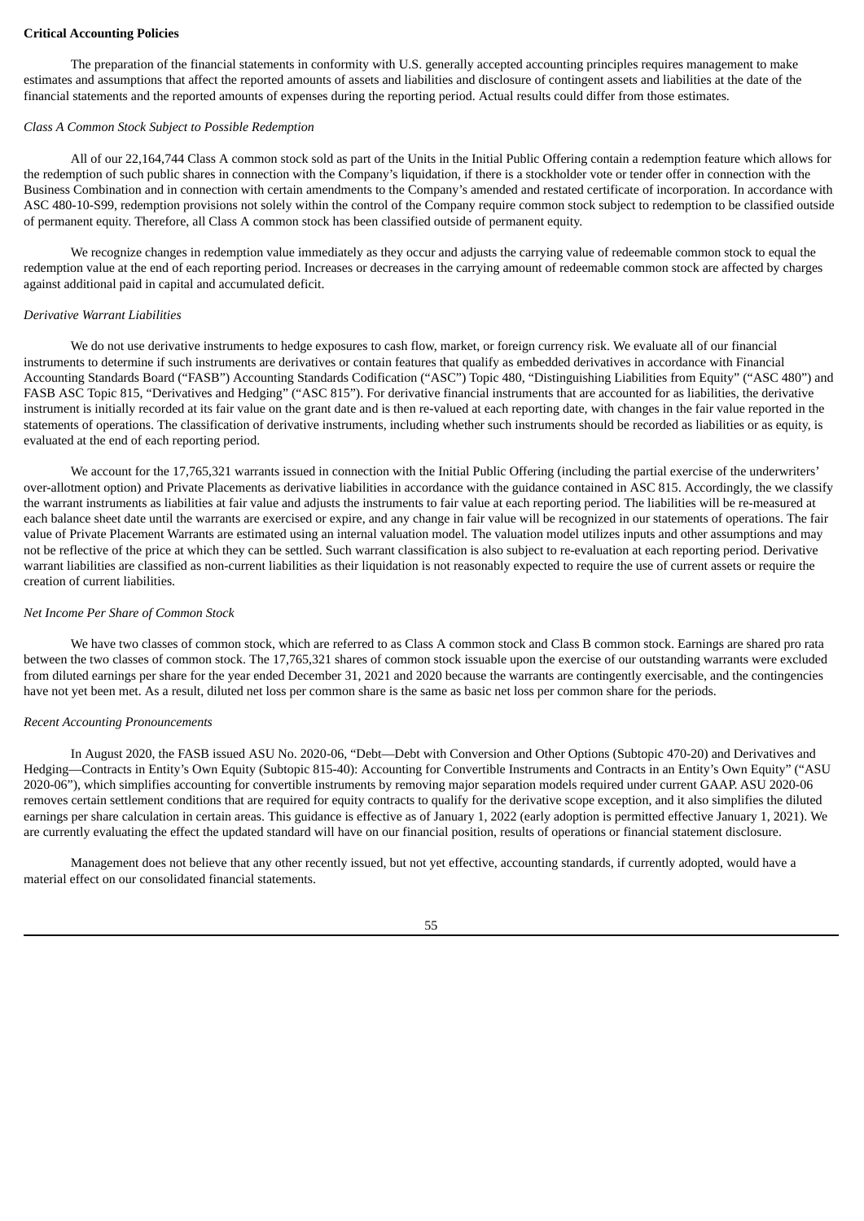**Critical Accounting Policies**

The preparation of the financial statements in conformity with U.S. generally accepted accounting principles requires management to make estimates and assumptions that affect the reported amounts of assets and liabilities and disclosure of contingent assets and liabilities at the date of the financial statements and the reported amounts of expenses during the reporting period. Actual results could differ from those estimates.

*Class A Common Stock Subject to Possible Redemption*

All of our 22,164,744 Class A common stock sold as part of the Units in the Initial Public Offering contain a redemption feature which allows for the redemption of such public shares in connection with the Company's liquidation, if there is a stockholder vote or tender offer in connection with the Business Combination and in connection with certain amendments to the Company's amended and restated certificate of incorporation. In accordance with ASC 480-10-S99, redemption provisions not solely within the control of the Company require common stock subject to redemption to be classified outside of permanent equity. Therefore, all Class A common stock has been classified outside of permanent equity.

We recognize changes in redemption value immediately as they occur and adjusts the carrying value of redeemable common stock to equal the redemption value at the end of each reporting period. Increases or decreases in the carrying amount of redeemable common stock are affected by charges against additional paid in capital and accumulated deficit.

*Derivative Warrant Liabilities*

We do not use derivative instruments to hedge exposures to cash flow, market, or foreign currency risk. We evaluate all of our financial instruments to determine if such instruments are derivatives or contain features that qualify as embedded derivatives in accordance with Financial Accounting Standards Board ("FASB") Accounting Standards Codification ("ASC") Topic 480, "Distinguishing Liabilities from Equity" ("ASC 480") and FASB ASC Topic 815, "Derivatives and Hedging" ("ASC 815"). For derivative financial instruments that are accounted for as liabilities, the derivative instrument is initially recorded at its fair value on the grant date and is then re-valued at each reporting date, with changes in the fair value reported in the statements of operations. The classification of derivative instruments, including whether such instruments should be recorded as liabilities or as equity, is evaluated at the end of each reporting period.

We account for the 17,765,321 warrants issued in connection with the Initial Public Offering (including the partial exercise of the underwriters' over-allotment option) and Private Placements as derivative liabilities in accordance with the guidance contained in ASC 815. Accordingly, the we classify the warrant instruments as liabilities at fair value and adjusts the instruments to fair value at each reporting period. The liabilities will be re-measured at each balance sheet date until the warrants are exercised or expire, and any change in fair value will be recognized in our statements of operations. The fair value of Private Placement Warrants are estimated using an internal valuation model. The valuation model utilizes inputs and other assumptions and may not be reflective of the price at which they can be settled. Such warrant classification is also subject to re-evaluation at each reporting period. Derivative warrant liabilities are classified as non-current liabilities as their liquidation is not reasonably expected to require the use of current assets or require the creation of current liabilities.

*Net Income Per Share of Common Stock*

We have two classes of common stock, which are referred to as Class A common stock and Class B common stock. Earnings are shared pro rata between the two classes of common stock. The 17,765,321 shares of common stock issuable upon the exercise of our outstanding warrants were excluded from diluted earnings per share for the year ended December 31, 2021 and 2020 because the warrants are contingently exercisable, and the contingencies have not yet been met. As a result, diluted net loss per common share is the same as basic net loss per common share for the periods.

*Recent Accounting Pronouncements*

In August 2020, the FASB issued ASU No. 2020-06, "Debt—Debt with Conversion and Other Options (Subtopic 470-20) and Derivatives and Hedging—Contracts in Entity's Own Equity (Subtopic 815-40): Accounting for Convertible Instruments and Contracts in an Entity's Own Equity" ("ASU 2020-06"), which simplifies accounting for convertible instruments by removing major separation models required under current GAAP. ASU 2020-06 removes certain settlement conditions that are required for equity contracts to qualify for the derivative scope exception, and it also simplifies the diluted earnings per share calculation in certain areas. This guidance is effective as of January 1, 2022 (early adoption is permitted effective January 1, 2021). We are currently evaluating the effect the updated standard will have on our financial position, results of operations or financial statement disclosure.

Management does not believe that any other recently issued, but not yet effective, accounting standards, if currently adopted, would have a material effect on our consolidated financial statements.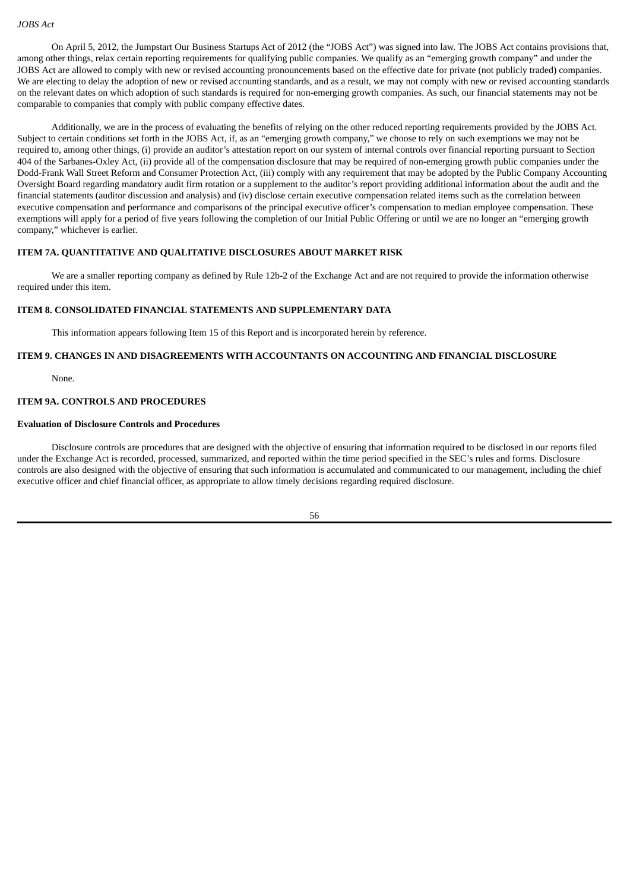*JOBS Act*

On April 5, 2012, the Jumpstart Our Business Startups Act of 2012 (the "JOBS Act") was signed into law. The JOBS Act contains provisions that, among other things, relax certain reporting requirements for qualifying public companies. We qualify as an "emerging growth company" and under the JOBS Act are allowed to comply with new or revised accounting pronouncements based on the effective date for private (not publicly traded) companies. We are electing to delay the adoption of new or revised accounting standards, and as a result, we may not comply with new or revised accounting standards on the relevant dates on which adoption of such standards is required for non-emerging growth companies. As such, our financial statements may not be comparable to companies that comply with public company effective dates.

Additionally, we are in the process of evaluating the benefits of relying on the other reduced reporting requirements provided by the JOBS Act. Subject to certain conditions set forth in the JOBS Act, if, as an "emerging growth company," we choose to rely on such exemptions we may not be required to, among other things, (i) provide an auditor's attestation report on our system of internal controls over financial reporting pursuant to Section 404 of the Sarbanes-Oxley Act, (ii) provide all of the compensation disclosure that may be required of non-emerging growth public companies under the Dodd-Frank Wall Street Reform and Consumer Protection Act, (iii) comply with any requirement that may be adopted by the Public Company Accounting Oversight Board regarding mandatory audit firm rotation or a supplement to the auditor's report providing additional information about the audit and the financial statements (auditor discussion and analysis) and (iv) disclose certain executive compensation related items such as the correlation between executive compensation and performance and comparisons of the principal executive officer's compensation to median employee compensation. These exemptions will apply for a period of five years following the completion of our Initial Public Offering or until we are no longer an "emerging growth company," whichever is earlier.

## ITEM 7A. QUANTITATIVE AND QUALITATIVE DISCLOSURES ABOUT MARKET RISK

We are a smaller reporting company as defined by Rule 12b-2 of the Exchange Act and are not required to provide the information otherwise required under this item.

## ITEM 8. CONSOLIDATED FINANCIAL STATEMENTS AND SUPPLEMENTARY DATA

This information appears following Item 15 of this Report and is incorporated herein by reference.

## ITEM 9. CHANGES IN AND DISAGREEMENTS WITH ACCOUNTANTS ON ACCOUNTING AND FINANCIAL DISCLOSURE

None.

## ITEM 9A. CONTROLS AND PROCEDURES

### Evaluation of Disclosure Controls and Procedures

Disclosure controls are procedures that are designed with the objective of ensuring that information required to be disclosed in our reports filed under the Exchange Act is recorded, processed, summarized, and reported within the time period specified in the SEC's rules and forms. Disclosure controls are also designed with the objective of ensuring that such information is accumulated and communicated to our management, including the chief executive officer and chief financial officer, as appropriate to allow timely decisions regarding required disclosure.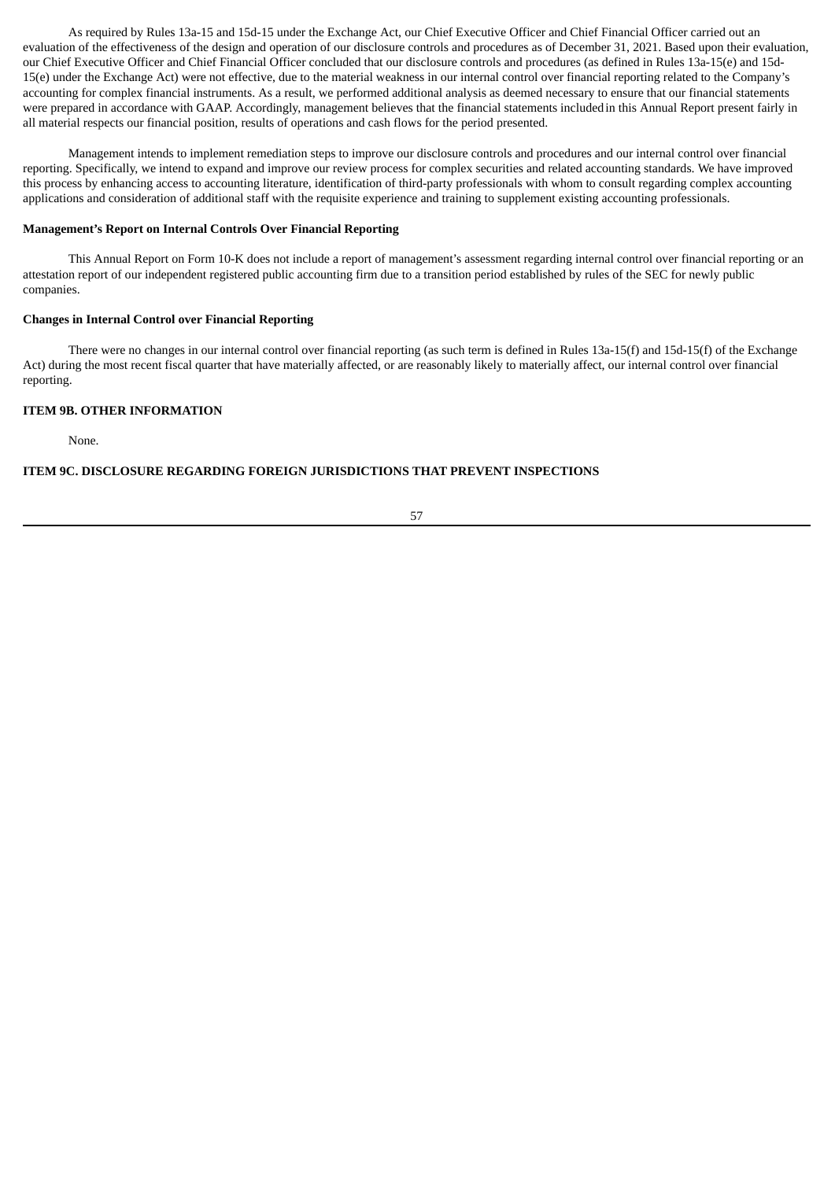As required by Rules 13a-15 and 15d-15 under the Exchange Act, our Chief Executive Officer and Chief Financial Officer carried out an evaluation of the effectiveness of the design and operation of our disclosure controls and procedures as of December 31, 2021. Based upon their evaluation, our Chief Executive Officer and Chief Financial Officer concluded that our disclosure controls and procedures (as defined in Rules 13a-15(e) and 15d-15(e) under the Exchange Act) were not effective, due to the material weakness in our internal control over financial reporting related to the Company's accounting for complex financial instruments. As a result, we performed additional analysis as deemed necessary to ensure that our financial statements were prepared in accordance with GAAP. Accordingly, management believes that the financial statements included in this Annual Report present fairly in all material respects our financial position, results of operations and cash flows for the period presented.

Management intends to implement remediation steps to improve our disclosure controls and procedures and our internal control over financial reporting. Specifically, we intend to expand and improve our review process for complex securities and related accounting standards. We have improved this process by enhancing access to accounting literature, identification of third-party professionals with whom to consult regarding complex accounting applications and consideration of additional staff with the requisite experience and training to supplement existing accounting professionals.

**Management's Report on Internal Controls Over Financial Reporting**

This Annual Report on Form 10-K does not include a report of management's assessment regarding internal control over financial reporting or an attestation report of our independent registered public accounting firm due to a transition period established by rules of the SEC for newly public companies.

**Changes in Internal Control over Financial Reporting**

There were no changes in our internal control over financial reporting (as such term is defined in Rules 13a-15(f) and 15d-15(f) of the Exchange Act) during the most recent fiscal quarter that have materially affected, or are reasonably likely to materially affect, our internal control over financial reporting.

**ITEM 9B. OTHER INFORMATION**

None.

**ITEM 9C. DISCLOSURE REGARDING FOREIGN JURISDICTIONS THAT PREVENT INSPECTIONS**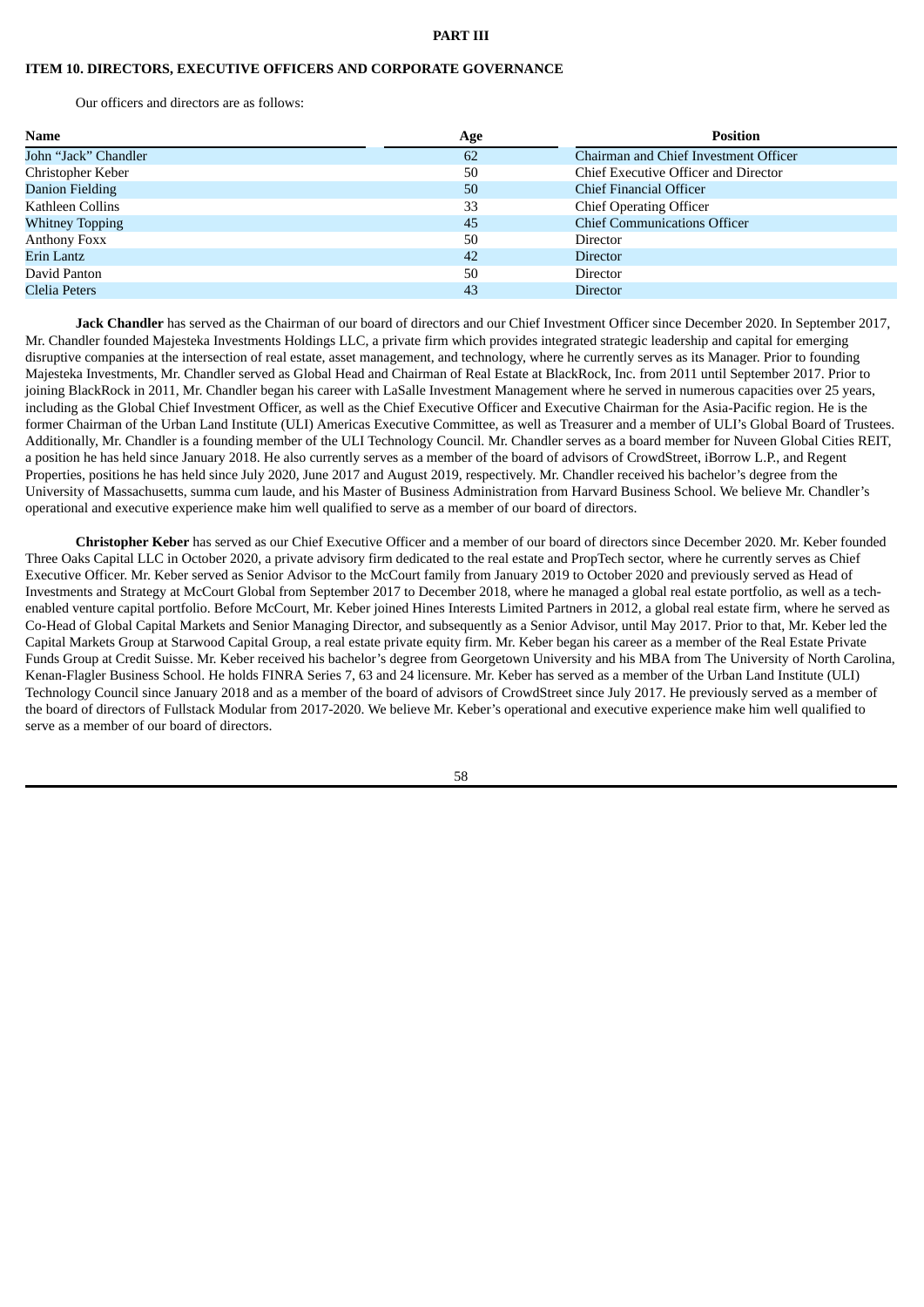# PART III

## ITEM 10. DIRECTORS, EXECUTIVE OFFICERS AND CORPORATE GOVERNANCE

Our officers and directors are as follows:

| Name | Age | Position |
|---|---|---|
| John “Jack” Chandler | 62 | Chairman and Chief Investment Officer |
| Christopher Keber | 50 | Chief Executive Officer and Director |
| Danion Fielding | 50 | Chief Financial Officer |
| Kathleen Collins | 33 | Chief Operating Officer |
| Whitney Topping | 45 | Chief Communications Officer |
| Anthony Foxx | 50 | Director |
| Erin Lantz | 42 | Director |
| David Panton | 50 | Director |
| Clelia Peters | 43 | Director |

**Jack Chandler** has served as the Chairman of our board of directors and our Chief Investment Officer since December 2020. In September 2017, Mr. Chandler founded Majesteka Investments Holdings LLC, a private firm which provides integrated strategic leadership and capital for emerging disruptive companies at the intersection of real estate, asset management, and technology, where he currently serves as its Manager. Prior to founding Majesteka Investments, Mr. Chandler served as Global Head and Chairman of Real Estate at BlackRock, Inc. from 2011 until September 2017. Prior to joining BlackRock in 2011, Mr. Chandler began his career with LaSalle Investment Management where he served in numerous capacities over 25 years, including as the Global Chief Investment Officer, as well as the Chief Executive Officer and Executive Chairman for the Asia-Pacific region. He is the former Chairman of the Urban Land Institute (ULI) Americas Executive Committee, as well as Treasurer and a member of ULI’s Global Board of Trustees. Additionally, Mr. Chandler is a founding member of the ULI Technology Council. Mr. Chandler serves as a board member for Nuveen Global Cities REIT, a position he has held since January 2018. He also currently serves as a member of the board of advisors of CrowdStreet, iBorrow L.P., and Regent Properties, positions he has held since July 2020, June 2017 and August 2019, respectively. Mr. Chandler received his bachelor’s degree from the University of Massachusetts, summa cum laude, and his Master of Business Administration from Harvard Business School. We believe Mr. Chandler’s operational and executive experience make him well qualified to serve as a member of our board of directors.

**Christopher Keber** has served as our Chief Executive Officer and a member of our board of directors since December 2020. Mr. Keber founded Three Oaks Capital LLC in October 2020, a private advisory firm dedicated to the real estate and PropTech sector, where he currently serves as Chief Executive Officer. Mr. Keber served as Senior Advisor to the McCourt family from January 2019 to October 2020 and previously served as Head of Investments and Strategy at McCourt Global from September 2017 to December 2018, where he managed a global real estate portfolio, as well as a tech-enabled venture capital portfolio. Before McCourt, Mr. Keber joined Hines Interests Limited Partners in 2012, a global real estate firm, where he served as Co-Head of Global Capital Markets and Senior Managing Director, and subsequently as a Senior Advisor, until May 2017. Prior to that, Mr. Keber led the Capital Markets Group at Starwood Capital Group, a real estate private equity firm. Mr. Keber began his career as a member of the Real Estate Private Funds Group at Credit Suisse. Mr. Keber received his bachelor’s degree from Georgetown University and his MBA from The University of North Carolina, Kenan-Flagler Business School. He holds FINRA Series 7, 63 and 24 licensure. Mr. Keber has served as a member of the Urban Land Institute (ULI) Technology Council since January 2018 and as a member of the board of advisors of CrowdStreet since July 2017. He previously served as a member of the board of directors of Fullstack Modular from 2017-2020. We believe Mr. Keber’s operational and executive experience make him well qualified to serve as a member of our board of directors.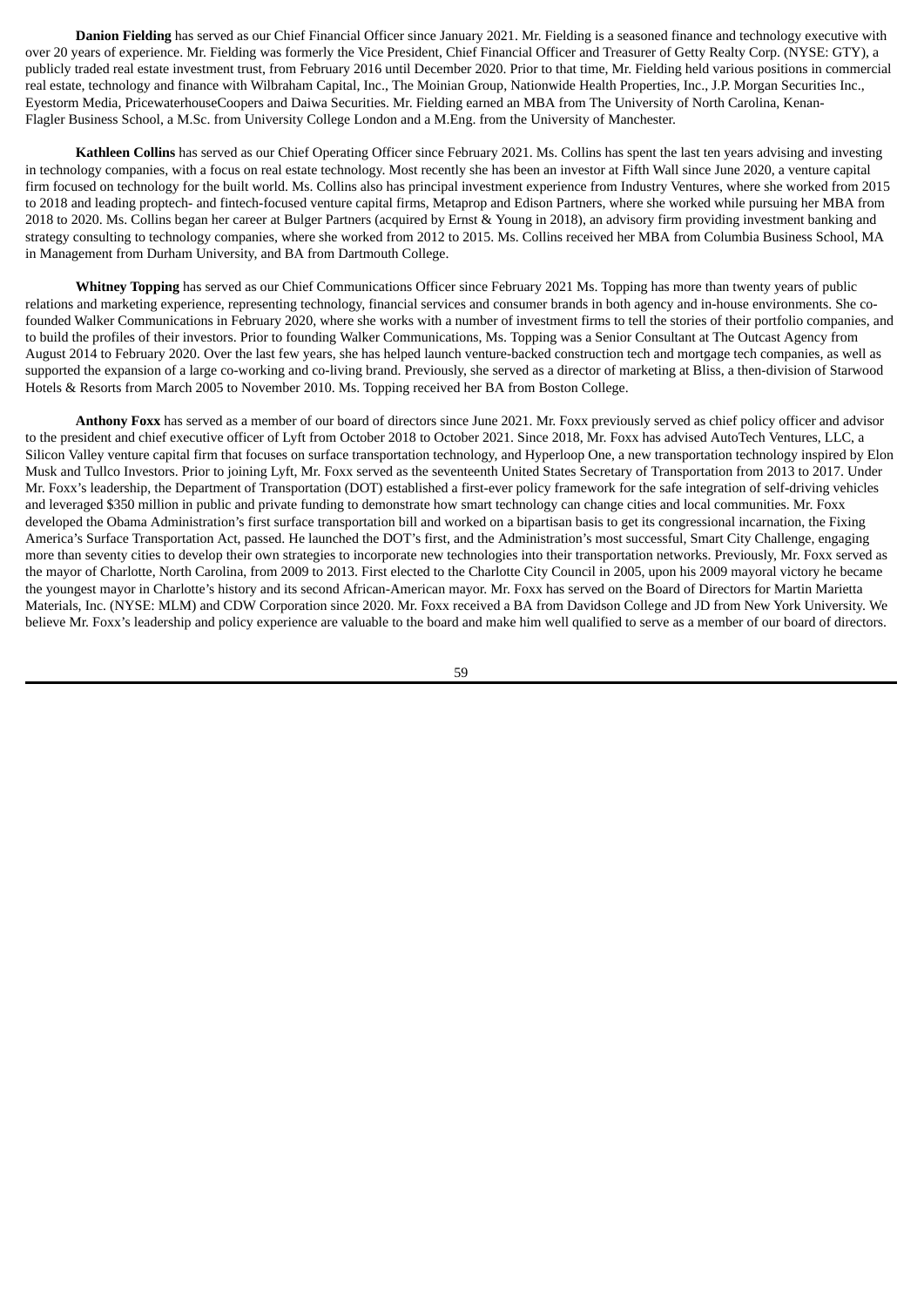**Danion Fielding** has served as our Chief Financial Officer since January 2021. Mr. Fielding is a seasoned finance and technology executive with over 20 years of experience. Mr. Fielding was formerly the Vice President, Chief Financial Officer and Treasurer of Getty Realty Corp. (NYSE: GTY), a publicly traded real estate investment trust, from February 2016 until December 2020. Prior to that time, Mr. Fielding held various positions in commercial real estate, technology and finance with Wilbraham Capital, Inc., The Moinian Group, Nationwide Health Properties, Inc., J.P. Morgan Securities Inc., Eyestorm Media, PricewaterhouseCoopers and Daiwa Securities. Mr. Fielding earned an MBA from The University of North Carolina, Kenan-Flagler Business School, a M.Sc. from University College London and a M.Eng. from the University of Manchester.

**Kathleen Collins** has served as our Chief Operating Officer since February 2021. Ms. Collins has spent the last ten years advising and investing in technology companies, with a focus on real estate technology. Most recently she has been an investor at Fifth Wall since June 2020, a venture capital firm focused on technology for the built world. Ms. Collins also has principal investment experience from Industry Ventures, where she worked from 2015 to 2018 and leading proptech- and fintech-focused venture capital firms, Metaprop and Edison Partners, where she worked while pursuing her MBA from 2018 to 2020. Ms. Collins began her career at Bulger Partners (acquired by Ernst & Young in 2018), an advisory firm providing investment banking and strategy consulting to technology companies, where she worked from 2012 to 2015. Ms. Collins received her MBA from Columbia Business School, MA in Management from Durham University, and BA from Dartmouth College.

**Whitney Topping** has served as our Chief Communications Officer since February 2021 Ms. Topping has more than twenty years of public relations and marketing experience, representing technology, financial services and consumer brands in both agency and in-house environments. She co-founded Walker Communications in February 2020, where she works with a number of investment firms to tell the stories of their portfolio companies, and to build the profiles of their investors. Prior to founding Walker Communications, Ms. Topping was a Senior Consultant at The Outcast Agency from August 2014 to February 2020. Over the last few years, she has helped launch venture-backed construction tech and mortgage tech companies, as well as supported the expansion of a large co-working and co-living brand. Previously, she served as a director of marketing at Bliss, a then-division of Starwood Hotels & Resorts from March 2005 to November 2010. Ms. Topping received her BA from Boston College.

**Anthony Foxx** has served as a member of our board of directors since June 2021. Mr. Foxx previously served as chief policy officer and advisor to the president and chief executive officer of Lyft from October 2018 to October 2021. Since 2018, Mr. Foxx has advised AutoTech Ventures, LLC, a Silicon Valley venture capital firm that focuses on surface transportation technology, and Hyperloop One, a new transportation technology inspired by Elon Musk and Tullco Investors. Prior to joining Lyft, Mr. Foxx served as the seventeenth United States Secretary of Transportation from 2013 to 2017. Under Mr. Foxx's leadership, the Department of Transportation (DOT) established a first-ever policy framework for the safe integration of self-driving vehicles and leveraged $350 million in public and private funding to demonstrate how smart technology can change cities and local communities. Mr. Foxx developed the Obama Administration's first surface transportation bill and worked on a bipartisan basis to get its congressional incarnation, the Fixing America's Surface Transportation Act, passed. He launched the DOT's first, and the Administration's most successful, Smart City Challenge, engaging more than seventy cities to develop their own strategies to incorporate new technologies into their transportation networks. Previously, Mr. Foxx served as the mayor of Charlotte, North Carolina, from 2009 to 2013. First elected to the Charlotte City Council in 2005, upon his 2009 mayoral victory he became the youngest mayor in Charlotte's history and its second African-American mayor. Mr. Foxx has served on the Board of Directors for Martin Marietta Materials, Inc. (NYSE: MLM) and CDW Corporation since 2020. Mr. Foxx received a BA from Davidson College and JD from New York University. We believe Mr. Foxx's leadership and policy experience are valuable to the board and make him well qualified to serve as a member of our board of directors.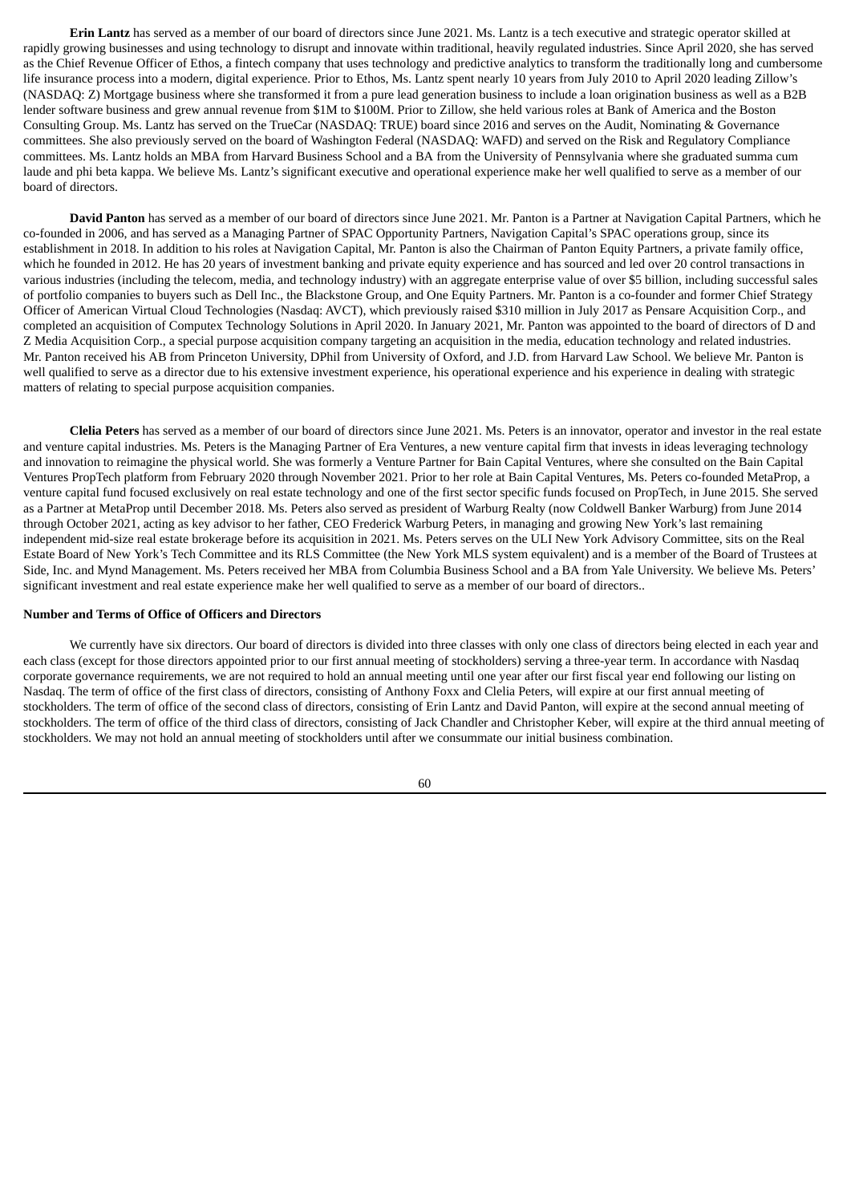**Erin Lantz** has served as a member of our board of directors since June 2021. Ms. Lantz is a tech executive and strategic operator skilled at rapidly growing businesses and using technology to disrupt and innovate within traditional, heavily regulated industries. Since April 2020, she has served as the Chief Revenue Officer of Ethos, a fintech company that uses technology and predictive analytics to transform the traditionally long and cumbersome life insurance process into a modern, digital experience. Prior to Ethos, Ms. Lantz spent nearly 10 years from July 2010 to April 2020 leading Zillow's (NASDAQ: Z) Mortgage business where she transformed it from a pure lead generation business to include a loan origination business as well as a B2B lender software business and grew annual revenue from $1M to $100M. Prior to Zillow, she held various roles at Bank of America and the Boston Consulting Group. Ms. Lantz has served on the TrueCar (NASDAQ: TRUE) board since 2016 and serves on the Audit, Nominating & Governance committees. She also previously served on the board of Washington Federal (NASDAQ: WAFD) and served on the Risk and Regulatory Compliance committees. Ms. Lantz holds an MBA from Harvard Business School and a BA from the University of Pennsylvania where she graduated summa cum laude and phi beta kappa. We believe Ms. Lantz's significant executive and operational experience make her well qualified to serve as a member of our board of directors.

**David Panton** has served as a member of our board of directors since June 2021. Mr. Panton is a Partner at Navigation Capital Partners, which he co-founded in 2006, and has served as a Managing Partner of SPAC Opportunity Partners, Navigation Capital's SPAC operations group, since its establishment in 2018. In addition to his roles at Navigation Capital, Mr. Panton is also the Chairman of Panton Equity Partners, a private family office, which he founded in 2012. He has 20 years of investment banking and private equity experience and has sourced and led over 20 control transactions in various industries (including the telecom, media, and technology industry) with an aggregate enterprise value of over $5 billion, including successful sales of portfolio companies to buyers such as Dell Inc., the Blackstone Group, and One Equity Partners. Mr. Panton is a co-founder and former Chief Strategy Officer of American Virtual Cloud Technologies (Nasdaq: AVCT), which previously raised $310 million in July 2017 as Pensare Acquisition Corp., and completed an acquisition of Computex Technology Solutions in April 2020. In January 2021, Mr. Panton was appointed to the board of directors of D and Z Media Acquisition Corp., a special purpose acquisition company targeting an acquisition in the media, education technology and related industries. Mr. Panton received his AB from Princeton University, DPhil from University of Oxford, and J.D. from Harvard Law School. We believe Mr. Panton is well qualified to serve as a director due to his extensive investment experience, his operational experience and his experience in dealing with strategic matters of relating to special purpose acquisition companies.

**Clelia Peters** has served as a member of our board of directors since June 2021. Ms. Peters is an innovator, operator and investor in the real estate and venture capital industries. Ms. Peters is the Managing Partner of Era Ventures, a new venture capital firm that invests in ideas leveraging technology and innovation to reimagine the physical world. She was formerly a Venture Partner for Bain Capital Ventures, where she consulted on the Bain Capital Ventures PropTech platform from February 2020 through November 2021. Prior to her role at Bain Capital Ventures, Ms. Peters co-founded MetaProp, a venture capital fund focused exclusively on real estate technology and one of the first sector specific funds focused on PropTech, in June 2015. She served as a Partner at MetaProp until December 2018. Ms. Peters also served as president of Warburg Realty (now Coldwell Banker Warburg) from June 2014 through October 2021, acting as key advisor to her father, CEO Frederick Warburg Peters, in managing and growing New York's last remaining independent mid-size real estate brokerage before its acquisition in 2021. Ms. Peters serves on the ULI New York Advisory Committee, sits on the Real Estate Board of New York's Tech Committee and its RLS Committee (the New York MLS system equivalent) and is a member of the Board of Trustees at Side, Inc. and Mynd Management. Ms. Peters received her MBA from Columbia Business School and a BA from Yale University. We believe Ms. Peters' significant investment and real estate experience make her well qualified to serve as a member of our board of directors..

**Number and Terms of Office of Officers and Directors**

We currently have six directors. Our board of directors is divided into three classes with only one class of directors being elected in each year and each class (except for those directors appointed prior to our first annual meeting of stockholders) serving a three-year term. In accordance with Nasdaq corporate governance requirements, we are not required to hold an annual meeting until one year after our first fiscal year end following our listing on Nasdaq. The term of office of the first class of directors, consisting of Anthony Foxx and Clelia Peters, will expire at our first annual meeting of stockholders. The term of office of the second class of directors, consisting of Erin Lantz and David Panton, will expire at the second annual meeting of stockholders. The term of office of the third class of directors, consisting of Jack Chandler and Christopher Keber, will expire at the third annual meeting of stockholders. We may not hold an annual meeting of stockholders until after we consummate our initial business combination.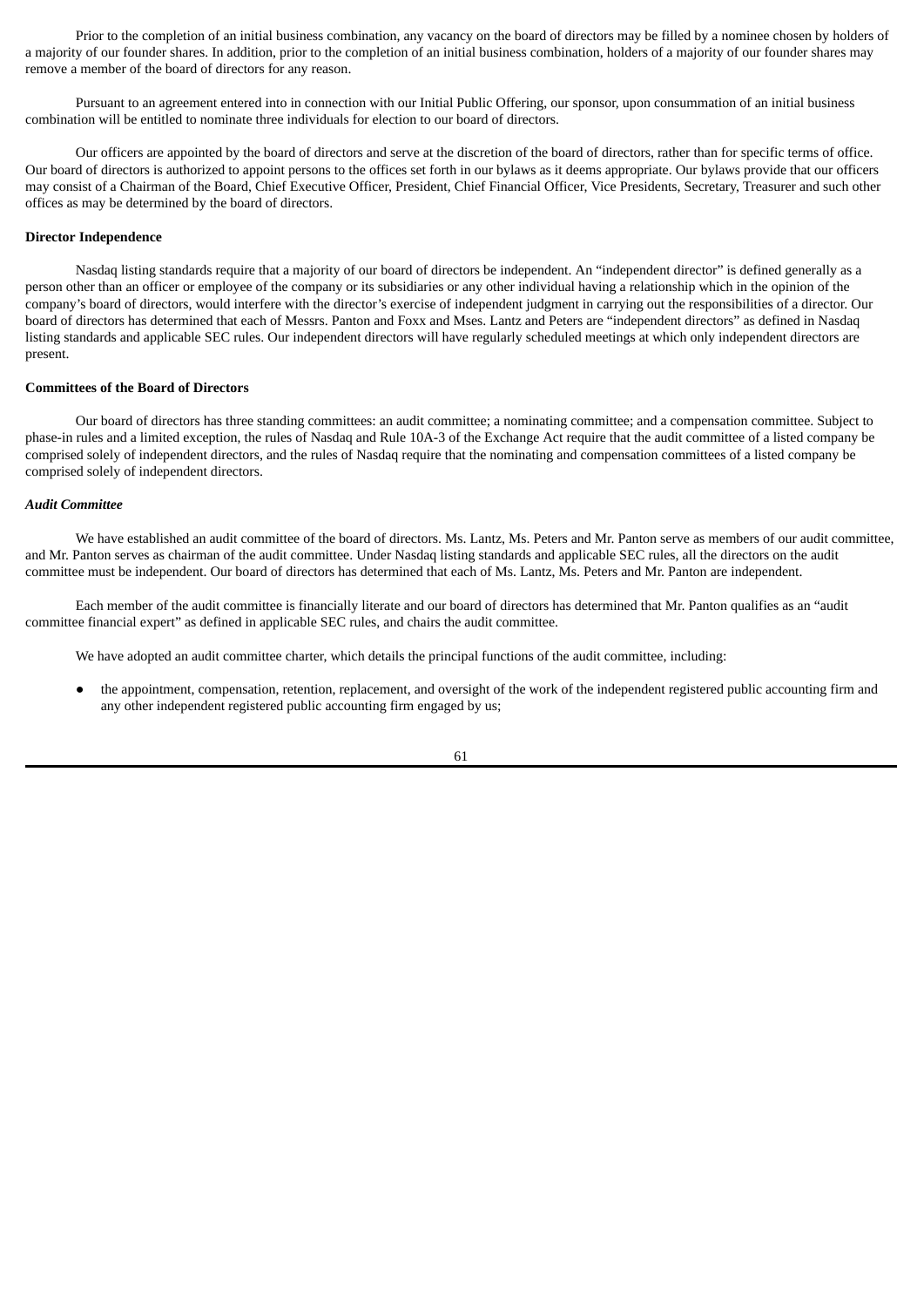Prior to the completion of an initial business combination, any vacancy on the board of directors may be filled by a nominee chosen by holders of a majority of our founder shares. In addition, prior to the completion of an initial business combination, holders of a majority of our founder shares may remove a member of the board of directors for any reason.

Pursuant to an agreement entered into in connection with our Initial Public Offering, our sponsor, upon consummation of an initial business combination will be entitled to nominate three individuals for election to our board of directors.

Our officers are appointed by the board of directors and serve at the discretion of the board of directors, rather than for specific terms of office. Our board of directors is authorized to appoint persons to the offices set forth in our bylaws as it deems appropriate. Our bylaws provide that our officers may consist of a Chairman of the Board, Chief Executive Officer, President, Chief Financial Officer, Vice Presidents, Secretary, Treasurer and such other offices as may be determined by the board of directors.

**Director Independence**

Nasdaq listing standards require that a majority of our board of directors be independent. An "independent director" is defined generally as a person other than an officer or employee of the company or its subsidiaries or any other individual having a relationship which in the opinion of the company's board of directors, would interfere with the director's exercise of independent judgment in carrying out the responsibilities of a director. Our board of directors has determined that each of Messrs. Panton and Foxx and Mses. Lantz and Peters are "independent directors" as defined in Nasdaq listing standards and applicable SEC rules. Our independent directors will have regularly scheduled meetings at which only independent directors are present.

**Committees of the Board of Directors**

Our board of directors has three standing committees: an audit committee; a nominating committee; and a compensation committee. Subject to phase-in rules and a limited exception, the rules of Nasdaq and Rule 10A-3 of the Exchange Act require that the audit committee of a listed company be comprised solely of independent directors, and the rules of Nasdaq require that the nominating and compensation committees of a listed company be comprised solely of independent directors.

***Audit Committee***

We have established an audit committee of the board of directors. Ms. Lantz, Ms. Peters and Mr. Panton serve as members of our audit committee, and Mr. Panton serves as chairman of the audit committee. Under Nasdaq listing standards and applicable SEC rules, all the directors on the audit committee must be independent. Our board of directors has determined that each of Ms. Lantz, Ms. Peters and Mr. Panton are independent.

Each member of the audit committee is financially literate and our board of directors has determined that Mr. Panton qualifies as an "audit committee financial expert" as defined in applicable SEC rules, and chairs the audit committee.

We have adopted an audit committee charter, which details the principal functions of the audit committee, including:

- the appointment, compensation, retention, replacement, and oversight of the work of the independent registered public accounting firm and any other independent registered public accounting firm engaged by us;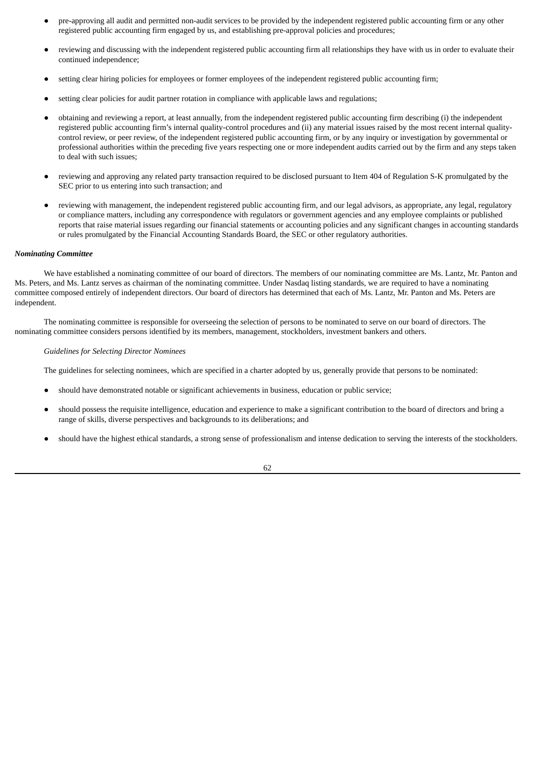- pre-approving all audit and permitted non-audit services to be provided by the independent registered public accounting firm or any other registered public accounting firm engaged by us, and establishing pre-approval policies and procedures;
- reviewing and discussing with the independent registered public accounting firm all relationships they have with us in order to evaluate their continued independence;
- setting clear hiring policies for employees or former employees of the independent registered public accounting firm;
- setting clear policies for audit partner rotation in compliance with applicable laws and regulations;
- obtaining and reviewing a report, at least annually, from the independent registered public accounting firm describing (i) the independent registered public accounting firm's internal quality-control procedures and (ii) any material issues raised by the most recent internal quality-control review, or peer review, of the independent registered public accounting firm, or by any inquiry or investigation by governmental or professional authorities within the preceding five years respecting one or more independent audits carried out by the firm and any steps taken to deal with such issues;
- reviewing and approving any related party transaction required to be disclosed pursuant to Item 404 of Regulation S-K promulgated by the SEC prior to us entering into such transaction; and
- reviewing with management, the independent registered public accounting firm, and our legal advisors, as appropriate, any legal, regulatory or compliance matters, including any correspondence with regulators or government agencies and any employee complaints or published reports that raise material issues regarding our financial statements or accounting policies and any significant changes in accounting standards or rules promulgated by the Financial Accounting Standards Board, the SEC or other regulatory authorities.

***Nominating Committee***

We have established a nominating committee of our board of directors. The members of our nominating committee are Ms. Lantz, Mr. Panton and Ms. Peters, and Ms. Lantz serves as chairman of the nominating committee. Under Nasdaq listing standards, we are required to have a nominating committee composed entirely of independent directors. Our board of directors has determined that each of Ms. Lantz, Mr. Panton and Ms. Peters are independent.

The nominating committee is responsible for overseeing the selection of persons to be nominated to serve on our board of directors. The nominating committee considers persons identified by its members, management, stockholders, investment bankers and others.

*Guidelines for Selecting Director Nominees*

The guidelines for selecting nominees, which are specified in a charter adopted by us, generally provide that persons to be nominated:

- should have demonstrated notable or significant achievements in business, education or public service;
- should possess the requisite intelligence, education and experience to make a significant contribution to the board of directors and bring a range of skills, diverse perspectives and backgrounds to its deliberations; and
- should have the highest ethical standards, a strong sense of professionalism and intense dedication to serving the interests of the stockholders.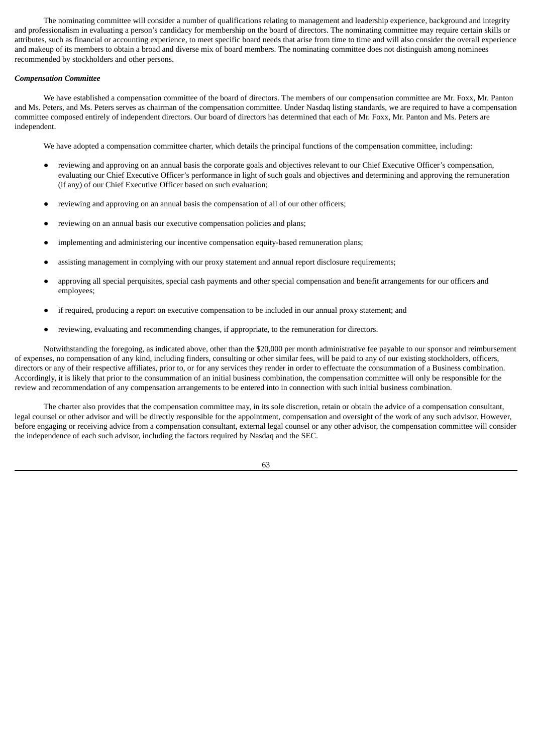The nominating committee will consider a number of qualifications relating to management and leadership experience, background and integrity and professionalism in evaluating a person's candidacy for membership on the board of directors. The nominating committee may require certain skills or attributes, such as financial or accounting experience, to meet specific board needs that arise from time to time and will also consider the overall experience and makeup of its members to obtain a broad and diverse mix of board members. The nominating committee does not distinguish among nominees recommended by stockholders and other persons.

***Compensation Committee***

We have established a compensation committee of the board of directors. The members of our compensation committee are Mr. Foxx, Mr. Panton and Ms. Peters, and Ms. Peters serves as chairman of the compensation committee. Under Nasdaq listing standards, we are required to have a compensation committee composed entirely of independent directors. Our board of directors has determined that each of Mr. Foxx, Mr. Panton and Ms. Peters are independent.

We have adopted a compensation committee charter, which details the principal functions of the compensation committee, including:

- reviewing and approving on an annual basis the corporate goals and objectives relevant to our Chief Executive Officer's compensation, evaluating our Chief Executive Officer's performance in light of such goals and objectives and determining and approving the remuneration (if any) of our Chief Executive Officer based on such evaluation;
- reviewing and approving on an annual basis the compensation of all of our other officers;
- reviewing on an annual basis our executive compensation policies and plans;
- implementing and administering our incentive compensation equity-based remuneration plans;
- assisting management in complying with our proxy statement and annual report disclosure requirements;
- approving all special perquisites, special cash payments and other special compensation and benefit arrangements for our officers and employees;
- if required, producing a report on executive compensation to be included in our annual proxy statement; and
- reviewing, evaluating and recommending changes, if appropriate, to the remuneration for directors.

Notwithstanding the foregoing, as indicated above, other than the $20,000 per month administrative fee payable to our sponsor and reimbursement of expenses, no compensation of any kind, including finders, consulting or other similar fees, will be paid to any of our existing stockholders, officers, directors or any of their respective affiliates, prior to, or for any services they render in order to effectuate the consummation of a Business combination. Accordingly, it is likely that prior to the consummation of an initial business combination, the compensation committee will only be responsible for the review and recommendation of any compensation arrangements to be entered into in connection with such initial business combination.

The charter also provides that the compensation committee may, in its sole discretion, retain or obtain the advice of a compensation consultant, legal counsel or other advisor and will be directly responsible for the appointment, compensation and oversight of the work of any such advisor. However, before engaging or receiving advice from a compensation consultant, external legal counsel or any other advisor, the compensation committee will consider the independence of each such advisor, including the factors required by Nasdaq and the SEC.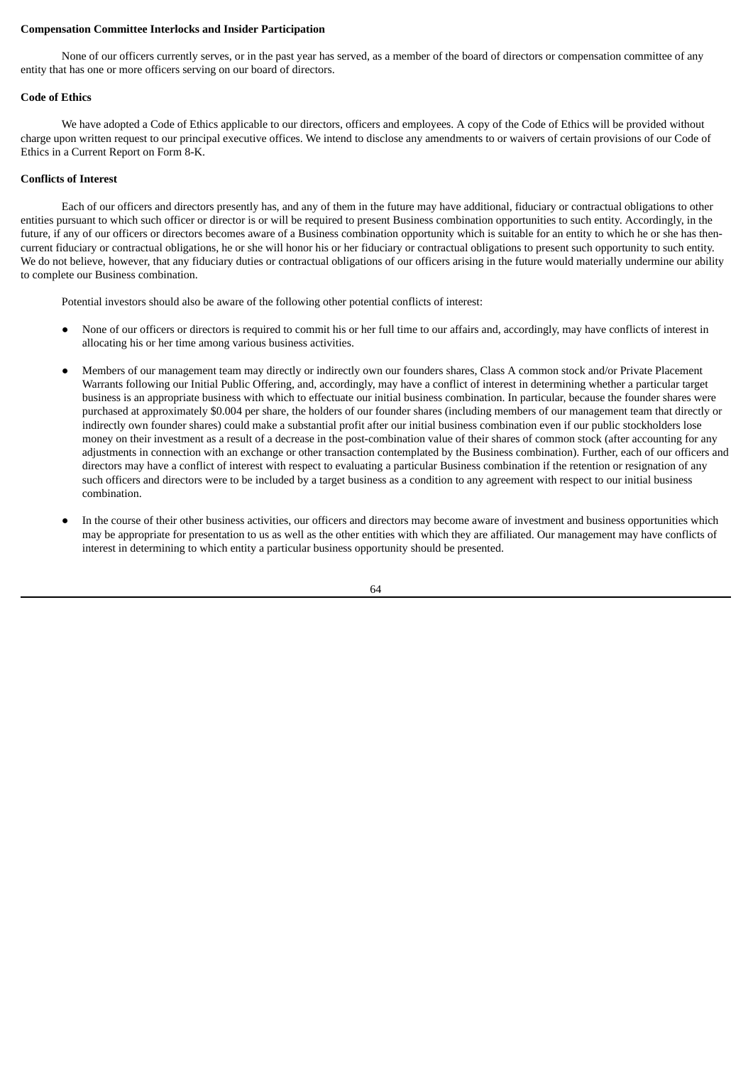**Compensation Committee Interlocks and Insider Participation**

None of our officers currently serves, or in the past year has served, as a member of the board of directors or compensation committee of any entity that has one or more officers serving on our board of directors.

**Code of Ethics**

We have adopted a Code of Ethics applicable to our directors, officers and employees. A copy of the Code of Ethics will be provided without charge upon written request to our principal executive offices. We intend to disclose any amendments to or waivers of certain provisions of our Code of Ethics in a Current Report on Form 8-K.

**Conflicts of Interest**

Each of our officers and directors presently has, and any of them in the future may have additional, fiduciary or contractual obligations to other entities pursuant to which such officer or director is or will be required to present Business combination opportunities to such entity. Accordingly, in the future, if any of our officers or directors becomes aware of a Business combination opportunity which is suitable for an entity to which he or she has then-current fiduciary or contractual obligations, he or she will honor his or her fiduciary or contractual obligations to present such opportunity to such entity. We do not believe, however, that any fiduciary duties or contractual obligations of our officers arising in the future would materially undermine our ability to complete our Business combination.

Potential investors should also be aware of the following other potential conflicts of interest:

- None of our officers or directors is required to commit his or her full time to our affairs and, accordingly, may have conflicts of interest in allocating his or her time among various business activities.

- Members of our management team may directly or indirectly own our founders shares, Class A common stock and/or Private Placement Warrants following our Initial Public Offering, and, accordingly, may have a conflict of interest in determining whether a particular target business is an appropriate business with which to effectuate our initial business combination. In particular, because the founder shares were purchased at approximately $0.004 per share, the holders of our founder shares (including members of our management team that directly or indirectly own founder shares) could make a substantial profit after our initial business combination even if our public stockholders lose money on their investment as a result of a decrease in the post-combination value of their shares of common stock (after accounting for any adjustments in connection with an exchange or other transaction contemplated by the Business combination). Further, each of our officers and directors may have a conflict of interest with respect to evaluating a particular Business combination if the retention or resignation of any such officers and directors were to be included by a target business as a condition to any agreement with respect to our initial business combination.

- In the course of their other business activities, our officers and directors may become aware of investment and business opportunities which may be appropriate for presentation to us as well as the other entities with which they are affiliated. Our management may have conflicts of interest in determining to which entity a particular business opportunity should be presented.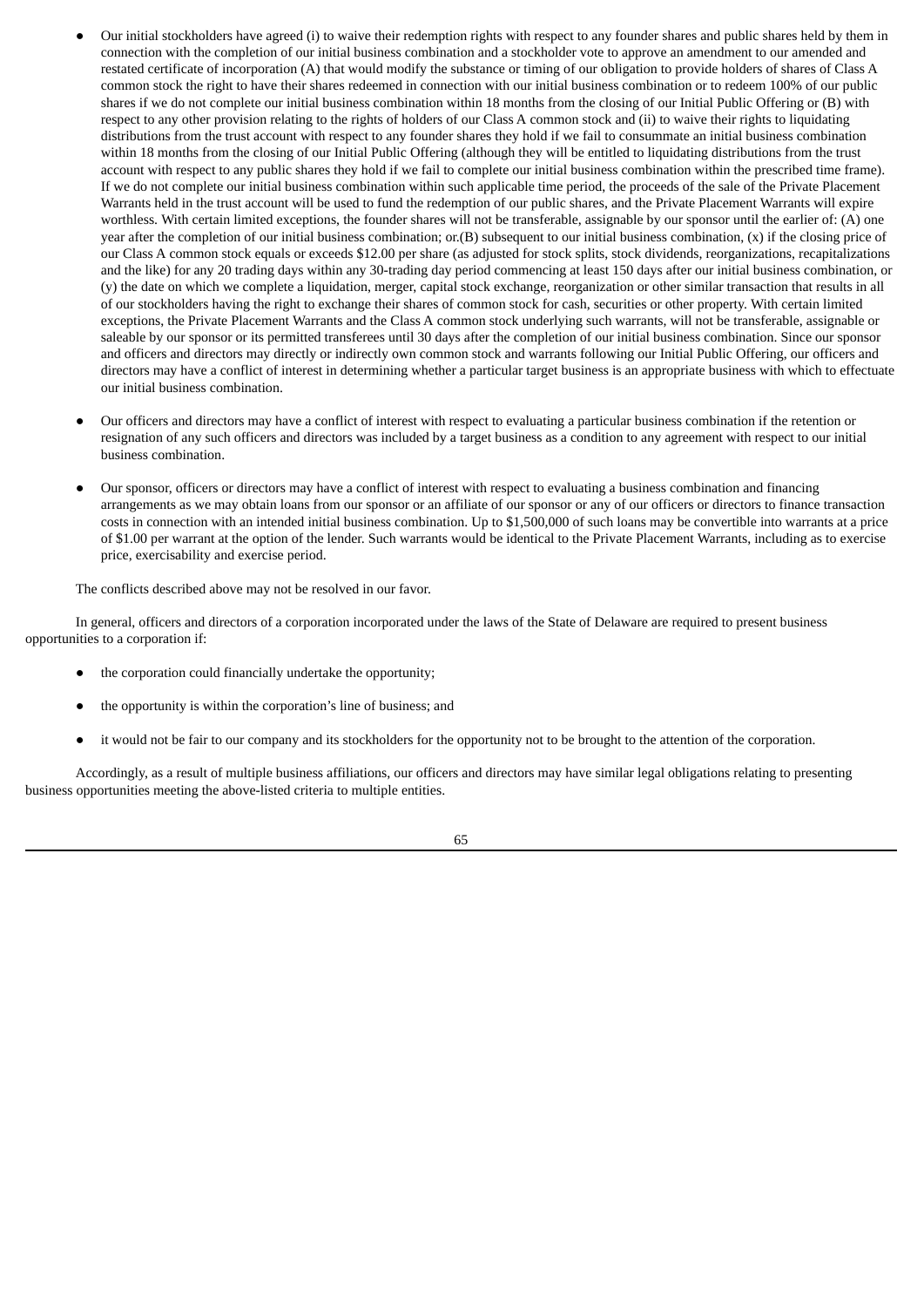- Our initial stockholders have agreed (i) to waive their redemption rights with respect to any founder shares and public shares held by them in connection with the completion of our initial business combination and a stockholder vote to approve an amendment to our amended and restated certificate of incorporation (A) that would modify the substance or timing of our obligation to provide holders of shares of Class A common stock the right to have their shares redeemed in connection with our initial business combination or to redeem 100% of our public shares if we do not complete our initial business combination within 18 months from the closing of our Initial Public Offering or (B) with respect to any other provision relating to the rights of holders of our Class A common stock and (ii) to waive their rights to liquidating distributions from the trust account with respect to any founder shares they hold if we fail to consummate an initial business combination within 18 months from the closing of our Initial Public Offering (although they will be entitled to liquidating distributions from the trust account with respect to any public shares they hold if we fail to complete our initial business combination within the prescribed time frame). If we do not complete our initial business combination within such applicable time period, the proceeds of the sale of the Private Placement Warrants held in the trust account will be used to fund the redemption of our public shares, and the Private Placement Warrants will expire worthless. With certain limited exceptions, the founder shares will not be transferable, assignable by our sponsor until the earlier of: (A) one year after the completion of our initial business combination; or.(B) subsequent to our initial business combination, (x) if the closing price of our Class A common stock equals or exceeds $12.00 per share (as adjusted for stock splits, stock dividends, reorganizations, recapitalizations and the like) for any 20 trading days within any 30-trading day period commencing at least 150 days after our initial business combination, or (y) the date on which we complete a liquidation, merger, capital stock exchange, reorganization or other similar transaction that results in all of our stockholders having the right to exchange their shares of common stock for cash, securities or other property. With certain limited exceptions, the Private Placement Warrants and the Class A common stock underlying such warrants, will not be transferable, assignable or saleable by our sponsor or its permitted transferees until 30 days after the completion of our initial business combination. Since our sponsor and officers and directors may directly or indirectly own common stock and warrants following our Initial Public Offering, our officers and directors may have a conflict of interest in determining whether a particular target business is an appropriate business with which to effectuate our initial business combination.

- Our officers and directors may have a conflict of interest with respect to evaluating a particular business combination if the retention or resignation of any such officers and directors was included by a target business as a condition to any agreement with respect to our initial business combination.

- Our sponsor, officers or directors may have a conflict of interest with respect to evaluating a business combination and financing arrangements as we may obtain loans from our sponsor or an affiliate of our sponsor or any of our officers or directors to finance transaction costs in connection with an intended initial business combination. Up to $1,500,000 of such loans may be convertible into warrants at a price of $1.00 per warrant at the option of the lender. Such warrants would be identical to the Private Placement Warrants, including as to exercise price, exercisability and exercise period.

The conflicts described above may not be resolved in our favor.

In general, officers and directors of a corporation incorporated under the laws of the State of Delaware are required to present business opportunities to a corporation if:

- the corporation could financially undertake the opportunity;

- the opportunity is within the corporation's line of business; and

- it would not be fair to our company and its stockholders for the opportunity not to be brought to the attention of the corporation.

Accordingly, as a result of multiple business affiliations, our officers and directors may have similar legal obligations relating to presenting business opportunities meeting the above-listed criteria to multiple entities.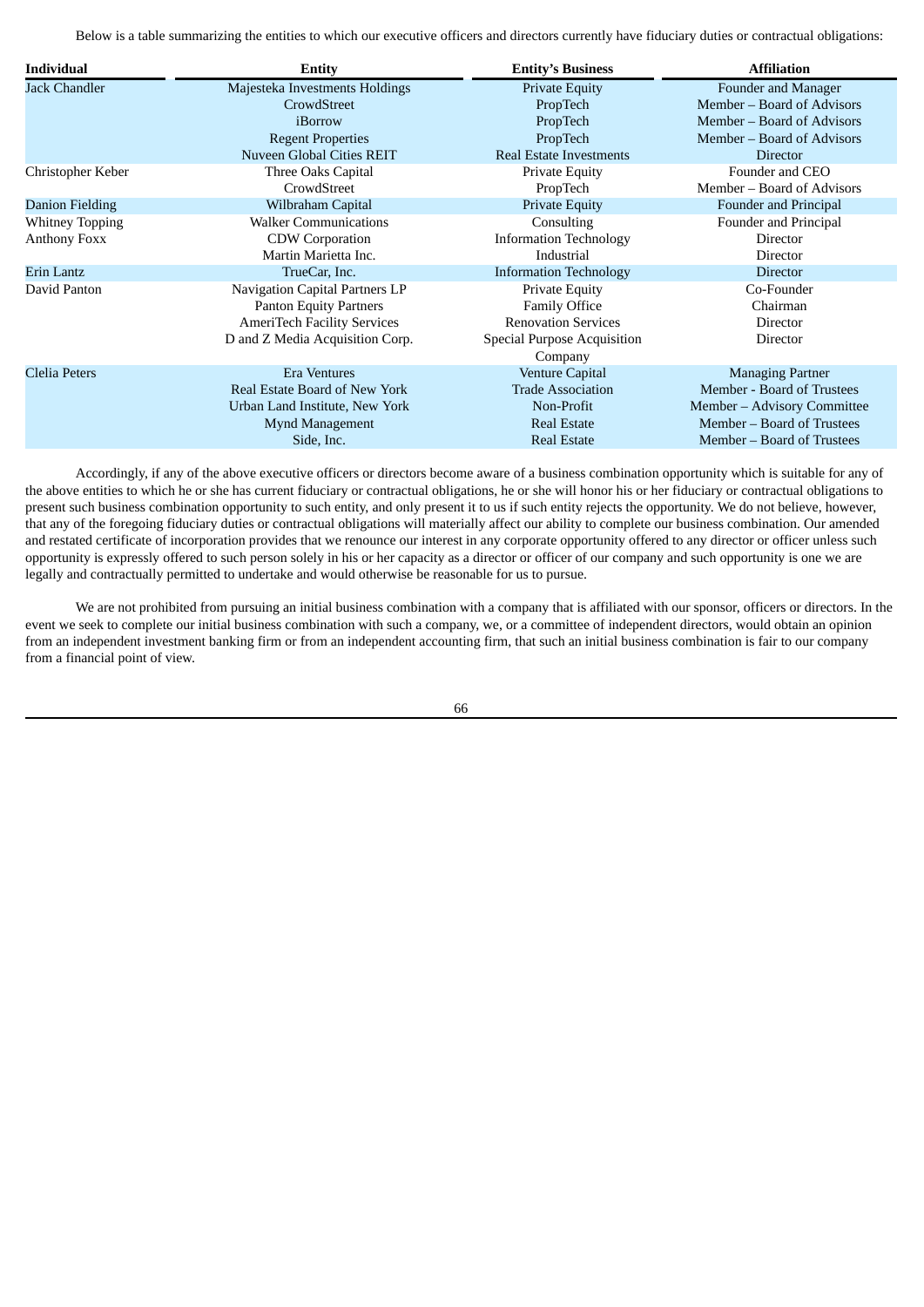Below is a table summarizing the entities to which our executive officers and directors currently have fiduciary duties or contractual obligations:

| Individual | Entity | Entity's Business | Affiliation |
|---|---|---|---|
| Jack Chandler | Majesteka Investments Holdings | Private Equity | Founder and Manager |
| | CrowdStreet | PropTech | Member – Board of Advisors |
| | iBorrow | PropTech | Member – Board of Advisors |
| | Regent Properties | PropTech | Member – Board of Advisors |
| | Nuveen Global Cities REIT | Real Estate Investments | Director |
| Christopher Keber | Three Oaks Capital | Private Equity | Founder and CEO |
| | CrowdStreet | PropTech | Member – Board of Advisors |
| Danion Fielding | Wilbraham Capital | Private Equity | Founder and Principal |
| Whitney Topping | Walker Communications | Consulting | Founder and Principal |
| Anthony Foxx | CDW Corporation | Information Technology | Director |
| | Martin Marietta Inc. | Industrial | Director |
| Erin Lantz | TrueCar, Inc. | Information Technology | Director |
| David Panton | Navigation Capital Partners LP | Private Equity | Co-Founder |
| | Panton Equity Partners | Family Office | Chairman |
| | AmeriTech Facility Services | Renovation Services | Director |
| | D and Z Media Acquisition Corp. | Special Purpose Acquisition Company | Director |
| Clelia Peters | Era Ventures | Venture Capital | Managing Partner |
| | Real Estate Board of New York | Trade Association | Member - Board of Trustees |
| | Urban Land Institute, New York | Non-Profit | Member – Advisory Committee |
| | Mynd Management | Real Estate | Member – Board of Trustees |
| | Side, Inc. | Real Estate | Member – Board of Trustees |

Accordingly, if any of the above executive officers or directors become aware of a business combination opportunity which is suitable for any of the above entities to which he or she has current fiduciary or contractual obligations, he or she will honor his or her fiduciary or contractual obligations to present such business combination opportunity to such entity, and only present it to us if such entity rejects the opportunity. We do not believe, however, that any of the foregoing fiduciary duties or contractual obligations will materially affect our ability to complete our business combination. Our amended and restated certificate of incorporation provides that we renounce our interest in any corporate opportunity offered to any director or officer unless such opportunity is expressly offered to such person solely in his or her capacity as a director or officer of our company and such opportunity is one we are legally and contractually permitted to undertake and would otherwise be reasonable for us to pursue.

We are not prohibited from pursuing an initial business combination with a company that is affiliated with our sponsor, officers or directors. In the event we seek to complete our initial business combination with such a company, we, or a committee of independent directors, would obtain an opinion from an independent investment banking firm or from an independent accounting firm, that such an initial business combination is fair to our company from a financial point of view.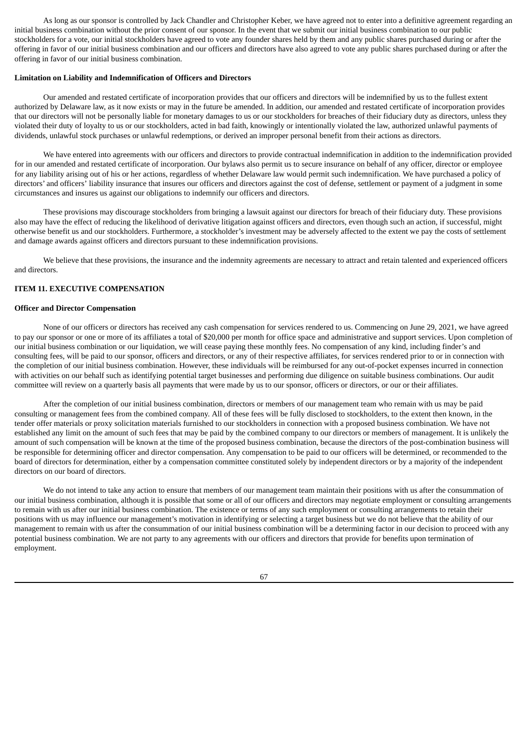As long as our sponsor is controlled by Jack Chandler and Christopher Keber, we have agreed not to enter into a definitive agreement regarding an initial business combination without the prior consent of our sponsor. In the event that we submit our initial business combination to our public stockholders for a vote, our initial stockholders have agreed to vote any founder shares held by them and any public shares purchased during or after the offering in favor of our initial business combination and our officers and directors have also agreed to vote any public shares purchased during or after the offering in favor of our initial business combination.

**Limitation on Liability and Indemnification of Officers and Directors**

Our amended and restated certificate of incorporation provides that our officers and directors will be indemnified by us to the fullest extent authorized by Delaware law, as it now exists or may in the future be amended. In addition, our amended and restated certificate of incorporation provides that our directors will not be personally liable for monetary damages to us or our stockholders for breaches of their fiduciary duty as directors, unless they violated their duty of loyalty to us or our stockholders, acted in bad faith, knowingly or intentionally violated the law, authorized unlawful payments of dividends, unlawful stock purchases or unlawful redemptions, or derived an improper personal benefit from their actions as directors.

We have entered into agreements with our officers and directors to provide contractual indemnification in addition to the indemnification provided for in our amended and restated certificate of incorporation. Our bylaws also permit us to secure insurance on behalf of any officer, director or employee for any liability arising out of his or her actions, regardless of whether Delaware law would permit such indemnification. We have purchased a policy of directors' and officers' liability insurance that insures our officers and directors against the cost of defense, settlement or payment of a judgment in some circumstances and insures us against our obligations to indemnify our officers and directors.

These provisions may discourage stockholders from bringing a lawsuit against our directors for breach of their fiduciary duty. These provisions also may have the effect of reducing the likelihood of derivative litigation against officers and directors, even though such an action, if successful, might otherwise benefit us and our stockholders. Furthermore, a stockholder's investment may be adversely affected to the extent we pay the costs of settlement and damage awards against officers and directors pursuant to these indemnification provisions.

We believe that these provisions, the insurance and the indemnity agreements are necessary to attract and retain talented and experienced officers and directors.

## ITEM 11. EXECUTIVE COMPENSATION

**Officer and Director Compensation**

None of our officers or directors has received any cash compensation for services rendered to us. Commencing on June 29, 2021, we have agreed to pay our sponsor or one or more of its affiliates a total of $20,000 per month for office space and administrative and support services. Upon completion of our initial business combination or our liquidation, we will cease paying these monthly fees. No compensation of any kind, including finder's and consulting fees, will be paid to our sponsor, officers and directors, or any of their respective affiliates, for services rendered prior to or in connection with the completion of our initial business combination. However, these individuals will be reimbursed for any out-of-pocket expenses incurred in connection with activities on our behalf such as identifying potential target businesses and performing due diligence on suitable business combinations. Our audit committee will review on a quarterly basis all payments that were made by us to our sponsor, officers or directors, or our or their affiliates.

After the completion of our initial business combination, directors or members of our management team who remain with us may be paid consulting or management fees from the combined company. All of these fees will be fully disclosed to stockholders, to the extent then known, in the tender offer materials or proxy solicitation materials furnished to our stockholders in connection with a proposed business combination. We have not established any limit on the amount of such fees that may be paid by the combined company to our directors or members of management. It is unlikely the amount of such compensation will be known at the time of the proposed business combination, because the directors of the post-combination business will be responsible for determining officer and director compensation. Any compensation to be paid to our officers will be determined, or recommended to the board of directors for determination, either by a compensation committee constituted solely by independent directors or by a majority of the independent directors on our board of directors.

We do not intend to take any action to ensure that members of our management team maintain their positions with us after the consummation of our initial business combination, although it is possible that some or all of our officers and directors may negotiate employment or consulting arrangements to remain with us after our initial business combination. The existence or terms of any such employment or consulting arrangements to retain their positions with us may influence our management's motivation in identifying or selecting a target business but we do not believe that the ability of our management to remain with us after the consummation of our initial business combination will be a determining factor in our decision to proceed with any potential business combination. We are not party to any agreements with our officers and directors that provide for benefits upon termination of employment.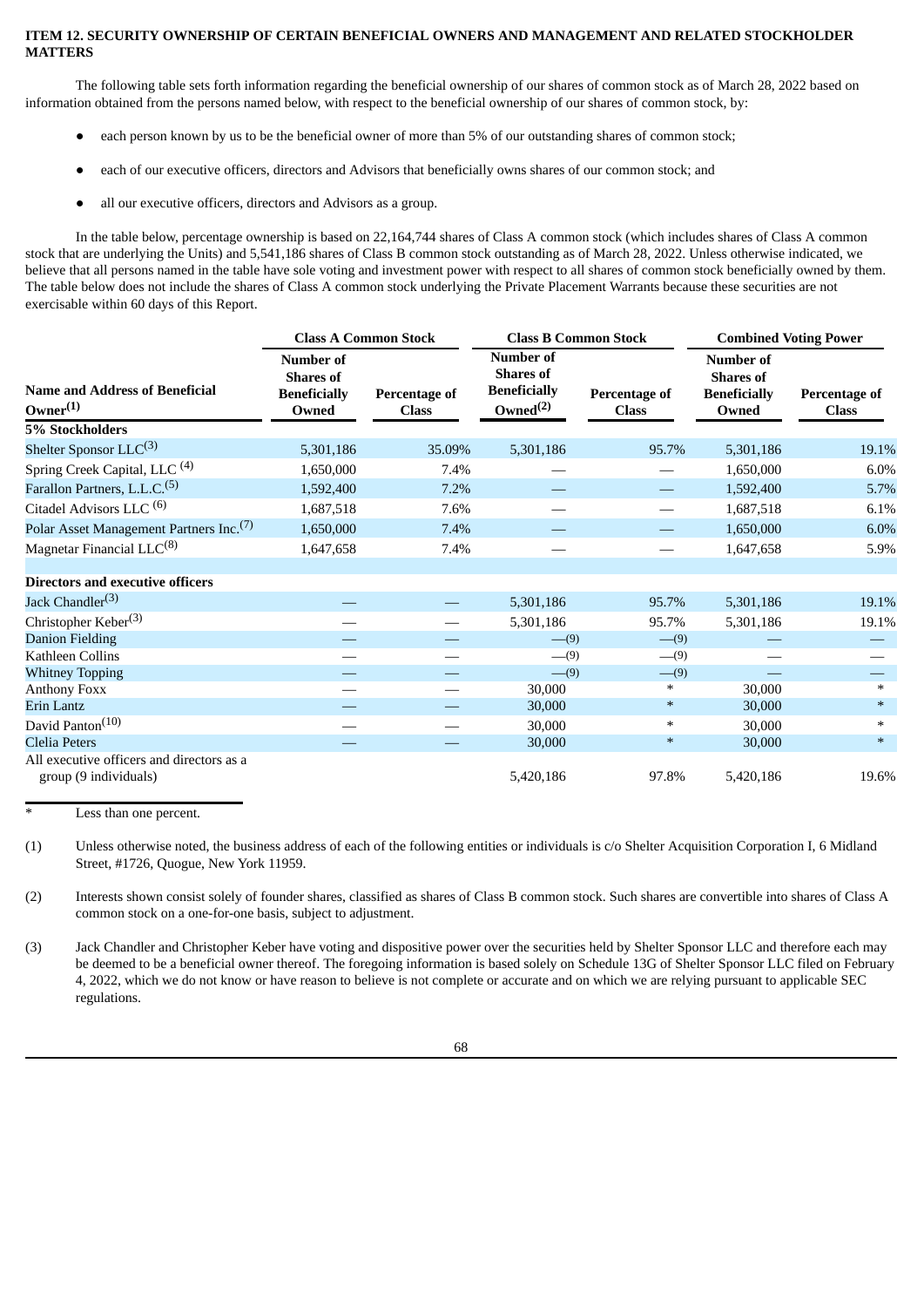## ITEM 12. SECURITY OWNERSHIP OF CERTAIN BENEFICIAL OWNERS AND MANAGEMENT AND RELATED STOCKHOLDER MATTERS

The following table sets forth information regarding the beneficial ownership of our shares of common stock as of March 28, 2022 based on information obtained from the persons named below, with respect to the beneficial ownership of our shares of common stock, by:

- each person known by us to be the beneficial owner of more than 5% of our outstanding shares of common stock;
- each of our executive officers, directors and Advisors that beneficially owns shares of our common stock; and
- all our executive officers, directors and Advisors as a group.

In the table below, percentage ownership is based on 22,164,744 shares of Class A common stock (which includes shares of Class A common stock that are underlying the Units) and 5,541,186 shares of Class B common stock outstanding as of March 28, 2022. Unless otherwise indicated, we believe that all persons named in the table have sole voting and investment power with respect to all shares of common stock beneficially owned by them. The table below does not include the shares of Class A common stock underlying the Private Placement Warrants because these securities are not exercisable within 60 days of this Report.

| | Class A Common Stock | | Class B Common Stock | | Combined Voting Power | |
|---|---|---|---|---|---|---|
| Name and Address of Beneficial Owner(1) | Number of Shares of Beneficially Owned | Percentage of Class | Number of Shares of Beneficially Owned(2) | Percentage of Class | Number of Shares of Beneficially Owned | Percentage of Class |
| **5% Stockholders** | | | | | | |
| Shelter Sponsor LLC(3) | 5,301,186 | 35.09% | 5,301,186 | 95.7% | 5,301,186 | 19.1% |
| Spring Creek Capital, LLC (4) | 1,650,000 | 7.4% | — | — | 1,650,000 | 6.0% |
| Farallon Partners, L.L.C.(5) | 1,592,400 | 7.2% | — | — | 1,592,400 | 5.7% |
| Citadel Advisors LLC (6) | 1,687,518 | 7.6% | — | — | 1,687,518 | 6.1% |
| Polar Asset Management Partners Inc.(7) | 1,650,000 | 7.4% | — | — | 1,650,000 | 6.0% |
| Magnetar Financial LLC(8) | 1,647,658 | 7.4% | — | — | 1,647,658 | 5.9% |
| **Directors and executive officers** | | | | | | |
| Jack Chandler(3) | — | — | 5,301,186 | 95.7% | 5,301,186 | 19.1% |
| Christopher Keber(3) | — | — | 5,301,186 | 95.7% | 5,301,186 | 19.1% |
| Danion Fielding | — | — | —(9) | —(9) | — | — |
| Kathleen Collins | — | — | —(9) | —(9) | — | — |
| Whitney Topping | — | — | —(9) | —(9) | — | — |
| Anthony Foxx | — | — | 30,000 | * | 30,000 | * |
| Erin Lantz | — | — | 30,000 | * | 30,000 | * |
| David Panton(10) | — | — | 30,000 | * | 30,000 | * |
| Clelia Peters | — | — | 30,000 | * | 30,000 | * |
| All executive officers and directors as a group (9 individuals) | | | 5,420,186 | 97.8% | 5,420,186 | 19.6% |

\* Less than one percent.

(1) Unless otherwise noted, the business address of each of the following entities or individuals is c/o Shelter Acquisition Corporation I, 6 Midland Street, #1726, Quogue, New York 11959.

(2) Interests shown consist solely of founder shares, classified as shares of Class B common stock. Such shares are convertible into shares of Class A common stock on a one-for-one basis, subject to adjustment.

(3) Jack Chandler and Christopher Keber have voting and dispositive power over the securities held by Shelter Sponsor LLC and therefore each may be deemed to be a beneficial owner thereof. The foregoing information is based solely on Schedule 13G of Shelter Sponsor LLC filed on February 4, 2022, which we do not know or have reason to believe is not complete or accurate and on which we are relying pursuant to applicable SEC regulations.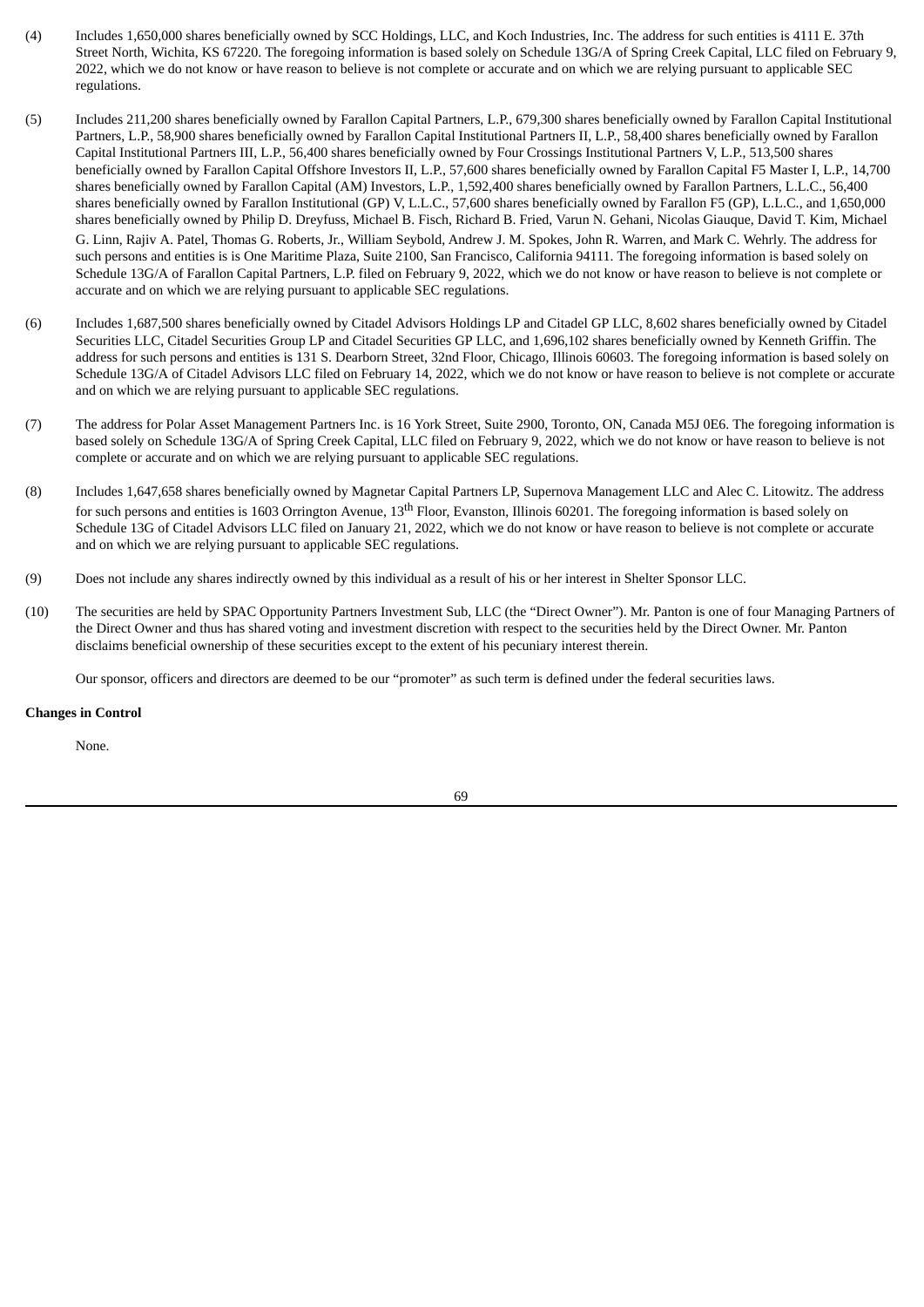(4) Includes 1,650,000 shares beneficially owned by SCC Holdings, LLC, and Koch Industries, Inc. The address for such entities is 4111 E. 37th Street North, Wichita, KS 67220. The foregoing information is based solely on Schedule 13G/A of Spring Creek Capital, LLC filed on February 9, 2022, which we do not know or have reason to believe is not complete or accurate and on which we are relying pursuant to applicable SEC regulations.

(5) Includes 211,200 shares beneficially owned by Farallon Capital Partners, L.P., 679,300 shares beneficially owned by Farallon Capital Institutional Partners, L.P., 58,900 shares beneficially owned by Farallon Capital Institutional Partners II, L.P., 58,400 shares beneficially owned by Farallon Capital Institutional Partners III, L.P., 56,400 shares beneficially owned by Four Crossings Institutional Partners V, L.P., 513,500 shares beneficially owned by Farallon Capital Offshore Investors II, L.P., 57,600 shares beneficially owned by Farallon Capital F5 Master I, L.P., 14,700 shares beneficially owned by Farallon Capital (AM) Investors, L.P., 1,592,400 shares beneficially owned by Farallon Partners, L.L.C., 56,400 shares beneficially owned by Farallon Institutional (GP) V, L.L.C., 57,600 shares beneficially owned by Farallon F5 (GP), L.L.C., and 1,650,000 shares beneficially owned by Philip D. Dreyfuss, Michael B. Fisch, Richard B. Fried, Varun N. Gehani, Nicolas Giauque, David T. Kim, Michael G. Linn, Rajiv A. Patel, Thomas G. Roberts, Jr., William Seybold, Andrew J. M. Spokes, John R. Warren, and Mark C. Wehrly. The address for such persons and entities is is One Maritime Plaza, Suite 2100, San Francisco, California 94111. The foregoing information is based solely on Schedule 13G/A of Farallon Capital Partners, L.P. filed on February 9, 2022, which we do not know or have reason to believe is not complete or accurate and on which we are relying pursuant to applicable SEC regulations.

(6) Includes 1,687,500 shares beneficially owned by Citadel Advisors Holdings LP and Citadel GP LLC, 8,602 shares beneficially owned by Citadel Securities LLC, Citadel Securities Group LP and Citadel Securities GP LLC, and 1,696,102 shares beneficially owned by Kenneth Griffin. The address for such persons and entities is 131 S. Dearborn Street, 32nd Floor, Chicago, Illinois 60603. The foregoing information is based solely on Schedule 13G/A of Citadel Advisors LLC filed on February 14, 2022, which we do not know or have reason to believe is not complete or accurate and on which we are relying pursuant to applicable SEC regulations.

(7) The address for Polar Asset Management Partners Inc. is 16 York Street, Suite 2900, Toronto, ON, Canada M5J 0E6. The foregoing information is based solely on Schedule 13G/A of Spring Creek Capital, LLC filed on February 9, 2022, which we do not know or have reason to believe is not complete or accurate and on which we are relying pursuant to applicable SEC regulations.

(8) Includes 1,647,658 shares beneficially owned by Magnetar Capital Partners LP, Supernova Management LLC and Alec C. Litowitz. The address for such persons and entities is 1603 Orrington Avenue, 13th Floor, Evanston, Illinois 60201. The foregoing information is based solely on Schedule 13G of Citadel Advisors LLC filed on January 21, 2022, which we do not know or have reason to believe is not complete or accurate and on which we are relying pursuant to applicable SEC regulations.

(9) Does not include any shares indirectly owned by this individual as a result of his or her interest in Shelter Sponsor LLC.

(10) The securities are held by SPAC Opportunity Partners Investment Sub, LLC (the "Direct Owner"). Mr. Panton is one of four Managing Partners of the Direct Owner and thus has shared voting and investment discretion with respect to the securities held by the Direct Owner. Mr. Panton disclaims beneficial ownership of these securities except to the extent of his pecuniary interest therein.

Our sponsor, officers and directors are deemed to be our "promoter" as such term is defined under the federal securities laws.

**Changes in Control**

None.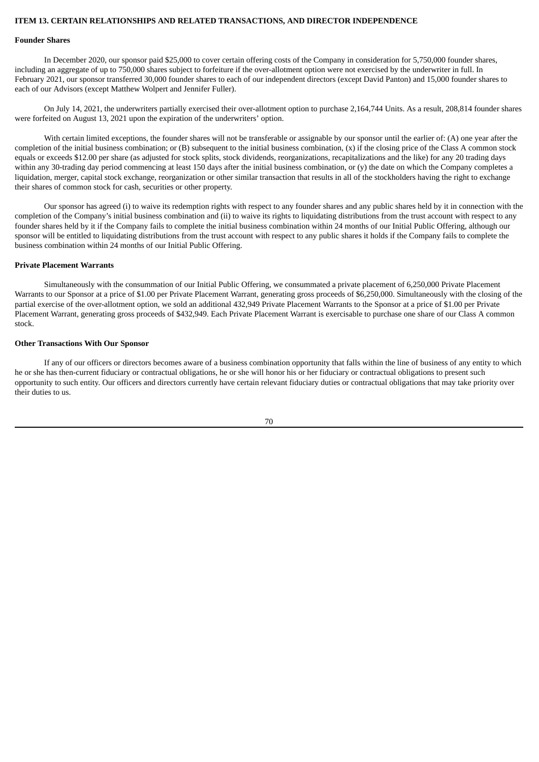## ITEM 13. CERTAIN RELATIONSHIPS AND RELATED TRANSACTIONS, AND DIRECTOR INDEPENDENCE

**Founder Shares**

In December 2020, our sponsor paid $25,000 to cover certain offering costs of the Company in consideration for 5,750,000 founder shares, including an aggregate of up to 750,000 shares subject to forfeiture if the over-allotment option were not exercised by the underwriter in full. In February 2021, our sponsor transferred 30,000 founder shares to each of our independent directors (except David Panton) and 15,000 founder shares to each of our Advisors (except Matthew Wolpert and Jennifer Fuller).

On July 14, 2021, the underwriters partially exercised their over-allotment option to purchase 2,164,744 Units. As a result, 208,814 founder shares were forfeited on August 13, 2021 upon the expiration of the underwriters' option.

With certain limited exceptions, the founder shares will not be transferable or assignable by our sponsor until the earlier of: (A) one year after the completion of the initial business combination; or (B) subsequent to the initial business combination, (x) if the closing price of the Class A common stock equals or exceeds $12.00 per share (as adjusted for stock splits, stock dividends, reorganizations, recapitalizations and the like) for any 20 trading days within any 30-trading day period commencing at least 150 days after the initial business combination, or (y) the date on which the Company completes a liquidation, merger, capital stock exchange, reorganization or other similar transaction that results in all of the stockholders having the right to exchange their shares of common stock for cash, securities or other property.

Our sponsor has agreed (i) to waive its redemption rights with respect to any founder shares and any public shares held by it in connection with the completion of the Company's initial business combination and (ii) to waive its rights to liquidating distributions from the trust account with respect to any founder shares held by it if the Company fails to complete the initial business combination within 24 months of our Initial Public Offering, although our sponsor will be entitled to liquidating distributions from the trust account with respect to any public shares it holds if the Company fails to complete the business combination within 24 months of our Initial Public Offering.

**Private Placement Warrants**

Simultaneously with the consummation of our Initial Public Offering, we consummated a private placement of 6,250,000 Private Placement Warrants to our Sponsor at a price of $1.00 per Private Placement Warrant, generating gross proceeds of $6,250,000. Simultaneously with the closing of the partial exercise of the over-allotment option, we sold an additional 432,949 Private Placement Warrants to the Sponsor at a price of $1.00 per Private Placement Warrant, generating gross proceeds of $432,949. Each Private Placement Warrant is exercisable to purchase one share of our Class A common stock.

**Other Transactions With Our Sponsor**

If any of our officers or directors becomes aware of a business combination opportunity that falls within the line of business of any entity to which he or she has then-current fiduciary or contractual obligations, he or she will honor his or her fiduciary or contractual obligations to present such opportunity to such entity. Our officers and directors currently have certain relevant fiduciary duties or contractual obligations that may take priority over their duties to us.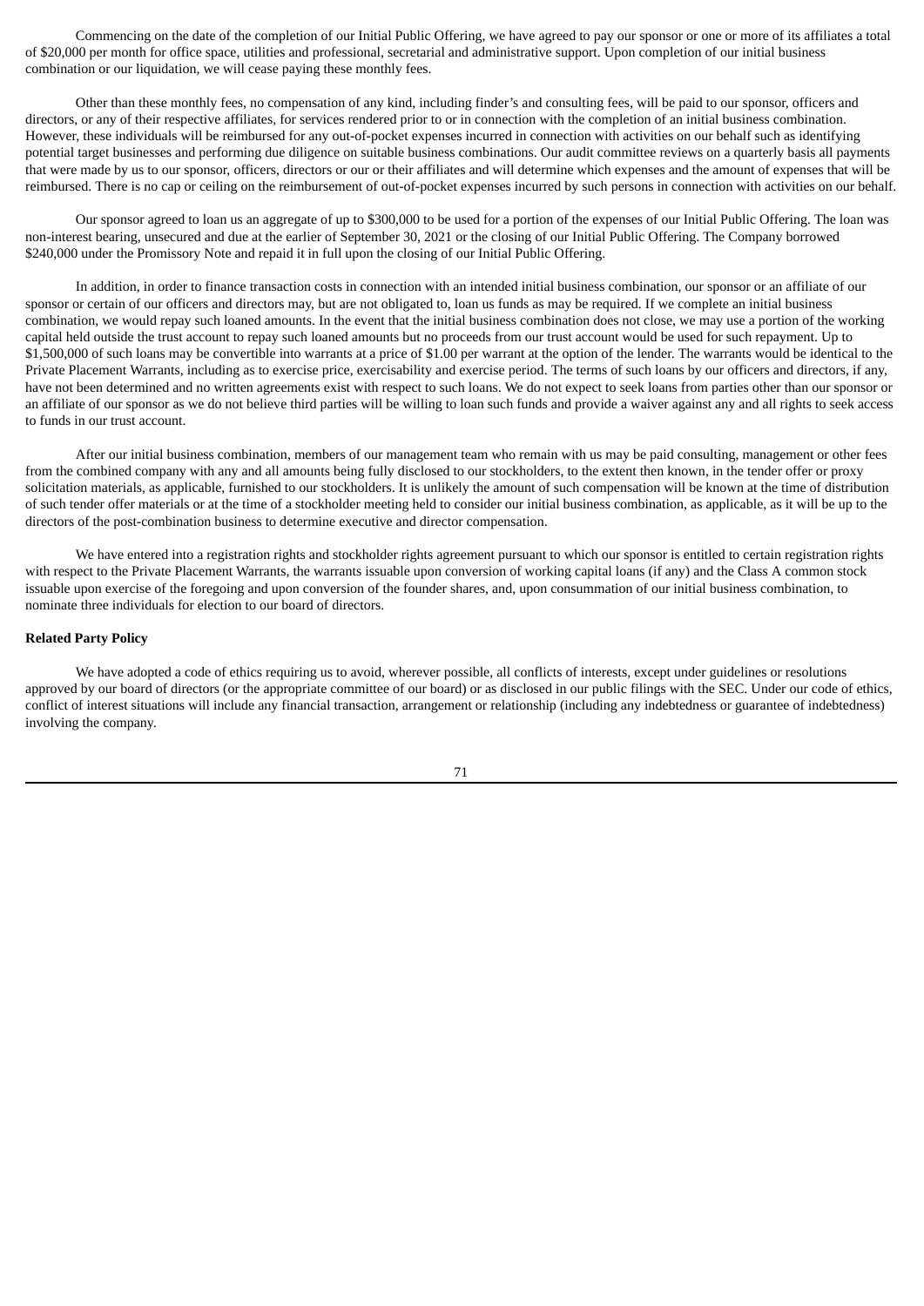Commencing on the date of the completion of our Initial Public Offering, we have agreed to pay our sponsor or one or more of its affiliates a total of $20,000 per month for office space, utilities and professional, secretarial and administrative support. Upon completion of our initial business combination or our liquidation, we will cease paying these monthly fees.

Other than these monthly fees, no compensation of any kind, including finder's and consulting fees, will be paid to our sponsor, officers and directors, or any of their respective affiliates, for services rendered prior to or in connection with the completion of an initial business combination. However, these individuals will be reimbursed for any out-of-pocket expenses incurred in connection with activities on our behalf such as identifying potential target businesses and performing due diligence on suitable business combinations. Our audit committee reviews on a quarterly basis all payments that were made by us to our sponsor, officers, directors or our or their affiliates and will determine which expenses and the amount of expenses that will be reimbursed. There is no cap or ceiling on the reimbursement of out-of-pocket expenses incurred by such persons in connection with activities on our behalf.

Our sponsor agreed to loan us an aggregate of up to $300,000 to be used for a portion of the expenses of our Initial Public Offering. The loan was non-interest bearing, unsecured and due at the earlier of September 30, 2021 or the closing of our Initial Public Offering. The Company borrowed $240,000 under the Promissory Note and repaid it in full upon the closing of our Initial Public Offering.

In addition, in order to finance transaction costs in connection with an intended initial business combination, our sponsor or an affiliate of our sponsor or certain of our officers and directors may, but are not obligated to, loan us funds as may be required. If we complete an initial business combination, we would repay such loaned amounts. In the event that the initial business combination does not close, we may use a portion of the working capital held outside the trust account to repay such loaned amounts but no proceeds from our trust account would be used for such repayment. Up to $1,500,000 of such loans may be convertible into warrants at a price of $1.00 per warrant at the option of the lender. The warrants would be identical to the Private Placement Warrants, including as to exercise price, exercisability and exercise period. The terms of such loans by our officers and directors, if any, have not been determined and no written agreements exist with respect to such loans. We do not expect to seek loans from parties other than our sponsor or an affiliate of our sponsor as we do not believe third parties will be willing to loan such funds and provide a waiver against any and all rights to seek access to funds in our trust account.

After our initial business combination, members of our management team who remain with us may be paid consulting, management or other fees from the combined company with any and all amounts being fully disclosed to our stockholders, to the extent then known, in the tender offer or proxy solicitation materials, as applicable, furnished to our stockholders. It is unlikely the amount of such compensation will be known at the time of distribution of such tender offer materials or at the time of a stockholder meeting held to consider our initial business combination, as applicable, as it will be up to the directors of the post-combination business to determine executive and director compensation.

We have entered into a registration rights and stockholder rights agreement pursuant to which our sponsor is entitled to certain registration rights with respect to the Private Placement Warrants, the warrants issuable upon conversion of working capital loans (if any) and the Class A common stock issuable upon exercise of the foregoing and upon conversion of the founder shares, and, upon consummation of our initial business combination, to nominate three individuals for election to our board of directors.

**Related Party Policy**

We have adopted a code of ethics requiring us to avoid, wherever possible, all conflicts of interests, except under guidelines or resolutions approved by our board of directors (or the appropriate committee of our board) or as disclosed in our public filings with the SEC. Under our code of ethics, conflict of interest situations will include any financial transaction, arrangement or relationship (including any indebtedness or guarantee of indebtedness) involving the company.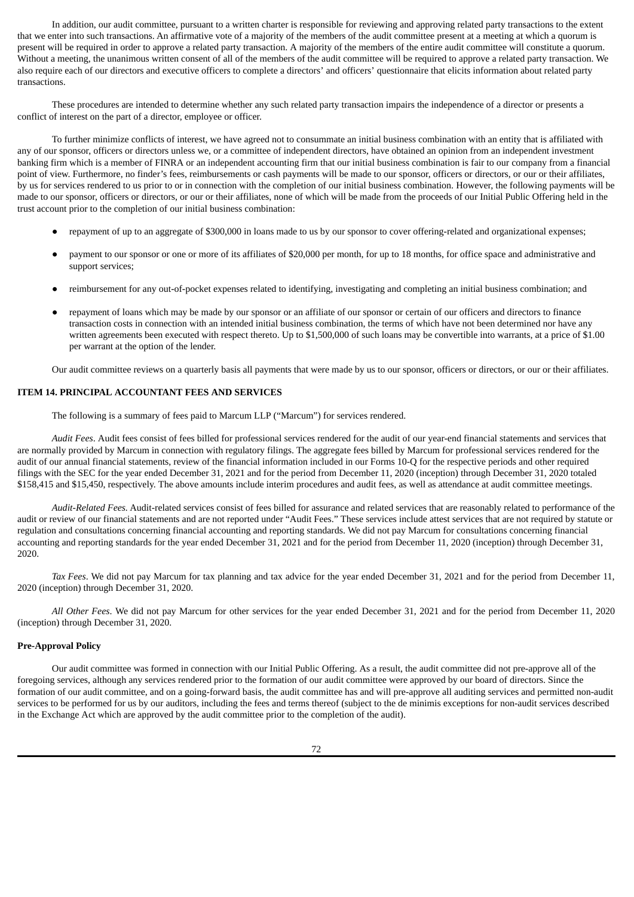In addition, our audit committee, pursuant to a written charter is responsible for reviewing and approving related party transactions to the extent that we enter into such transactions. An affirmative vote of a majority of the members of the audit committee present at a meeting at which a quorum is present will be required in order to approve a related party transaction. A majority of the members of the entire audit committee will constitute a quorum. Without a meeting, the unanimous written consent of all of the members of the audit committee will be required to approve a related party transaction. We also require each of our directors and executive officers to complete a directors' and officers' questionnaire that elicits information about related party transactions.

These procedures are intended to determine whether any such related party transaction impairs the independence of a director or presents a conflict of interest on the part of a director, employee or officer.

To further minimize conflicts of interest, we have agreed not to consummate an initial business combination with an entity that is affiliated with any of our sponsor, officers or directors unless we, or a committee of independent directors, have obtained an opinion from an independent investment banking firm which is a member of FINRA or an independent accounting firm that our initial business combination is fair to our company from a financial point of view. Furthermore, no finder's fees, reimbursements or cash payments will be made to our sponsor, officers or directors, or our or their affiliates, by us for services rendered to us prior to or in connection with the completion of our initial business combination. However, the following payments will be made to our sponsor, officers or directors, or our or their affiliates, none of which will be made from the proceeds of our Initial Public Offering held in the trust account prior to the completion of our initial business combination:

- repayment of up to an aggregate of $300,000 in loans made to us by our sponsor to cover offering-related and organizational expenses;
- payment to our sponsor or one or more of its affiliates of $20,000 per month, for up to 18 months, for office space and administrative and support services;
- reimbursement for any out-of-pocket expenses related to identifying, investigating and completing an initial business combination; and
- repayment of loans which may be made by our sponsor or an affiliate of our sponsor or certain of our officers and directors to finance transaction costs in connection with an intended initial business combination, the terms of which have not been determined nor have any written agreements been executed with respect thereto. Up to $1,500,000 of such loans may be convertible into warrants, at a price of $1.00 per warrant at the option of the lender.

Our audit committee reviews on a quarterly basis all payments that were made by us to our sponsor, officers or directors, or our or their affiliates.

## ITEM 14. PRINCIPAL ACCOUNTANT FEES AND SERVICES

The following is a summary of fees paid to Marcum LLP ("Marcum") for services rendered.

*Audit Fees*. Audit fees consist of fees billed for professional services rendered for the audit of our year-end financial statements and services that are normally provided by Marcum in connection with regulatory filings. The aggregate fees billed by Marcum for professional services rendered for the audit of our annual financial statements, review of the financial information included in our Forms 10-Q for the respective periods and other required filings with the SEC for the year ended December 31, 2021 and for the period from December 11, 2020 (inception) through December 31, 2020 totaled $158,415 and $15,450, respectively. The above amounts include interim procedures and audit fees, as well as attendance at audit committee meetings.

*Audit-Related Fees*. Audit-related services consist of fees billed for assurance and related services that are reasonably related to performance of the audit or review of our financial statements and are not reported under "Audit Fees." These services include attest services that are not required by statute or regulation and consultations concerning financial accounting and reporting standards. We did not pay Marcum for consultations concerning financial accounting and reporting standards for the year ended December 31, 2021 and for the period from December 11, 2020 (inception) through December 31, 2020.

*Tax Fees*. We did not pay Marcum for tax planning and tax advice for the year ended December 31, 2021 and for the period from December 11, 2020 (inception) through December 31, 2020.

*All Other Fees*. We did not pay Marcum for other services for the year ended December 31, 2021 and for the period from December 11, 2020 (inception) through December 31, 2020.

### Pre-Approval Policy

Our audit committee was formed in connection with our Initial Public Offering. As a result, the audit committee did not pre-approve all of the foregoing services, although any services rendered prior to the formation of our audit committee were approved by our board of directors. Since the formation of our audit committee, and on a going-forward basis, the audit committee has and will pre-approve all auditing services and permitted non-audit services to be performed for us by our auditors, including the fees and terms thereof (subject to the de minimis exceptions for non-audit services described in the Exchange Act which are approved by the audit committee prior to the completion of the audit).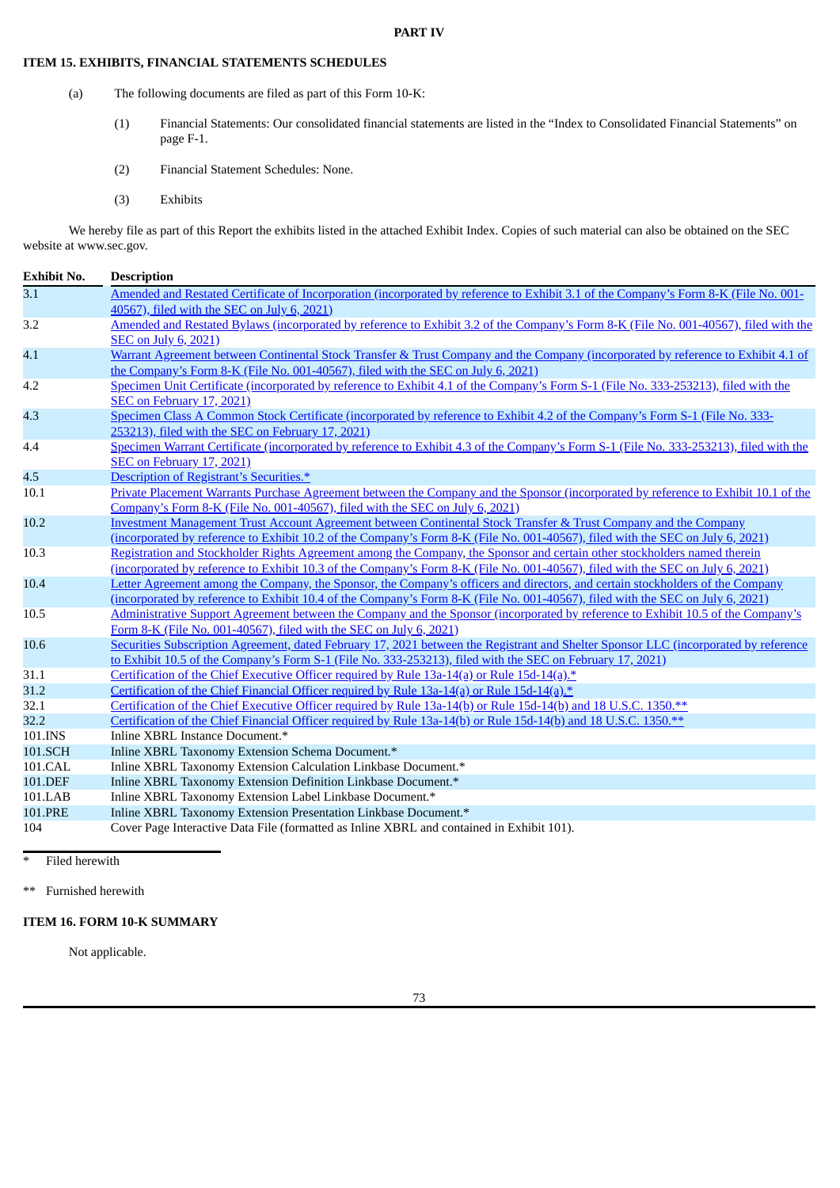# PART IV

## ITEM 15. EXHIBITS, FINANCIAL STATEMENTS SCHEDULES

(a) The following documents are filed as part of this Form 10-K:

(1) Financial Statements: Our consolidated financial statements are listed in the "Index to Consolidated Financial Statements" on page F-1.

(2) Financial Statement Schedules: None.

(3) Exhibits

We hereby file as part of this Report the exhibits listed in the attached Exhibit Index. Copies of such material can also be obtained on the SEC website at www.sec.gov.

| Exhibit No. | Description |
|---|---|
| 3.1 | Amended and Restated Certificate of Incorporation (incorporated by reference to Exhibit 3.1 of the Company's Form 8-K (File No. 001-40567), filed with the SEC on July 6, 2021) |
| 3.2 | Amended and Restated Bylaws (incorporated by reference to Exhibit 3.2 of the Company's Form 8-K (File No. 001-40567), filed with the SEC on July 6, 2021) |
| 4.1 | Warrant Agreement between Continental Stock Transfer & Trust Company and the Company (incorporated by reference to Exhibit 4.1 of the Company's Form 8-K (File No. 001-40567), filed with the SEC on July 6, 2021) |
| 4.2 | Specimen Unit Certificate (incorporated by reference to Exhibit 4.1 of the Company's Form S-1 (File No. 333-253213), filed with the SEC on February 17, 2021) |
| 4.3 | Specimen Class A Common Stock Certificate (incorporated by reference to Exhibit 4.2 of the Company's Form S-1 (File No. 333-253213), filed with the SEC on February 17, 2021) |
| 4.4 | Specimen Warrant Certificate (incorporated by reference to Exhibit 4.3 of the Company's Form S-1 (File No. 333-253213), filed with the SEC on February 17, 2021) |
| 4.5 | Description of Registrant's Securities.* |
| 10.1 | Private Placement Warrants Purchase Agreement between the Company and the Sponsor (incorporated by reference to Exhibit 10.1 of the Company's Form 8-K (File No. 001-40567), filed with the SEC on July 6, 2021) |
| 10.2 | Investment Management Trust Account Agreement between Continental Stock Transfer & Trust Company and the Company (incorporated by reference to Exhibit 10.2 of the Company's Form 8-K (File No. 001-40567), filed with the SEC on July 6, 2021) |
| 10.3 | Registration and Stockholder Rights Agreement among the Company, the Sponsor and certain other stockholders named therein (incorporated by reference to Exhibit 10.3 of the Company's Form 8-K (File No. 001-40567), filed with the SEC on July 6, 2021) |
| 10.4 | Letter Agreement among the Company, the Sponsor, the Company's officers and directors, and certain stockholders of the Company (incorporated by reference to Exhibit 10.4 of the Company's Form 8-K (File No. 001-40567), filed with the SEC on July 6, 2021) |
| 10.5 | Administrative Support Agreement between the Company and the Sponsor (incorporated by reference to Exhibit 10.5 of the Company's Form 8-K (File No. 001-40567), filed with the SEC on July 6, 2021) |
| 10.6 | Securities Subscription Agreement, dated February 17, 2021 between the Registrant and Shelter Sponsor LLC (incorporated by reference to Exhibit 10.5 of the Company's Form S-1 (File No. 333-253213), filed with the SEC on February 17, 2021) |
| 31.1 | Certification of the Chief Executive Officer required by Rule 13a-14(a) or Rule 15d-14(a).* |
| 31.2 | Certification of the Chief Financial Officer required by Rule 13a-14(a) or Rule 15d-14(a).* |
| 32.1 | Certification of the Chief Executive Officer required by Rule 13a-14(b) or Rule 15d-14(b) and 18 U.S.C. 1350.** |
| 32.2 | Certification of the Chief Financial Officer required by Rule 13a-14(b) or Rule 15d-14(b) and 18 U.S.C. 1350.** |
| 101.INS | Inline XBRL Instance Document.* |
| 101.SCH | Inline XBRL Taxonomy Extension Schema Document.* |
| 101.CAL | Inline XBRL Taxonomy Extension Calculation Linkbase Document.* |
| 101.DEF | Inline XBRL Taxonomy Extension Definition Linkbase Document.* |
| 101.LAB | Inline XBRL Taxonomy Extension Label Linkbase Document.* |
| 101.PRE | Inline XBRL Taxonomy Extension Presentation Linkbase Document.* |
| 104 | Cover Page Interactive Data File (formatted as Inline XBRL and contained in Exhibit 101). |

\* Filed herewith

\** Furnished herewith

## ITEM 16. FORM 10-K SUMMARY

Not applicable.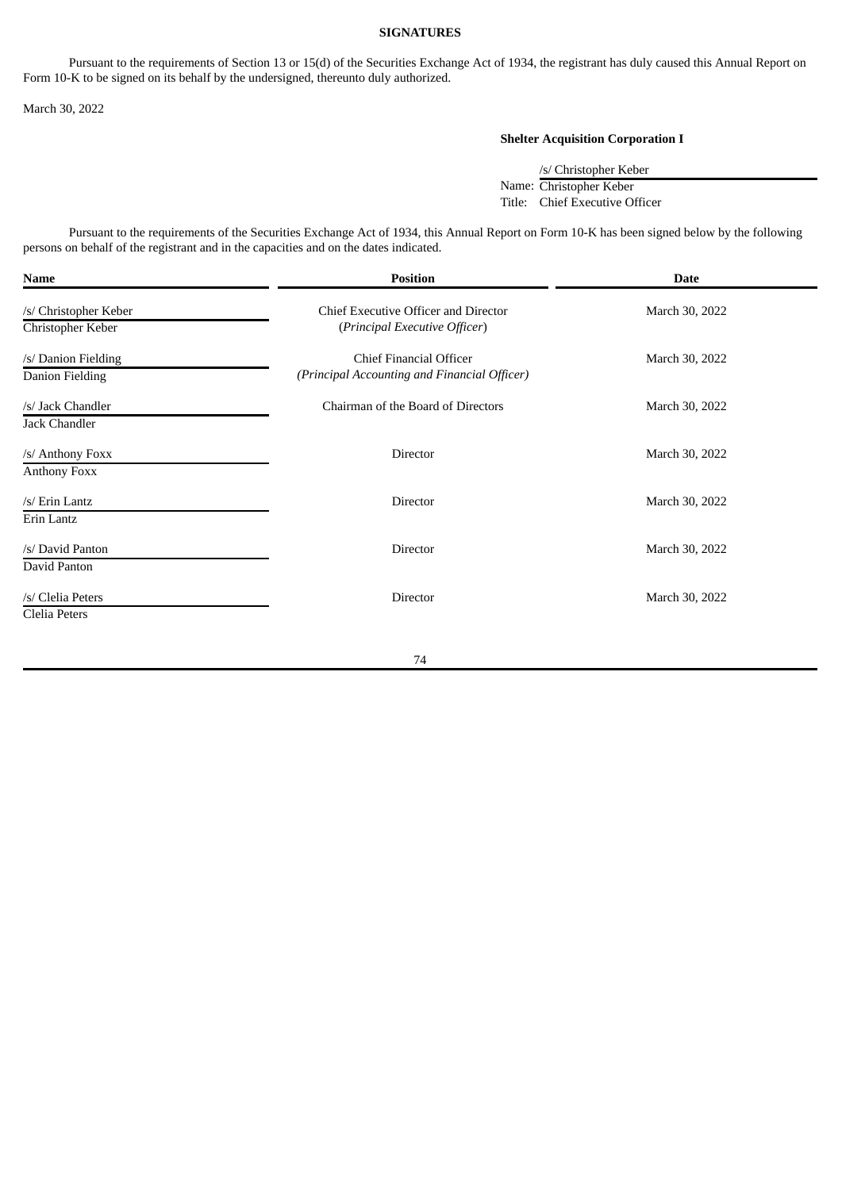**SIGNATURES**

Pursuant to the requirements of Section 13 or 15(d) of the Securities Exchange Act of 1934, the registrant has duly caused this Annual Report on Form 10-K to be signed on its behalf by the undersigned, thereunto duly authorized.

March 30, 2022

**Shelter Acquisition Corporation I**

/s/ Christopher Keber
Name: Christopher Keber
Title: Chief Executive Officer

Pursuant to the requirements of the Securities Exchange Act of 1934, this Annual Report on Form 10-K has been signed below by the following persons on behalf of the registrant and in the capacities and on the dates indicated.

| Name | Position | Date |
| --- | --- | --- |
| /s/ Christopher Keber<br>Christopher Keber | Chief Executive Officer and Director<br>(*Principal Executive Officer*) | March 30, 2022 |
| /s/ Danion Fielding<br>Danion Fielding | Chief Financial Officer<br>*(Principal Accounting and Financial Officer)* | March 30, 2022 |
| /s/ Jack Chandler<br>Jack Chandler | Chairman of the Board of Directors | March 30, 2022 |
| /s/ Anthony Foxx<br>Anthony Foxx | Director | March 30, 2022 |
| /s/ Erin Lantz<br>Erin Lantz | Director | March 30, 2022 |
| /s/ David Panton<br>David Panton | Director | March 30, 2022 |
| /s/ Clelia Peters<br>Clelia Peters | Director | March 30, 2022 |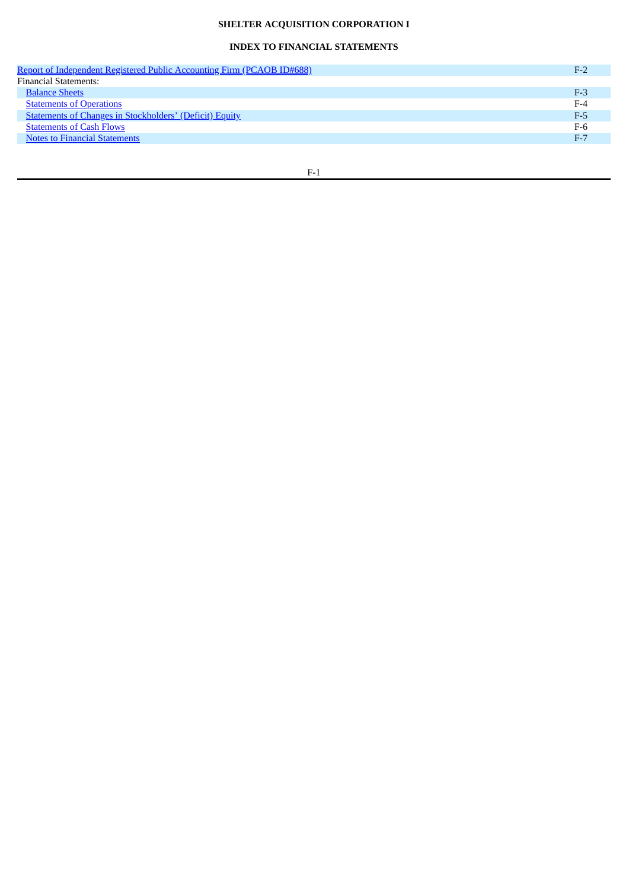**SHELTER ACQUISITION CORPORATION I**

**INDEX TO FINANCIAL STATEMENTS**

| | |
|---|---|
| Report of Independent Registered Public Accounting Firm (PCAOB ID#688) | F-2 |
| Financial Statements: | |
| Balance Sheets | F-3 |
| Statements of Operations | F-4 |
| Statements of Changes in Stockholders' (Deficit) Equity | F-5 |
| Statements of Cash Flows | F-6 |
| Notes to Financial Statements | F-7 |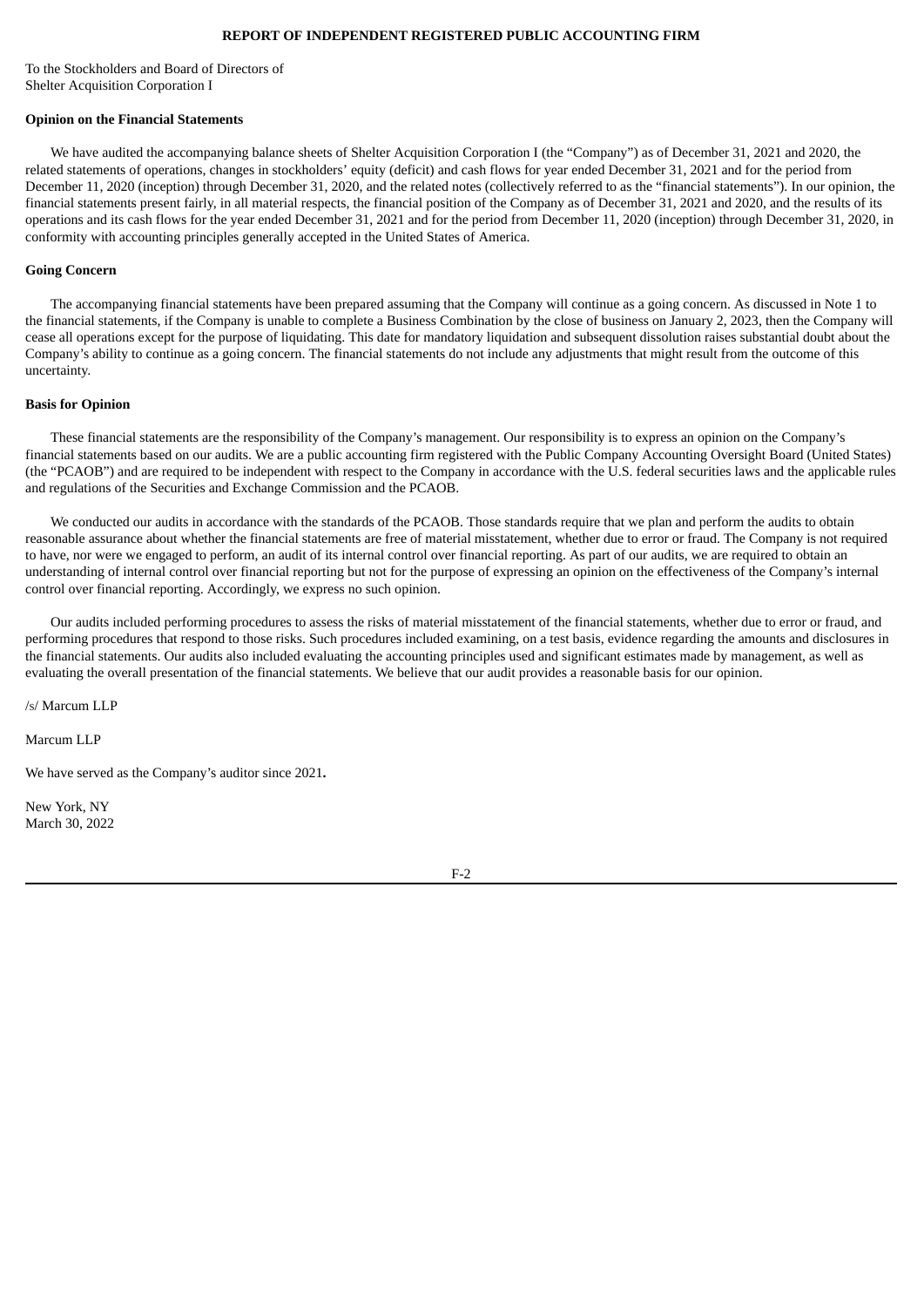# REPORT OF INDEPENDENT REGISTERED PUBLIC ACCOUNTING FIRM

To the Stockholders and Board of Directors of
Shelter Acquisition Corporation I

**Opinion on the Financial Statements**

We have audited the accompanying balance sheets of Shelter Acquisition Corporation I (the "Company") as of December 31, 2021 and 2020, the related statements of operations, changes in stockholders' equity (deficit) and cash flows for year ended December 31, 2021 and for the period from December 11, 2020 (inception) through December 31, 2020, and the related notes (collectively referred to as the "financial statements"). In our opinion, the financial statements present fairly, in all material respects, the financial position of the Company as of December 31, 2021 and 2020, and the results of its operations and its cash flows for the year ended December 31, 2021 and for the period from December 11, 2020 (inception) through December 31, 2020, in conformity with accounting principles generally accepted in the United States of America.

**Going Concern**

The accompanying financial statements have been prepared assuming that the Company will continue as a going concern. As discussed in Note 1 to the financial statements, if the Company is unable to complete a Business Combination by the close of business on January 2, 2023, then the Company will cease all operations except for the purpose of liquidating. This date for mandatory liquidation and subsequent dissolution raises substantial doubt about the Company's ability to continue as a going concern. The financial statements do not include any adjustments that might result from the outcome of this uncertainty.

**Basis for Opinion**

These financial statements are the responsibility of the Company's management. Our responsibility is to express an opinion on the Company's financial statements based on our audits. We are a public accounting firm registered with the Public Company Accounting Oversight Board (United States) (the "PCAOB") and are required to be independent with respect to the Company in accordance with the U.S. federal securities laws and the applicable rules and regulations of the Securities and Exchange Commission and the PCAOB.

We conducted our audits in accordance with the standards of the PCAOB. Those standards require that we plan and perform the audits to obtain reasonable assurance about whether the financial statements are free of material misstatement, whether due to error or fraud. The Company is not required to have, nor were we engaged to perform, an audit of its internal control over financial reporting. As part of our audits, we are required to obtain an understanding of internal control over financial reporting but not for the purpose of expressing an opinion on the effectiveness of the Company's internal control over financial reporting. Accordingly, we express no such opinion.

Our audits included performing procedures to assess the risks of material misstatement of the financial statements, whether due to error or fraud, and performing procedures that respond to those risks. Such procedures included examining, on a test basis, evidence regarding the amounts and disclosures in the financial statements. Our audits also included evaluating the accounting principles used and significant estimates made by management, as well as evaluating the overall presentation of the financial statements. We believe that our audit provides a reasonable basis for our opinion.

/s/ Marcum LLP

Marcum LLP

We have served as the Company's auditor since 2021**.**

New York, NY
March 30, 2022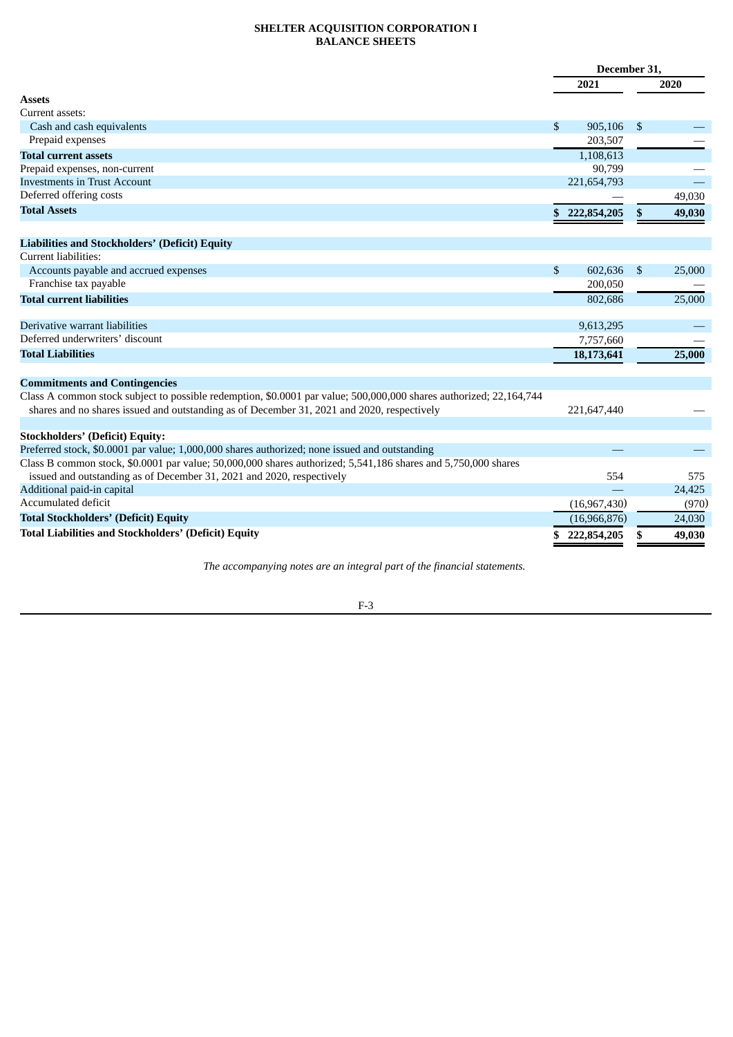# SHELTER ACQUISITION CORPORATION I
## BALANCE SHEETS

| | December 31, | |
|---|---|---|
| | 2021 | 2020 |
| **Assets** | | |
| Current assets: | | |
| Cash and cash equivalents | $ 905,106 | $ — |
| Prepaid expenses | 203,507 | — |
| **Total current assets** | 1,108,613 | |
| Prepaid expenses, non-current | 90,799 | — |
| Investments in Trust Account | 221,654,793 | — |
| Deferred offering costs | — | 49,030 |
| **Total Assets** | **$ 222,854,205** | **$ 49,030** |
| | | |
| **Liabilities and Stockholders' (Deficit) Equity** | | |
| Current liabilities: | | |
| Accounts payable and accrued expenses | $ 602,636 | $ 25,000 |
| Franchise tax payable | 200,050 | — |
| **Total current liabilities** | 802,686 | 25,000 |
| | | |
| Derivative warrant liabilities | 9,613,295 | — |
| Deferred underwriters' discount | 7,757,660 | — |
| **Total Liabilities** | **18,173,641** | **25,000** |
| | | |
| **Commitments and Contingencies** | | |
| Class A common stock subject to possible redemption, $0.0001 par value; 500,000,000 shares authorized; 22,164,744 shares and no shares issued and outstanding as of December 31, 2021 and 2020, respectively | 221,647,440 | — |
| | | |
| **Stockholders' (Deficit) Equity:** | | |
| Preferred stock, $0.0001 par value; 1,000,000 shares authorized; none issued and outstanding | — | — |
| Class B common stock, $0.0001 par value; 50,000,000 shares authorized; 5,541,186 shares and 5,750,000 shares issued and outstanding as of December 31, 2021 and 2020, respectively | 554 | 575 |
| Additional paid-in capital | — | 24,425 |
| Accumulated deficit | (16,967,430) | (970) |
| **Total Stockholders' (Deficit) Equity** | (16,966,876) | 24,030 |
| **Total Liabilities and Stockholders' (Deficit) Equity** | $ 222,854,205 | $ 49,030 |

*The accompanying notes are an integral part of the financial statements.*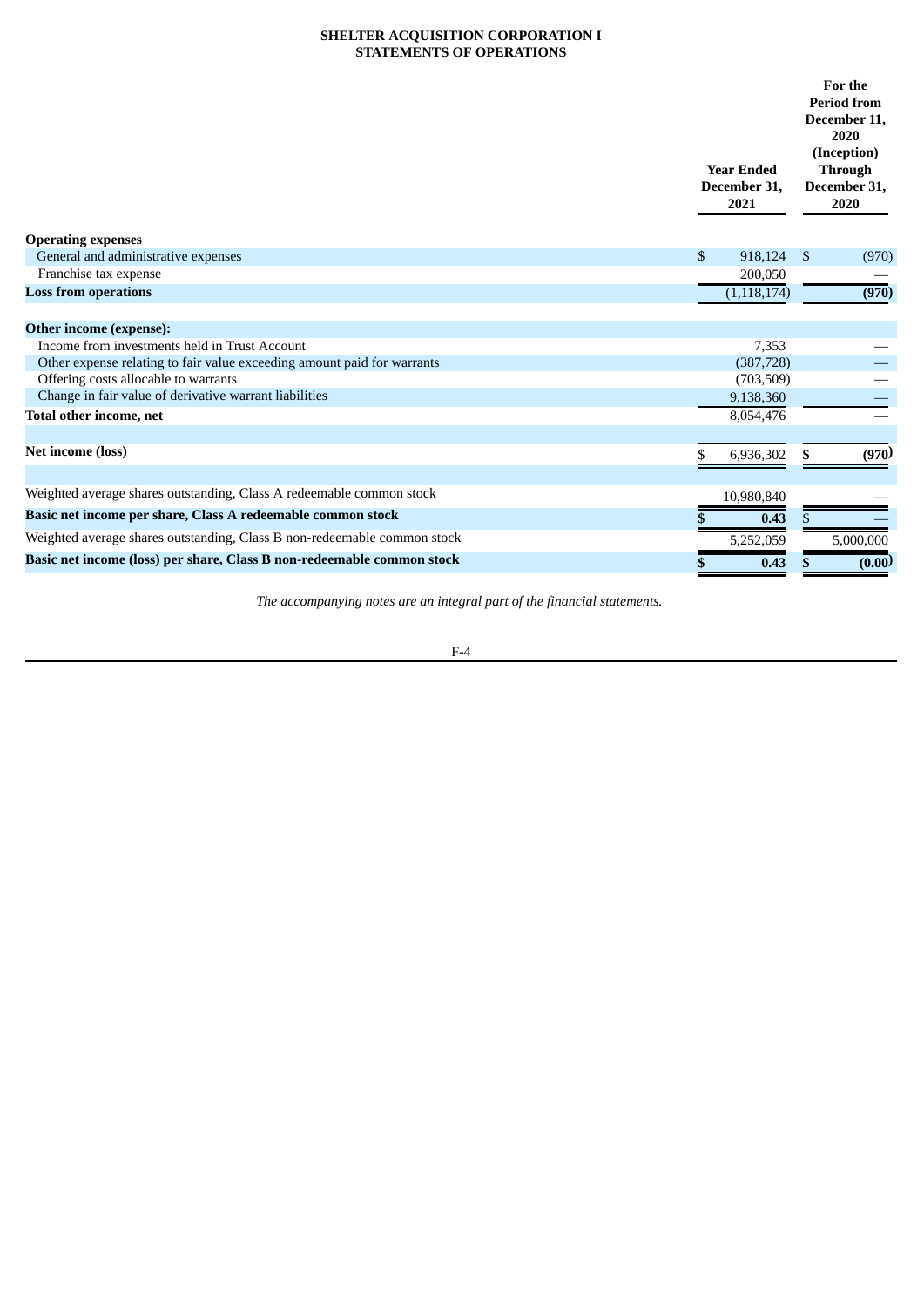**SHELTER ACQUISITION CORPORATION I**
**STATEMENTS OF OPERATIONS**

| | Year Ended December 31, 2021 | For the Period from December 11, 2020 (Inception) Through December 31, 2020 |
|---|---|---|
| **Operating expenses** | | |
| General and administrative expenses | $ 918,124 | $ (970) |
| Franchise tax expense | 200,050 | — |
| **Loss from operations** | (1,118,174) | **(970)** |
| | | |
| **Other income (expense):** | | |
| Income from investments held in Trust Account | 7,353 | — |
| Other expense relating to fair value exceeding amount paid for warrants | (387,728) | — |
| Offering costs allocable to warrants | (703,509) | — |
| Change in fair value of derivative warrant liabilities | 9,138,360 | — |
| **Total other income, net** | 8,054,476 | — |
| | | |
| **Net income (loss)** | $ 6,936,302 | **$ (970)** |
| | | |
| Weighted average shares outstanding, Class A redeemable common stock | 10,980,840 | — |
| **Basic net income per share, Class A redeemable common stock** | **$ 0.43** | $ — |
| Weighted average shares outstanding, Class B non-redeemable common stock | 5,252,059 | 5,000,000 |
| **Basic net income (loss) per share, Class B non-redeemable common stock** | **$ 0.43** | **$ (0.00)** |

*The accompanying notes are an integral part of the financial statements.*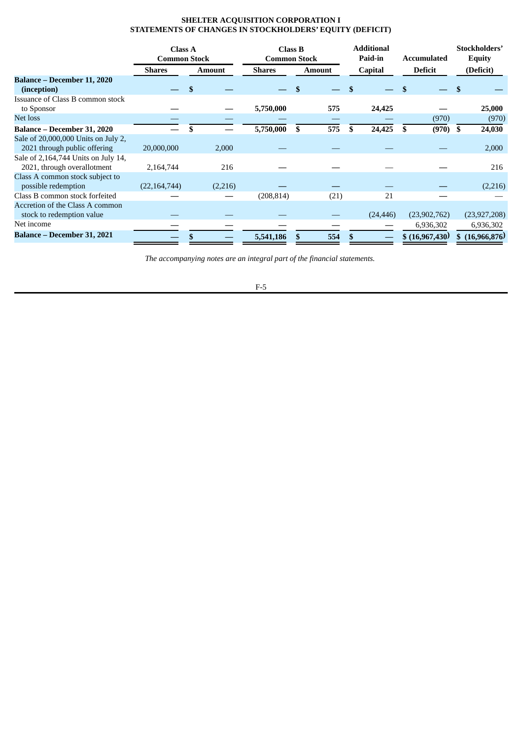**SHELTER ACQUISITION CORPORATION I**
**STATEMENTS OF CHANGES IN STOCKHOLDERS' EQUITY (DEFICIT)**

| | Class A Common Stock | | Class B Common Stock | | Additional Paid-in | Accumulated | Stockholders' Equity |
|---|---|---|---|---|---|---|---|
| | Shares | Amount | Shares | Amount | Capital | Deficit | (Deficit) |
| **Balance – December 11, 2020 (inception)** | — | $ — | — | $ — | $ — | $ — | $ — |
| Issuance of Class B common stock to Sponsor | — | — | 5,750,000 | 575 | 24,425 | — | 25,000 |
| Net loss | — | — | — | — | — | (970) | (970) |
| **Balance – December 31, 2020** | — | $ — | 5,750,000 | $ 575 | $ 24,425 | $ (970) | $ 24,030 |
| Sale of 20,000,000 Units on July 2, 2021 through public offering | 20,000,000 | 2,000 | — | — | — | — | 2,000 |
| Sale of 2,164,744 Units on July 14, 2021, through overallotment | 2,164,744 | 216 | — | — | — | — | 216 |
| Class A common stock subject to possible redemption | (22,164,744) | (2,216) | — | — | — | — | (2,216) |
| Class B common stock forfeited | — | — | (208,814) | (21) | 21 | — | — |
| Accretion of the Class A common stock to redemption value | — | — | — | — | (24,446) | (23,902,762) | (23,927,208) |
| Net income | — | — | — | — | — | 6,936,302 | 6,936,302 |
| **Balance – December 31, 2021** | — | $ — | 5,541,186 | $ 554 | $ — | $ (16,967,430) | $ (16,966,876) |

*The accompanying notes are an integral part of the financial statements.*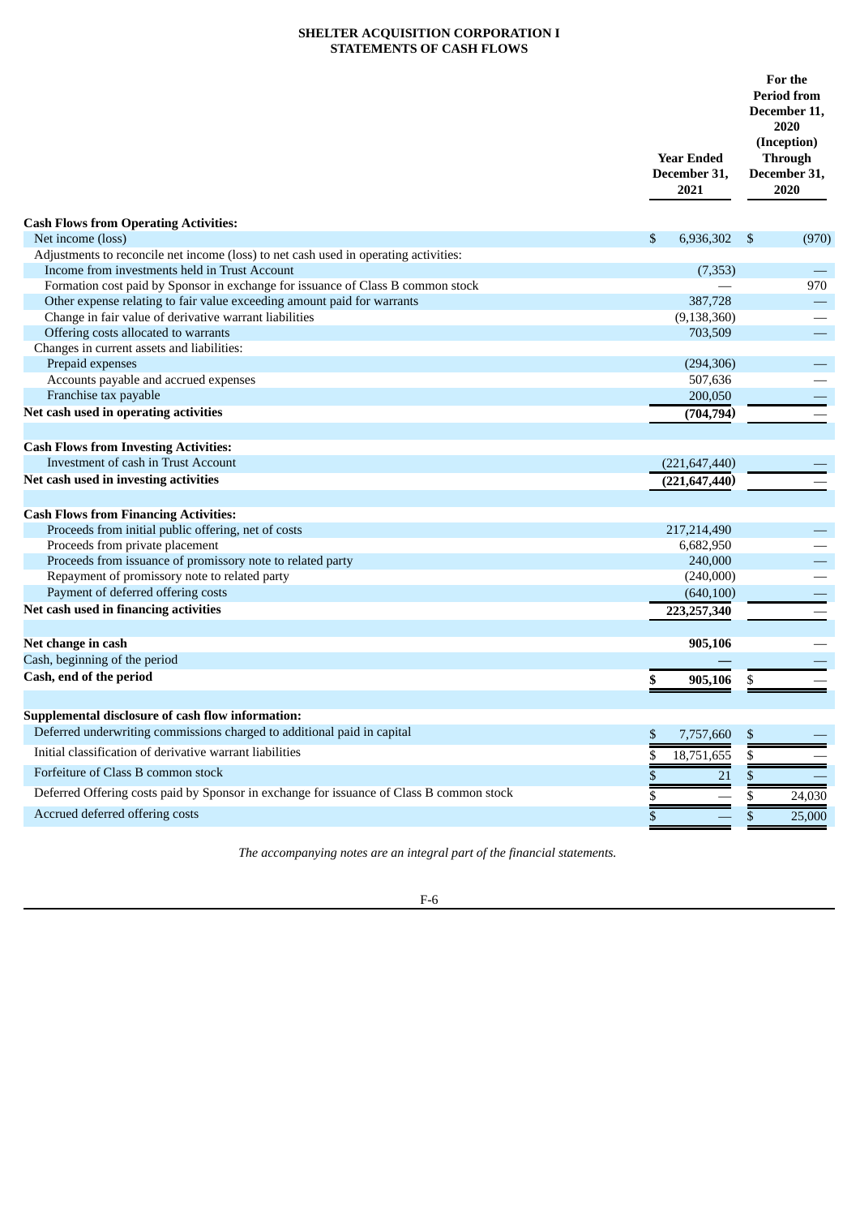**SHELTER ACQUISITION CORPORATION I**
**STATEMENTS OF CASH FLOWS**

| | Year Ended December 31, 2021 | For the Period from December 11, 2020 (Inception) Through December 31, 2020 |
|---|---|---|
| **Cash Flows from Operating Activities:** | | |
| Net income (loss) | $ 6,936,302 | $ (970) |
| Adjustments to reconcile net income (loss) to net cash used in operating activities: | | |
| Income from investments held in Trust Account | (7,353) | — |
| Formation cost paid by Sponsor in exchange for issuance of Class B common stock | — | 970 |
| Other expense relating to fair value exceeding amount paid for warrants | 387,728 | — |
| Change in fair value of derivative warrant liabilities | (9,138,360) | — |
| Offering costs allocated to warrants | 703,509 | — |
| Changes in current assets and liabilities: | | |
| Prepaid expenses | (294,306) | — |
| Accounts payable and accrued expenses | 507,636 | — |
| Franchise tax payable | 200,050 | — |
| **Net cash used in operating activities** | **(704,794)** | — |
| | | |
| **Cash Flows from Investing Activities:** | | |
| Investment of cash in Trust Account | (221,647,440) | — |
| **Net cash used in investing activities** | **(221,647,440)** | — |
| | | |
| **Cash Flows from Financing Activities:** | | |
| Proceeds from initial public offering, net of costs | 217,214,490 | — |
| Proceeds from private placement | 6,682,950 | — |
| Proceeds from issuance of promissory note to related party | 240,000 | — |
| Repayment of promissory note to related party | (240,000) | — |
| Payment of deferred offering costs | (640,100) | — |
| **Net cash used in financing activities** | **223,257,340** | — |
| | | |
| **Net change in cash** | **905,106** | — |
| Cash, beginning of the period | — | — |
| **Cash, end of the period** | **$ 905,106** | $ — |
| | | |
| **Supplemental disclosure of cash flow information:** | | |
| Deferred underwriting commissions charged to additional paid in capital | $ 7,757,660 | $ — |
| Initial classification of derivative warrant liabilities | $ 18,751,655 | $ — |
| Forfeiture of Class B common stock | $ 21 | $ — |
| Deferred Offering costs paid by Sponsor in exchange for issuance of Class B common stock | $ — | $ 24,030 |
| Accrued deferred offering costs | $ — | $ 25,000 |

*The accompanying notes are an integral part of the financial statements.*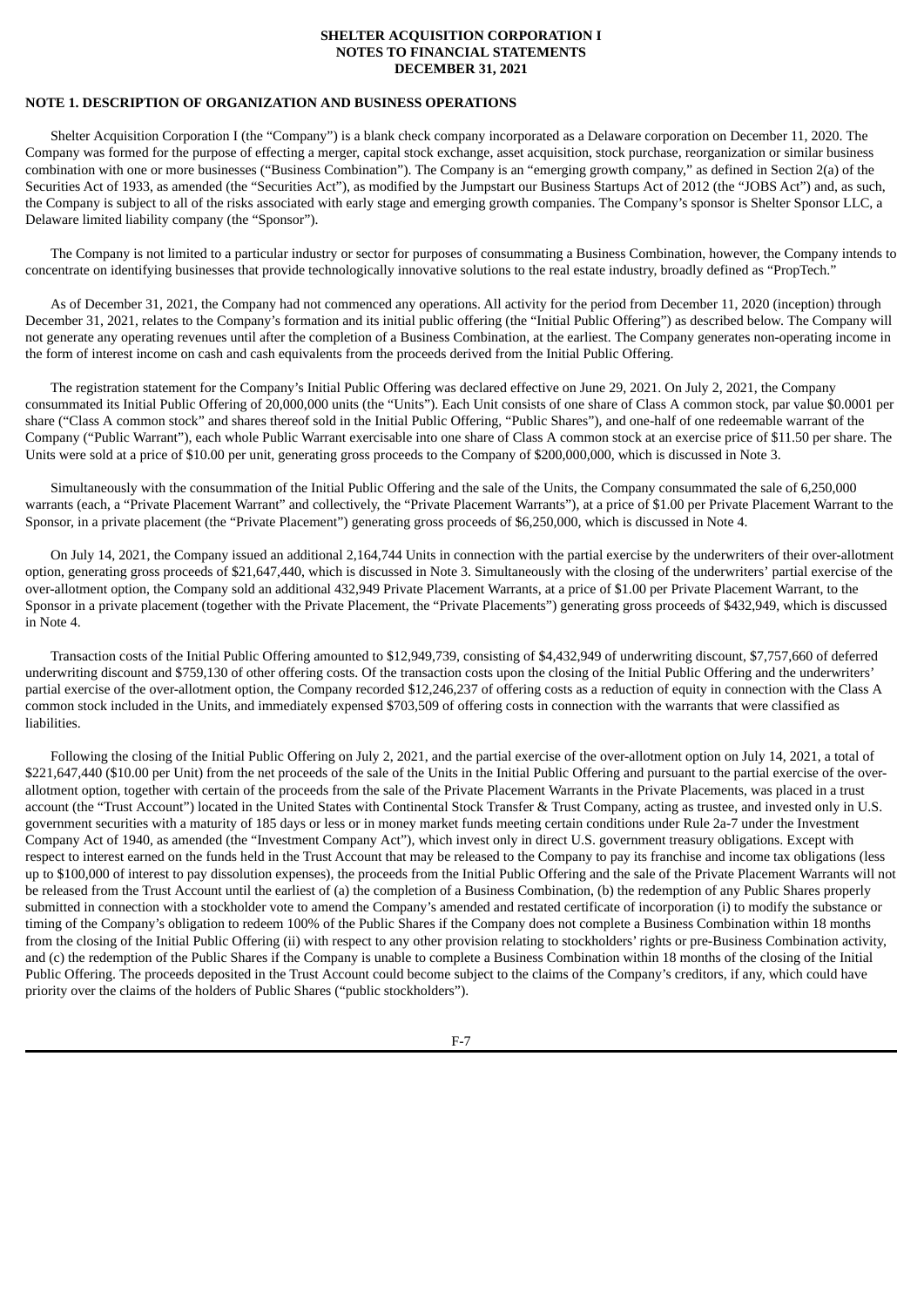**SHELTER ACQUISITION CORPORATION I**
**NOTES TO FINANCIAL STATEMENTS**
**DECEMBER 31, 2021**

**NOTE 1. DESCRIPTION OF ORGANIZATION AND BUSINESS OPERATIONS**

Shelter Acquisition Corporation I (the "Company") is a blank check company incorporated as a Delaware corporation on December 11, 2020. The Company was formed for the purpose of effecting a merger, capital stock exchange, asset acquisition, stock purchase, reorganization or similar business combination with one or more businesses ("Business Combination"). The Company is an "emerging growth company," as defined in Section 2(a) of the Securities Act of 1933, as amended (the "Securities Act"), as modified by the Jumpstart our Business Startups Act of 2012 (the "JOBS Act") and, as such, the Company is subject to all of the risks associated with early stage and emerging growth companies. The Company's sponsor is Shelter Sponsor LLC, a Delaware limited liability company (the "Sponsor").

The Company is not limited to a particular industry or sector for purposes of consummating a Business Combination, however, the Company intends to concentrate on identifying businesses that provide technologically innovative solutions to the real estate industry, broadly defined as "PropTech."

As of December 31, 2021, the Company had not commenced any operations. All activity for the period from December 11, 2020 (inception) through December 31, 2021, relates to the Company's formation and its initial public offering (the "Initial Public Offering") as described below. The Company will not generate any operating revenues until after the completion of a Business Combination, at the earliest. The Company generates non-operating income in the form of interest income on cash and cash equivalents from the proceeds derived from the Initial Public Offering.

The registration statement for the Company's Initial Public Offering was declared effective on June 29, 2021. On July 2, 2021, the Company consummated its Initial Public Offering of 20,000,000 units (the "Units"). Each Unit consists of one share of Class A common stock, par value $0.0001 per share ("Class A common stock" and shares thereof sold in the Initial Public Offering, "Public Shares"), and one-half of one redeemable warrant of the Company ("Public Warrant"), each whole Public Warrant exercisable into one share of Class A common stock at an exercise price of $11.50 per share. The Units were sold at a price of $10.00 per unit, generating gross proceeds to the Company of $200,000,000, which is discussed in Note 3.

Simultaneously with the consummation of the Initial Public Offering and the sale of the Units, the Company consummated the sale of 6,250,000 warrants (each, a "Private Placement Warrant" and collectively, the "Private Placement Warrants"), at a price of $1.00 per Private Placement Warrant to the Sponsor, in a private placement (the "Private Placement") generating gross proceeds of $6,250,000, which is discussed in Note 4.

On July 14, 2021, the Company issued an additional 2,164,744 Units in connection with the partial exercise by the underwriters of their over-allotment option, generating gross proceeds of $21,647,440, which is discussed in Note 3. Simultaneously with the closing of the underwriters' partial exercise of the over-allotment option, the Company sold an additional 432,949 Private Placement Warrants, at a price of $1.00 per Private Placement Warrant, to the Sponsor in a private placement (together with the Private Placement, the "Private Placements") generating gross proceeds of $432,949, which is discussed in Note 4.

Transaction costs of the Initial Public Offering amounted to $12,949,739, consisting of $4,432,949 of underwriting discount, $7,757,660 of deferred underwriting discount and $759,130 of other offering costs. Of the transaction costs upon the closing of the Initial Public Offering and the underwriters' partial exercise of the over-allotment option, the Company recorded $12,246,237 of offering costs as a reduction of equity in connection with the Class A common stock included in the Units, and immediately expensed $703,509 of offering costs in connection with the warrants that were classified as liabilities.

Following the closing of the Initial Public Offering on July 2, 2021, and the partial exercise of the over-allotment option on July 14, 2021, a total of $221,647,440 ($10.00 per Unit) from the net proceeds of the sale of the Units in the Initial Public Offering and pursuant to the partial exercise of the over-allotment option, together with certain of the proceeds from the sale of the Private Placement Warrants in the Private Placements, was placed in a trust account (the "Trust Account") located in the United States with Continental Stock Transfer & Trust Company, acting as trustee, and invested only in U.S. government securities with a maturity of 185 days or less or in money market funds meeting certain conditions under Rule 2a-7 under the Investment Company Act of 1940, as amended (the "Investment Company Act"), which invest only in direct U.S. government treasury obligations. Except with respect to interest earned on the funds held in the Trust Account that may be released to the Company to pay its franchise and income tax obligations (less up to $100,000 of interest to pay dissolution expenses), the proceeds from the Initial Public Offering and the sale of the Private Placement Warrants will not be released from the Trust Account until the earliest of (a) the completion of a Business Combination, (b) the redemption of any Public Shares properly submitted in connection with a stockholder vote to amend the Company's amended and restated certificate of incorporation (i) to modify the substance or timing of the Company's obligation to redeem 100% of the Public Shares if the Company does not complete a Business Combination within 18 months from the closing of the Initial Public Offering (ii) with respect to any other provision relating to stockholders' rights or pre-Business Combination activity, and (c) the redemption of the Public Shares if the Company is unable to complete a Business Combination within 18 months of the closing of the Initial Public Offering. The proceeds deposited in the Trust Account could become subject to the claims of the Company's creditors, if any, which could have priority over the claims of the holders of Public Shares ("public stockholders").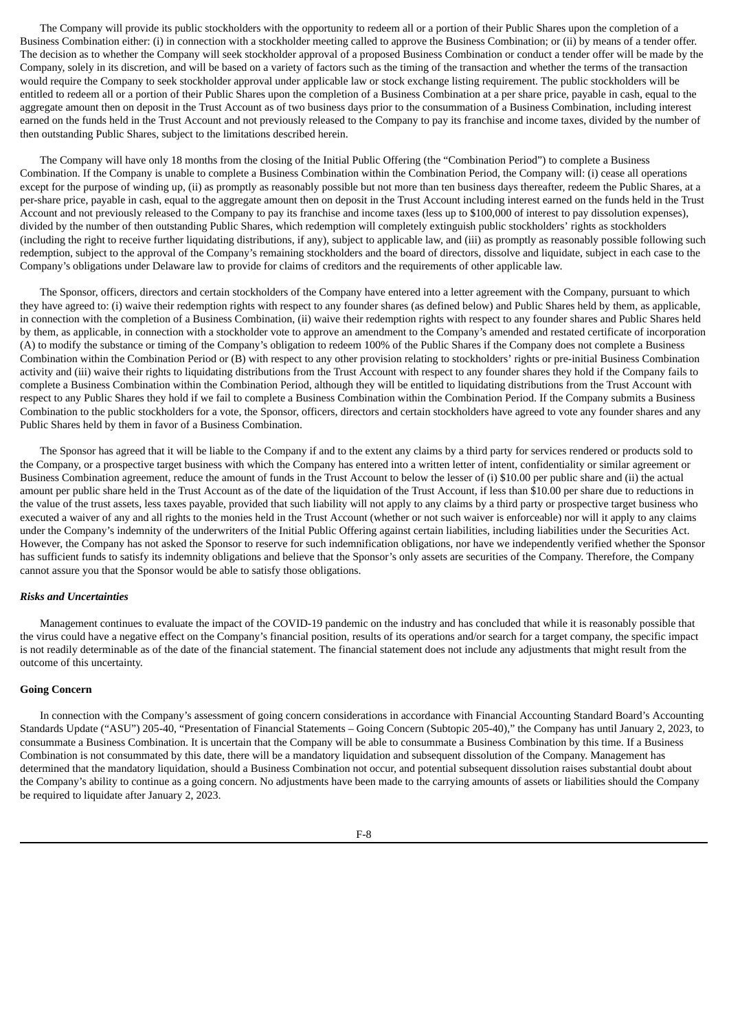The Company will provide its public stockholders with the opportunity to redeem all or a portion of their Public Shares upon the completion of a Business Combination either: (i) in connection with a stockholder meeting called to approve the Business Combination; or (ii) by means of a tender offer. The decision as to whether the Company will seek stockholder approval of a proposed Business Combination or conduct a tender offer will be made by the Company, solely in its discretion, and will be based on a variety of factors such as the timing of the transaction and whether the terms of the transaction would require the Company to seek stockholder approval under applicable law or stock exchange listing requirement. The public stockholders will be entitled to redeem all or a portion of their Public Shares upon the completion of a Business Combination at a per share price, payable in cash, equal to the aggregate amount then on deposit in the Trust Account as of two business days prior to the consummation of a Business Combination, including interest earned on the funds held in the Trust Account and not previously released to the Company to pay its franchise and income taxes, divided by the number of then outstanding Public Shares, subject to the limitations described herein.

The Company will have only 18 months from the closing of the Initial Public Offering (the "Combination Period") to complete a Business Combination. If the Company is unable to complete a Business Combination within the Combination Period, the Company will: (i) cease all operations except for the purpose of winding up, (ii) as promptly as reasonably possible but not more than ten business days thereafter, redeem the Public Shares, at a per-share price, payable in cash, equal to the aggregate amount then on deposit in the Trust Account including interest earned on the funds held in the Trust Account and not previously released to the Company to pay its franchise and income taxes (less up to $100,000 of interest to pay dissolution expenses), divided by the number of then outstanding Public Shares, which redemption will completely extinguish public stockholders' rights as stockholders (including the right to receive further liquidating distributions, if any), subject to applicable law, and (iii) as promptly as reasonably possible following such redemption, subject to the approval of the Company's remaining stockholders and the board of directors, dissolve and liquidate, subject in each case to the Company's obligations under Delaware law to provide for claims of creditors and the requirements of other applicable law.

The Sponsor, officers, directors and certain stockholders of the Company have entered into a letter agreement with the Company, pursuant to which they have agreed to: (i) waive their redemption rights with respect to any founder shares (as defined below) and Public Shares held by them, as applicable, in connection with the completion of a Business Combination, (ii) waive their redemption rights with respect to any founder shares and Public Shares held by them, as applicable, in connection with a stockholder vote to approve an amendment to the Company's amended and restated certificate of incorporation (A) to modify the substance or timing of the Company's obligation to redeem 100% of the Public Shares if the Company does not complete a Business Combination within the Combination Period or (B) with respect to any other provision relating to stockholders' rights or pre-initial Business Combination activity and (iii) waive their rights to liquidating distributions from the Trust Account with respect to any founder shares they hold if the Company fails to complete a Business Combination within the Combination Period, although they will be entitled to liquidating distributions from the Trust Account with respect to any Public Shares they hold if we fail to complete a Business Combination within the Combination Period. If the Company submits a Business Combination to the public stockholders for a vote, the Sponsor, officers, directors and certain stockholders have agreed to vote any founder shares and any Public Shares held by them in favor of a Business Combination.

The Sponsor has agreed that it will be liable to the Company if and to the extent any claims by a third party for services rendered or products sold to the Company, or a prospective target business with which the Company has entered into a written letter of intent, confidentiality or similar agreement or Business Combination agreement, reduce the amount of funds in the Trust Account to below the lesser of (i) $10.00 per public share and (ii) the actual amount per public share held in the Trust Account as of the date of the liquidation of the Trust Account, if less than $10.00 per share due to reductions in the value of the trust assets, less taxes payable, provided that such liability will not apply to any claims by a third party or prospective target business who executed a waiver of any and all rights to the monies held in the Trust Account (whether or not such waiver is enforceable) nor will it apply to any claims under the Company's indemnity of the underwriters of the Initial Public Offering against certain liabilities, including liabilities under the Securities Act. However, the Company has not asked the Sponsor to reserve for such indemnification obligations, nor have we independently verified whether the Sponsor has sufficient funds to satisfy its indemnity obligations and believe that the Sponsor's only assets are securities of the Company. Therefore, the Company cannot assure you that the Sponsor would be able to satisfy those obligations.

***Risks and Uncertainties***

Management continues to evaluate the impact of the COVID-19 pandemic on the industry and has concluded that while it is reasonably possible that the virus could have a negative effect on the Company's financial position, results of its operations and/or search for a target company, the specific impact is not readily determinable as of the date of the financial statement. The financial statement does not include any adjustments that might result from the outcome of this uncertainty.

**Going Concern**

In connection with the Company's assessment of going concern considerations in accordance with Financial Accounting Standard Board's Accounting Standards Update ("ASU") 205-40, "Presentation of Financial Statements – Going Concern (Subtopic 205-40)," the Company has until January 2, 2023, to consummate a Business Combination. It is uncertain that the Company will be able to consummate a Business Combination by this time. If a Business Combination is not consummated by this date, there will be a mandatory liquidation and subsequent dissolution of the Company. Management has determined that the mandatory liquidation, should a Business Combination not occur, and potential subsequent dissolution raises substantial doubt about the Company's ability to continue as a going concern. No adjustments have been made to the carrying amounts of assets or liabilities should the Company be required to liquidate after January 2, 2023.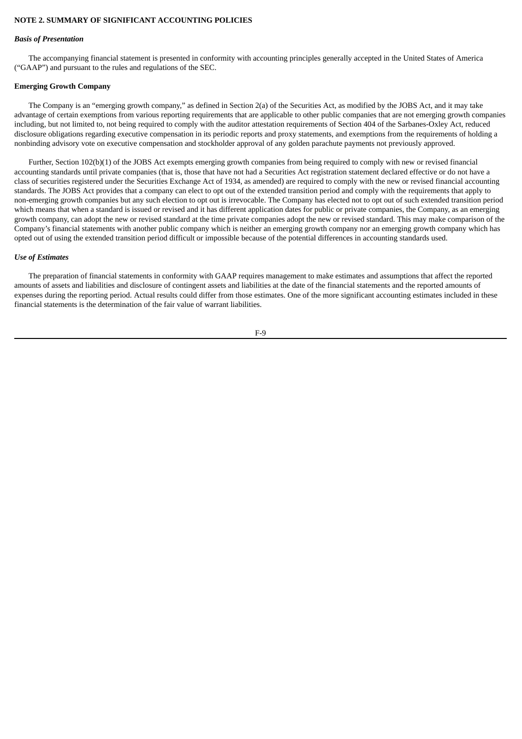## NOTE 2. SUMMARY OF SIGNIFICANT ACCOUNTING POLICIES

***Basis of Presentation***

The accompanying financial statement is presented in conformity with accounting principles generally accepted in the United States of America ("GAAP") and pursuant to the rules and regulations of the SEC.

**Emerging Growth Company**

The Company is an "emerging growth company," as defined in Section 2(a) of the Securities Act, as modified by the JOBS Act, and it may take advantage of certain exemptions from various reporting requirements that are applicable to other public companies that are not emerging growth companies including, but not limited to, not being required to comply with the auditor attestation requirements of Section 404 of the Sarbanes-Oxley Act, reduced disclosure obligations regarding executive compensation in its periodic reports and proxy statements, and exemptions from the requirements of holding a nonbinding advisory vote on executive compensation and stockholder approval of any golden parachute payments not previously approved.

Further, Section 102(b)(1) of the JOBS Act exempts emerging growth companies from being required to comply with new or revised financial accounting standards until private companies (that is, those that have not had a Securities Act registration statement declared effective or do not have a class of securities registered under the Securities Exchange Act of 1934, as amended) are required to comply with the new or revised financial accounting standards. The JOBS Act provides that a company can elect to opt out of the extended transition period and comply with the requirements that apply to non-emerging growth companies but any such election to opt out is irrevocable. The Company has elected not to opt out of such extended transition period which means that when a standard is issued or revised and it has different application dates for public or private companies, the Company, as an emerging growth company, can adopt the new or revised standard at the time private companies adopt the new or revised standard. This may make comparison of the Company's financial statements with another public company which is neither an emerging growth company nor an emerging growth company which has opted out of using the extended transition period difficult or impossible because of the potential differences in accounting standards used.

***Use of Estimates***

The preparation of financial statements in conformity with GAAP requires management to make estimates and assumptions that affect the reported amounts of assets and liabilities and disclosure of contingent assets and liabilities at the date of the financial statements and the reported amounts of expenses during the reporting period. Actual results could differ from those estimates. One of the more significant accounting estimates included in these financial statements is the determination of the fair value of warrant liabilities.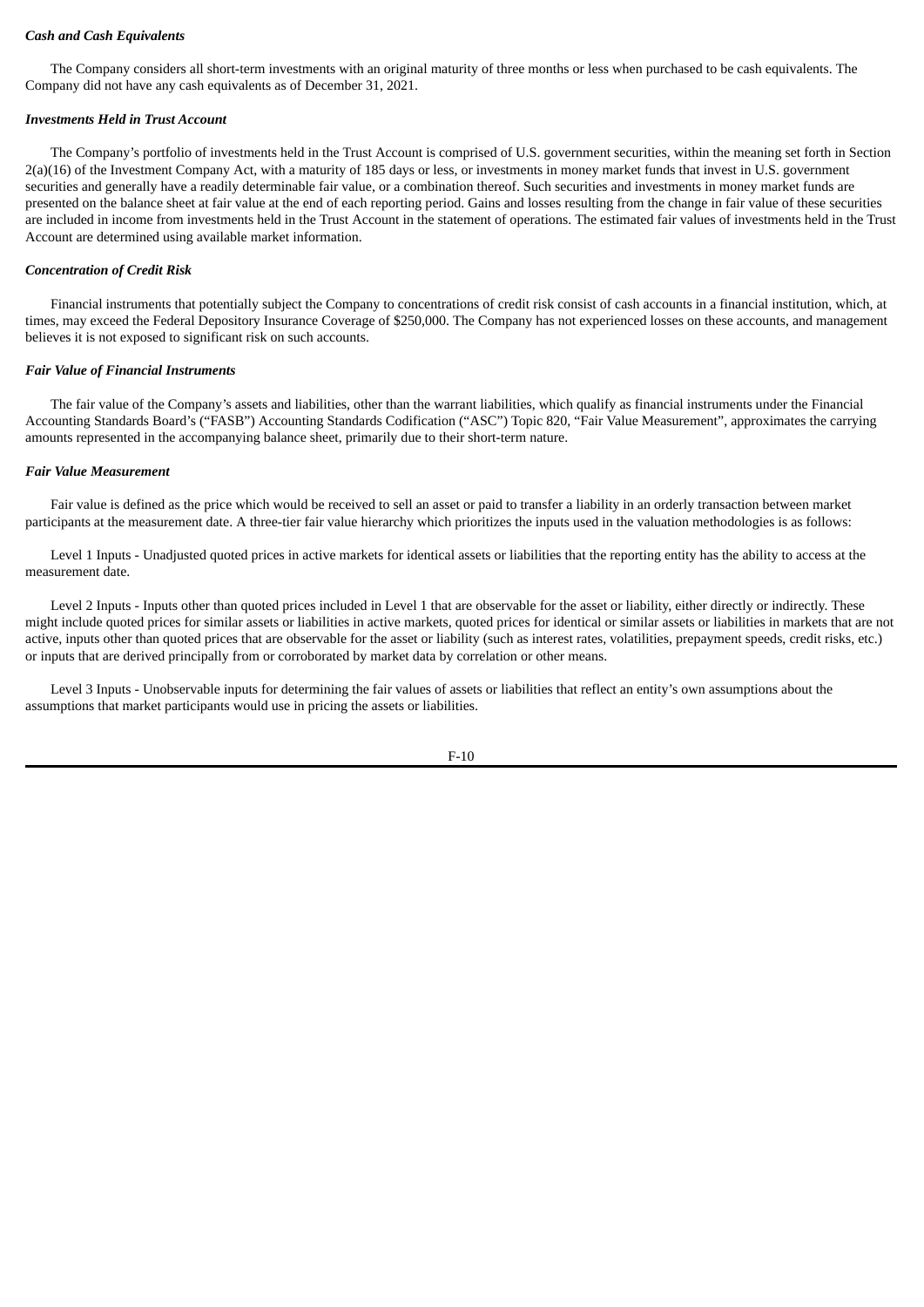***Cash and Cash Equivalents***

The Company considers all short-term investments with an original maturity of three months or less when purchased to be cash equivalents. The Company did not have any cash equivalents as of December 31, 2021.

***Investments Held in Trust Account***

The Company's portfolio of investments held in the Trust Account is comprised of U.S. government securities, within the meaning set forth in Section 2(a)(16) of the Investment Company Act, with a maturity of 185 days or less, or investments in money market funds that invest in U.S. government securities and generally have a readily determinable fair value, or a combination thereof. Such securities and investments in money market funds are presented on the balance sheet at fair value at the end of each reporting period. Gains and losses resulting from the change in fair value of these securities are included in income from investments held in the Trust Account in the statement of operations. The estimated fair values of investments held in the Trust Account are determined using available market information.

***Concentration of Credit Risk***

Financial instruments that potentially subject the Company to concentrations of credit risk consist of cash accounts in a financial institution, which, at times, may exceed the Federal Depository Insurance Coverage of $250,000. The Company has not experienced losses on these accounts, and management believes it is not exposed to significant risk on such accounts.

***Fair Value of Financial Instruments***

The fair value of the Company's assets and liabilities, other than the warrant liabilities, which qualify as financial instruments under the Financial Accounting Standards Board's ("FASB") Accounting Standards Codification ("ASC") Topic 820, "Fair Value Measurement", approximates the carrying amounts represented in the accompanying balance sheet, primarily due to their short-term nature.

***Fair Value Measurement***

Fair value is defined as the price which would be received to sell an asset or paid to transfer a liability in an orderly transaction between market participants at the measurement date. A three-tier fair value hierarchy which prioritizes the inputs used in the valuation methodologies is as follows:

Level 1 Inputs - Unadjusted quoted prices in active markets for identical assets or liabilities that the reporting entity has the ability to access at the measurement date.

Level 2 Inputs - Inputs other than quoted prices included in Level 1 that are observable for the asset or liability, either directly or indirectly. These might include quoted prices for similar assets or liabilities in active markets, quoted prices for identical or similar assets or liabilities in markets that are not active, inputs other than quoted prices that are observable for the asset or liability (such as interest rates, volatilities, prepayment speeds, credit risks, etc.) or inputs that are derived principally from or corroborated by market data by correlation or other means.

Level 3 Inputs - Unobservable inputs for determining the fair values of assets or liabilities that reflect an entity's own assumptions about the assumptions that market participants would use in pricing the assets or liabilities.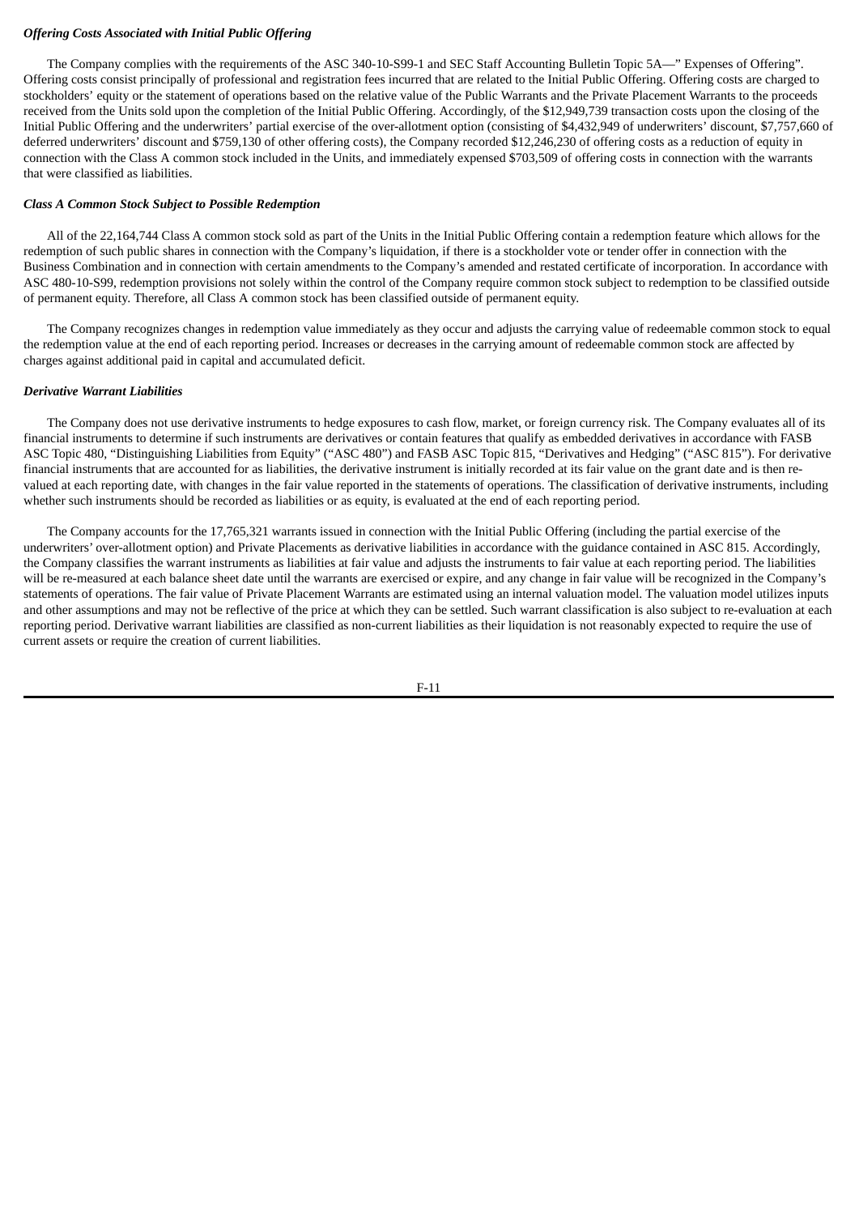***Offering Costs Associated with Initial Public Offering***

The Company complies with the requirements of the ASC 340-10-S99-1 and SEC Staff Accounting Bulletin Topic 5A—" Expenses of Offering". Offering costs consist principally of professional and registration fees incurred that are related to the Initial Public Offering. Offering costs are charged to stockholders' equity or the statement of operations based on the relative value of the Public Warrants and the Private Placement Warrants to the proceeds received from the Units sold upon the completion of the Initial Public Offering. Accordingly, of the $12,949,739 transaction costs upon the closing of the Initial Public Offering and the underwriters' partial exercise of the over-allotment option (consisting of $4,432,949 of underwriters' discount, $7,757,660 of deferred underwriters' discount and $759,130 of other offering costs), the Company recorded $12,246,230 of offering costs as a reduction of equity in connection with the Class A common stock included in the Units, and immediately expensed $703,509 of offering costs in connection with the warrants that were classified as liabilities.

***Class A Common Stock Subject to Possible Redemption***

All of the 22,164,744 Class A common stock sold as part of the Units in the Initial Public Offering contain a redemption feature which allows for the redemption of such public shares in connection with the Company's liquidation, if there is a stockholder vote or tender offer in connection with the Business Combination and in connection with certain amendments to the Company's amended and restated certificate of incorporation. In accordance with ASC 480-10-S99, redemption provisions not solely within the control of the Company require common stock subject to redemption to be classified outside of permanent equity. Therefore, all Class A common stock has been classified outside of permanent equity.

The Company recognizes changes in redemption value immediately as they occur and adjusts the carrying value of redeemable common stock to equal the redemption value at the end of each reporting period. Increases or decreases in the carrying amount of redeemable common stock are affected by charges against additional paid in capital and accumulated deficit.

***Derivative Warrant Liabilities***

The Company does not use derivative instruments to hedge exposures to cash flow, market, or foreign currency risk. The Company evaluates all of its financial instruments to determine if such instruments are derivatives or contain features that qualify as embedded derivatives in accordance with FASB ASC Topic 480, "Distinguishing Liabilities from Equity" ("ASC 480") and FASB ASC Topic 815, "Derivatives and Hedging" ("ASC 815"). For derivative financial instruments that are accounted for as liabilities, the derivative instrument is initially recorded at its fair value on the grant date and is then re-valued at each reporting date, with changes in the fair value reported in the statements of operations. The classification of derivative instruments, including whether such instruments should be recorded as liabilities or as equity, is evaluated at the end of each reporting period.

The Company accounts for the 17,765,321 warrants issued in connection with the Initial Public Offering (including the partial exercise of the underwriters' over-allotment option) and Private Placements as derivative liabilities in accordance with the guidance contained in ASC 815. Accordingly, the Company classifies the warrant instruments as liabilities at fair value and adjusts the instruments to fair value at each reporting period. The liabilities will be re-measured at each balance sheet date until the warrants are exercised or expire, and any change in fair value will be recognized in the Company's statements of operations. The fair value of Private Placement Warrants are estimated using an internal valuation model. The valuation model utilizes inputs and other assumptions and may not be reflective of the price at which they can be settled. Such warrant classification is also subject to re-evaluation at each reporting period. Derivative warrant liabilities are classified as non-current liabilities as their liquidation is not reasonably expected to require the use of current assets or require the creation of current liabilities.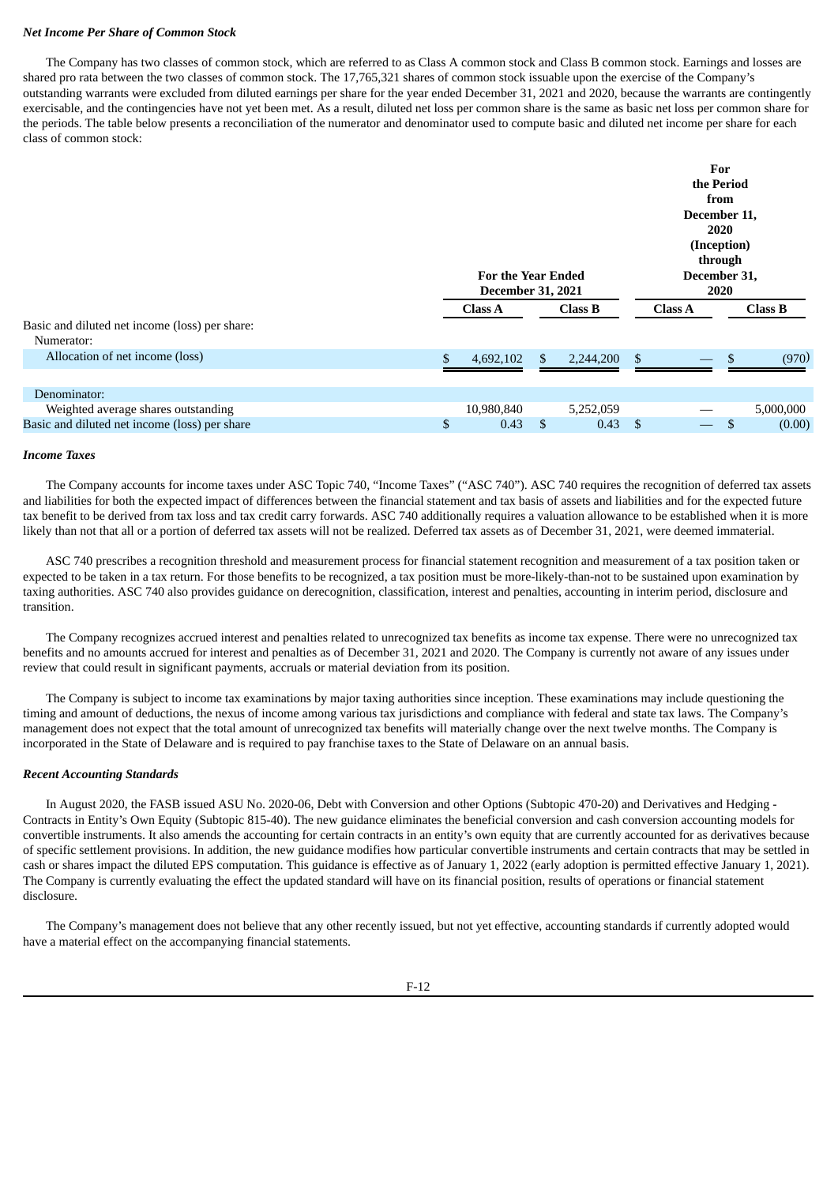***Net Income Per Share of Common Stock***

The Company has two classes of common stock, which are referred to as Class A common stock and Class B common stock. Earnings and losses are shared pro rata between the two classes of common stock. The 17,765,321 shares of common stock issuable upon the exercise of the Company's outstanding warrants were excluded from diluted earnings per share for the year ended December 31, 2021 and 2020, because the warrants are contingently exercisable, and the contingencies have not yet been met. As a result, diluted net loss per common share is the same as basic net loss per common share for the periods. The table below presents a reconciliation of the numerator and denominator used to compute basic and diluted net income per share for each class of common stock:

| | For the Year Ended December 31, 2021 | | For the Period from December 11, 2020 (Inception) through December 31, 2020 | |
|---|---|---|---|---|
| | **Class A** | **Class B** | **Class A** | **Class B** |
| Basic and diluted net income (loss) per share: | | | | |
| Numerator: | | | | |
| Allocation of net income (loss) | $ 4,692,102 | $ 2,244,200 | $ — | $ (970) |
| Denominator: | | | | |
| Weighted average shares outstanding | 10,980,840 | 5,252,059 | — | 5,000,000 |
| Basic and diluted net income (loss) per share | $ 0.43 | $ 0.43 | $ — | $ (0.00) |

***Income Taxes***

The Company accounts for income taxes under ASC Topic 740, "Income Taxes" ("ASC 740"). ASC 740 requires the recognition of deferred tax assets and liabilities for both the expected impact of differences between the financial statement and tax basis of assets and liabilities and for the expected future tax benefit to be derived from tax loss and tax credit carry forwards. ASC 740 additionally requires a valuation allowance to be established when it is more likely than not that all or a portion of deferred tax assets will not be realized. Deferred tax assets as of December 31, 2021, were deemed immaterial.

ASC 740 prescribes a recognition threshold and measurement process for financial statement recognition and measurement of a tax position taken or expected to be taken in a tax return. For those benefits to be recognized, a tax position must be more-likely-than-not to be sustained upon examination by taxing authorities. ASC 740 also provides guidance on derecognition, classification, interest and penalties, accounting in interim period, disclosure and transition.

The Company recognizes accrued interest and penalties related to unrecognized tax benefits as income tax expense. There were no unrecognized tax benefits and no amounts accrued for interest and penalties as of December 31, 2021 and 2020. The Company is currently not aware of any issues under review that could result in significant payments, accruals or material deviation from its position.

The Company is subject to income tax examinations by major taxing authorities since inception. These examinations may include questioning the timing and amount of deductions, the nexus of income among various tax jurisdictions and compliance with federal and state tax laws. The Company's management does not expect that the total amount of unrecognized tax benefits will materially change over the next twelve months. The Company is incorporated in the State of Delaware and is required to pay franchise taxes to the State of Delaware on an annual basis.

***Recent Accounting Standards***

In August 2020, the FASB issued ASU No. 2020-06, Debt with Conversion and other Options (Subtopic 470-20) and Derivatives and Hedging - Contracts in Entity's Own Equity (Subtopic 815-40). The new guidance eliminates the beneficial conversion and cash conversion accounting models for convertible instruments. It also amends the accounting for certain contracts in an entity's own equity that are currently accounted for as derivatives because of specific settlement provisions. In addition, the new guidance modifies how particular convertible instruments and certain contracts that may be settled in cash or shares impact the diluted EPS computation. This guidance is effective as of January 1, 2022 (early adoption is permitted effective January 1, 2021). The Company is currently evaluating the effect the updated standard will have on its financial position, results of operations or financial statement disclosure.

The Company's management does not believe that any other recently issued, but not yet effective, accounting standards if currently adopted would have a material effect on the accompanying financial statements.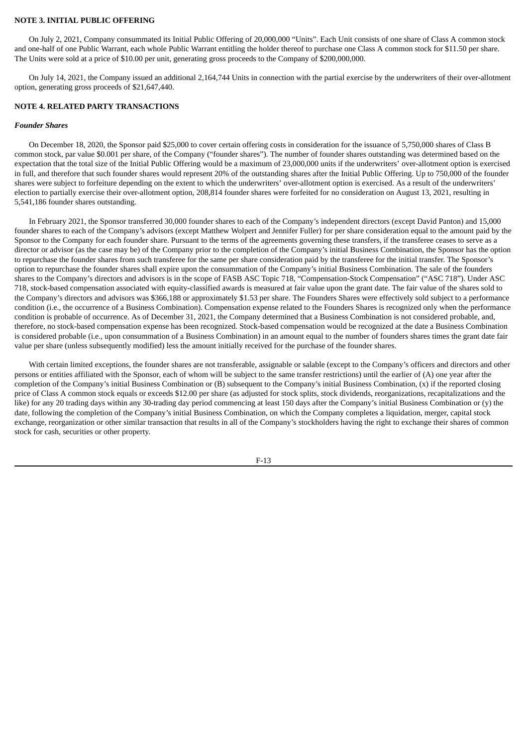**NOTE 3. INITIAL PUBLIC OFFERING**

On July 2, 2021, Company consummated its Initial Public Offering of 20,000,000 "Units". Each Unit consists of one share of Class A common stock and one-half of one Public Warrant, each whole Public Warrant entitling the holder thereof to purchase one Class A common stock for $11.50 per share. The Units were sold at a price of $10.00 per unit, generating gross proceeds to the Company of $200,000,000.

On July 14, 2021, the Company issued an additional 2,164,744 Units in connection with the partial exercise by the underwriters of their over-allotment option, generating gross proceeds of $21,647,440.

**NOTE 4. RELATED PARTY TRANSACTIONS**

***Founder Shares***

On December 18, 2020, the Sponsor paid $25,000 to cover certain offering costs in consideration for the issuance of 5,750,000 shares of Class B common stock, par value $0.001 per share, of the Company ("founder shares"). The number of founder shares outstanding was determined based on the expectation that the total size of the Initial Public Offering would be a maximum of 23,000,000 units if the underwriters' over-allotment option is exercised in full, and therefore that such founder shares would represent 20% of the outstanding shares after the Initial Public Offering. Up to 750,000 of the founder shares were subject to forfeiture depending on the extent to which the underwriters' over-allotment option is exercised. As a result of the underwriters' election to partially exercise their over-allotment option, 208,814 founder shares were forfeited for no consideration on August 13, 2021, resulting in 5,541,186 founder shares outstanding.

In February 2021, the Sponsor transferred 30,000 founder shares to each of the Company's independent directors (except David Panton) and 15,000 founder shares to each of the Company's advisors (except Matthew Wolpert and Jennifer Fuller) for per share consideration equal to the amount paid by the Sponsor to the Company for each founder share. Pursuant to the terms of the agreements governing these transfers, if the transferee ceases to serve as a director or advisor (as the case may be) of the Company prior to the completion of the Company's initial Business Combination, the Sponsor has the option to repurchase the founder shares from such transferee for the same per share consideration paid by the transferee for the initial transfer. The Sponsor's option to repurchase the founder shares shall expire upon the consummation of the Company's initial Business Combination. The sale of the founders shares to the Company's directors and advisors is in the scope of FASB ASC Topic 718, "Compensation-Stock Compensation" ("ASC 718"). Under ASC 718, stock-based compensation associated with equity-classified awards is measured at fair value upon the grant date. The fair value of the shares sold to the Company's directors and advisors was $366,188 or approximately $1.53 per share. The Founders Shares were effectively sold subject to a performance condition (i.e., the occurrence of a Business Combination). Compensation expense related to the Founders Shares is recognized only when the performance condition is probable of occurrence. As of December 31, 2021, the Company determined that a Business Combination is not considered probable, and, therefore, no stock-based compensation expense has been recognized. Stock-based compensation would be recognized at the date a Business Combination is considered probable (i.e., upon consummation of a Business Combination) in an amount equal to the number of founders shares times the grant date fair value per share (unless subsequently modified) less the amount initially received for the purchase of the founder shares.

With certain limited exceptions, the founder shares are not transferable, assignable or salable (except to the Company's officers and directors and other persons or entities affiliated with the Sponsor, each of whom will be subject to the same transfer restrictions) until the earlier of (A) one year after the completion of the Company's initial Business Combination or (B) subsequent to the Company's initial Business Combination, (x) if the reported closing price of Class A common stock equals or exceeds $12.00 per share (as adjusted for stock splits, stock dividends, reorganizations, recapitalizations and the like) for any 20 trading days within any 30-trading day period commencing at least 150 days after the Company's initial Business Combination or (y) the date, following the completion of the Company's initial Business Combination, on which the Company completes a liquidation, merger, capital stock exchange, reorganization or other similar transaction that results in all of the Company's stockholders having the right to exchange their shares of common stock for cash, securities or other property.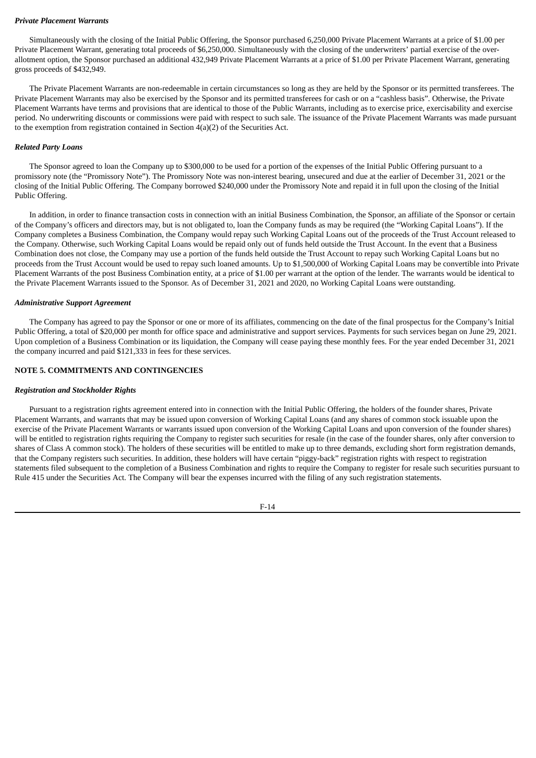*Private Placement Warrants*

Simultaneously with the closing of the Initial Public Offering, the Sponsor purchased 6,250,000 Private Placement Warrants at a price of $1.00 per Private Placement Warrant, generating total proceeds of $6,250,000. Simultaneously with the closing of the underwriters' partial exercise of the over-allotment option, the Sponsor purchased an additional 432,949 Private Placement Warrants at a price of $1.00 per Private Placement Warrant, generating gross proceeds of $432,949.

The Private Placement Warrants are non-redeemable in certain circumstances so long as they are held by the Sponsor or its permitted transferees. The Private Placement Warrants may also be exercised by the Sponsor and its permitted transferees for cash or on a "cashless basis". Otherwise, the Private Placement Warrants have terms and provisions that are identical to those of the Public Warrants, including as to exercise price, exercisability and exercise period. No underwriting discounts or commissions were paid with respect to such sale. The issuance of the Private Placement Warrants was made pursuant to the exemption from registration contained in Section 4(a)(2) of the Securities Act.

*Related Party Loans*

The Sponsor agreed to loan the Company up to $300,000 to be used for a portion of the expenses of the Initial Public Offering pursuant to a promissory note (the "Promissory Note"). The Promissory Note was non-interest bearing, unsecured and due at the earlier of December 31, 2021 or the closing of the Initial Public Offering. The Company borrowed $240,000 under the Promissory Note and repaid it in full upon the closing of the Initial Public Offering.

In addition, in order to finance transaction costs in connection with an initial Business Combination, the Sponsor, an affiliate of the Sponsor or certain of the Company's officers and directors may, but is not obligated to, loan the Company funds as may be required (the "Working Capital Loans"). If the Company completes a Business Combination, the Company would repay such Working Capital Loans out of the proceeds of the Trust Account released to the Company. Otherwise, such Working Capital Loans would be repaid only out of funds held outside the Trust Account. In the event that a Business Combination does not close, the Company may use a portion of the funds held outside the Trust Account to repay such Working Capital Loans but no proceeds from the Trust Account would be used to repay such loaned amounts. Up to $1,500,000 of Working Capital Loans may be convertible into Private Placement Warrants of the post Business Combination entity, at a price of $1.00 per warrant at the option of the lender. The warrants would be identical to the Private Placement Warrants issued to the Sponsor. As of December 31, 2021 and 2020, no Working Capital Loans were outstanding.

*Administrative Support Agreement*

The Company has agreed to pay the Sponsor or one or more of its affiliates, commencing on the date of the final prospectus for the Company's Initial Public Offering, a total of $20,000 per month for office space and administrative and support services. Payments for such services began on June 29, 2021. Upon completion of a Business Combination or its liquidation, the Company will cease paying these monthly fees. For the year ended December 31, 2021 the company incurred and paid $121,333 in fees for these services.

## NOTE 5. COMMITMENTS AND CONTINGENCIES

*Registration and Stockholder Rights*

Pursuant to a registration rights agreement entered into in connection with the Initial Public Offering, the holders of the founder shares, Private Placement Warrants, and warrants that may be issued upon conversion of Working Capital Loans (and any shares of common stock issuable upon the exercise of the Private Placement Warrants or warrants issued upon conversion of the Working Capital Loans and upon conversion of the founder shares) will be entitled to registration rights requiring the Company to register such securities for resale (in the case of the founder shares, only after conversion to shares of Class A common stock). The holders of these securities will be entitled to make up to three demands, excluding short form registration demands, that the Company registers such securities. In addition, these holders will have certain "piggy-back" registration rights with respect to registration statements filed subsequent to the completion of a Business Combination and rights to require the Company to register for resale such securities pursuant to Rule 415 under the Securities Act. The Company will bear the expenses incurred with the filing of any such registration statements.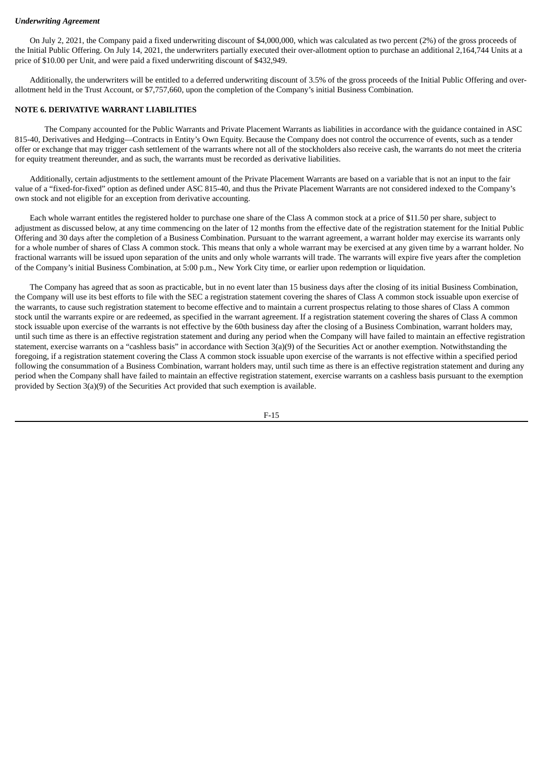***Underwriting Agreement***

On July 2, 2021, the Company paid a fixed underwriting discount of $4,000,000, which was calculated as two percent (2%) of the gross proceeds of the Initial Public Offering. On July 14, 2021, the underwriters partially executed their over-allotment option to purchase an additional 2,164,744 Units at a price of $10.00 per Unit, and were paid a fixed underwriting discount of $432,949.

Additionally, the underwriters will be entitled to a deferred underwriting discount of 3.5% of the gross proceeds of the Initial Public Offering and over-allotment held in the Trust Account, or $7,757,660, upon the completion of the Company's initial Business Combination.

**NOTE 6. DERIVATIVE WARRANT LIABILITIES**

The Company accounted for the Public Warrants and Private Placement Warrants as liabilities in accordance with the guidance contained in ASC 815-40, Derivatives and Hedging—Contracts in Entity's Own Equity. Because the Company does not control the occurrence of events, such as a tender offer or exchange that may trigger cash settlement of the warrants where not all of the stockholders also receive cash, the warrants do not meet the criteria for equity treatment thereunder, and as such, the warrants must be recorded as derivative liabilities.

Additionally, certain adjustments to the settlement amount of the Private Placement Warrants are based on a variable that is not an input to the fair value of a "fixed-for-fixed" option as defined under ASC 815-40, and thus the Private Placement Warrants are not considered indexed to the Company's own stock and not eligible for an exception from derivative accounting.

Each whole warrant entitles the registered holder to purchase one share of the Class A common stock at a price of $11.50 per share, subject to adjustment as discussed below, at any time commencing on the later of 12 months from the effective date of the registration statement for the Initial Public Offering and 30 days after the completion of a Business Combination. Pursuant to the warrant agreement, a warrant holder may exercise its warrants only for a whole number of shares of Class A common stock. This means that only a whole warrant may be exercised at any given time by a warrant holder. No fractional warrants will be issued upon separation of the units and only whole warrants will trade. The warrants will expire five years after the completion of the Company's initial Business Combination, at 5:00 p.m., New York City time, or earlier upon redemption or liquidation.

The Company has agreed that as soon as practicable, but in no event later than 15 business days after the closing of its initial Business Combination, the Company will use its best efforts to file with the SEC a registration statement covering the shares of Class A common stock issuable upon exercise of the warrants, to cause such registration statement to become effective and to maintain a current prospectus relating to those shares of Class A common stock until the warrants expire or are redeemed, as specified in the warrant agreement. If a registration statement covering the shares of Class A common stock issuable upon exercise of the warrants is not effective by the 60th business day after the closing of a Business Combination, warrant holders may, until such time as there is an effective registration statement and during any period when the Company will have failed to maintain an effective registration statement, exercise warrants on a "cashless basis" in accordance with Section 3(a)(9) of the Securities Act or another exemption. Notwithstanding the foregoing, if a registration statement covering the Class A common stock issuable upon exercise of the warrants is not effective within a specified period following the consummation of a Business Combination, warrant holders may, until such time as there is an effective registration statement and during any period when the Company shall have failed to maintain an effective registration statement, exercise warrants on a cashless basis pursuant to the exemption provided by Section 3(a)(9) of the Securities Act provided that such exemption is available.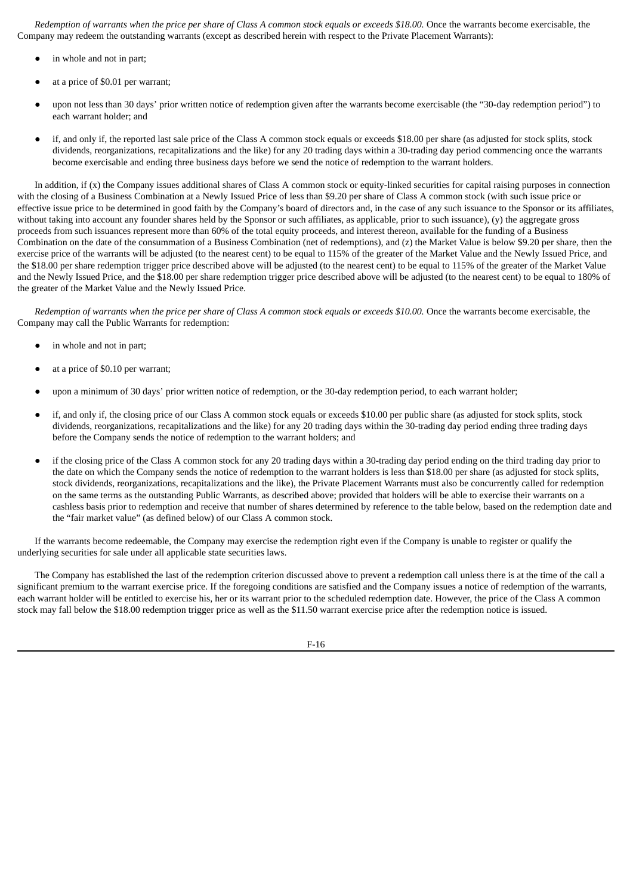*Redemption of warrants when the price per share of Class A common stock equals or exceeds $18.00.* Once the warrants become exercisable, the Company may redeem the outstanding warrants (except as described herein with respect to the Private Placement Warrants):

- in whole and not in part;
- at a price of $0.01 per warrant;
- upon not less than 30 days' prior written notice of redemption given after the warrants become exercisable (the "30-day redemption period") to each warrant holder; and
- if, and only if, the reported last sale price of the Class A common stock equals or exceeds $18.00 per share (as adjusted for stock splits, stock dividends, reorganizations, recapitalizations and the like) for any 20 trading days within a 30-trading day period commencing once the warrants become exercisable and ending three business days before we send the notice of redemption to the warrant holders.

In addition, if (x) the Company issues additional shares of Class A common stock or equity-linked securities for capital raising purposes in connection with the closing of a Business Combination at a Newly Issued Price of less than $9.20 per share of Class A common stock (with such issue price or effective issue price to be determined in good faith by the Company's board of directors and, in the case of any such issuance to the Sponsor or its affiliates, without taking into account any founder shares held by the Sponsor or such affiliates, as applicable, prior to such issuance), (y) the aggregate gross proceeds from such issuances represent more than 60% of the total equity proceeds, and interest thereon, available for the funding of a Business Combination on the date of the consummation of a Business Combination (net of redemptions), and (z) the Market Value is below $9.20 per share, then the exercise price of the warrants will be adjusted (to the nearest cent) to be equal to 115% of the greater of the Market Value and the Newly Issued Price, and the $18.00 per share redemption trigger price described above will be adjusted (to the nearest cent) to be equal to 115% of the greater of the Market Value and the Newly Issued Price, and the $18.00 per share redemption trigger price described above will be adjusted (to the nearest cent) to be equal to 180% of the greater of the Market Value and the Newly Issued Price.

*Redemption of warrants when the price per share of Class A common stock equals or exceeds $10.00.* Once the warrants become exercisable, the Company may call the Public Warrants for redemption:

- in whole and not in part;
- at a price of $0.10 per warrant;
- upon a minimum of 30 days' prior written notice of redemption, or the 30-day redemption period, to each warrant holder;
- if, and only if, the closing price of our Class A common stock equals or exceeds $10.00 per public share (as adjusted for stock splits, stock dividends, reorganizations, recapitalizations and the like) for any 20 trading days within the 30-trading day period ending three trading days before the Company sends the notice of redemption to the warrant holders; and
- if the closing price of the Class A common stock for any 20 trading days within a 30-trading day period ending on the third trading day prior to the date on which the Company sends the notice of redemption to the warrant holders is less than $18.00 per share (as adjusted for stock splits, stock dividends, reorganizations, recapitalizations and the like), the Private Placement Warrants must also be concurrently called for redemption on the same terms as the outstanding Public Warrants, as described above; provided that holders will be able to exercise their warrants on a cashless basis prior to redemption and receive that number of shares determined by reference to the table below, based on the redemption date and the "fair market value" (as defined below) of our Class A common stock.

If the warrants become redeemable, the Company may exercise the redemption right even if the Company is unable to register or qualify the underlying securities for sale under all applicable state securities laws.

The Company has established the last of the redemption criterion discussed above to prevent a redemption call unless there is at the time of the call a significant premium to the warrant exercise price. If the foregoing conditions are satisfied and the Company issues a notice of redemption of the warrants, each warrant holder will be entitled to exercise his, her or its warrant prior to the scheduled redemption date. However, the price of the Class A common stock may fall below the $18.00 redemption trigger price as well as the $11.50 warrant exercise price after the redemption notice is issued.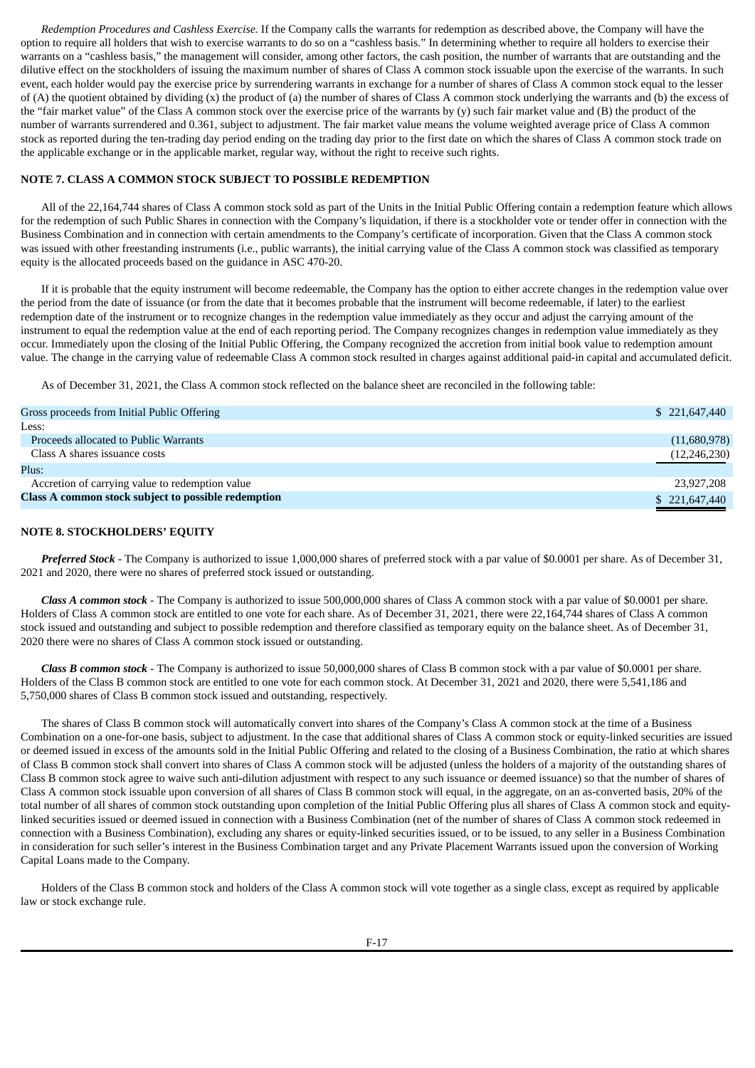*Redemption Procedures and Cashless Exercise.* If the Company calls the warrants for redemption as described above, the Company will have the option to require all holders that wish to exercise warrants to do so on a "cashless basis." In determining whether to require all holders to exercise their warrants on a "cashless basis," the management will consider, among other factors, the cash position, the number of warrants that are outstanding and the dilutive effect on the stockholders of issuing the maximum number of shares of Class A common stock issuable upon the exercise of the warrants. In such event, each holder would pay the exercise price by surrendering warrants in exchange for a number of shares of Class A common stock equal to the lesser of (A) the quotient obtained by dividing (x) the product of (a) the number of shares of Class A common stock underlying the warrants and (b) the excess of the "fair market value" of the Class A common stock over the exercise price of the warrants by (y) such fair market value and (B) the product of the number of warrants surrendered and 0.361, subject to adjustment. The fair market value means the volume weighted average price of Class A common stock as reported during the ten-trading day period ending on the trading day prior to the first date on which the shares of Class A common stock trade on the applicable exchange or in the applicable market, regular way, without the right to receive such rights.

**NOTE 7. CLASS A COMMON STOCK SUBJECT TO POSSIBLE REDEMPTION**

All of the 22,164,744 shares of Class A common stock sold as part of the Units in the Initial Public Offering contain a redemption feature which allows for the redemption of such Public Shares in connection with the Company's liquidation, if there is a stockholder vote or tender offer in connection with the Business Combination and in connection with certain amendments to the Company's certificate of incorporation. Given that the Class A common stock was issued with other freestanding instruments (i.e., public warrants), the initial carrying value of the Class A common stock was classified as temporary equity is the allocated proceeds based on the guidance in ASC 470-20.

If it is probable that the equity instrument will become redeemable, the Company has the option to either accrete changes in the redemption value over the period from the date of issuance (or from the date that it becomes probable that the instrument will become redeemable, if later) to the earliest redemption date of the instrument or to recognize changes in the redemption value immediately as they occur and adjust the carrying amount of the instrument to equal the redemption value at the end of each reporting period. The Company recognizes changes in redemption value immediately as they occur. Immediately upon the closing of the Initial Public Offering, the Company recognized the accretion from initial book value to redemption amount value. The change in the carrying value of redeemable Class A common stock resulted in charges against additional paid-in capital and accumulated deficit.

As of December 31, 2021, the Class A common stock reflected on the balance sheet are reconciled in the following table:

| | |
|---|---|
| Gross proceeds from Initial Public Offering | $ 221,647,440 |
| Less: | |
| Proceeds allocated to Public Warrants | (11,680,978) |
| Class A shares issuance costs | (12,246,230) |
| Plus: | |
| Accretion of carrying value to redemption value | 23,927,208 |
| **Class A common stock subject to possible redemption** | $ 221,647,440 |

**NOTE 8. STOCKHOLDERS' EQUITY**

***Preferred Stock*** - The Company is authorized to issue 1,000,000 shares of preferred stock with a par value of $0.0001 per share. As of December 31, 2021 and 2020, there were no shares of preferred stock issued or outstanding.

***Class A common stock*** - The Company is authorized to issue 500,000,000 shares of Class A common stock with a par value of $0.0001 per share. Holders of Class A common stock are entitled to one vote for each share. As of December 31, 2021, there were 22,164,744 shares of Class A common stock issued and outstanding and subject to possible redemption and therefore classified as temporary equity on the balance sheet. As of December 31, 2020 there were no shares of Class A common stock issued or outstanding.

***Class B common stock*** - The Company is authorized to issue 50,000,000 shares of Class B common stock with a par value of $0.0001 per share. Holders of the Class B common stock are entitled to one vote for each common stock. At December 31, 2021 and 2020, there were 5,541,186 and 5,750,000 shares of Class B common stock issued and outstanding, respectively.

The shares of Class B common stock will automatically convert into shares of the Company's Class A common stock at the time of a Business Combination on a one-for-one basis, subject to adjustment. In the case that additional shares of Class A common stock or equity-linked securities are issued or deemed issued in excess of the amounts sold in the Initial Public Offering and related to the closing of a Business Combination, the ratio at which shares of Class B common stock shall convert into shares of Class A common stock will be adjusted (unless the holders of a majority of the outstanding shares of Class B common stock agree to waive such anti-dilution adjustment with respect to any such issuance or deemed issuance) so that the number of shares of Class A common stock issuable upon conversion of all shares of Class B common stock will equal, in the aggregate, on an as-converted basis, 20% of the total number of all shares of common stock outstanding upon completion of the Initial Public Offering plus all shares of Class A common stock and equity-linked securities issued or deemed issued in connection with a Business Combination (net of the number of shares of Class A common stock redeemed in connection with a Business Combination), excluding any shares or equity-linked securities issued, or to be issued, to any seller in a Business Combination in consideration for such seller's interest in the Business Combination target and any Private Placement Warrants issued upon the conversion of Working Capital Loans made to the Company.

Holders of the Class B common stock and holders of the Class A common stock will vote together as a single class, except as required by applicable law or stock exchange rule.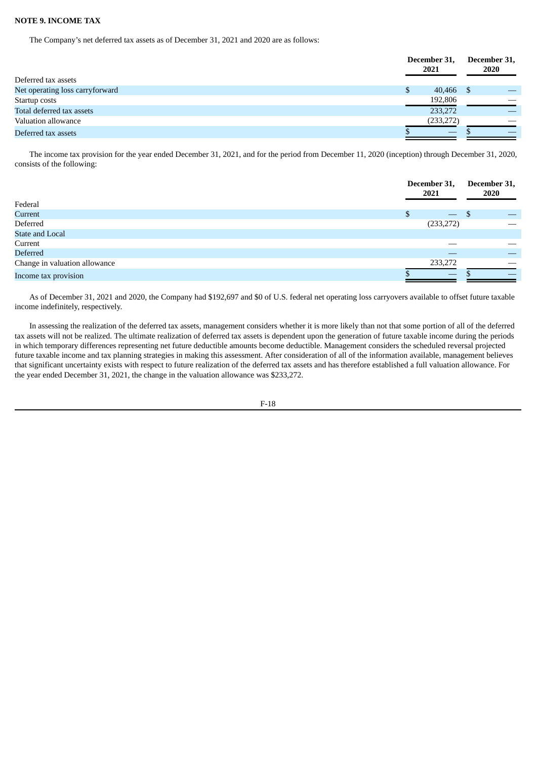**NOTE 9. INCOME TAX**

The Company's net deferred tax assets as of December 31, 2021 and 2020 are as follows:

| | December 31, 2021 | December 31, 2020 |
|---|---|---|
| Deferred tax assets | | |
| Net operating loss carryforward | $ 40,466 | $ — |
| Startup costs | 192,806 | — |
| Total deferred tax assets | 233,272 | — |
| Valuation allowance | (233,272) | — |
| Deferred tax assets | $ — | $ — |

The income tax provision for the year ended December 31, 2021, and for the period from December 11, 2020 (inception) through December 31, 2020, consists of the following:

| | December 31, 2021 | December 31, 2020 |
|---|---|---|
| Federal | | |
| Current | $ — | $ — |
| Deferred | (233,272) | — |
| State and Local | | |
| Current | — | — |
| Deferred | — | — |
| Change in valuation allowance | 233,272 | — |
| Income tax provision | $ — | $ — |

As of December 31, 2021 and 2020, the Company had $192,697 and $0 of U.S. federal net operating loss carryovers available to offset future taxable income indefinitely, respectively.

In assessing the realization of the deferred tax assets, management considers whether it is more likely than not that some portion of all of the deferred tax assets will not be realized. The ultimate realization of deferred tax assets is dependent upon the generation of future taxable income during the periods in which temporary differences representing net future deductible amounts become deductible. Management considers the scheduled reversal projected future taxable income and tax planning strategies in making this assessment. After consideration of all of the information available, management believes that significant uncertainty exists with respect to future realization of the deferred tax assets and has therefore established a full valuation allowance. For the year ended December 31, 2021, the change in the valuation allowance was $233,272.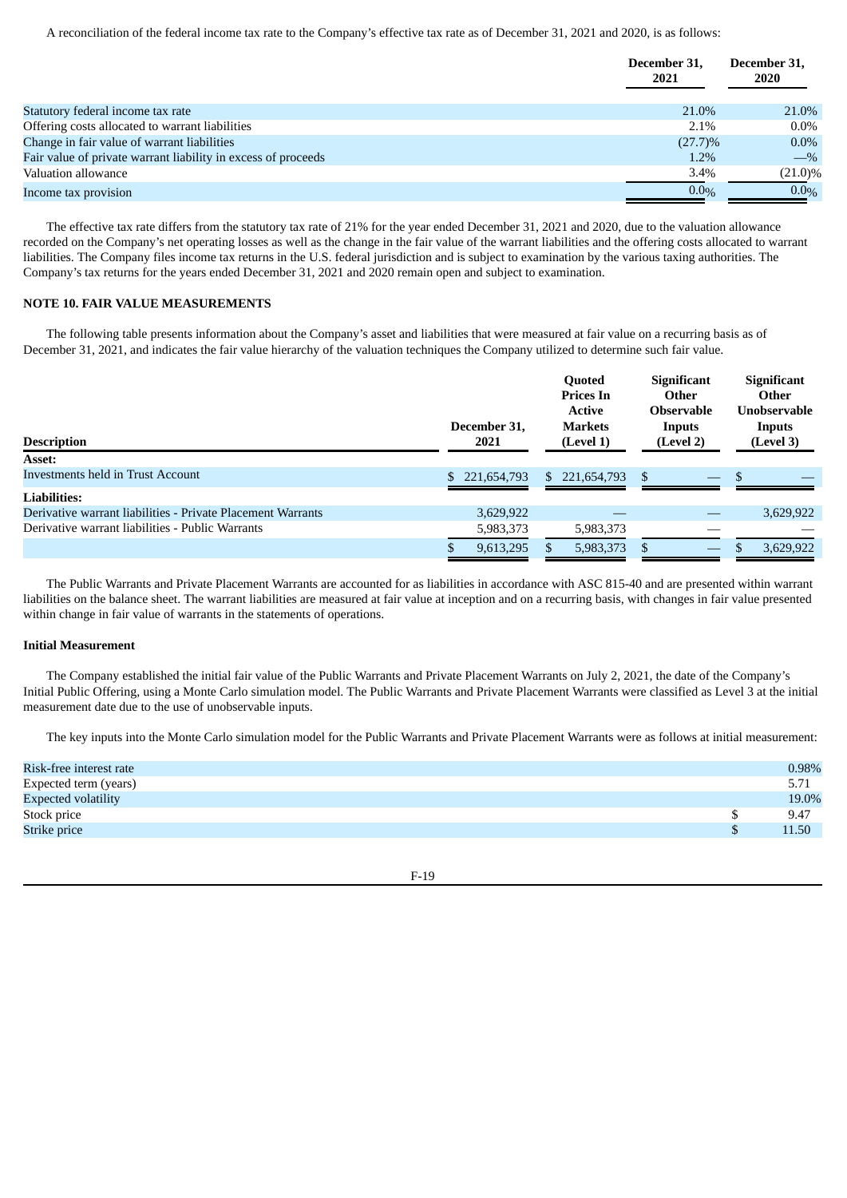A reconciliation of the federal income tax rate to the Company's effective tax rate as of December 31, 2021 and 2020, is as follows:

| | December 31, 2021 | December 31, 2020 |
|---|---|---|
| Statutory federal income tax rate | 21.0% | 21.0% |
| Offering costs allocated to warrant liabilities | 2.1% | 0.0% |
| Change in fair value of warrant liabilities | (27.7)% | 0.0% |
| Fair value of private warrant liability in excess of proceeds | 1.2% | —% |
| Valuation allowance | 3.4% | (21.0)% |
| Income tax provision | 0.0% | 0.0% |

The effective tax rate differs from the statutory tax rate of 21% for the year ended December 31, 2021 and 2020, due to the valuation allowance recorded on the Company's net operating losses as well as the change in the fair value of the warrant liabilities and the offering costs allocated to warrant liabilities. The Company files income tax returns in the U.S. federal jurisdiction and is subject to examination by the various taxing authorities. The Company's tax returns for the years ended December 31, 2021 and 2020 remain open and subject to examination.

**NOTE 10. FAIR VALUE MEASUREMENTS**

The following table presents information about the Company's asset and liabilities that were measured at fair value on a recurring basis as of December 31, 2021, and indicates the fair value hierarchy of the valuation techniques the Company utilized to determine such fair value.

| Description | December 31, 2021 | Quoted Prices In Active Markets (Level 1) | Significant Other Observable Inputs (Level 2) | Significant Other Unobservable Inputs (Level 3) |
|---|---|---|---|---|
| **Asset:** | | | | |
| Investments held in Trust Account | $ 221,654,793 | $ 221,654,793 | $ — | $ — |
| **Liabilities:** | | | | |
| Derivative warrant liabilities - Private Placement Warrants | 3,629,922 | — | — | 3,629,922 |
| Derivative warrant liabilities - Public Warrants | 5,983,373 | 5,983,373 | — | — |
| | $ 9,613,295 | $ 5,983,373 | $ — | $ 3,629,922 |

The Public Warrants and Private Placement Warrants are accounted for as liabilities in accordance with ASC 815-40 and are presented within warrant liabilities on the balance sheet. The warrant liabilities are measured at fair value at inception and on a recurring basis, with changes in fair value presented within change in fair value of warrants in the statements of operations.

**Initial Measurement**

The Company established the initial fair value of the Public Warrants and Private Placement Warrants on July 2, 2021, the date of the Company's Initial Public Offering, using a Monte Carlo simulation model. The Public Warrants and Private Placement Warrants were classified as Level 3 at the initial measurement date due to the use of unobservable inputs.

The key inputs into the Monte Carlo simulation model for the Public Warrants and Private Placement Warrants were as follows at initial measurement:

| | |
|---|---|
| Risk-free interest rate | 0.98% |
| Expected term (years) | 5.71 |
| Expected volatility | 19.0% |
| Stock price | $ 9.47 |
| Strike price | $ 11.50 |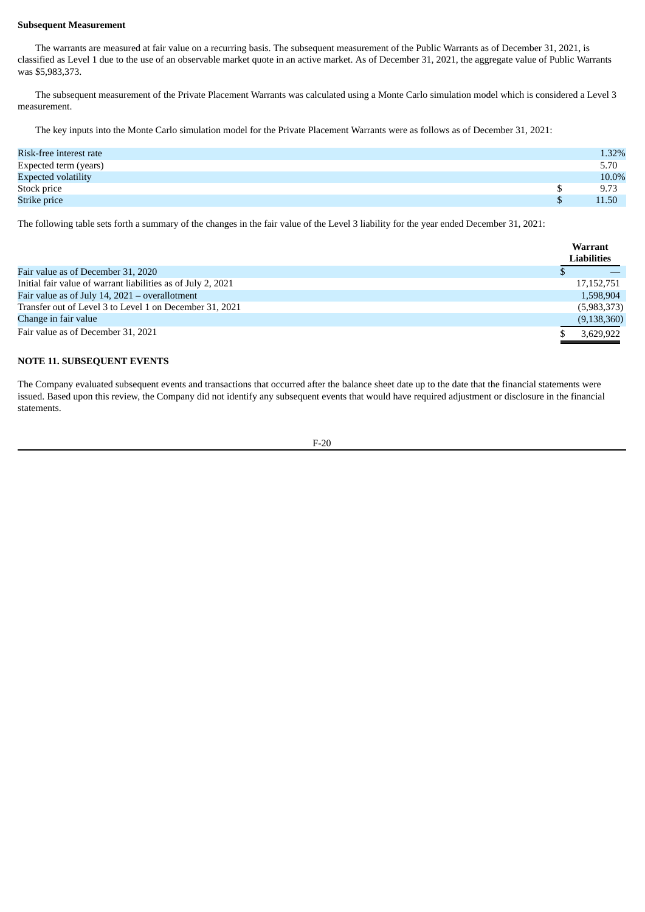**Subsequent Measurement**

The warrants are measured at fair value on a recurring basis. The subsequent measurement of the Public Warrants as of December 31, 2021, is classified as Level 1 due to the use of an observable market quote in an active market. As of December 31, 2021, the aggregate value of Public Warrants was $5,983,373.

The subsequent measurement of the Private Placement Warrants was calculated using a Monte Carlo simulation model which is considered a Level 3 measurement.

The key inputs into the Monte Carlo simulation model for the Private Placement Warrants were as follows as of December 31, 2021:

| | |
|---|---|
| Risk-free interest rate | 1.32% |
| Expected term (years) | 5.70 |
| Expected volatility | 10.0% |
| Stock price | $ 9.73 |
| Strike price | $ 11.50 |

The following table sets forth a summary of the changes in the fair value of the Level 3 liability for the year ended December 31, 2021:

| | Warrant Liabilities |
|---|---|
| Fair value as of December 31, 2020 | $ — |
| Initial fair value of warrant liabilities as of July 2, 2021 | 17,152,751 |
| Fair value as of July 14, 2021 – overallotment | 1,598,904 |
| Transfer out of Level 3 to Level 1 on December 31, 2021 | (5,983,373) |
| Change in fair value | (9,138,360) |
| Fair value as of December 31, 2021 | $ 3,629,922 |

**NOTE 11. SUBSEQUENT EVENTS**

The Company evaluated subsequent events and transactions that occurred after the balance sheet date up to the date that the financial statements were issued. Based upon this review, the Company did not identify any subsequent events that would have required adjustment or disclosure in the financial statements.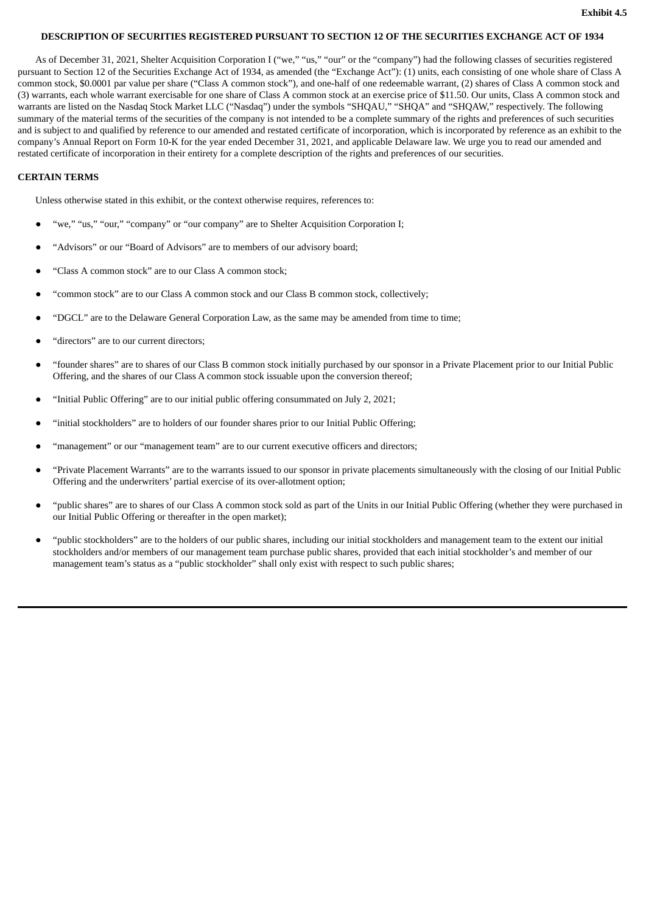**Exhibit 4.5**

**DESCRIPTION OF SECURITIES REGISTERED PURSUANT TO SECTION 12 OF THE SECURITIES EXCHANGE ACT OF 1934**

As of December 31, 2021, Shelter Acquisition Corporation I ("we," "us," "our" or the "company") had the following classes of securities registered pursuant to Section 12 of the Securities Exchange Act of 1934, as amended (the "Exchange Act"): (1) units, each consisting of one whole share of Class A common stock, $0.0001 par value per share ("Class A common stock"), and one-half of one redeemable warrant, (2) shares of Class A common stock and (3) warrants, each whole warrant exercisable for one share of Class A common stock at an exercise price of $11.50. Our units, Class A common stock and warrants are listed on the Nasdaq Stock Market LLC ("Nasdaq") under the symbols "SHQAU," "SHQA" and "SHQAW," respectively. The following summary of the material terms of the securities of the company is not intended to be a complete summary of the rights and preferences of such securities and is subject to and qualified by reference to our amended and restated certificate of incorporation, which is incorporated by reference as an exhibit to the company's Annual Report on Form 10-K for the year ended December 31, 2021, and applicable Delaware law. We urge you to read our amended and restated certificate of incorporation in their entirety for a complete description of the rights and preferences of our securities.

**CERTAIN TERMS**

Unless otherwise stated in this exhibit, or the context otherwise requires, references to:

- "we," "us," "our," "company" or "our company" are to Shelter Acquisition Corporation I;
- "Advisors" or our "Board of Advisors" are to members of our advisory board;
- "Class A common stock" are to our Class A common stock;
- "common stock" are to our Class A common stock and our Class B common stock, collectively;
- "DGCL" are to the Delaware General Corporation Law, as the same may be amended from time to time;
- "directors" are to our current directors;
- "founder shares" are to shares of our Class B common stock initially purchased by our sponsor in a Private Placement prior to our Initial Public Offering, and the shares of our Class A common stock issuable upon the conversion thereof;
- "Initial Public Offering" are to our initial public offering consummated on July 2, 2021;
- "initial stockholders" are to holders of our founder shares prior to our Initial Public Offering;
- "management" or our "management team" are to our current executive officers and directors;
- "Private Placement Warrants" are to the warrants issued to our sponsor in private placements simultaneously with the closing of our Initial Public Offering and the underwriters' partial exercise of its over-allotment option;
- "public shares" are to shares of our Class A common stock sold as part of the Units in our Initial Public Offering (whether they were purchased in our Initial Public Offering or thereafter in the open market);
- "public stockholders" are to the holders of our public shares, including our initial stockholders and management team to the extent our initial stockholders and/or members of our management team purchase public shares, provided that each initial stockholder's and member of our management team's status as a "public stockholder" shall only exist with respect to such public shares;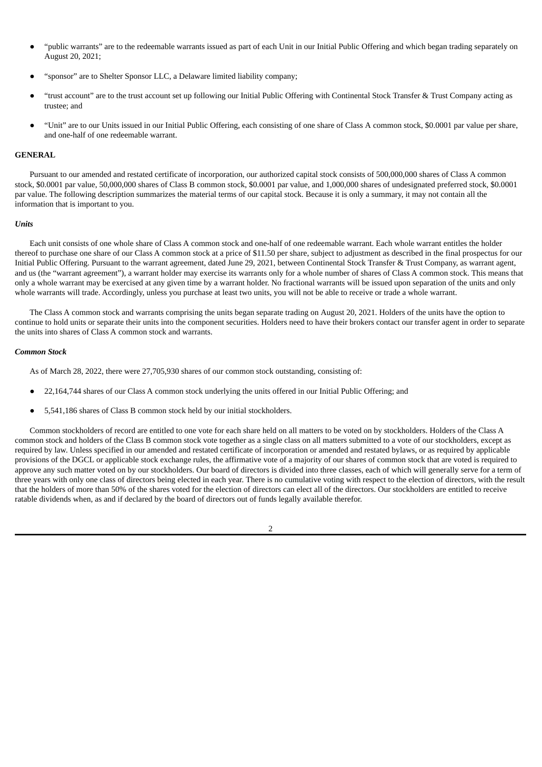- "public warrants" are to the redeemable warrants issued as part of each Unit in our Initial Public Offering and which began trading separately on August 20, 2021;

- "sponsor" are to Shelter Sponsor LLC, a Delaware limited liability company;

- "trust account" are to the trust account set up following our Initial Public Offering with Continental Stock Transfer & Trust Company acting as trustee; and

- "Unit" are to our Units issued in our Initial Public Offering, each consisting of one share of Class A common stock, $0.0001 par value per share, and one-half of one redeemable warrant.

**GENERAL**

Pursuant to our amended and restated certificate of incorporation, our authorized capital stock consists of 500,000,000 shares of Class A common stock, $0.0001 par value, 50,000,000 shares of Class B common stock, $0.0001 par value, and 1,000,000 shares of undesignated preferred stock, $0.0001 par value. The following description summarizes the material terms of our capital stock. Because it is only a summary, it may not contain all the information that is important to you.

***Units***

Each unit consists of one whole share of Class A common stock and one-half of one redeemable warrant. Each whole warrant entitles the holder thereof to purchase one share of our Class A common stock at a price of $11.50 per share, subject to adjustment as described in the final prospectus for our Initial Public Offering. Pursuant to the warrant agreement, dated June 29, 2021, between Continental Stock Transfer & Trust Company, as warrant agent, and us (the "warrant agreement"), a warrant holder may exercise its warrants only for a whole number of shares of Class A common stock. This means that only a whole warrant may be exercised at any given time by a warrant holder. No fractional warrants will be issued upon separation of the units and only whole warrants will trade. Accordingly, unless you purchase at least two units, you will not be able to receive or trade a whole warrant.

The Class A common stock and warrants comprising the units began separate trading on August 20, 2021. Holders of the units have the option to continue to hold units or separate their units into the component securities. Holders need to have their brokers contact our transfer agent in order to separate the units into shares of Class A common stock and warrants.

***Common Stock***

As of March 28, 2022, there were 27,705,930 shares of our common stock outstanding, consisting of:

- 22,164,744 shares of our Class A common stock underlying the units offered in our Initial Public Offering; and

- 5,541,186 shares of Class B common stock held by our initial stockholders.

Common stockholders of record are entitled to one vote for each share held on all matters to be voted on by stockholders. Holders of the Class A common stock and holders of the Class B common stock vote together as a single class on all matters submitted to a vote of our stockholders, except as required by law. Unless specified in our amended and restated certificate of incorporation or amended and restated bylaws, or as required by applicable provisions of the DGCL or applicable stock exchange rules, the affirmative vote of a majority of our shares of common stock that are voted is required to approve any such matter voted on by our stockholders. Our board of directors is divided into three classes, each of which will generally serve for a term of three years with only one class of directors being elected in each year. There is no cumulative voting with respect to the election of directors, with the result that the holders of more than 50% of the shares voted for the election of directors can elect all of the directors. Our stockholders are entitled to receive ratable dividends when, as and if declared by the board of directors out of funds legally available therefor.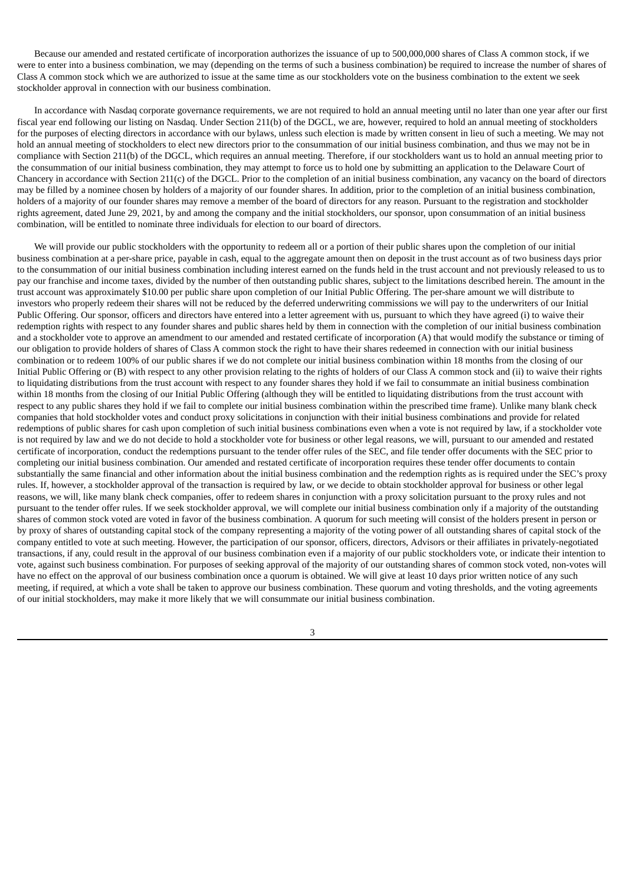Because our amended and restated certificate of incorporation authorizes the issuance of up to 500,000,000 shares of Class A common stock, if we were to enter into a business combination, we may (depending on the terms of such a business combination) be required to increase the number of shares of Class A common stock which we are authorized to issue at the same time as our stockholders vote on the business combination to the extent we seek stockholder approval in connection with our business combination.

In accordance with Nasdaq corporate governance requirements, we are not required to hold an annual meeting until no later than one year after our first fiscal year end following our listing on Nasdaq. Under Section 211(b) of the DGCL, we are, however, required to hold an annual meeting of stockholders for the purposes of electing directors in accordance with our bylaws, unless such election is made by written consent in lieu of such a meeting. We may not hold an annual meeting of stockholders to elect new directors prior to the consummation of our initial business combination, and thus we may not be in compliance with Section 211(b) of the DGCL, which requires an annual meeting. Therefore, if our stockholders want us to hold an annual meeting prior to the consummation of our initial business combination, they may attempt to force us to hold one by submitting an application to the Delaware Court of Chancery in accordance with Section 211(c) of the DGCL. Prior to the completion of an initial business combination, any vacancy on the board of directors may be filled by a nominee chosen by holders of a majority of our founder shares. In addition, prior to the completion of an initial business combination, holders of a majority of our founder shares may remove a member of the board of directors for any reason. Pursuant to the registration and stockholder rights agreement, dated June 29, 2021, by and among the company and the initial stockholders, our sponsor, upon consummation of an initial business combination, will be entitled to nominate three individuals for election to our board of directors.

We will provide our public stockholders with the opportunity to redeem all or a portion of their public shares upon the completion of our initial business combination at a per-share price, payable in cash, equal to the aggregate amount then on deposit in the trust account as of two business days prior to the consummation of our initial business combination including interest earned on the funds held in the trust account and not previously released to us to pay our franchise and income taxes, divided by the number of then outstanding public shares, subject to the limitations described herein. The amount in the trust account was approximately $10.00 per public share upon completion of our Initial Public Offering. The per-share amount we will distribute to investors who properly redeem their shares will not be reduced by the deferred underwriting commissions we will pay to the underwriters of our Initial Public Offering. Our sponsor, officers and directors have entered into a letter agreement with us, pursuant to which they have agreed (i) to waive their redemption rights with respect to any founder shares and public shares held by them in connection with the completion of our initial business combination and a stockholder vote to approve an amendment to our amended and restated certificate of incorporation (A) that would modify the substance or timing of our obligation to provide holders of shares of Class A common stock the right to have their shares redeemed in connection with our initial business combination or to redeem 100% of our public shares if we do not complete our initial business combination within 18 months from the closing of our Initial Public Offering or (B) with respect to any other provision relating to the rights of holders of our Class A common stock and (ii) to waive their rights to liquidating distributions from the trust account with respect to any founder shares they hold if we fail to consummate an initial business combination within 18 months from the closing of our Initial Public Offering (although they will be entitled to liquidating distributions from the trust account with respect to any public shares they hold if we fail to complete our initial business combination within the prescribed time frame). Unlike many blank check companies that hold stockholder votes and conduct proxy solicitations in conjunction with their initial business combinations and provide for related redemptions of public shares for cash upon completion of such initial business combinations even when a vote is not required by law, if a stockholder vote is not required by law and we do not decide to hold a stockholder vote for business or other legal reasons, we will, pursuant to our amended and restated certificate of incorporation, conduct the redemptions pursuant to the tender offer rules of the SEC, and file tender offer documents with the SEC prior to completing our initial business combination. Our amended and restated certificate of incorporation requires these tender offer documents to contain substantially the same financial and other information about the initial business combination and the redemption rights as is required under the SEC's proxy rules. If, however, a stockholder approval of the transaction is required by law, or we decide to obtain stockholder approval for business or other legal reasons, we will, like many blank check companies, offer to redeem shares in conjunction with a proxy solicitation pursuant to the proxy rules and not pursuant to the tender offer rules. If we seek stockholder approval, we will complete our initial business combination only if a majority of the outstanding shares of common stock voted are voted in favor of the business combination. A quorum for such meeting will consist of the holders present in person or by proxy of shares of outstanding capital stock of the company representing a majority of the voting power of all outstanding shares of capital stock of the company entitled to vote at such meeting. However, the participation of our sponsor, officers, directors, Advisors or their affiliates in privately-negotiated transactions, if any, could result in the approval of our business combination even if a majority of our public stockholders vote, or indicate their intention to vote, against such business combination. For purposes of seeking approval of the majority of our outstanding shares of common stock voted, non-votes will have no effect on the approval of our business combination once a quorum is obtained. We will give at least 10 days prior written notice of any such meeting, if required, at which a vote shall be taken to approve our business combination. These quorum and voting thresholds, and the voting agreements of our initial stockholders, may make it more likely that we will consummate our initial business combination.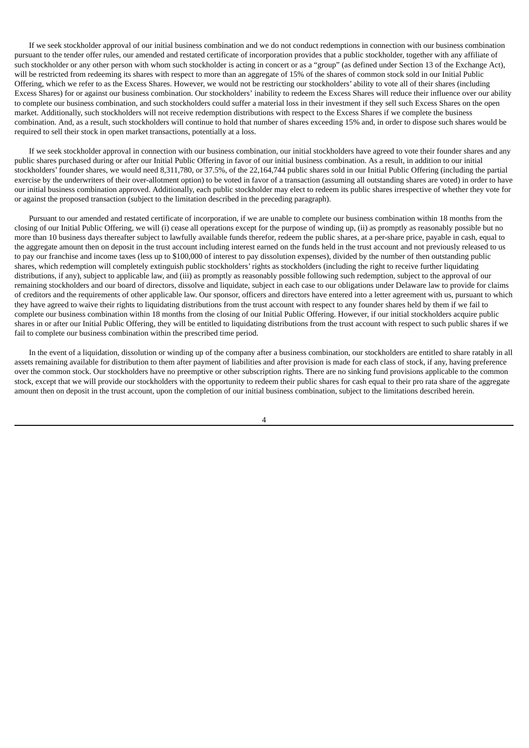If we seek stockholder approval of our initial business combination and we do not conduct redemptions in connection with our business combination pursuant to the tender offer rules, our amended and restated certificate of incorporation provides that a public stockholder, together with any affiliate of such stockholder or any other person with whom such stockholder is acting in concert or as a "group" (as defined under Section 13 of the Exchange Act), will be restricted from redeeming its shares with respect to more than an aggregate of 15% of the shares of common stock sold in our Initial Public Offering, which we refer to as the Excess Shares. However, we would not be restricting our stockholders' ability to vote all of their shares (including Excess Shares) for or against our business combination. Our stockholders' inability to redeem the Excess Shares will reduce their influence over our ability to complete our business combination, and such stockholders could suffer a material loss in their investment if they sell such Excess Shares on the open market. Additionally, such stockholders will not receive redemption distributions with respect to the Excess Shares if we complete the business combination. And, as a result, such stockholders will continue to hold that number of shares exceeding 15% and, in order to dispose such shares would be required to sell their stock in open market transactions, potentially at a loss.

If we seek stockholder approval in connection with our business combination, our initial stockholders have agreed to vote their founder shares and any public shares purchased during or after our Initial Public Offering in favor of our initial business combination. As a result, in addition to our initial stockholders' founder shares, we would need 8,311,780, or 37.5%, of the 22,164,744 public shares sold in our Initial Public Offering (including the partial exercise by the underwriters of their over-allotment option) to be voted in favor of a transaction (assuming all outstanding shares are voted) in order to have our initial business combination approved. Additionally, each public stockholder may elect to redeem its public shares irrespective of whether they vote for or against the proposed transaction (subject to the limitation described in the preceding paragraph).

Pursuant to our amended and restated certificate of incorporation, if we are unable to complete our business combination within 18 months from the closing of our Initial Public Offering, we will (i) cease all operations except for the purpose of winding up, (ii) as promptly as reasonably possible but no more than 10 business days thereafter subject to lawfully available funds therefor, redeem the public shares, at a per-share price, payable in cash, equal to the aggregate amount then on deposit in the trust account including interest earned on the funds held in the trust account and not previously released to us to pay our franchise and income taxes (less up to $100,000 of interest to pay dissolution expenses), divided by the number of then outstanding public shares, which redemption will completely extinguish public stockholders' rights as stockholders (including the right to receive further liquidating distributions, if any), subject to applicable law, and (iii) as promptly as reasonably possible following such redemption, subject to the approval of our remaining stockholders and our board of directors, dissolve and liquidate, subject in each case to our obligations under Delaware law to provide for claims of creditors and the requirements of other applicable law. Our sponsor, officers and directors have entered into a letter agreement with us, pursuant to which they have agreed to waive their rights to liquidating distributions from the trust account with respect to any founder shares held by them if we fail to complete our business combination within 18 months from the closing of our Initial Public Offering. However, if our initial stockholders acquire public shares in or after our Initial Public Offering, they will be entitled to liquidating distributions from the trust account with respect to such public shares if we fail to complete our business combination within the prescribed time period.

In the event of a liquidation, dissolution or winding up of the company after a business combination, our stockholders are entitled to share ratably in all assets remaining available for distribution to them after payment of liabilities and after provision is made for each class of stock, if any, having preference over the common stock. Our stockholders have no preemptive or other subscription rights. There are no sinking fund provisions applicable to the common stock, except that we will provide our stockholders with the opportunity to redeem their public shares for cash equal to their pro rata share of the aggregate amount then on deposit in the trust account, upon the completion of our initial business combination, subject to the limitations described herein.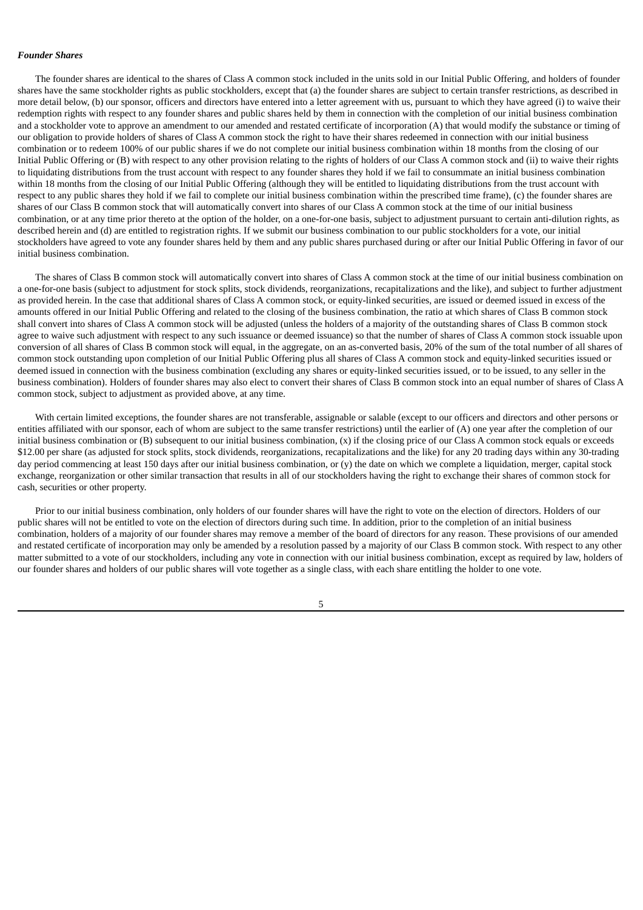***Founder Shares***

The founder shares are identical to the shares of Class A common stock included in the units sold in our Initial Public Offering, and holders of founder shares have the same stockholder rights as public stockholders, except that (a) the founder shares are subject to certain transfer restrictions, as described in more detail below, (b) our sponsor, officers and directors have entered into a letter agreement with us, pursuant to which they have agreed (i) to waive their redemption rights with respect to any founder shares and public shares held by them in connection with the completion of our initial business combination and a stockholder vote to approve an amendment to our amended and restated certificate of incorporation (A) that would modify the substance or timing of our obligation to provide holders of shares of Class A common stock the right to have their shares redeemed in connection with our initial business combination or to redeem 100% of our public shares if we do not complete our initial business combination within 18 months from the closing of our Initial Public Offering or (B) with respect to any other provision relating to the rights of holders of our Class A common stock and (ii) to waive their rights to liquidating distributions from the trust account with respect to any founder shares they hold if we fail to consummate an initial business combination within 18 months from the closing of our Initial Public Offering (although they will be entitled to liquidating distributions from the trust account with respect to any public shares they hold if we fail to complete our initial business combination within the prescribed time frame), (c) the founder shares are shares of our Class B common stock that will automatically convert into shares of our Class A common stock at the time of our initial business combination, or at any time prior thereto at the option of the holder, on a one-for-one basis, subject to adjustment pursuant to certain anti-dilution rights, as described herein and (d) are entitled to registration rights. If we submit our business combination to our public stockholders for a vote, our initial stockholders have agreed to vote any founder shares held by them and any public shares purchased during or after our Initial Public Offering in favor of our initial business combination.

The shares of Class B common stock will automatically convert into shares of Class A common stock at the time of our initial business combination on a one-for-one basis (subject to adjustment for stock splits, stock dividends, reorganizations, recapitalizations and the like), and subject to further adjustment as provided herein. In the case that additional shares of Class A common stock, or equity-linked securities, are issued or deemed issued in excess of the amounts offered in our Initial Public Offering and related to the closing of the business combination, the ratio at which shares of Class B common stock shall convert into shares of Class A common stock will be adjusted (unless the holders of a majority of the outstanding shares of Class B common stock agree to waive such adjustment with respect to any such issuance or deemed issuance) so that the number of shares of Class A common stock issuable upon conversion of all shares of Class B common stock will equal, in the aggregate, on an as-converted basis, 20% of the sum of the total number of all shares of common stock outstanding upon completion of our Initial Public Offering plus all shares of Class A common stock and equity-linked securities issued or deemed issued in connection with the business combination (excluding any shares or equity-linked securities issued, or to be issued, to any seller in the business combination). Holders of founder shares may also elect to convert their shares of Class B common stock into an equal number of shares of Class A common stock, subject to adjustment as provided above, at any time.

With certain limited exceptions, the founder shares are not transferable, assignable or salable (except to our officers and directors and other persons or entities affiliated with our sponsor, each of whom are subject to the same transfer restrictions) until the earlier of (A) one year after the completion of our initial business combination or (B) subsequent to our initial business combination, (x) if the closing price of our Class A common stock equals or exceeds $12.00 per share (as adjusted for stock splits, stock dividends, reorganizations, recapitalizations and the like) for any 20 trading days within any 30-trading day period commencing at least 150 days after our initial business combination, or (y) the date on which we complete a liquidation, merger, capital stock exchange, reorganization or other similar transaction that results in all of our stockholders having the right to exchange their shares of common stock for cash, securities or other property.

Prior to our initial business combination, only holders of our founder shares will have the right to vote on the election of directors. Holders of our public shares will not be entitled to vote on the election of directors during such time. In addition, prior to the completion of an initial business combination, holders of a majority of our founder shares may remove a member of the board of directors for any reason. These provisions of our amended and restated certificate of incorporation may only be amended by a resolution passed by a majority of our Class B common stock. With respect to any other matter submitted to a vote of our stockholders, including any vote in connection with our initial business combination, except as required by law, holders of our founder shares and holders of our public shares will vote together as a single class, with each share entitling the holder to one vote.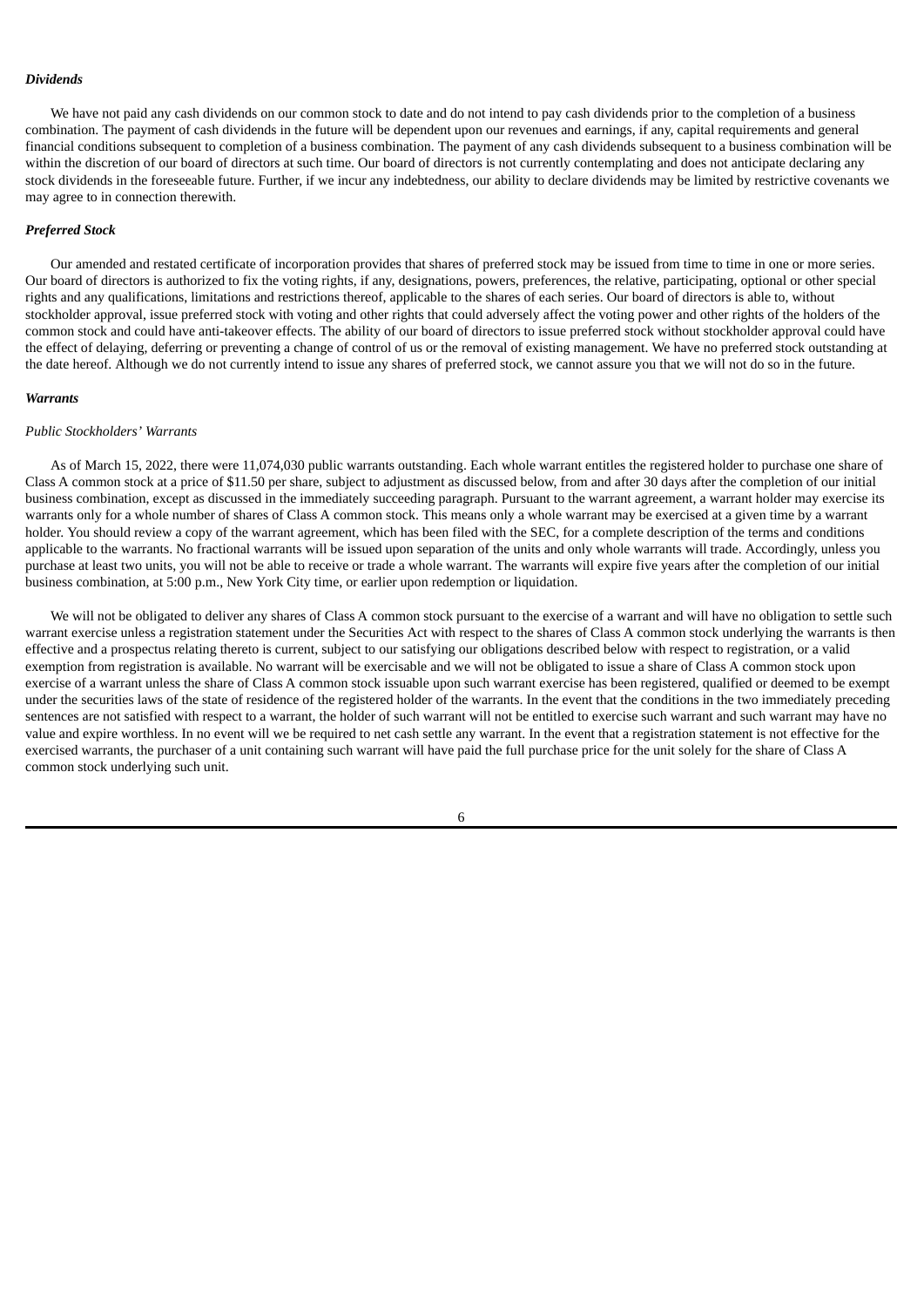***Dividends***

We have not paid any cash dividends on our common stock to date and do not intend to pay cash dividends prior to the completion of a business combination. The payment of cash dividends in the future will be dependent upon our revenues and earnings, if any, capital requirements and general financial conditions subsequent to completion of a business combination. The payment of any cash dividends subsequent to a business combination will be within the discretion of our board of directors at such time. Our board of directors is not currently contemplating and does not anticipate declaring any stock dividends in the foreseeable future. Further, if we incur any indebtedness, our ability to declare dividends may be limited by restrictive covenants we may agree to in connection therewith.

***Preferred Stock***

Our amended and restated certificate of incorporation provides that shares of preferred stock may be issued from time to time in one or more series. Our board of directors is authorized to fix the voting rights, if any, designations, powers, preferences, the relative, participating, optional or other special rights and any qualifications, limitations and restrictions thereof, applicable to the shares of each series. Our board of directors is able to, without stockholder approval, issue preferred stock with voting and other rights that could adversely affect the voting power and other rights of the holders of the common stock and could have anti-takeover effects. The ability of our board of directors to issue preferred stock without stockholder approval could have the effect of delaying, deferring or preventing a change of control of us or the removal of existing management. We have no preferred stock outstanding at the date hereof. Although we do not currently intend to issue any shares of preferred stock, we cannot assure you that we will not do so in the future.

***Warrants***

*Public Stockholders' Warrants*

As of March 15, 2022, there were 11,074,030 public warrants outstanding. Each whole warrant entitles the registered holder to purchase one share of Class A common stock at a price of $11.50 per share, subject to adjustment as discussed below, from and after 30 days after the completion of our initial business combination, except as discussed in the immediately succeeding paragraph. Pursuant to the warrant agreement, a warrant holder may exercise its warrants only for a whole number of shares of Class A common stock. This means only a whole warrant may be exercised at a given time by a warrant holder. You should review a copy of the warrant agreement, which has been filed with the SEC, for a complete description of the terms and conditions applicable to the warrants. No fractional warrants will be issued upon separation of the units and only whole warrants will trade. Accordingly, unless you purchase at least two units, you will not be able to receive or trade a whole warrant. The warrants will expire five years after the completion of our initial business combination, at 5:00 p.m., New York City time, or earlier upon redemption or liquidation.

We will not be obligated to deliver any shares of Class A common stock pursuant to the exercise of a warrant and will have no obligation to settle such warrant exercise unless a registration statement under the Securities Act with respect to the shares of Class A common stock underlying the warrants is then effective and a prospectus relating thereto is current, subject to our satisfying our obligations described below with respect to registration, or a valid exemption from registration is available. No warrant will be exercisable and we will not be obligated to issue a share of Class A common stock upon exercise of a warrant unless the share of Class A common stock issuable upon such warrant exercise has been registered, qualified or deemed to be exempt under the securities laws of the state of residence of the registered holder of the warrants. In the event that the conditions in the two immediately preceding sentences are not satisfied with respect to a warrant, the holder of such warrant will not be entitled to exercise such warrant and such warrant may have no value and expire worthless. In no event will we be required to net cash settle any warrant. In the event that a registration statement is not effective for the exercised warrants, the purchaser of a unit containing such warrant will have paid the full purchase price for the unit solely for the share of Class A common stock underlying such unit.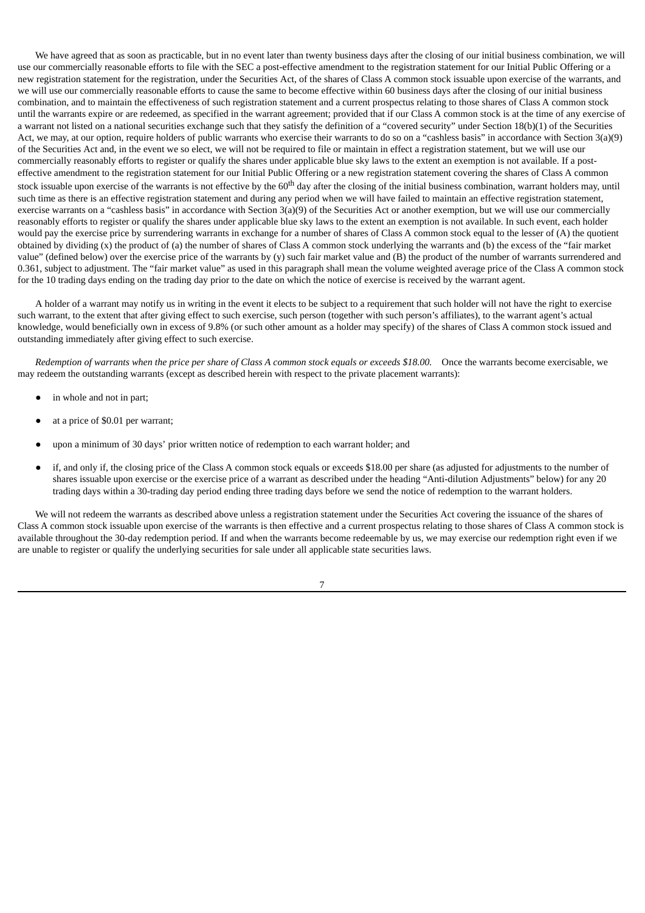We have agreed that as soon as practicable, but in no event later than twenty business days after the closing of our initial business combination, we will use our commercially reasonable efforts to file with the SEC a post-effective amendment to the registration statement for our Initial Public Offering or a new registration statement for the registration, under the Securities Act, of the shares of Class A common stock issuable upon exercise of the warrants, and we will use our commercially reasonable efforts to cause the same to become effective within 60 business days after the closing of our initial business combination, and to maintain the effectiveness of such registration statement and a current prospectus relating to those shares of Class A common stock until the warrants expire or are redeemed, as specified in the warrant agreement; provided that if our Class A common stock is at the time of any exercise of a warrant not listed on a national securities exchange such that they satisfy the definition of a "covered security" under Section 18(b)(1) of the Securities Act, we may, at our option, require holders of public warrants who exercise their warrants to do so on a "cashless basis" in accordance with Section 3(a)(9) of the Securities Act and, in the event we so elect, we will not be required to file or maintain in effect a registration statement, but we will use our commercially reasonably efforts to register or qualify the shares under applicable blue sky laws to the extent an exemption is not available. If a post-effective amendment to the registration statement for our Initial Public Offering or a new registration statement covering the shares of Class A common stock issuable upon exercise of the warrants is not effective by the 60th day after the closing of the initial business combination, warrant holders may, until such time as there is an effective registration statement and during any period when we will have failed to maintain an effective registration statement, exercise warrants on a "cashless basis" in accordance with Section 3(a)(9) of the Securities Act or another exemption, but we will use our commercially reasonably efforts to register or qualify the shares under applicable blue sky laws to the extent an exemption is not available. In such event, each holder would pay the exercise price by surrendering warrants in exchange for a number of shares of Class A common stock equal to the lesser of (A) the quotient obtained by dividing (x) the product of (a) the number of shares of Class A common stock underlying the warrants and (b) the excess of the "fair market value" (defined below) over the exercise price of the warrants by (y) such fair market value and (B) the product of the number of warrants surrendered and 0.361, subject to adjustment. The "fair market value" as used in this paragraph shall mean the volume weighted average price of the Class A common stock for the 10 trading days ending on the trading day prior to the date on which the notice of exercise is received by the warrant agent.

A holder of a warrant may notify us in writing in the event it elects to be subject to a requirement that such holder will not have the right to exercise such warrant, to the extent that after giving effect to such exercise, such person (together with such person's affiliates), to the warrant agent's actual knowledge, would beneficially own in excess of 9.8% (or such other amount as a holder may specify) of the shares of Class A common stock issued and outstanding immediately after giving effect to such exercise.

*Redemption of warrants when the price per share of Class A common stock equals or exceeds $18.00.* Once the warrants become exercisable, we may redeem the outstanding warrants (except as described herein with respect to the private placement warrants):

- in whole and not in part;
- at a price of $0.01 per warrant;
- upon a minimum of 30 days' prior written notice of redemption to each warrant holder; and
- if, and only if, the closing price of the Class A common stock equals or exceeds $18.00 per share (as adjusted for adjustments to the number of shares issuable upon exercise or the exercise price of a warrant as described under the heading "Anti-dilution Adjustments" below) for any 20 trading days within a 30-trading day period ending three trading days before we send the notice of redemption to the warrant holders.

We will not redeem the warrants as described above unless a registration statement under the Securities Act covering the issuance of the shares of Class A common stock issuable upon exercise of the warrants is then effective and a current prospectus relating to those shares of Class A common stock is available throughout the 30-day redemption period. If and when the warrants become redeemable by us, we may exercise our redemption right even if we are unable to register or qualify the underlying securities for sale under all applicable state securities laws.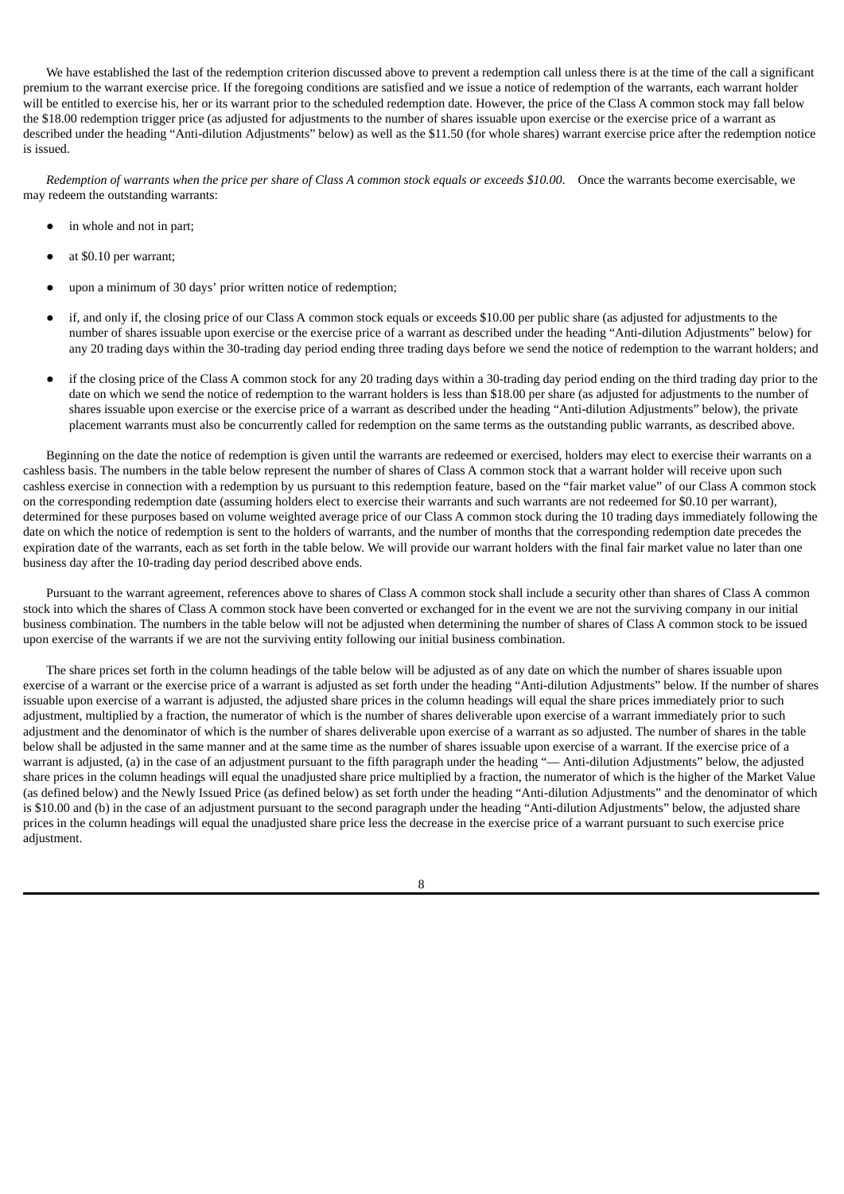We have established the last of the redemption criterion discussed above to prevent a redemption call unless there is at the time of the call a significant premium to the warrant exercise price. If the foregoing conditions are satisfied and we issue a notice of redemption of the warrants, each warrant holder will be entitled to exercise his, her or its warrant prior to the scheduled redemption date. However, the price of the Class A common stock may fall below the $18.00 redemption trigger price (as adjusted for adjustments to the number of shares issuable upon exercise or the exercise price of a warrant as described under the heading "Anti-dilution Adjustments" below) as well as the $11.50 (for whole shares) warrant exercise price after the redemption notice is issued.

*Redemption of warrants when the price per share of Class A common stock equals or exceeds $10.00*. Once the warrants become exercisable, we may redeem the outstanding warrants:

- in whole and not in part;
- at $0.10 per warrant;
- upon a minimum of 30 days' prior written notice of redemption;
- if, and only if, the closing price of our Class A common stock equals or exceeds $10.00 per public share (as adjusted for adjustments to the number of shares issuable upon exercise or the exercise price of a warrant as described under the heading "Anti-dilution Adjustments" below) for any 20 trading days within the 30-trading day period ending three trading days before we send the notice of redemption to the warrant holders; and
- if the closing price of the Class A common stock for any 20 trading days within a 30-trading day period ending on the third trading day prior to the date on which we send the notice of redemption to the warrant holders is less than $18.00 per share (as adjusted for adjustments to the number of shares issuable upon exercise or the exercise price of a warrant as described under the heading "Anti-dilution Adjustments" below), the private placement warrants must also be concurrently called for redemption on the same terms as the outstanding public warrants, as described above.

Beginning on the date the notice of redemption is given until the warrants are redeemed or exercised, holders may elect to exercise their warrants on a cashless basis. The numbers in the table below represent the number of shares of Class A common stock that a warrant holder will receive upon such cashless exercise in connection with a redemption by us pursuant to this redemption feature, based on the "fair market value" of our Class A common stock on the corresponding redemption date (assuming holders elect to exercise their warrants and such warrants are not redeemed for $0.10 per warrant), determined for these purposes based on volume weighted average price of our Class A common stock during the 10 trading days immediately following the date on which the notice of redemption is sent to the holders of warrants, and the number of months that the corresponding redemption date precedes the expiration date of the warrants, each as set forth in the table below. We will provide our warrant holders with the final fair market value no later than one business day after the 10-trading day period described above ends.

Pursuant to the warrant agreement, references above to shares of Class A common stock shall include a security other than shares of Class A common stock into which the shares of Class A common stock have been converted or exchanged for in the event we are not the surviving company in our initial business combination. The numbers in the table below will not be adjusted when determining the number of shares of Class A common stock to be issued upon exercise of the warrants if we are not the surviving entity following our initial business combination.

The share prices set forth in the column headings of the table below will be adjusted as of any date on which the number of shares issuable upon exercise of a warrant or the exercise price of a warrant is adjusted as set forth under the heading "Anti-dilution Adjustments" below. If the number of shares issuable upon exercise of a warrant is adjusted, the adjusted share prices in the column headings will equal the share prices immediately prior to such adjustment, multiplied by a fraction, the numerator of which is the number of shares deliverable upon exercise of a warrant immediately prior to such adjustment and the denominator of which is the number of shares deliverable upon exercise of a warrant as so adjusted. The number of shares in the table below shall be adjusted in the same manner and at the same time as the number of shares issuable upon exercise of a warrant. If the exercise price of a warrant is adjusted, (a) in the case of an adjustment pursuant to the fifth paragraph under the heading "— Anti-dilution Adjustments" below, the adjusted share prices in the column headings will equal the unadjusted share price multiplied by a fraction, the numerator of which is the higher of the Market Value (as defined below) and the Newly Issued Price (as defined below) as set forth under the heading "Anti-dilution Adjustments" and the denominator of which is $10.00 and (b) in the case of an adjustment pursuant to the second paragraph under the heading "Anti-dilution Adjustments" below, the adjusted share prices in the column headings will equal the unadjusted share price less the decrease in the exercise price of a warrant pursuant to such exercise price adjustment.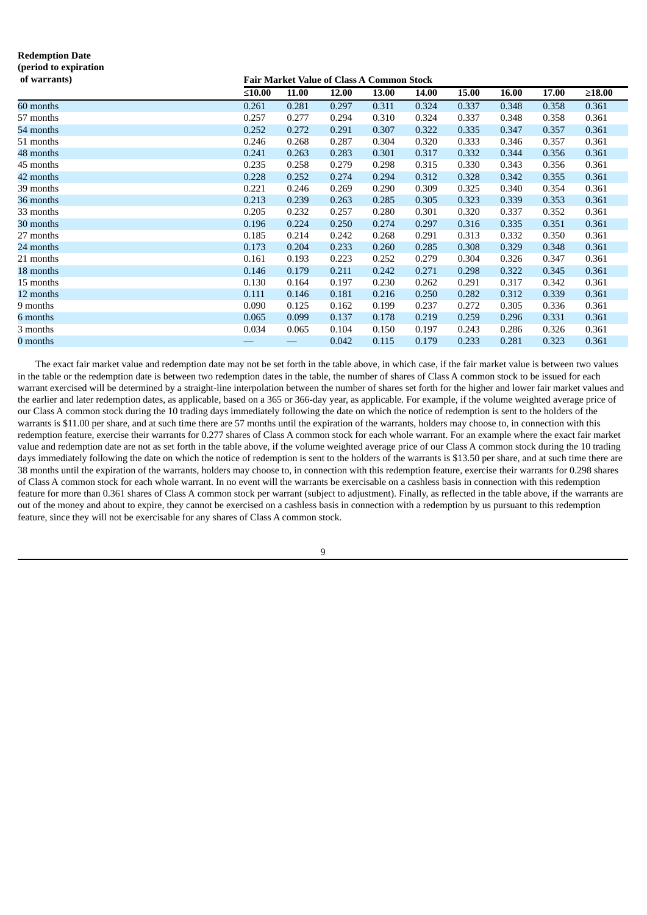| Redemption Date (period to expiration of warrants) | Fair Market Value of Class A Common Stock | | | | | | | | |
|---|---|---|---|---|---|---|---|---|---|
| | ≤10.00 | 11.00 | 12.00 | 13.00 | 14.00 | 15.00 | 16.00 | 17.00 | ≥18.00 |
| 60 months | 0.261 | 0.281 | 0.297 | 0.311 | 0.324 | 0.337 | 0.348 | 0.358 | 0.361 |
| 57 months | 0.257 | 0.277 | 0.294 | 0.310 | 0.324 | 0.337 | 0.348 | 0.358 | 0.361 |
| 54 months | 0.252 | 0.272 | 0.291 | 0.307 | 0.322 | 0.335 | 0.347 | 0.357 | 0.361 |
| 51 months | 0.246 | 0.268 | 0.287 | 0.304 | 0.320 | 0.333 | 0.346 | 0.357 | 0.361 |
| 48 months | 0.241 | 0.263 | 0.283 | 0.301 | 0.317 | 0.332 | 0.344 | 0.356 | 0.361 |
| 45 months | 0.235 | 0.258 | 0.279 | 0.298 | 0.315 | 0.330 | 0.343 | 0.356 | 0.361 |
| 42 months | 0.228 | 0.252 | 0.274 | 0.294 | 0.312 | 0.328 | 0.342 | 0.355 | 0.361 |
| 39 months | 0.221 | 0.246 | 0.269 | 0.290 | 0.309 | 0.325 | 0.340 | 0.354 | 0.361 |
| 36 months | 0.213 | 0.239 | 0.263 | 0.285 | 0.305 | 0.323 | 0.339 | 0.353 | 0.361 |
| 33 months | 0.205 | 0.232 | 0.257 | 0.280 | 0.301 | 0.320 | 0.337 | 0.352 | 0.361 |
| 30 months | 0.196 | 0.224 | 0.250 | 0.274 | 0.297 | 0.316 | 0.335 | 0.351 | 0.361 |
| 27 months | 0.185 | 0.214 | 0.242 | 0.268 | 0.291 | 0.313 | 0.332 | 0.350 | 0.361 |
| 24 months | 0.173 | 0.204 | 0.233 | 0.260 | 0.285 | 0.308 | 0.329 | 0.348 | 0.361 |
| 21 months | 0.161 | 0.193 | 0.223 | 0.252 | 0.279 | 0.304 | 0.326 | 0.347 | 0.361 |
| 18 months | 0.146 | 0.179 | 0.211 | 0.242 | 0.271 | 0.298 | 0.322 | 0.345 | 0.361 |
| 15 months | 0.130 | 0.164 | 0.197 | 0.230 | 0.262 | 0.291 | 0.317 | 0.342 | 0.361 |
| 12 months | 0.111 | 0.146 | 0.181 | 0.216 | 0.250 | 0.282 | 0.312 | 0.339 | 0.361 |
| 9 months | 0.090 | 0.125 | 0.162 | 0.199 | 0.237 | 0.272 | 0.305 | 0.336 | 0.361 |
| 6 months | 0.065 | 0.099 | 0.137 | 0.178 | 0.219 | 0.259 | 0.296 | 0.331 | 0.361 |
| 3 months | 0.034 | 0.065 | 0.104 | 0.150 | 0.197 | 0.243 | 0.286 | 0.326 | 0.361 |
| 0 months | — | — | 0.042 | 0.115 | 0.179 | 0.233 | 0.281 | 0.323 | 0.361 |

The exact fair market value and redemption date may not be set forth in the table above, in which case, if the fair market value is between two values in the table or the redemption date is between two redemption dates in the table, the number of shares of Class A common stock to be issued for each warrant exercised will be determined by a straight-line interpolation between the number of shares set forth for the higher and lower fair market values and the earlier and later redemption dates, as applicable, based on a 365 or 366-day year, as applicable. For example, if the volume weighted average price of our Class A common stock during the 10 trading days immediately following the date on which the notice of redemption is sent to the holders of the warrants is $11.00 per share, and at such time there are 57 months until the expiration of the warrants, holders may choose to, in connection with this redemption feature, exercise their warrants for 0.277 shares of Class A common stock for each whole warrant. For an example where the exact fair market value and redemption date are not as set forth in the table above, if the volume weighted average price of our Class A common stock during the 10 trading days immediately following the date on which the notice of redemption is sent to the holders of the warrants is $13.50 per share, and at such time there are 38 months until the expiration of the warrants, holders may choose to, in connection with this redemption feature, exercise their warrants for 0.298 shares of Class A common stock for each whole warrant. In no event will the warrants be exercisable on a cashless basis in connection with this redemption feature for more than 0.361 shares of Class A common stock per warrant (subject to adjustment). Finally, as reflected in the table above, if the warrants are out of the money and about to expire, they cannot be exercised on a cashless basis in connection with a redemption by us pursuant to this redemption feature, since they will not be exercisable for any shares of Class A common stock.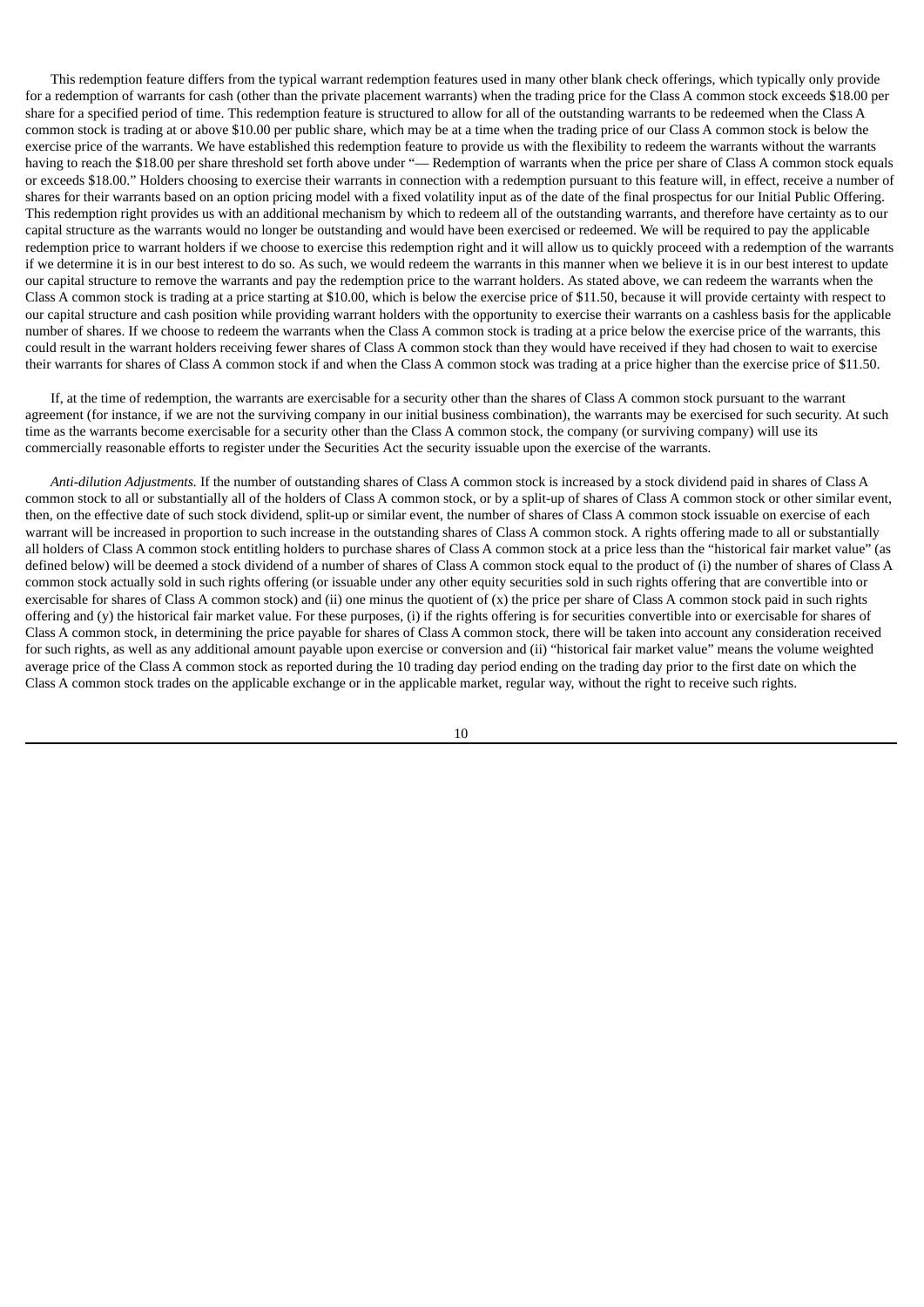This redemption feature differs from the typical warrant redemption features used in many other blank check offerings, which typically only provide for a redemption of warrants for cash (other than the private placement warrants) when the trading price for the Class A common stock exceeds $18.00 per share for a specified period of time. This redemption feature is structured to allow for all of the outstanding warrants to be redeemed when the Class A common stock is trading at or above $10.00 per public share, which may be at a time when the trading price of our Class A common stock is below the exercise price of the warrants. We have established this redemption feature to provide us with the flexibility to redeem the warrants without the warrants having to reach the $18.00 per share threshold set forth above under "— Redemption of warrants when the price per share of Class A common stock equals or exceeds $18.00." Holders choosing to exercise their warrants in connection with a redemption pursuant to this feature will, in effect, receive a number of shares for their warrants based on an option pricing model with a fixed volatility input as of the date of the final prospectus for our Initial Public Offering. This redemption right provides us with an additional mechanism by which to redeem all of the outstanding warrants, and therefore have certainty as to our capital structure as the warrants would no longer be outstanding and would have been exercised or redeemed. We will be required to pay the applicable redemption price to warrant holders if we choose to exercise this redemption right and it will allow us to quickly proceed with a redemption of the warrants if we determine it is in our best interest to do so. As such, we would redeem the warrants in this manner when we believe it is in our best interest to update our capital structure to remove the warrants and pay the redemption price to the warrant holders. As stated above, we can redeem the warrants when the Class A common stock is trading at a price starting at $10.00, which is below the exercise price of $11.50, because it will provide certainty with respect to our capital structure and cash position while providing warrant holders with the opportunity to exercise their warrants on a cashless basis for the applicable number of shares. If we choose to redeem the warrants when the Class A common stock is trading at a price below the exercise price of the warrants, this could result in the warrant holders receiving fewer shares of Class A common stock than they would have received if they had chosen to wait to exercise their warrants for shares of Class A common stock if and when the Class A common stock was trading at a price higher than the exercise price of $11.50.

If, at the time of redemption, the warrants are exercisable for a security other than the shares of Class A common stock pursuant to the warrant agreement (for instance, if we are not the surviving company in our initial business combination), the warrants may be exercised for such security. At such time as the warrants become exercisable for a security other than the Class A common stock, the company (or surviving company) will use its commercially reasonable efforts to register under the Securities Act the security issuable upon the exercise of the warrants.

*Anti-dilution Adjustments.* If the number of outstanding shares of Class A common stock is increased by a stock dividend paid in shares of Class A common stock to all or substantially all of the holders of Class A common stock, or by a split-up of shares of Class A common stock or other similar event, then, on the effective date of such stock dividend, split-up or similar event, the number of shares of Class A common stock issuable on exercise of each warrant will be increased in proportion to such increase in the outstanding shares of Class A common stock. A rights offering made to all or substantially all holders of Class A common stock entitling holders to purchase shares of Class A common stock at a price less than the "historical fair market value" (as defined below) will be deemed a stock dividend of a number of shares of Class A common stock equal to the product of (i) the number of shares of Class A common stock actually sold in such rights offering (or issuable under any other equity securities sold in such rights offering that are convertible into or exercisable for shares of Class A common stock) and (ii) one minus the quotient of (x) the price per share of Class A common stock paid in such rights offering and (y) the historical fair market value. For these purposes, (i) if the rights offering is for securities convertible into or exercisable for shares of Class A common stock, in determining the price payable for shares of Class A common stock, there will be taken into account any consideration received for such rights, as well as any additional amount payable upon exercise or conversion and (ii) "historical fair market value" means the volume weighted average price of the Class A common stock as reported during the 10 trading day period ending on the trading day prior to the first date on which the Class A common stock trades on the applicable exchange or in the applicable market, regular way, without the right to receive such rights.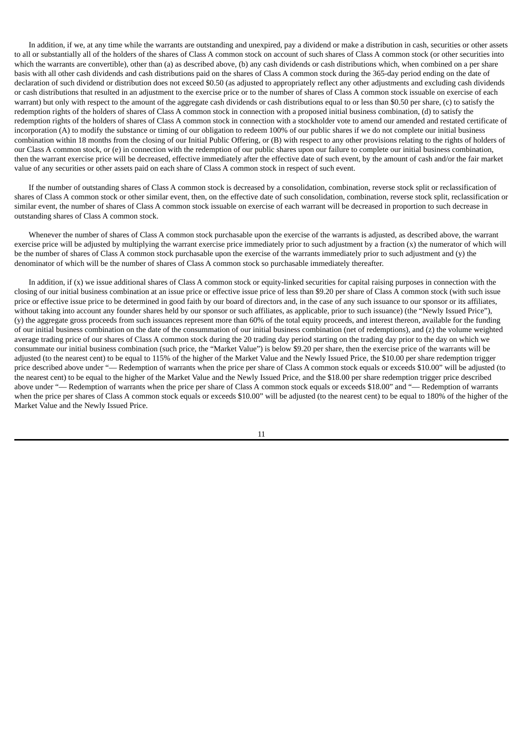In addition, if we, at any time while the warrants are outstanding and unexpired, pay a dividend or make a distribution in cash, securities or other assets to all or substantially all of the holders of the shares of Class A common stock on account of such shares of Class A common stock (or other securities into which the warrants are convertible), other than (a) as described above, (b) any cash dividends or cash distributions which, when combined on a per share basis with all other cash dividends and cash distributions paid on the shares of Class A common stock during the 365-day period ending on the date of declaration of such dividend or distribution does not exceed \$0.50 (as adjusted to appropriately reflect any other adjustments and excluding cash dividends or cash distributions that resulted in an adjustment to the exercise price or to the number of shares of Class A common stock issuable on exercise of each warrant) but only with respect to the amount of the aggregate cash dividends or cash distributions equal to or less than \$0.50 per share, (c) to satisfy the redemption rights of the holders of shares of Class A common stock in connection with a proposed initial business combination, (d) to satisfy the redemption rights of the holders of shares of Class A common stock in connection with a stockholder vote to amend our amended and restated certificate of incorporation (A) to modify the substance or timing of our obligation to redeem 100% of our public shares if we do not complete our initial business combination within 18 months from the closing of our Initial Public Offering, or (B) with respect to any other provisions relating to the rights of holders of our Class A common stock, or (e) in connection with the redemption of our public shares upon our failure to complete our initial business combination, then the warrant exercise price will be decreased, effective immediately after the effective date of such event, by the amount of cash and/or the fair market value of any securities or other assets paid on each share of Class A common stock in respect of such event.

If the number of outstanding shares of Class A common stock is decreased by a consolidation, combination, reverse stock split or reclassification of shares of Class A common stock or other similar event, then, on the effective date of such consolidation, combination, reverse stock split, reclassification or similar event, the number of shares of Class A common stock issuable on exercise of each warrant will be decreased in proportion to such decrease in outstanding shares of Class A common stock.

Whenever the number of shares of Class A common stock purchasable upon the exercise of the warrants is adjusted, as described above, the warrant exercise price will be adjusted by multiplying the warrant exercise price immediately prior to such adjustment by a fraction (x) the numerator of which will be the number of shares of Class A common stock purchasable upon the exercise of the warrants immediately prior to such adjustment and (y) the denominator of which will be the number of shares of Class A common stock so purchasable immediately thereafter.

In addition, if (x) we issue additional shares of Class A common stock or equity-linked securities for capital raising purposes in connection with the closing of our initial business combination at an issue price or effective issue price of less than \$9.20 per share of Class A common stock (with such issue price or effective issue price to be determined in good faith by our board of directors and, in the case of any such issuance to our sponsor or its affiliates, without taking into account any founder shares held by our sponsor or such affiliates, as applicable, prior to such issuance) (the "Newly Issued Price"), (y) the aggregate gross proceeds from such issuances represent more than 60% of the total equity proceeds, and interest thereon, available for the funding of our initial business combination on the date of the consummation of our initial business combination (net of redemptions), and (z) the volume weighted average trading price of our shares of Class A common stock during the 20 trading day period starting on the trading day prior to the day on which we consummate our initial business combination (such price, the "Market Value") is below \$9.20 per share, then the exercise price of the warrants will be adjusted (to the nearest cent) to be equal to 115% of the higher of the Market Value and the Newly Issued Price, the \$10.00 per share redemption trigger price described above under "— Redemption of warrants when the price per share of Class A common stock equals or exceeds \$10.00" will be adjusted (to the nearest cent) to be equal to the higher of the Market Value and the Newly Issued Price, and the \$18.00 per share redemption trigger price described above under "— Redemption of warrants when the price per share of Class A common stock equals or exceeds \$18.00" and "— Redemption of warrants when the price per shares of Class A common stock equals or exceeds \$10.00" will be adjusted (to the nearest cent) to be equal to 180% of the higher of the Market Value and the Newly Issued Price.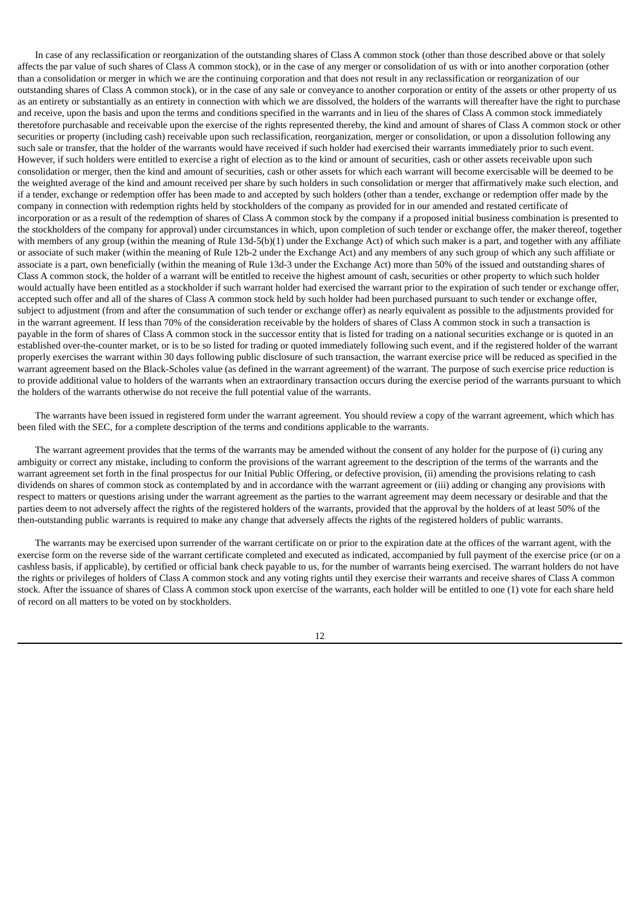In case of any reclassification or reorganization of the outstanding shares of Class A common stock (other than those described above or that solely affects the par value of such shares of Class A common stock), or in the case of any merger or consolidation of us with or into another corporation (other than a consolidation or merger in which we are the continuing corporation and that does not result in any reclassification or reorganization of our outstanding shares of Class A common stock), or in the case of any sale or conveyance to another corporation or entity of the assets or other property of us as an entirety or substantially as an entirety in connection with which we are dissolved, the holders of the warrants will thereafter have the right to purchase and receive, upon the basis and upon the terms and conditions specified in the warrants and in lieu of the shares of Class A common stock immediately theretofore purchasable and receivable upon the exercise of the rights represented thereby, the kind and amount of shares of Class A common stock or other securities or property (including cash) receivable upon such reclassification, reorganization, merger or consolidation, or upon a dissolution following any such sale or transfer, that the holder of the warrants would have received if such holder had exercised their warrants immediately prior to such event. However, if such holders were entitled to exercise a right of election as to the kind or amount of securities, cash or other assets receivable upon such consolidation or merger, then the kind and amount of securities, cash or other assets for which each warrant will become exercisable will be deemed to be the weighted average of the kind and amount received per share by such holders in such consolidation or merger that affirmatively make such election, and if a tender, exchange or redemption offer has been made to and accepted by such holders (other than a tender, exchange or redemption offer made by the company in connection with redemption rights held by stockholders of the company as provided for in our amended and restated certificate of incorporation or as a result of the redemption of shares of Class A common stock by the company if a proposed initial business combination is presented to the stockholders of the company for approval) under circumstances in which, upon completion of such tender or exchange offer, the maker thereof, together with members of any group (within the meaning of Rule 13d-5(b)(1) under the Exchange Act) of which such maker is a part, and together with any affiliate or associate of such maker (within the meaning of Rule 12b-2 under the Exchange Act) and any members of any such group of which any such affiliate or associate is a part, own beneficially (within the meaning of Rule 13d-3 under the Exchange Act) more than 50% of the issued and outstanding shares of Class A common stock, the holder of a warrant will be entitled to receive the highest amount of cash, securities or other property to which such holder would actually have been entitled as a stockholder if such warrant holder had exercised the warrant prior to the expiration of such tender or exchange offer, accepted such offer and all of the shares of Class A common stock held by such holder had been purchased pursuant to such tender or exchange offer, subject to adjustment (from and after the consummation of such tender or exchange offer) as nearly equivalent as possible to the adjustments provided for in the warrant agreement. If less than 70% of the consideration receivable by the holders of shares of Class A common stock in such a transaction is payable in the form of shares of Class A common stock in the successor entity that is listed for trading on a national securities exchange or is quoted in an established over-the-counter market, or is to be so listed for trading or quoted immediately following such event, and if the registered holder of the warrant properly exercises the warrant within 30 days following public disclosure of such transaction, the warrant exercise price will be reduced as specified in the warrant agreement based on the Black-Scholes value (as defined in the warrant agreement) of the warrant. The purpose of such exercise price reduction is to provide additional value to holders of the warrants when an extraordinary transaction occurs during the exercise period of the warrants pursuant to which the holders of the warrants otherwise do not receive the full potential value of the warrants.

The warrants have been issued in registered form under the warrant agreement. You should review a copy of the warrant agreement, which which has been filed with the SEC, for a complete description of the terms and conditions applicable to the warrants.

The warrant agreement provides that the terms of the warrants may be amended without the consent of any holder for the purpose of (i) curing any ambiguity or correct any mistake, including to conform the provisions of the warrant agreement to the description of the terms of the warrants and the warrant agreement set forth in the final prospectus for our Initial Public Offering, or defective provision, (ii) amending the provisions relating to cash dividends on shares of common stock as contemplated by and in accordance with the warrant agreement or (iii) adding or changing any provisions with respect to matters or questions arising under the warrant agreement as the parties to the warrant agreement may deem necessary or desirable and that the parties deem to not adversely affect the rights of the registered holders of the warrants, provided that the approval by the holders of at least 50% of the then-outstanding public warrants is required to make any change that adversely affects the rights of the registered holders of public warrants.

The warrants may be exercised upon surrender of the warrant certificate on or prior to the expiration date at the offices of the warrant agent, with the exercise form on the reverse side of the warrant certificate completed and executed as indicated, accompanied by full payment of the exercise price (or on a cashless basis, if applicable), by certified or official bank check payable to us, for the number of warrants being exercised. The warrant holders do not have the rights or privileges of holders of Class A common stock and any voting rights until they exercise their warrants and receive shares of Class A common stock. After the issuance of shares of Class A common stock upon exercise of the warrants, each holder will be entitled to one (1) vote for each share held of record on all matters to be voted on by stockholders.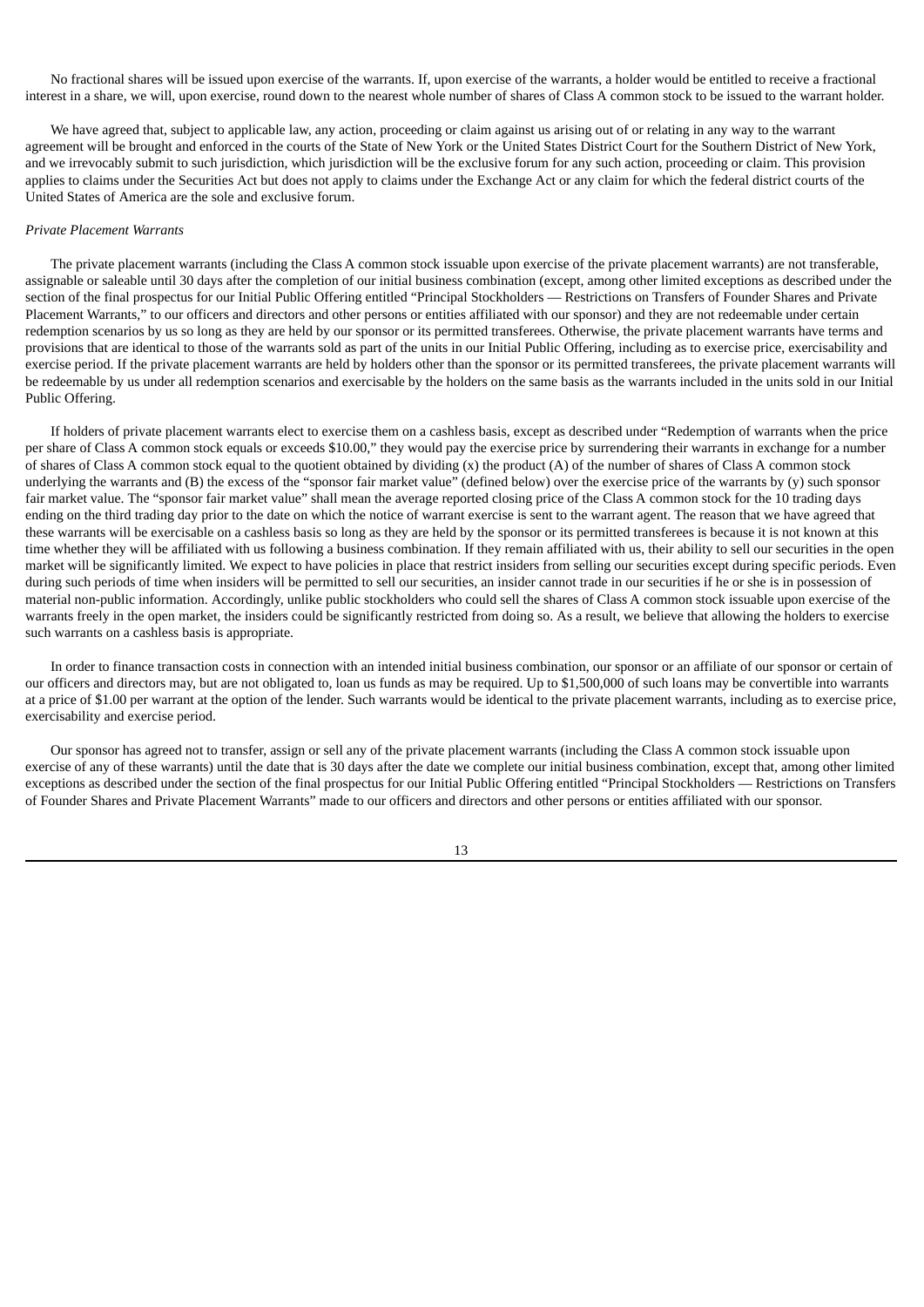No fractional shares will be issued upon exercise of the warrants. If, upon exercise of the warrants, a holder would be entitled to receive a fractional interest in a share, we will, upon exercise, round down to the nearest whole number of shares of Class A common stock to be issued to the warrant holder.

We have agreed that, subject to applicable law, any action, proceeding or claim against us arising out of or relating in any way to the warrant agreement will be brought and enforced in the courts of the State of New York or the United States District Court for the Southern District of New York, and we irrevocably submit to such jurisdiction, which jurisdiction will be the exclusive forum for any such action, proceeding or claim. This provision applies to claims under the Securities Act but does not apply to claims under the Exchange Act or any claim for which the federal district courts of the United States of America are the sole and exclusive forum.

*Private Placement Warrants*

The private placement warrants (including the Class A common stock issuable upon exercise of the private placement warrants) are not transferable, assignable or saleable until 30 days after the completion of our initial business combination (except, among other limited exceptions as described under the section of the final prospectus for our Initial Public Offering entitled "Principal Stockholders — Restrictions on Transfers of Founder Shares and Private Placement Warrants," to our officers and directors and other persons or entities affiliated with our sponsor) and they are not redeemable under certain redemption scenarios by us so long as they are held by our sponsor or its permitted transferees. Otherwise, the private placement warrants have terms and provisions that are identical to those of the warrants sold as part of the units in our Initial Public Offering, including as to exercise price, exercisability and exercise period. If the private placement warrants are held by holders other than the sponsor or its permitted transferees, the private placement warrants will be redeemable by us under all redemption scenarios and exercisable by the holders on the same basis as the warrants included in the units sold in our Initial Public Offering.

If holders of private placement warrants elect to exercise them on a cashless basis, except as described under "Redemption of warrants when the price per share of Class A common stock equals or exceeds $10.00," they would pay the exercise price by surrendering their warrants in exchange for a number of shares of Class A common stock equal to the quotient obtained by dividing (x) the product (A) of the number of shares of Class A common stock underlying the warrants and (B) the excess of the "sponsor fair market value" (defined below) over the exercise price of the warrants by (y) such sponsor fair market value. The "sponsor fair market value" shall mean the average reported closing price of the Class A common stock for the 10 trading days ending on the third trading day prior to the date on which the notice of warrant exercise is sent to the warrant agent. The reason that we have agreed that these warrants will be exercisable on a cashless basis so long as they are held by the sponsor or its permitted transferees is because it is not known at this time whether they will be affiliated with us following a business combination. If they remain affiliated with us, their ability to sell our securities in the open market will be significantly limited. We expect to have policies in place that restrict insiders from selling our securities except during specific periods. Even during such periods of time when insiders will be permitted to sell our securities, an insider cannot trade in our securities if he or she is in possession of material non-public information. Accordingly, unlike public stockholders who could sell the shares of Class A common stock issuable upon exercise of the warrants freely in the open market, the insiders could be significantly restricted from doing so. As a result, we believe that allowing the holders to exercise such warrants on a cashless basis is appropriate.

In order to finance transaction costs in connection with an intended initial business combination, our sponsor or an affiliate of our sponsor or certain of our officers and directors may, but are not obligated to, loan us funds as may be required. Up to $1,500,000 of such loans may be convertible into warrants at a price of $1.00 per warrant at the option of the lender. Such warrants would be identical to the private placement warrants, including as to exercise price, exercisability and exercise period.

Our sponsor has agreed not to transfer, assign or sell any of the private placement warrants (including the Class A common stock issuable upon exercise of any of these warrants) until the date that is 30 days after the date we complete our initial business combination, except that, among other limited exceptions as described under the section of the final prospectus for our Initial Public Offering entitled "Principal Stockholders — Restrictions on Transfers of Founder Shares and Private Placement Warrants" made to our officers and directors and other persons or entities affiliated with our sponsor.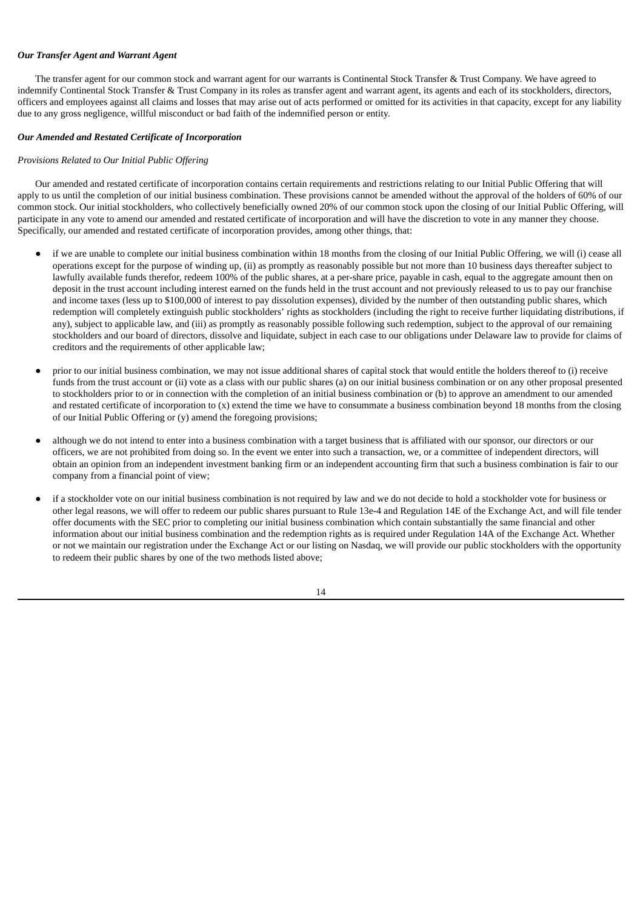***Our Transfer Agent and Warrant Agent***

The transfer agent for our common stock and warrant agent for our warrants is Continental Stock Transfer & Trust Company. We have agreed to indemnify Continental Stock Transfer & Trust Company in its roles as transfer agent and warrant agent, its agents and each of its stockholders, directors, officers and employees against all claims and losses that may arise out of acts performed or omitted for its activities in that capacity, except for any liability due to any gross negligence, willful misconduct or bad faith of the indemnified person or entity.

***Our Amended and Restated Certificate of Incorporation***

*Provisions Related to Our Initial Public Offering*

Our amended and restated certificate of incorporation contains certain requirements and restrictions relating to our Initial Public Offering that will apply to us until the completion of our initial business combination. These provisions cannot be amended without the approval of the holders of 60% of our common stock. Our initial stockholders, who collectively beneficially owned 20% of our common stock upon the closing of our Initial Public Offering, will participate in any vote to amend our amended and restated certificate of incorporation and will have the discretion to vote in any manner they choose. Specifically, our amended and restated certificate of incorporation provides, among other things, that:

- if we are unable to complete our initial business combination within 18 months from the closing of our Initial Public Offering, we will (i) cease all operations except for the purpose of winding up, (ii) as promptly as reasonably possible but not more than 10 business days thereafter subject to lawfully available funds therefor, redeem 100% of the public shares, at a per-share price, payable in cash, equal to the aggregate amount then on deposit in the trust account including interest earned on the funds held in the trust account and not previously released to us to pay our franchise and income taxes (less up to $100,000 of interest to pay dissolution expenses), divided by the number of then outstanding public shares, which redemption will completely extinguish public stockholders' rights as stockholders (including the right to receive further liquidating distributions, if any), subject to applicable law, and (iii) as promptly as reasonably possible following such redemption, subject to the approval of our remaining stockholders and our board of directors, dissolve and liquidate, subject in each case to our obligations under Delaware law to provide for claims of creditors and the requirements of other applicable law;

- prior to our initial business combination, we may not issue additional shares of capital stock that would entitle the holders thereof to (i) receive funds from the trust account or (ii) vote as a class with our public shares (a) on our initial business combination or on any other proposal presented to stockholders prior to or in connection with the completion of an initial business combination or (b) to approve an amendment to our amended and restated certificate of incorporation to (x) extend the time we have to consummate a business combination beyond 18 months from the closing of our Initial Public Offering or (y) amend the foregoing provisions;

- although we do not intend to enter into a business combination with a target business that is affiliated with our sponsor, our directors or our officers, we are not prohibited from doing so. In the event we enter into such a transaction, we, or a committee of independent directors, will obtain an opinion from an independent investment banking firm or an independent accounting firm that such a business combination is fair to our company from a financial point of view;

- if a stockholder vote on our initial business combination is not required by law and we do not decide to hold a stockholder vote for business or other legal reasons, we will offer to redeem our public shares pursuant to Rule 13e-4 and Regulation 14E of the Exchange Act, and will file tender offer documents with the SEC prior to completing our initial business combination which contain substantially the same financial and other information about our initial business combination and the redemption rights as is required under Regulation 14A of the Exchange Act. Whether or not we maintain our registration under the Exchange Act or our listing on Nasdaq, we will provide our public stockholders with the opportunity to redeem their public shares by one of the two methods listed above;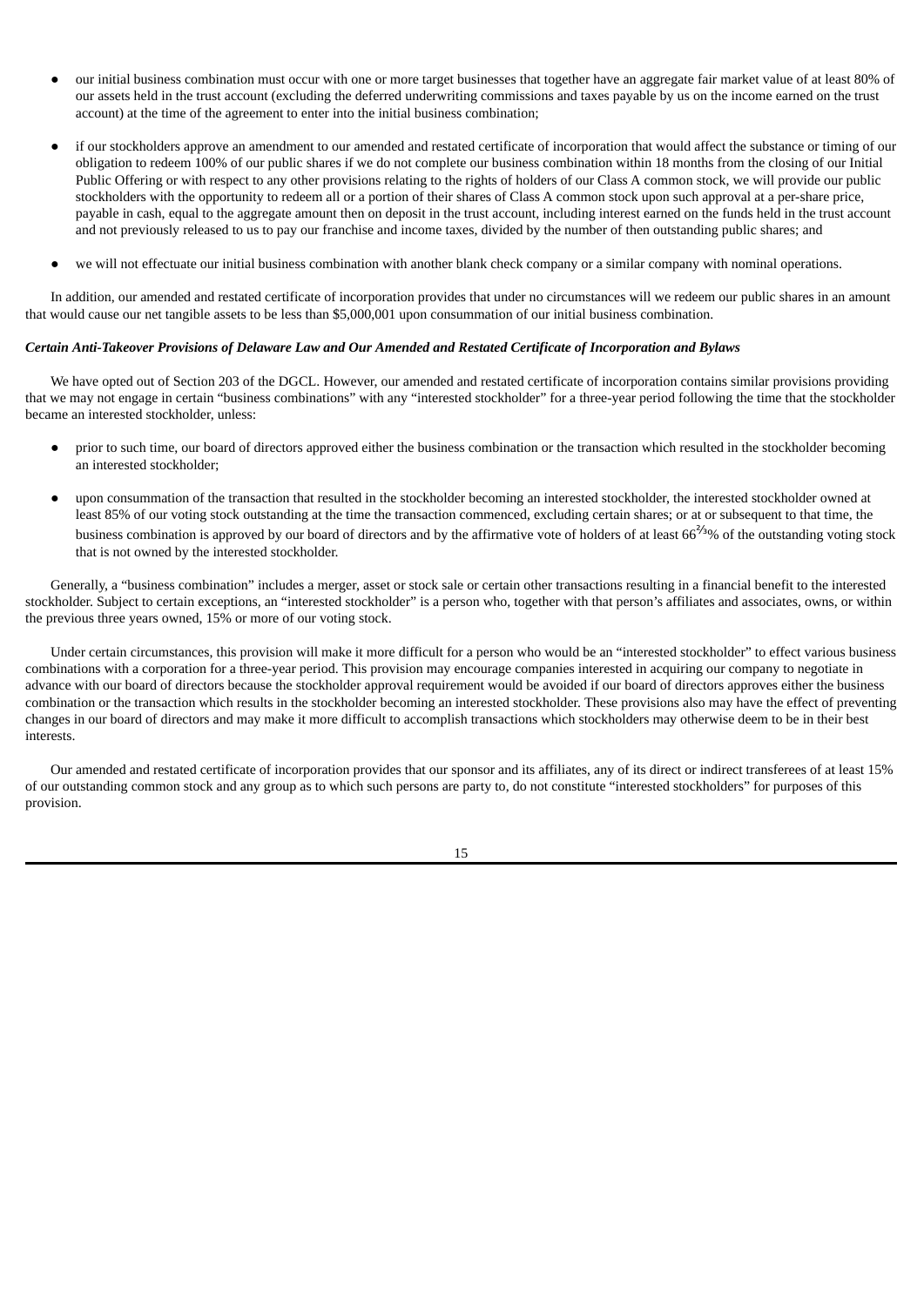- our initial business combination must occur with one or more target businesses that together have an aggregate fair market value of at least 80% of our assets held in the trust account (excluding the deferred underwriting commissions and taxes payable by us on the income earned on the trust account) at the time of the agreement to enter into the initial business combination;
- if our stockholders approve an amendment to our amended and restated certificate of incorporation that would affect the substance or timing of our obligation to redeem 100% of our public shares if we do not complete our business combination within 18 months from the closing of our Initial Public Offering or with respect to any other provisions relating to the rights of holders of our Class A common stock, we will provide our public stockholders with the opportunity to redeem all or a portion of their shares of Class A common stock upon such approval at a per-share price, payable in cash, equal to the aggregate amount then on deposit in the trust account, including interest earned on the funds held in the trust account and not previously released to us to pay our franchise and income taxes, divided by the number of then outstanding public shares; and
- we will not effectuate our initial business combination with another blank check company or a similar company with nominal operations.

In addition, our amended and restated certificate of incorporation provides that under no circumstances will we redeem our public shares in an amount that would cause our net tangible assets to be less than $5,000,001 upon consummation of our initial business combination.

***Certain Anti-Takeover Provisions of Delaware Law and Our Amended and Restated Certificate of Incorporation and Bylaws***

We have opted out of Section 203 of the DGCL. However, our amended and restated certificate of incorporation contains similar provisions providing that we may not engage in certain "business combinations" with any "interested stockholder" for a three-year period following the time that the stockholder became an interested stockholder, unless:

- prior to such time, our board of directors approved either the business combination or the transaction which resulted in the stockholder becoming an interested stockholder;
- upon consummation of the transaction that resulted in the stockholder becoming an interested stockholder, the interested stockholder owned at least 85% of our voting stock outstanding at the time the transaction commenced, excluding certain shares; or at or subsequent to that time, the business combination is approved by our board of directors and by the affirmative vote of holders of at least 66⅔% of the outstanding voting stock that is not owned by the interested stockholder.

Generally, a "business combination" includes a merger, asset or stock sale or certain other transactions resulting in a financial benefit to the interested stockholder. Subject to certain exceptions, an "interested stockholder" is a person who, together with that person's affiliates and associates, owns, or within the previous three years owned, 15% or more of our voting stock.

Under certain circumstances, this provision will make it more difficult for a person who would be an "interested stockholder" to effect various business combinations with a corporation for a three-year period. This provision may encourage companies interested in acquiring our company to negotiate in advance with our board of directors because the stockholder approval requirement would be avoided if our board of directors approves either the business combination or the transaction which results in the stockholder becoming an interested stockholder. These provisions also may have the effect of preventing changes in our board of directors and may make it more difficult to accomplish transactions which stockholders may otherwise deem to be in their best interests.

Our amended and restated certificate of incorporation provides that our sponsor and its affiliates, any of its direct or indirect transferees of at least 15% of our outstanding common stock and any group as to which such persons are party to, do not constitute "interested stockholders" for purposes of this provision.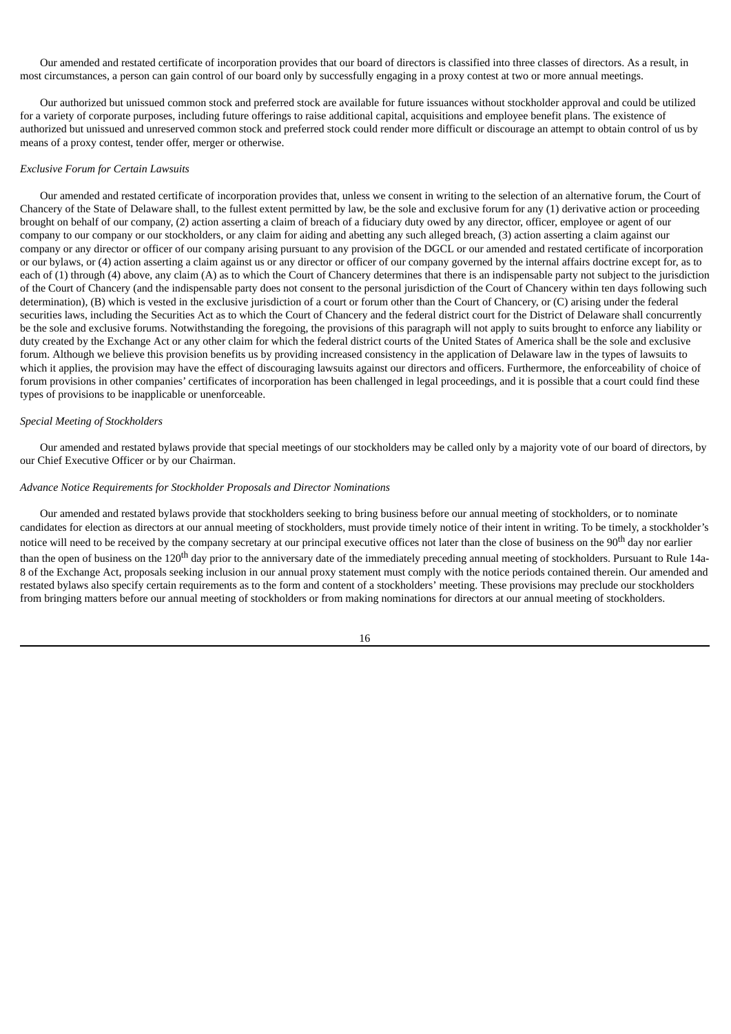Our amended and restated certificate of incorporation provides that our board of directors is classified into three classes of directors. As a result, in most circumstances, a person can gain control of our board only by successfully engaging in a proxy contest at two or more annual meetings.

Our authorized but unissued common stock and preferred stock are available for future issuances without stockholder approval and could be utilized for a variety of corporate purposes, including future offerings to raise additional capital, acquisitions and employee benefit plans. The existence of authorized but unissued and unreserved common stock and preferred stock could render more difficult or discourage an attempt to obtain control of us by means of a proxy contest, tender offer, merger or otherwise.

*Exclusive Forum for Certain Lawsuits*

Our amended and restated certificate of incorporation provides that, unless we consent in writing to the selection of an alternative forum, the Court of Chancery of the State of Delaware shall, to the fullest extent permitted by law, be the sole and exclusive forum for any (1) derivative action or proceeding brought on behalf of our company, (2) action asserting a claim of breach of a fiduciary duty owed by any director, officer, employee or agent of our company to our company or our stockholders, or any claim for aiding and abetting any such alleged breach, (3) action asserting a claim against our company or any director or officer of our company arising pursuant to any provision of the DGCL or our amended and restated certificate of incorporation or our bylaws, or (4) action asserting a claim against us or any director or officer of our company governed by the internal affairs doctrine except for, as to each of (1) through (4) above, any claim (A) as to which the Court of Chancery determines that there is an indispensable party not subject to the jurisdiction of the Court of Chancery (and the indispensable party does not consent to the personal jurisdiction of the Court of Chancery within ten days following such determination), (B) which is vested in the exclusive jurisdiction of a court or forum other than the Court of Chancery, or (C) arising under the federal securities laws, including the Securities Act as to which the Court of Chancery and the federal district court for the District of Delaware shall concurrently be the sole and exclusive forums. Notwithstanding the foregoing, the provisions of this paragraph will not apply to suits brought to enforce any liability or duty created by the Exchange Act or any other claim for which the federal district courts of the United States of America shall be the sole and exclusive forum. Although we believe this provision benefits us by providing increased consistency in the application of Delaware law in the types of lawsuits to which it applies, the provision may have the effect of discouraging lawsuits against our directors and officers. Furthermore, the enforceability of choice of forum provisions in other companies' certificates of incorporation has been challenged in legal proceedings, and it is possible that a court could find these types of provisions to be inapplicable or unenforceable.

*Special Meeting of Stockholders*

Our amended and restated bylaws provide that special meetings of our stockholders may be called only by a majority vote of our board of directors, by our Chief Executive Officer or by our Chairman.

*Advance Notice Requirements for Stockholder Proposals and Director Nominations*

Our amended and restated bylaws provide that stockholders seeking to bring business before our annual meeting of stockholders, or to nominate candidates for election as directors at our annual meeting of stockholders, must provide timely notice of their intent in writing. To be timely, a stockholder's notice will need to be received by the company secretary at our principal executive offices not later than the close of business on the 90th day nor earlier than the open of business on the 120th day prior to the anniversary date of the immediately preceding annual meeting of stockholders. Pursuant to Rule 14a-8 of the Exchange Act, proposals seeking inclusion in our annual proxy statement must comply with the notice periods contained therein. Our amended and restated bylaws also specify certain requirements as to the form and content of a stockholders' meeting. These provisions may preclude our stockholders from bringing matters before our annual meeting of stockholders or from making nominations for directors at our annual meeting of stockholders.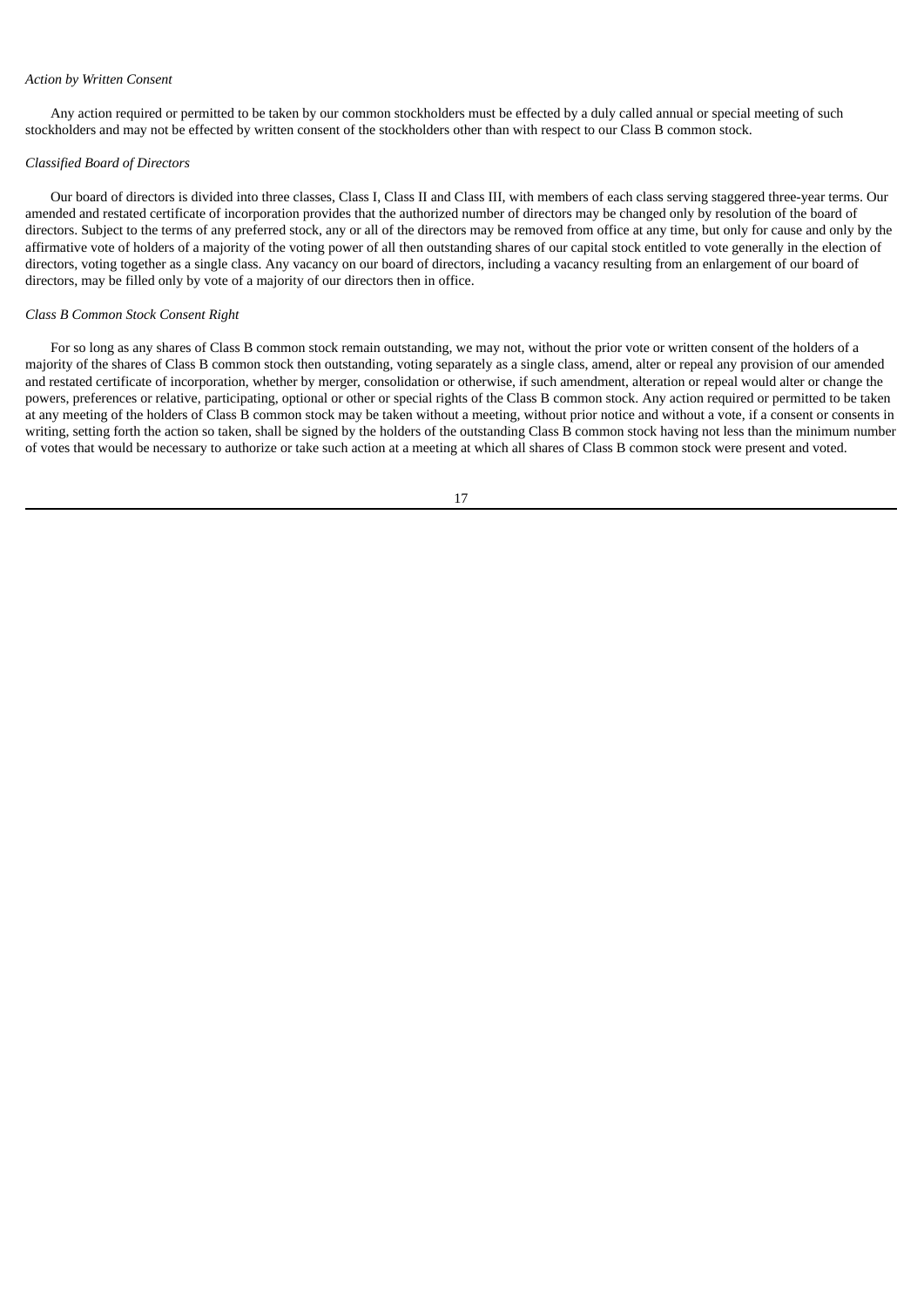*Action by Written Consent*

Any action required or permitted to be taken by our common stockholders must be effected by a duly called annual or special meeting of such stockholders and may not be effected by written consent of the stockholders other than with respect to our Class B common stock.

*Classified Board of Directors*

Our board of directors is divided into three classes, Class I, Class II and Class III, with members of each class serving staggered three-year terms. Our amended and restated certificate of incorporation provides that the authorized number of directors may be changed only by resolution of the board of directors. Subject to the terms of any preferred stock, any or all of the directors may be removed from office at any time, but only for cause and only by the affirmative vote of holders of a majority of the voting power of all then outstanding shares of our capital stock entitled to vote generally in the election of directors, voting together as a single class. Any vacancy on our board of directors, including a vacancy resulting from an enlargement of our board of directors, may be filled only by vote of a majority of our directors then in office.

*Class B Common Stock Consent Right*

For so long as any shares of Class B common stock remain outstanding, we may not, without the prior vote or written consent of the holders of a majority of the shares of Class B common stock then outstanding, voting separately as a single class, amend, alter or repeal any provision of our amended and restated certificate of incorporation, whether by merger, consolidation or otherwise, if such amendment, alteration or repeal would alter or change the powers, preferences or relative, participating, optional or other or special rights of the Class B common stock. Any action required or permitted to be taken at any meeting of the holders of Class B common stock may be taken without a meeting, without prior notice and without a vote, if a consent or consents in writing, setting forth the action so taken, shall be signed by the holders of the outstanding Class B common stock having not less than the minimum number of votes that would be necessary to authorize or take such action at a meeting at which all shares of Class B common stock were present and voted.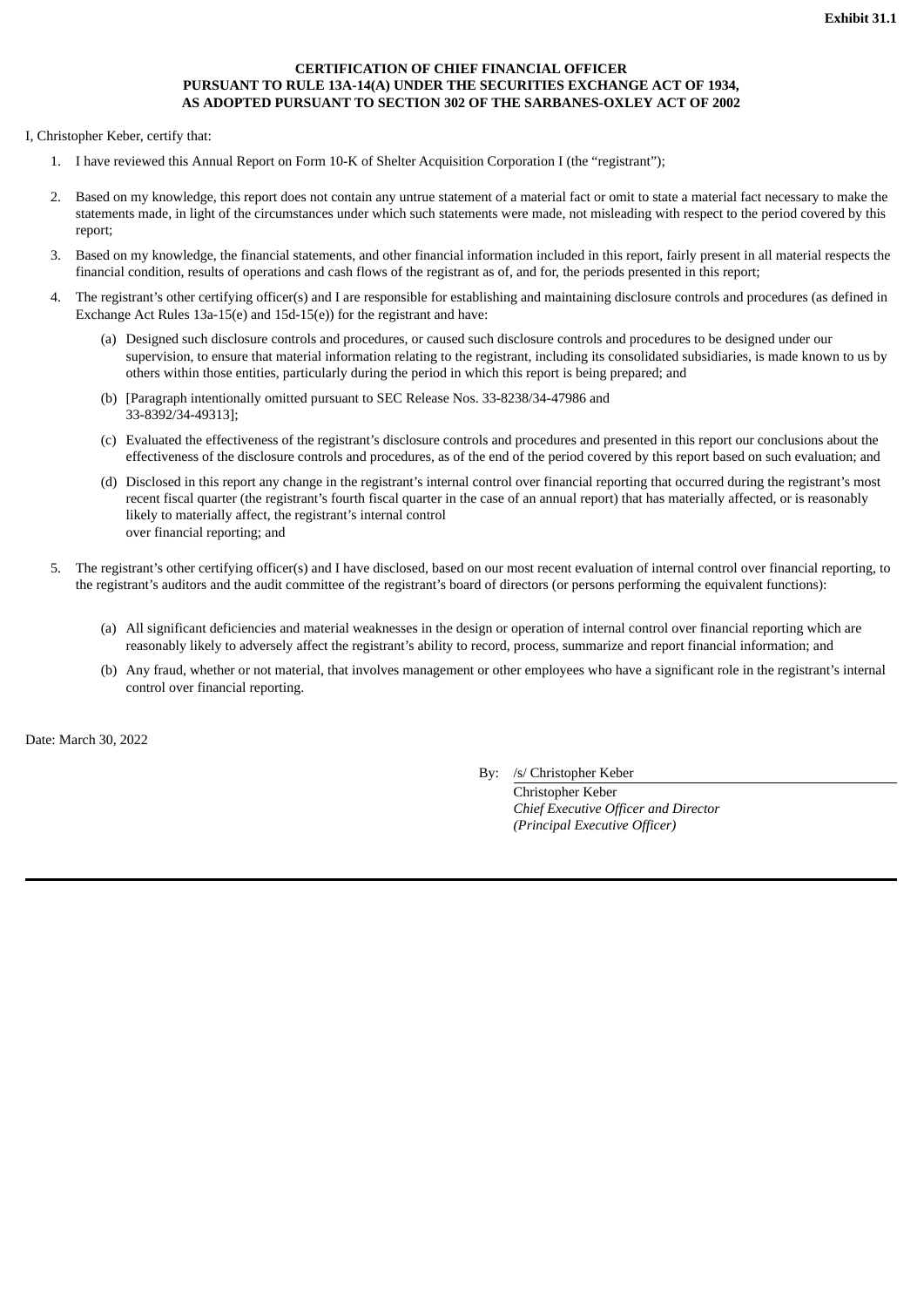**Exhibit 31.1**

**CERTIFICATION OF CHIEF FINANCIAL OFFICER PURSUANT TO RULE 13A-14(A) UNDER THE SECURITIES EXCHANGE ACT OF 1934, AS ADOPTED PURSUANT TO SECTION 302 OF THE SARBANES-OXLEY ACT OF 2002**

I, Christopher Keber, certify that:

1. I have reviewed this Annual Report on Form 10-K of Shelter Acquisition Corporation I (the "registrant");

2. Based on my knowledge, this report does not contain any untrue statement of a material fact or omit to state a material fact necessary to make the statements made, in light of the circumstances under which such statements were made, not misleading with respect to the period covered by this report;

3. Based on my knowledge, the financial statements, and other financial information included in this report, fairly present in all material respects the financial condition, results of operations and cash flows of the registrant as of, and for, the periods presented in this report;

4. The registrant's other certifying officer(s) and I are responsible for establishing and maintaining disclosure controls and procedures (as defined in Exchange Act Rules 13a-15(e) and 15d-15(e)) for the registrant and have:

   (a) Designed such disclosure controls and procedures, or caused such disclosure controls and procedures to be designed under our supervision, to ensure that material information relating to the registrant, including its consolidated subsidiaries, is made known to us by others within those entities, particularly during the period in which this report is being prepared; and

   (b) [Paragraph intentionally omitted pursuant to SEC Release Nos. 33-8238/34-47986 and 33-8392/34-49313];

   (c) Evaluated the effectiveness of the registrant's disclosure controls and procedures and presented in this report our conclusions about the effectiveness of the disclosure controls and procedures, as of the end of the period covered by this report based on such evaluation; and

   (d) Disclosed in this report any change in the registrant's internal control over financial reporting that occurred during the registrant's most recent fiscal quarter (the registrant's fourth fiscal quarter in the case of an annual report) that has materially affected, or is reasonably likely to materially affect, the registrant's internal control over financial reporting; and

5. The registrant's other certifying officer(s) and I have disclosed, based on our most recent evaluation of internal control over financial reporting, to the registrant's auditors and the audit committee of the registrant's board of directors (or persons performing the equivalent functions):

   (a) All significant deficiencies and material weaknesses in the design or operation of internal control over financial reporting which are reasonably likely to adversely affect the registrant's ability to record, process, summarize and report financial information; and

   (b) Any fraud, whether or not material, that involves management or other employees who have a significant role in the registrant's internal control over financial reporting.

Date: March 30, 2022

By: /s/ Christopher Keber
Christopher Keber
*Chief Executive Officer and Director*
*(Principal Executive Officer)*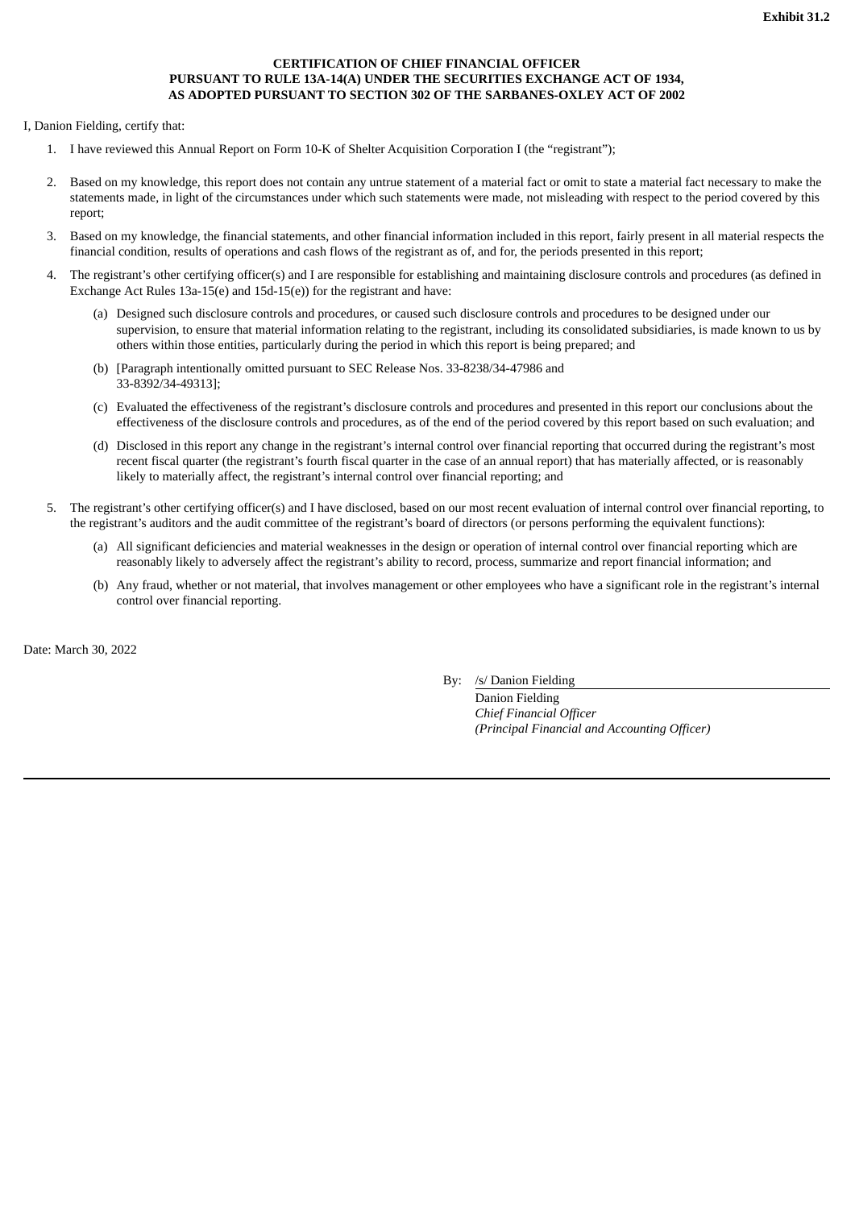**Exhibit 31.2**

**CERTIFICATION OF CHIEF FINANCIAL OFFICER**
**PURSUANT TO RULE 13A-14(A) UNDER THE SECURITIES EXCHANGE ACT OF 1934,**
**AS ADOPTED PURSUANT TO SECTION 302 OF THE SARBANES-OXLEY ACT OF 2002**

I, Danion Fielding, certify that:

1. I have reviewed this Annual Report on Form 10-K of Shelter Acquisition Corporation I (the "registrant");

2. Based on my knowledge, this report does not contain any untrue statement of a material fact or omit to state a material fact necessary to make the statements made, in light of the circumstances under which such statements were made, not misleading with respect to the period covered by this report;

3. Based on my knowledge, the financial statements, and other financial information included in this report, fairly present in all material respects the financial condition, results of operations and cash flows of the registrant as of, and for, the periods presented in this report;

4. The registrant's other certifying officer(s) and I are responsible for establishing and maintaining disclosure controls and procedures (as defined in Exchange Act Rules 13a-15(e) and 15d-15(e)) for the registrant and have:

   (a) Designed such disclosure controls and procedures, or caused such disclosure controls and procedures to be designed under our supervision, to ensure that material information relating to the registrant, including its consolidated subsidiaries, is made known to us by others within those entities, particularly during the period in which this report is being prepared; and

   (b) [Paragraph intentionally omitted pursuant to SEC Release Nos. 33-8238/34-47986 and 33-8392/34-49313];

   (c) Evaluated the effectiveness of the registrant's disclosure controls and procedures and presented in this report our conclusions about the effectiveness of the disclosure controls and procedures, as of the end of the period covered by this report based on such evaluation; and

   (d) Disclosed in this report any change in the registrant's internal control over financial reporting that occurred during the registrant's most recent fiscal quarter (the registrant's fourth fiscal quarter in the case of an annual report) that has materially affected, or is reasonably likely to materially affect, the registrant's internal control over financial reporting; and

5. The registrant's other certifying officer(s) and I have disclosed, based on our most recent evaluation of internal control over financial reporting, to the registrant's auditors and the audit committee of the registrant's board of directors (or persons performing the equivalent functions):

   (a) All significant deficiencies and material weaknesses in the design or operation of internal control over financial reporting which are reasonably likely to adversely affect the registrant's ability to record, process, summarize and report financial information; and

   (b) Any fraud, whether or not material, that involves management or other employees who have a significant role in the registrant's internal control over financial reporting.

Date: March 30, 2022

By: /s/ Danion Fielding
Danion Fielding
*Chief Financial Officer*
*(Principal Financial and Accounting Officer)*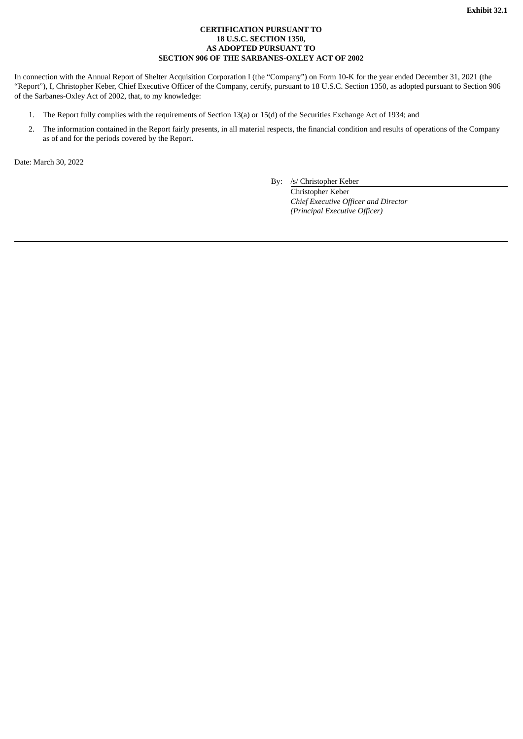**Exhibit 32.1**

**CERTIFICATION PURSUANT TO
18 U.S.C. SECTION 1350,
AS ADOPTED PURSUANT TO
SECTION 906 OF THE SARBANES-OXLEY ACT OF 2002**

In connection with the Annual Report of Shelter Acquisition Corporation I (the "Company") on Form 10-K for the year ended December 31, 2021 (the "Report"), I, Christopher Keber, Chief Executive Officer of the Company, certify, pursuant to 18 U.S.C. Section 1350, as adopted pursuant to Section 906 of the Sarbanes-Oxley Act of 2002, that, to my knowledge:

1. The Report fully complies with the requirements of Section 13(a) or 15(d) of the Securities Exchange Act of 1934; and
2. The information contained in the Report fairly presents, in all material respects, the financial condition and results of operations of the Company as of and for the periods covered by the Report.

Date: March 30, 2022

By: /s/ Christopher Keber
Christopher Keber
*Chief Executive Officer and Director*
*(Principal Executive Officer)*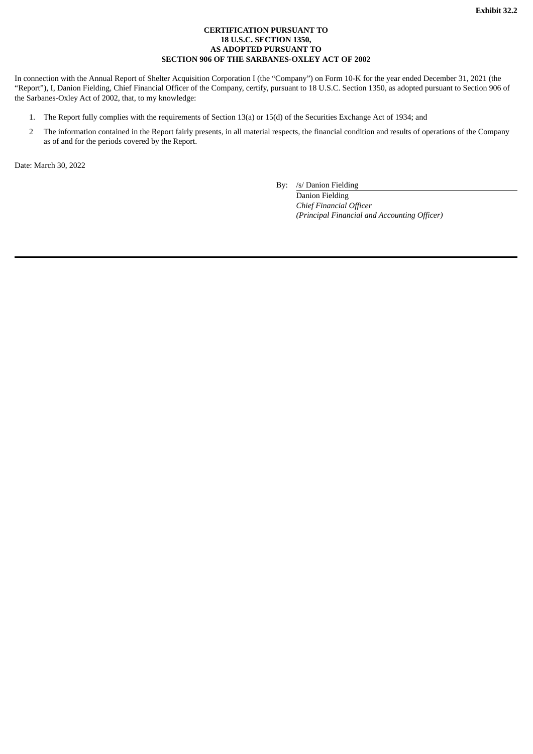**Exhibit 32.2**

**CERTIFICATION PURSUANT TO**
**18 U.S.C. SECTION 1350,**
**AS ADOPTED PURSUANT TO**
**SECTION 906 OF THE SARBANES-OXLEY ACT OF 2002**

In connection with the Annual Report of Shelter Acquisition Corporation I (the "Company") on Form 10-K for the year ended December 31, 2021 (the "Report"), I, Danion Fielding, Chief Financial Officer of the Company, certify, pursuant to 18 U.S.C. Section 1350, as adopted pursuant to Section 906 of the Sarbanes-Oxley Act of 2002, that, to my knowledge:

1. The Report fully complies with the requirements of Section 13(a) or 15(d) of the Securities Exchange Act of 1934; and
2. The information contained in the Report fairly presents, in all material respects, the financial condition and results of operations of the Company as of and for the periods covered by the Report.

Date: March 30, 2022

By: /s/ Danion Fielding
Danion Fielding
*Chief Financial Officer*
*(Principal Financial and Accounting Officer)*